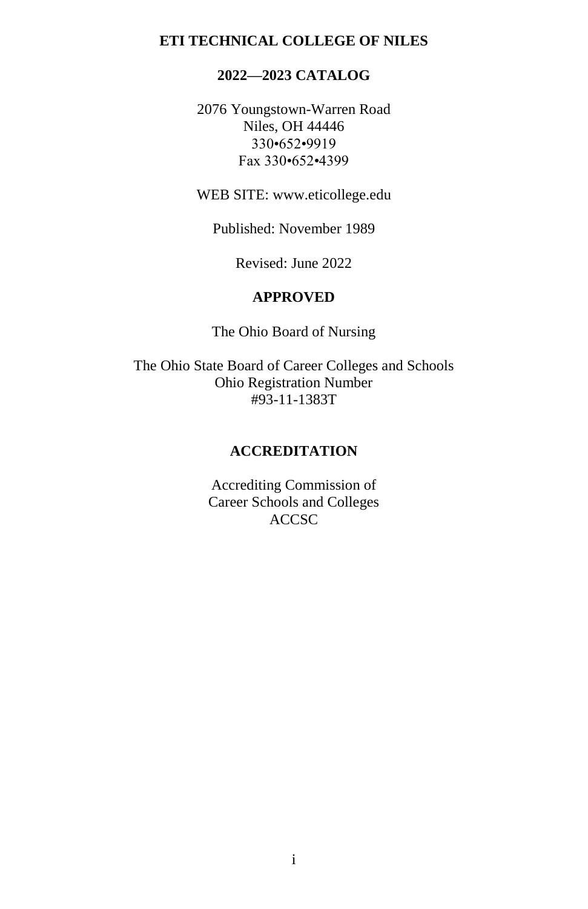# ETI TECHNICAL COLLEGE OF NILES

## 2022—2023 CATALOG

2076 Youngstown-Warren Road
Niles, OH 44446
330•652•9919
Fax 330•652•4399

WEB SITE: www.eticollege.edu

Published: November 1989

Revised: June 2022

## APPROVED

The Ohio Board of Nursing

The Ohio State Board of Career Colleges and Schools
Ohio Registration Number
#93-11-1383T

## ACCREDITATION

Accrediting Commission of
Career Schools and Colleges
ACCSC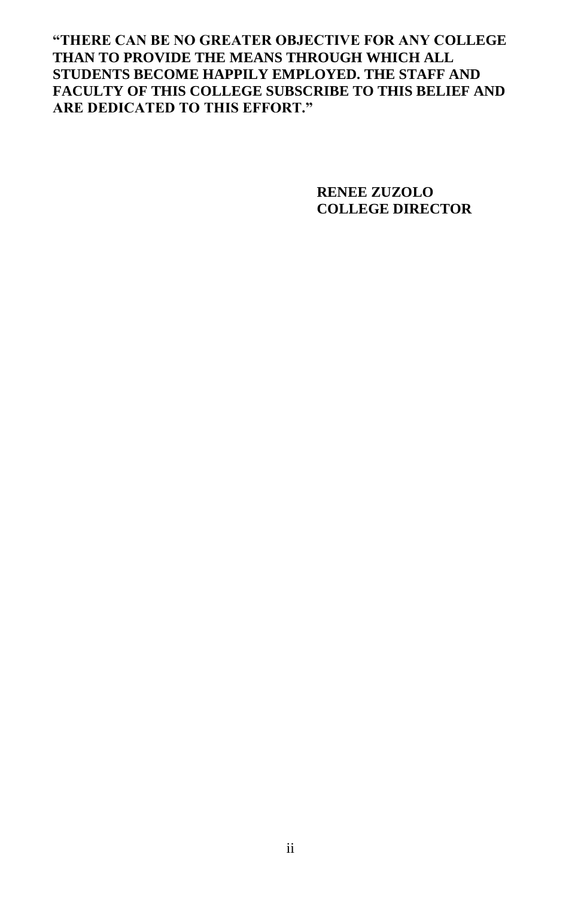**"THERE CAN BE NO GREATER OBJECTIVE FOR ANY COLLEGE THAN TO PROVIDE THE MEANS THROUGH WHICH ALL STUDENTS BECOME HAPPILY EMPLOYED. THE STAFF AND FACULTY OF THIS COLLEGE SUBSCRIBE TO THIS BELIEF AND ARE DEDICATED TO THIS EFFORT."**

**RENEE ZUZOLO**
**COLLEGE DIRECTOR**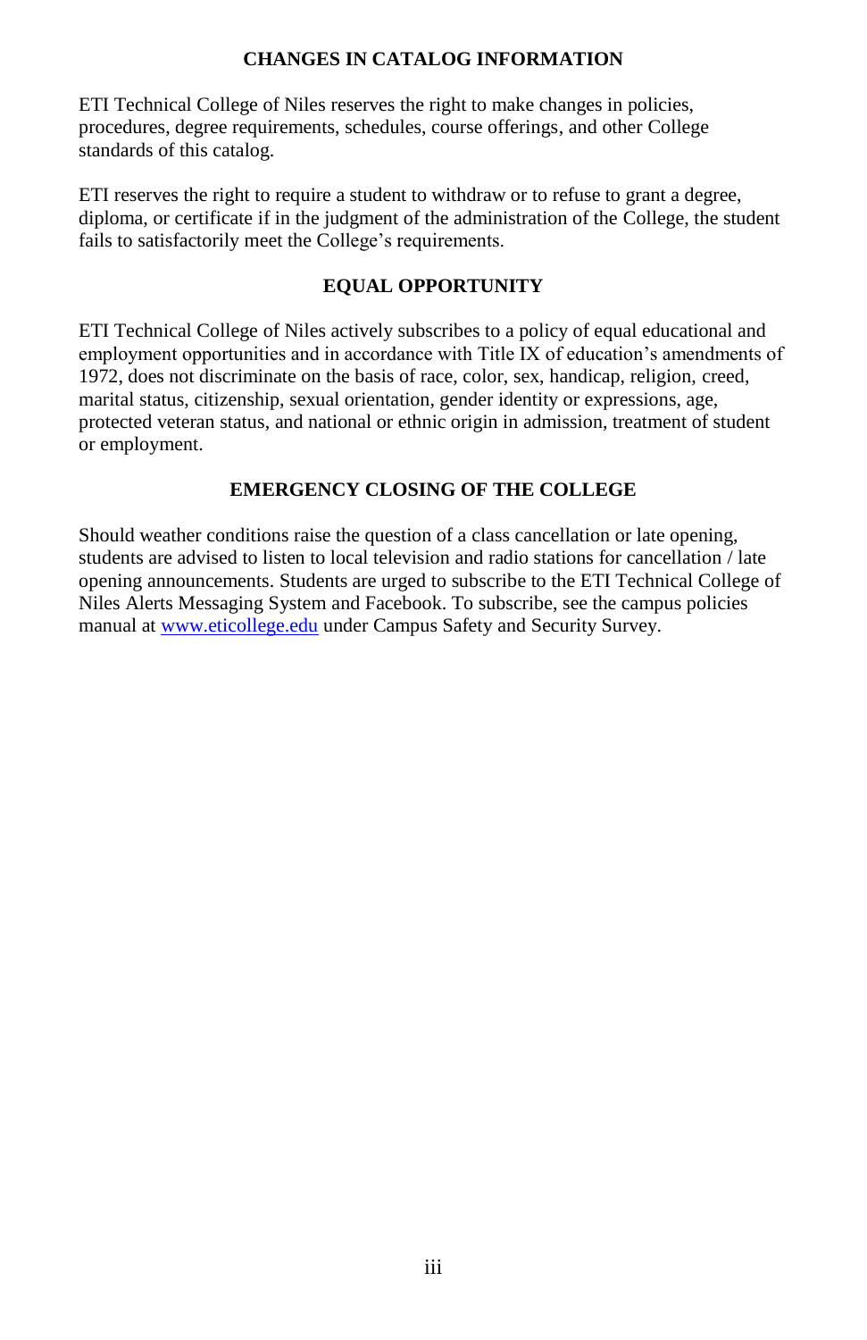## CHANGES IN CATALOG INFORMATION

ETI Technical College of Niles reserves the right to make changes in policies, procedures, degree requirements, schedules, course offerings, and other College standards of this catalog.

ETI reserves the right to require a student to withdraw or to refuse to grant a degree, diploma, or certificate if in the judgment of the administration of the College, the student fails to satisfactorily meet the College's requirements.

## EQUAL OPPORTUNITY

ETI Technical College of Niles actively subscribes to a policy of equal educational and employment opportunities and in accordance with Title IX of education's amendments of 1972, does not discriminate on the basis of race, color, sex, handicap, religion, creed, marital status, citizenship, sexual orientation, gender identity or expressions, age, protected veteran status, and national or ethnic origin in admission, treatment of student or employment.

## EMERGENCY CLOSING OF THE COLLEGE

Should weather conditions raise the question of a class cancellation or late opening, students are advised to listen to local television and radio stations for cancellation / late opening announcements. Students are urged to subscribe to the ETI Technical College of Niles Alerts Messaging System and Facebook. To subscribe, see the campus policies manual at [www.eticollege.edu](http://www.eticollege.edu) under Campus Safety and Security Survey.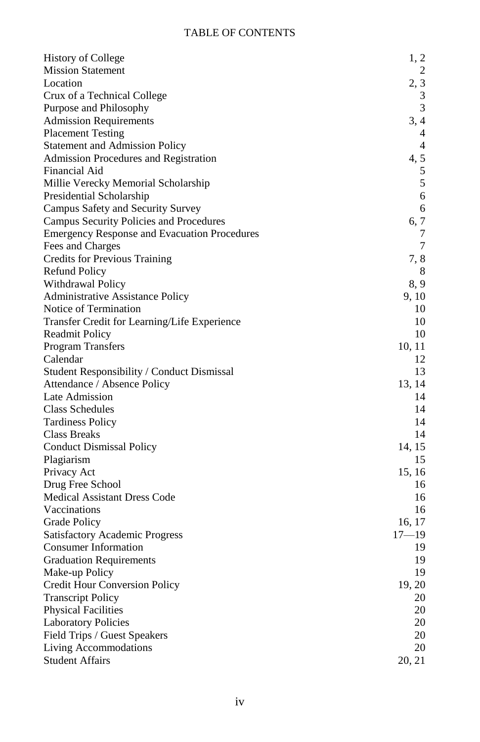# TABLE OF CONTENTS

| | |
|---|---|
| History of College | 1, 2 |
| Mission Statement | 2 |
| Location | 2, 3 |
| Crux of a Technical College | 3 |
| Purpose and Philosophy | 3 |
| Admission Requirements | 3, 4 |
| Placement Testing | 4 |
| Statement and Admission Policy | 4 |
| Admission Procedures and Registration | 4, 5 |
| Financial Aid | 5 |
| Millie Verecky Memorial Scholarship | 5 |
| Presidential Scholarship | 6 |
| Campus Safety and Security Survey | 6 |
| Campus Security Policies and Procedures | 6, 7 |
| Emergency Response and Evacuation Procedures | 7 |
| Fees and Charges | 7 |
| Credits for Previous Training | 7, 8 |
| Refund Policy | 8 |
| Withdrawal Policy | 8, 9 |
| Administrative Assistance Policy | 9, 10 |
| Notice of Termination | 10 |
| Transfer Credit for Learning/Life Experience | 10 |
| Readmit Policy | 10 |
| Program Transfers | 10, 11 |
| Calendar | 12 |
| Student Responsibility / Conduct Dismissal | 13 |
| Attendance / Absence Policy | 13, 14 |
| Late Admission | 14 |
| Class Schedules | 14 |
| Tardiness Policy | 14 |
| Class Breaks | 14 |
| Conduct Dismissal Policy | 14, 15 |
| Plagiarism | 15 |
| Privacy Act | 15, 16 |
| Drug Free School | 16 |
| Medical Assistant Dress Code | 16 |
| Vaccinations | 16 |
| Grade Policy | 16, 17 |
| Satisfactory Academic Progress | 17—19 |
| Consumer Information | 19 |
| Graduation Requirements | 19 |
| Make-up Policy | 19 |
| Credit Hour Conversion Policy | 19, 20 |
| Transcript Policy | 20 |
| Physical Facilities | 20 |
| Laboratory Policies | 20 |
| Field Trips / Guest Speakers | 20 |
| Living Accommodations | 20 |
| Student Affairs | 20, 21 |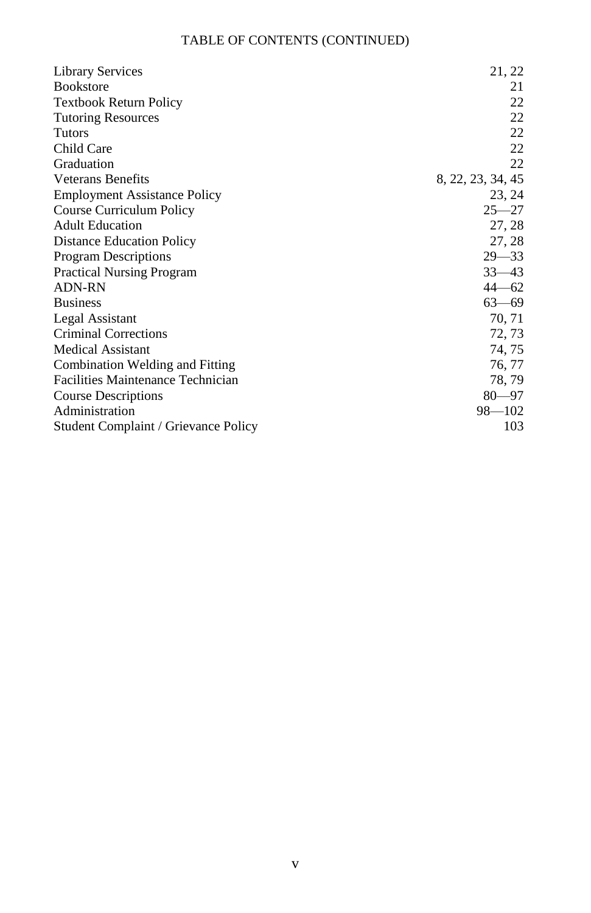# TABLE OF CONTENTS (CONTINUED)

| | |
|---|---|
| Library Services | 21, 22 |
| Bookstore | 21 |
| Textbook Return Policy | 22 |
| Tutoring Resources | 22 |
| Tutors | 22 |
| Child Care | 22 |
| Graduation | 22 |
| Veterans Benefits | 8, 22, 23, 34, 45 |
| Employment Assistance Policy | 23, 24 |
| Course Curriculum Policy | 25—27 |
| Adult Education | 27, 28 |
| Distance Education Policy | 27, 28 |
| Program Descriptions | 29—33 |
| Practical Nursing Program | 33—43 |
| ADN-RN | 44—62 |
| Business | 63—69 |
| Legal Assistant | 70, 71 |
| Criminal Corrections | 72, 73 |
| Medical Assistant | 74, 75 |
| Combination Welding and Fitting | 76, 77 |
| Facilities Maintenance Technician | 78, 79 |
| Course Descriptions | 80—97 |
| Administration | 98—102 |
| Student Complaint / Grievance Policy | 103 |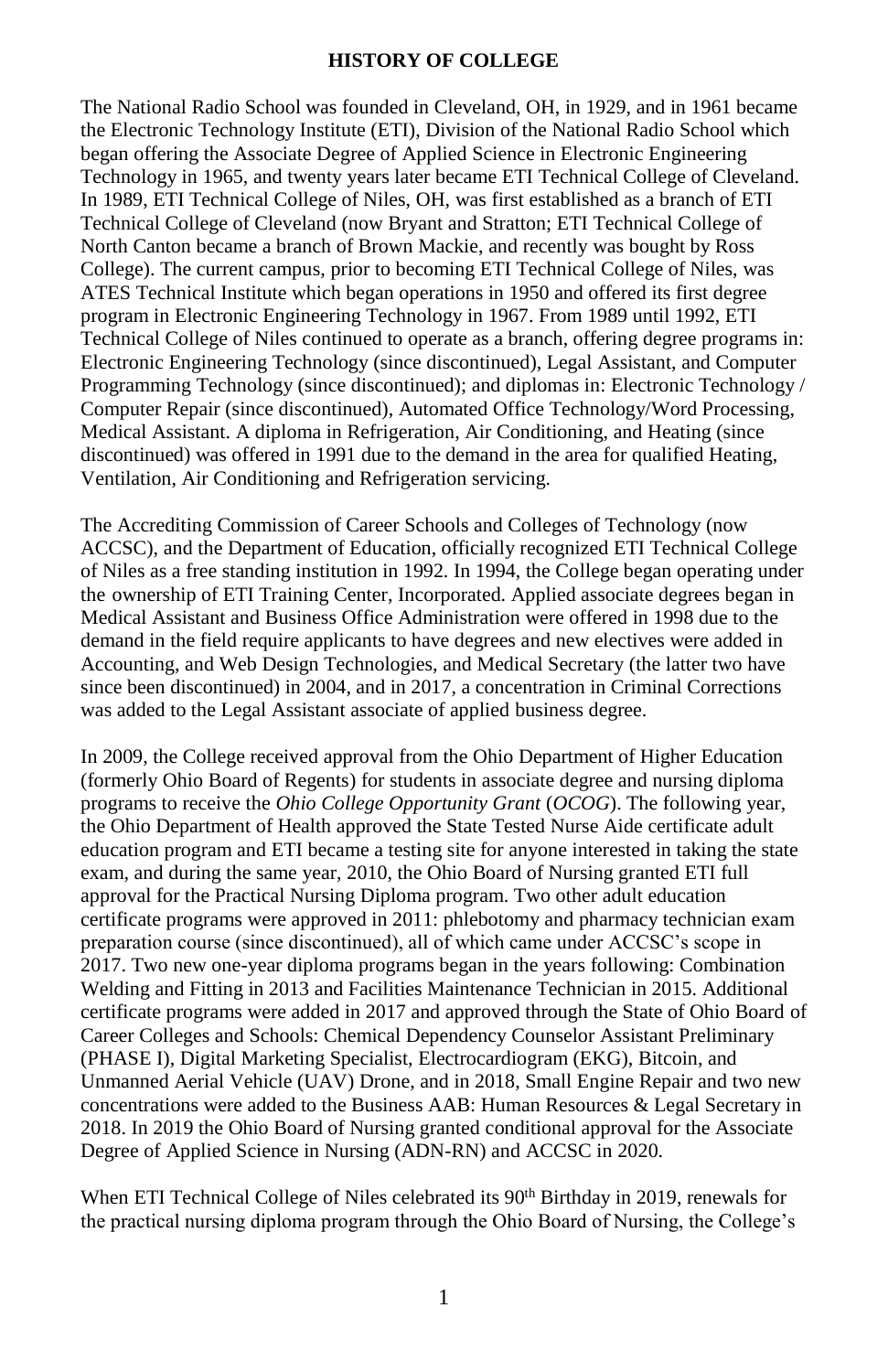## HISTORY OF COLLEGE

The National Radio School was founded in Cleveland, OH, in 1929, and in 1961 became the Electronic Technology Institute (ETI), Division of the National Radio School which began offering the Associate Degree of Applied Science in Electronic Engineering Technology in 1965, and twenty years later became ETI Technical College of Cleveland. In 1989, ETI Technical College of Niles, OH, was first established as a branch of ETI Technical College of Cleveland (now Bryant and Stratton; ETI Technical College of North Canton became a branch of Brown Mackie, and recently was bought by Ross College). The current campus, prior to becoming ETI Technical College of Niles, was ATES Technical Institute which began operations in 1950 and offered its first degree program in Electronic Engineering Technology in 1967. From 1989 until 1992, ETI Technical College of Niles continued to operate as a branch, offering degree programs in: Electronic Engineering Technology (since discontinued), Legal Assistant, and Computer Programming Technology (since discontinued); and diplomas in: Electronic Technology / Computer Repair (since discontinued), Automated Office Technology/Word Processing, Medical Assistant. A diploma in Refrigeration, Air Conditioning, and Heating (since discontinued) was offered in 1991 due to the demand in the area for qualified Heating, Ventilation, Air Conditioning and Refrigeration servicing.

The Accrediting Commission of Career Schools and Colleges of Technology (now ACCSC), and the Department of Education, officially recognized ETI Technical College of Niles as a free standing institution in 1992. In 1994, the College began operating under the ownership of ETI Training Center, Incorporated. Applied associate degrees began in Medical Assistant and Business Office Administration were offered in 1998 due to the demand in the field require applicants to have degrees and new electives were added in Accounting, and Web Design Technologies, and Medical Secretary (the latter two have since been discontinued) in 2004, and in 2017, a concentration in Criminal Corrections was added to the Legal Assistant associate of applied business degree.

In 2009, the College received approval from the Ohio Department of Higher Education (formerly Ohio Board of Regents) for students in associate degree and nursing diploma programs to receive the *Ohio College Opportunity Grant* (*OCOG*). The following year, the Ohio Department of Health approved the State Tested Nurse Aide certificate adult education program and ETI became a testing site for anyone interested in taking the state exam, and during the same year, 2010, the Ohio Board of Nursing granted ETI full approval for the Practical Nursing Diploma program. Two other adult education certificate programs were approved in 2011: phlebotomy and pharmacy technician exam preparation course (since discontinued), all of which came under ACCSC's scope in 2017. Two new one-year diploma programs began in the years following: Combination Welding and Fitting in 2013 and Facilities Maintenance Technician in 2015. Additional certificate programs were added in 2017 and approved through the State of Ohio Board of Career Colleges and Schools: Chemical Dependency Counselor Assistant Preliminary (PHASE I), Digital Marketing Specialist, Electrocardiogram (EKG), Bitcoin, and Unmanned Aerial Vehicle (UAV) Drone, and in 2018, Small Engine Repair and two new concentrations were added to the Business AAB: Human Resources & Legal Secretary in 2018. In 2019 the Ohio Board of Nursing granted conditional approval for the Associate Degree of Applied Science in Nursing (ADN-RN) and ACCSC in 2020.

When ETI Technical College of Niles celebrated its 90th Birthday in 2019, renewals for the practical nursing diploma program through the Ohio Board of Nursing, the College's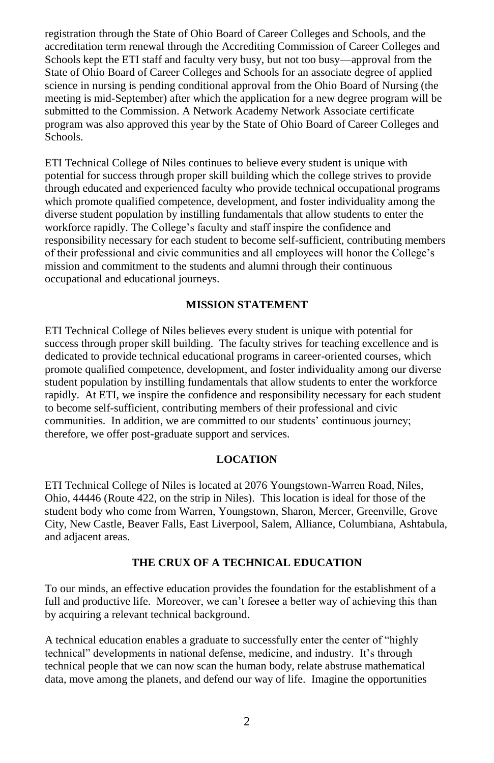registration through the State of Ohio Board of Career Colleges and Schools, and the accreditation term renewal through the Accrediting Commission of Career Colleges and Schools kept the ETI staff and faculty very busy, but not too busy—approval from the State of Ohio Board of Career Colleges and Schools for an associate degree of applied science in nursing is pending conditional approval from the Ohio Board of Nursing (the meeting is mid-September) after which the application for a new degree program will be submitted to the Commission. A Network Academy Network Associate certificate program was also approved this year by the State of Ohio Board of Career Colleges and Schools.

ETI Technical College of Niles continues to believe every student is unique with potential for success through proper skill building which the college strives to provide through educated and experienced faculty who provide technical occupational programs which promote qualified competence, development, and foster individuality among the diverse student population by instilling fundamentals that allow students to enter the workforce rapidly. The College's faculty and staff inspire the confidence and responsibility necessary for each student to become self-sufficient, contributing members of their professional and civic communities and all employees will honor the College's mission and commitment to the students and alumni through their continuous occupational and educational journeys.

## MISSION STATEMENT

ETI Technical College of Niles believes every student is unique with potential for success through proper skill building. The faculty strives for teaching excellence and is dedicated to provide technical educational programs in career-oriented courses, which promote qualified competence, development, and foster individuality among our diverse student population by instilling fundamentals that allow students to enter the workforce rapidly. At ETI, we inspire the confidence and responsibility necessary for each student to become self-sufficient, contributing members of their professional and civic communities. In addition, we are committed to our students' continuous journey; therefore, we offer post-graduate support and services.

## LOCATION

ETI Technical College of Niles is located at 2076 Youngstown-Warren Road, Niles, Ohio, 44446 (Route 422, on the strip in Niles). This location is ideal for those of the student body who come from Warren, Youngstown, Sharon, Mercer, Greenville, Grove City, New Castle, Beaver Falls, East Liverpool, Salem, Alliance, Columbiana, Ashtabula, and adjacent areas.

## THE CRUX OF A TECHNICAL EDUCATION

To our minds, an effective education provides the foundation for the establishment of a full and productive life. Moreover, we can't foresee a better way of achieving this than by acquiring a relevant technical background.

A technical education enables a graduate to successfully enter the center of "highly technical" developments in national defense, medicine, and industry. It's through technical people that we can now scan the human body, relate abstruse mathematical data, move among the planets, and defend our way of life. Imagine the opportunities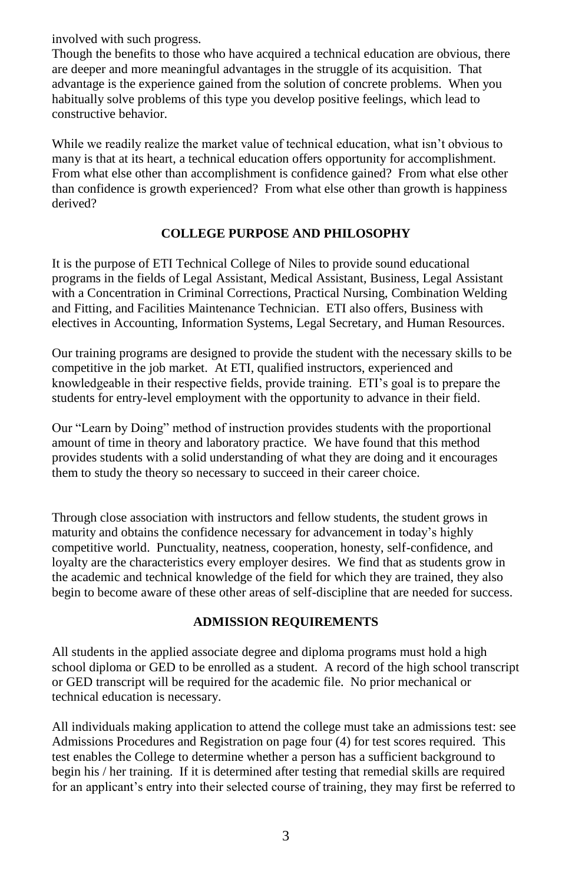involved with such progress.
Though the benefits to those who have acquired a technical education are obvious, there are deeper and more meaningful advantages in the struggle of its acquisition. That advantage is the experience gained from the solution of concrete problems. When you habitually solve problems of this type you develop positive feelings, which lead to constructive behavior.

While we readily realize the market value of technical education, what isn't obvious to many is that at its heart, a technical education offers opportunity for accomplishment. From what else other than accomplishment is confidence gained? From what else other than confidence is growth experienced? From what else other than growth is happiness derived?

## COLLEGE PURPOSE AND PHILOSOPHY

It is the purpose of ETI Technical College of Niles to provide sound educational programs in the fields of Legal Assistant, Medical Assistant, Business, Legal Assistant with a Concentration in Criminal Corrections, Practical Nursing, Combination Welding and Fitting, and Facilities Maintenance Technician. ETI also offers, Business with electives in Accounting, Information Systems, Legal Secretary, and Human Resources.

Our training programs are designed to provide the student with the necessary skills to be competitive in the job market. At ETI, qualified instructors, experienced and knowledgeable in their respective fields, provide training. ETI's goal is to prepare the students for entry-level employment with the opportunity to advance in their field.

Our "Learn by Doing" method of instruction provides students with the proportional amount of time in theory and laboratory practice. We have found that this method provides students with a solid understanding of what they are doing and it encourages them to study the theory so necessary to succeed in their career choice.

Through close association with instructors and fellow students, the student grows in maturity and obtains the confidence necessary for advancement in today's highly competitive world. Punctuality, neatness, cooperation, honesty, self-confidence, and loyalty are the characteristics every employer desires. We find that as students grow in the academic and technical knowledge of the field for which they are trained, they also begin to become aware of these other areas of self-discipline that are needed for success.

## ADMISSION REQUIREMENTS

All students in the applied associate degree and diploma programs must hold a high school diploma or GED to be enrolled as a student. A record of the high school transcript or GED transcript will be required for the academic file. No prior mechanical or technical education is necessary.

All individuals making application to attend the college must take an admissions test: see Admissions Procedures and Registration on page four (4) for test scores required. This test enables the College to determine whether a person has a sufficient background to begin his / her training. If it is determined after testing that remedial skills are required for an applicant's entry into their selected course of training, they may first be referred to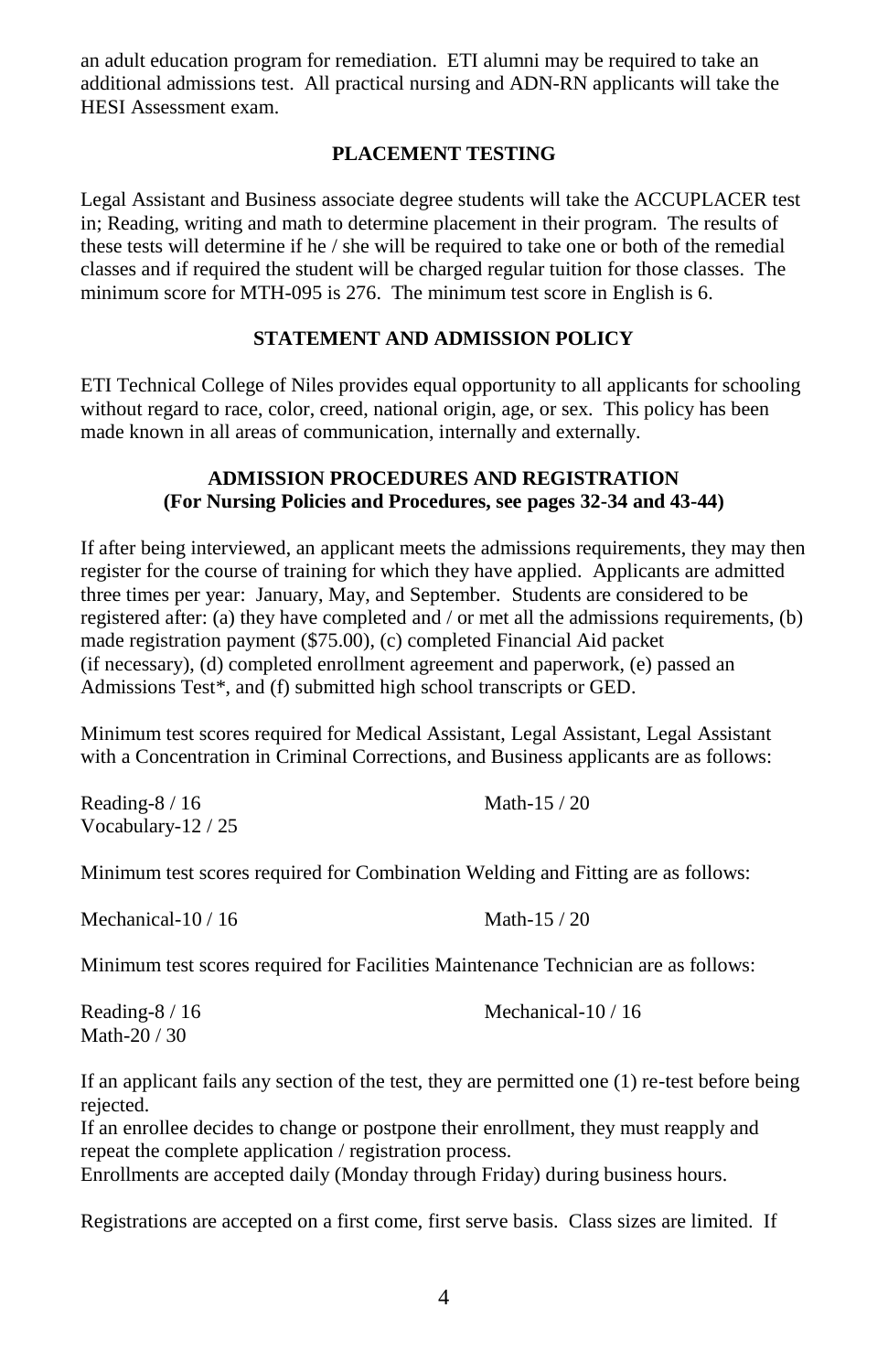an adult education program for remediation. ETI alumni may be required to take an additional admissions test. All practical nursing and ADN-RN applicants will take the HESI Assessment exam.

## PLACEMENT TESTING

Legal Assistant and Business associate degree students will take the ACCUPLACER test in; Reading, writing and math to determine placement in their program. The results of these tests will determine if he / she will be required to take one or both of the remedial classes and if required the student will be charged regular tuition for those classes. The minimum score for MTH-095 is 276. The minimum test score in English is 6.

## STATEMENT AND ADMISSION POLICY

ETI Technical College of Niles provides equal opportunity to all applicants for schooling without regard to race, color, creed, national origin, age, or sex. This policy has been made known in all areas of communication, internally and externally.

## ADMISSION PROCEDURES AND REGISTRATION
**(For Nursing Policies and Procedures, see pages 32-34 and 43-44)**

If after being interviewed, an applicant meets the admissions requirements, they may then register for the course of training for which they have applied. Applicants are admitted three times per year: January, May, and September. Students are considered to be registered after: (a) they have completed and / or met all the admissions requirements, (b) made registration payment ($75.00), (c) completed Financial Aid packet (if necessary), (d) completed enrollment agreement and paperwork, (e) passed an Admissions Test*, and (f) submitted high school transcripts or GED.

Minimum test scores required for Medical Assistant, Legal Assistant, Legal Assistant with a Concentration in Criminal Corrections, and Business applicants are as follows:

Reading-8 / 16 Math-15 / 20
Vocabulary-12 / 25

Minimum test scores required for Combination Welding and Fitting are as follows:

Mechanical-10 / 16 Math-15 / 20

Minimum test scores required for Facilities Maintenance Technician are as follows:

Reading-8 / 16 Mechanical-10 / 16
Math-20 / 30

If an applicant fails any section of the test, they are permitted one (1) re-test before being rejected.
If an enrollee decides to change or postpone their enrollment, they must reapply and repeat the complete application / registration process.
Enrollments are accepted daily (Monday through Friday) during business hours.

Registrations are accepted on a first come, first serve basis. Class sizes are limited. If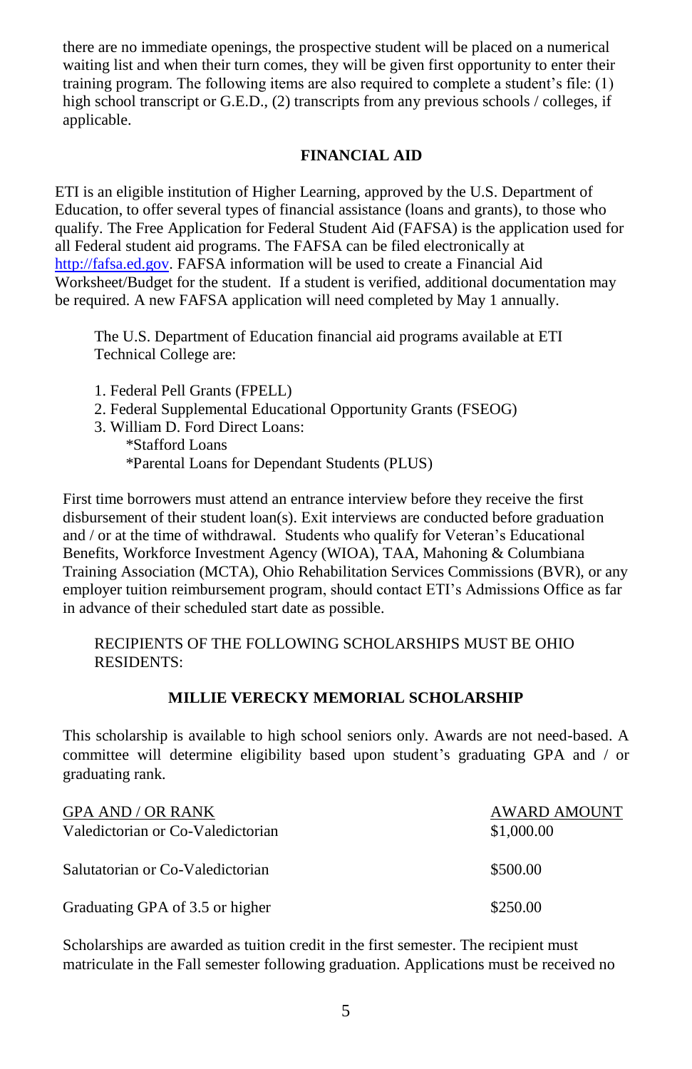there are no immediate openings, the prospective student will be placed on a numerical waiting list and when their turn comes, they will be given first opportunity to enter their training program. The following items are also required to complete a student's file: (1) high school transcript or G.E.D., (2) transcripts from any previous schools / colleges, if applicable.

## FINANCIAL AID

ETI is an eligible institution of Higher Learning, approved by the U.S. Department of Education, to offer several types of financial assistance (loans and grants), to those who qualify. The Free Application for Federal Student Aid (FAFSA) is the application used for all Federal student aid programs. The FAFSA can be filed electronically at [http://fafsa.ed.gov](http://fafsa.ed.gov). FAFSA information will be used to create a Financial Aid Worksheet/Budget for the student. If a student is verified, additional documentation may be required. A new FAFSA application will need completed by May 1 annually.

The U.S. Department of Education financial aid programs available at ETI Technical College are:

1. Federal Pell Grants (FPELL)
2. Federal Supplemental Educational Opportunity Grants (FSEOG)
3. William D. Ford Direct Loans:
   - *Stafford Loans
   - *Parental Loans for Dependant Students (PLUS)

First time borrowers must attend an entrance interview before they receive the first disbursement of their student loan(s). Exit interviews are conducted before graduation and / or at the time of withdrawal. Students who qualify for Veteran's Educational Benefits, Workforce Investment Agency (WIOA), TAA, Mahoning & Columbiana Training Association (MCTA), Ohio Rehabilitation Services Commissions (BVR), or any employer tuition reimbursement program, should contact ETI's Admissions Office as far in advance of their scheduled start date as possible.

RECIPIENTS OF THE FOLLOWING SCHOLARSHIPS MUST BE OHIO RESIDENTS:

## MILLIE VERECKY MEMORIAL SCHOLARSHIP

This scholarship is available to high school seniors only. Awards are not need-based. A committee will determine eligibility based upon student's graduating GPA and / or graduating rank.

| GPA AND / OR RANK | AWARD AMOUNT |
|---|---|
| Valedictorian or Co-Valedictorian | $1,000.00 |
| Salutatorian or Co-Valedictorian | $500.00 |
| Graduating GPA of 3.5 or higher | $250.00 |

Scholarships are awarded as tuition credit in the first semester. The recipient must matriculate in the Fall semester following graduation. Applications must be received no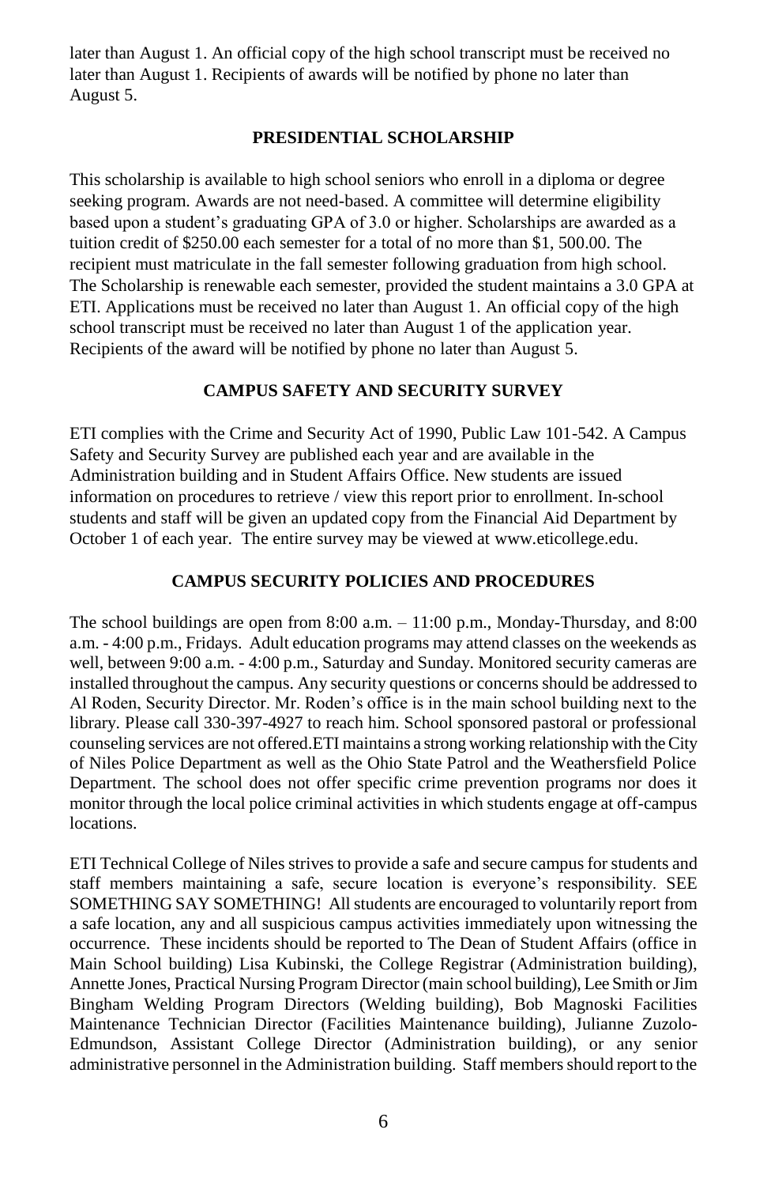later than August 1. An official copy of the high school transcript must be received no later than August 1. Recipients of awards will be notified by phone no later than August 5.

## PRESIDENTIAL SCHOLARSHIP

This scholarship is available to high school seniors who enroll in a diploma or degree seeking program. Awards are not need-based. A committee will determine eligibility based upon a student's graduating GPA of 3.0 or higher. Scholarships are awarded as a tuition credit of $250.00 each semester for a total of no more than $1, 500.00. The recipient must matriculate in the fall semester following graduation from high school. The Scholarship is renewable each semester, provided the student maintains a 3.0 GPA at ETI. Applications must be received no later than August 1. An official copy of the high school transcript must be received no later than August 1 of the application year. Recipients of the award will be notified by phone no later than August 5.

## CAMPUS SAFETY AND SECURITY SURVEY

ETI complies with the Crime and Security Act of 1990, Public Law 101-542. A Campus Safety and Security Survey are published each year and are available in the Administration building and in Student Affairs Office. New students are issued information on procedures to retrieve / view this report prior to enrollment. In-school students and staff will be given an updated copy from the Financial Aid Department by October 1 of each year. The entire survey may be viewed at www.eticollege.edu.

## CAMPUS SECURITY POLICIES AND PROCEDURES

The school buildings are open from 8:00 a.m. – 11:00 p.m., Monday-Thursday, and 8:00 a.m. - 4:00 p.m., Fridays. Adult education programs may attend classes on the weekends as well, between 9:00 a.m. - 4:00 p.m., Saturday and Sunday. Monitored security cameras are installed throughout the campus. Any security questions or concerns should be addressed to Al Roden, Security Director. Mr. Roden's office is in the main school building next to the library. Please call 330-397-4927 to reach him. School sponsored pastoral or professional counseling services are not offered.ETI maintains a strong working relationship with the City of Niles Police Department as well as the Ohio State Patrol and the Weathersfield Police Department. The school does not offer specific crime prevention programs nor does it monitor through the local police criminal activities in which students engage at off-campus locations.

ETI Technical College of Niles strives to provide a safe and secure campus for students and staff members maintaining a safe, secure location is everyone's responsibility. SEE SOMETHING SAY SOMETHING! All students are encouraged to voluntarily report from a safe location, any and all suspicious campus activities immediately upon witnessing the occurrence. These incidents should be reported to The Dean of Student Affairs (office in Main School building) Lisa Kubinski, the College Registrar (Administration building), Annette Jones, Practical Nursing Program Director (main school building), Lee Smith or Jim Bingham Welding Program Directors (Welding building), Bob Magnoski Facilities Maintenance Technician Director (Facilities Maintenance building), Julianne Zuzolo-Edmundson, Assistant College Director (Administration building), or any senior administrative personnel in the Administration building. Staff members should report to the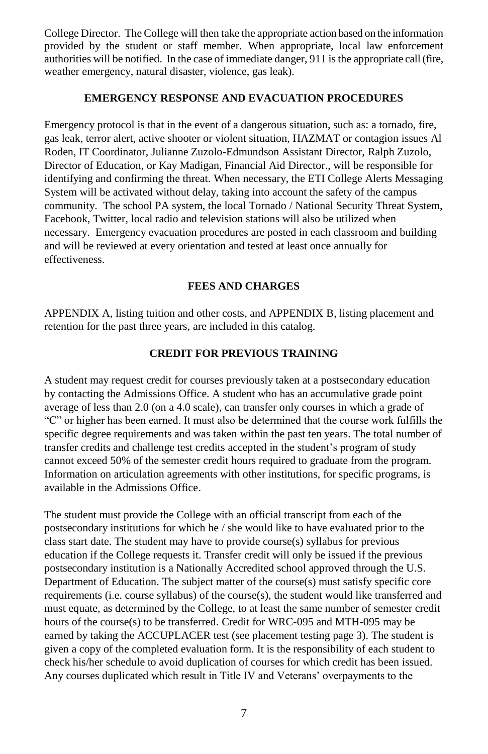College Director. The College will then take the appropriate action based on the information provided by the student or staff member. When appropriate, local law enforcement authorities will be notified. In the case of immediate danger, 911 is the appropriate call (fire, weather emergency, natural disaster, violence, gas leak).

## EMERGENCY RESPONSE AND EVACUATION PROCEDURES

Emergency protocol is that in the event of a dangerous situation, such as: a tornado, fire, gas leak, terror alert, active shooter or violent situation, HAZMAT or contagion issues Al Roden, IT Coordinator, Julianne Zuzolo-Edmundson Assistant Director, Ralph Zuzolo, Director of Education, or Kay Madigan, Financial Aid Director., will be responsible for identifying and confirming the threat. When necessary, the ETI College Alerts Messaging System will be activated without delay, taking into account the safety of the campus community. The school PA system, the local Tornado / National Security Threat System, Facebook, Twitter, local radio and television stations will also be utilized when necessary. Emergency evacuation procedures are posted in each classroom and building and will be reviewed at every orientation and tested at least once annually for effectiveness.

## FEES AND CHARGES

APPENDIX A, listing tuition and other costs, and APPENDIX B, listing placement and retention for the past three years, are included in this catalog.

## CREDIT FOR PREVIOUS TRAINING

A student may request credit for courses previously taken at a postsecondary education by contacting the Admissions Office. A student who has an accumulative grade point average of less than 2.0 (on a 4.0 scale), can transfer only courses in which a grade of "C" or higher has been earned. It must also be determined that the course work fulfills the specific degree requirements and was taken within the past ten years. The total number of transfer credits and challenge test credits accepted in the student's program of study cannot exceed 50% of the semester credit hours required to graduate from the program. Information on articulation agreements with other institutions, for specific programs, is available in the Admissions Office.

The student must provide the College with an official transcript from each of the postsecondary institutions for which he / she would like to have evaluated prior to the class start date. The student may have to provide course(s) syllabus for previous education if the College requests it. Transfer credit will only be issued if the previous postsecondary institution is a Nationally Accredited school approved through the U.S. Department of Education. The subject matter of the course(s) must satisfy specific core requirements (i.e. course syllabus) of the course(s), the student would like transferred and must equate, as determined by the College, to at least the same number of semester credit hours of the course(s) to be transferred. Credit for WRC-095 and MTH-095 may be earned by taking the ACCUPLACER test (see placement testing page 3). The student is given a copy of the completed evaluation form. It is the responsibility of each student to check his/her schedule to avoid duplication of courses for which credit has been issued. Any courses duplicated which result in Title IV and Veterans' overpayments to the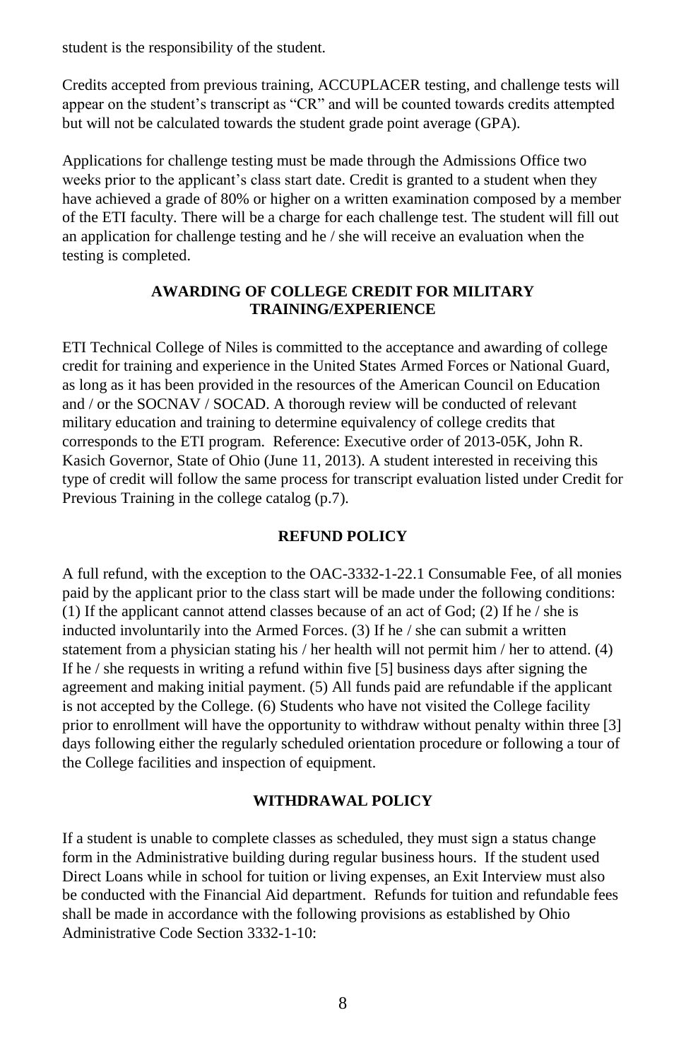student is the responsibility of the student.

Credits accepted from previous training, ACCUPLACER testing, and challenge tests will appear on the student's transcript as "CR" and will be counted towards credits attempted but will not be calculated towards the student grade point average (GPA).

Applications for challenge testing must be made through the Admissions Office two weeks prior to the applicant's class start date. Credit is granted to a student when they have achieved a grade of 80% or higher on a written examination composed by a member of the ETI faculty. There will be a charge for each challenge test. The student will fill out an application for challenge testing and he / she will receive an evaluation when the testing is completed.

## AWARDING OF COLLEGE CREDIT FOR MILITARY TRAINING/EXPERIENCE

ETI Technical College of Niles is committed to the acceptance and awarding of college credit for training and experience in the United States Armed Forces or National Guard, as long as it has been provided in the resources of the American Council on Education and / or the SOCNAV / SOCAD. A thorough review will be conducted of relevant military education and training to determine equivalency of college credits that corresponds to the ETI program. Reference: Executive order of 2013-05K, John R. Kasich Governor, State of Ohio (June 11, 2013). A student interested in receiving this type of credit will follow the same process for transcript evaluation listed under Credit for Previous Training in the college catalog (p.7).

## REFUND POLICY

A full refund, with the exception to the OAC-3332-1-22.1 Consumable Fee, of all monies paid by the applicant prior to the class start will be made under the following conditions: (1) If the applicant cannot attend classes because of an act of God; (2) If he / she is inducted involuntarily into the Armed Forces. (3) If he / she can submit a written statement from a physician stating his / her health will not permit him / her to attend. (4) If he / she requests in writing a refund within five [5] business days after signing the agreement and making initial payment. (5) All funds paid are refundable if the applicant is not accepted by the College. (6) Students who have not visited the College facility prior to enrollment will have the opportunity to withdraw without penalty within three [3] days following either the regularly scheduled orientation procedure or following a tour of the College facilities and inspection of equipment.

## WITHDRAWAL POLICY

If a student is unable to complete classes as scheduled, they must sign a status change form in the Administrative building during regular business hours. If the student used Direct Loans while in school for tuition or living expenses, an Exit Interview must also be conducted with the Financial Aid department. Refunds for tuition and refundable fees shall be made in accordance with the following provisions as established by Ohio Administrative Code Section 3332-1-10: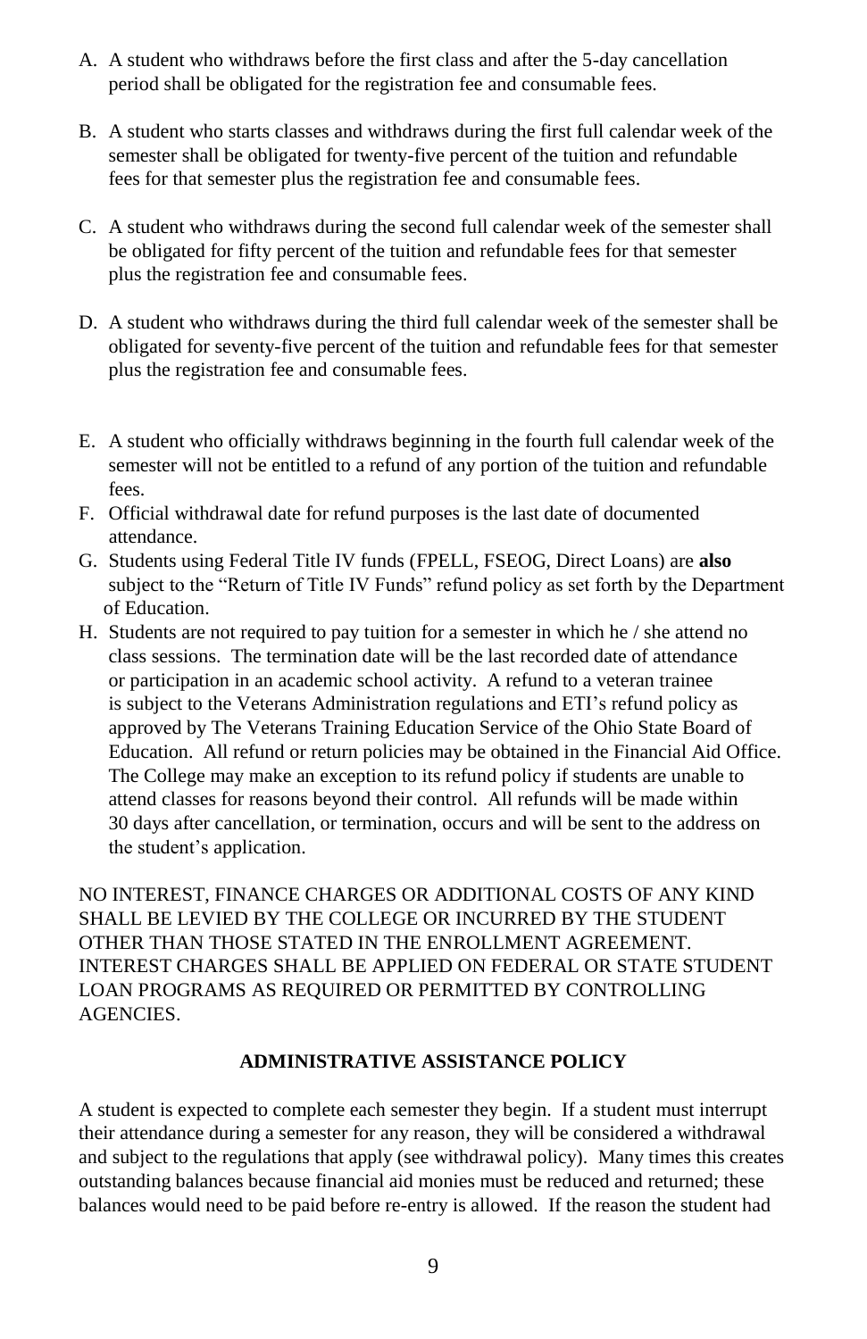A. A student who withdraws before the first class and after the 5-day cancellation period shall be obligated for the registration fee and consumable fees.

B. A student who starts classes and withdraws during the first full calendar week of the semester shall be obligated for twenty-five percent of the tuition and refundable fees for that semester plus the registration fee and consumable fees.

C. A student who withdraws during the second full calendar week of the semester shall be obligated for fifty percent of the tuition and refundable fees for that semester plus the registration fee and consumable fees.

D. A student who withdraws during the third full calendar week of the semester shall be obligated for seventy-five percent of the tuition and refundable fees for that semester plus the registration fee and consumable fees.

E. A student who officially withdraws beginning in the fourth full calendar week of the semester will not be entitled to a refund of any portion of the tuition and refundable fees.

F. Official withdrawal date for refund purposes is the last date of documented attendance.

G. Students using Federal Title IV funds (FPELL, FSEOG, Direct Loans) are **also** subject to the "Return of Title IV Funds" refund policy as set forth by the Department of Education.

H. Students are not required to pay tuition for a semester in which he / she attend no class sessions. The termination date will be the last recorded date of attendance or participation in an academic school activity. A refund to a veteran trainee is subject to the Veterans Administration regulations and ETI's refund policy as approved by The Veterans Training Education Service of the Ohio State Board of Education. All refund or return policies may be obtained in the Financial Aid Office. The College may make an exception to its refund policy if students are unable to attend classes for reasons beyond their control. All refunds will be made within 30 days after cancellation, or termination, occurs and will be sent to the address on the student's application.

NO INTEREST, FINANCE CHARGES OR ADDITIONAL COSTS OF ANY KIND SHALL BE LEVIED BY THE COLLEGE OR INCURRED BY THE STUDENT OTHER THAN THOSE STATED IN THE ENROLLMENT AGREEMENT. INTEREST CHARGES SHALL BE APPLIED ON FEDERAL OR STATE STUDENT LOAN PROGRAMS AS REQUIRED OR PERMITTED BY CONTROLLING AGENCIES.

## ADMINISTRATIVE ASSISTANCE POLICY

A student is expected to complete each semester they begin. If a student must interrupt their attendance during a semester for any reason, they will be considered a withdrawal and subject to the regulations that apply (see withdrawal policy). Many times this creates outstanding balances because financial aid monies must be reduced and returned; these balances would need to be paid before re-entry is allowed. If the reason the student had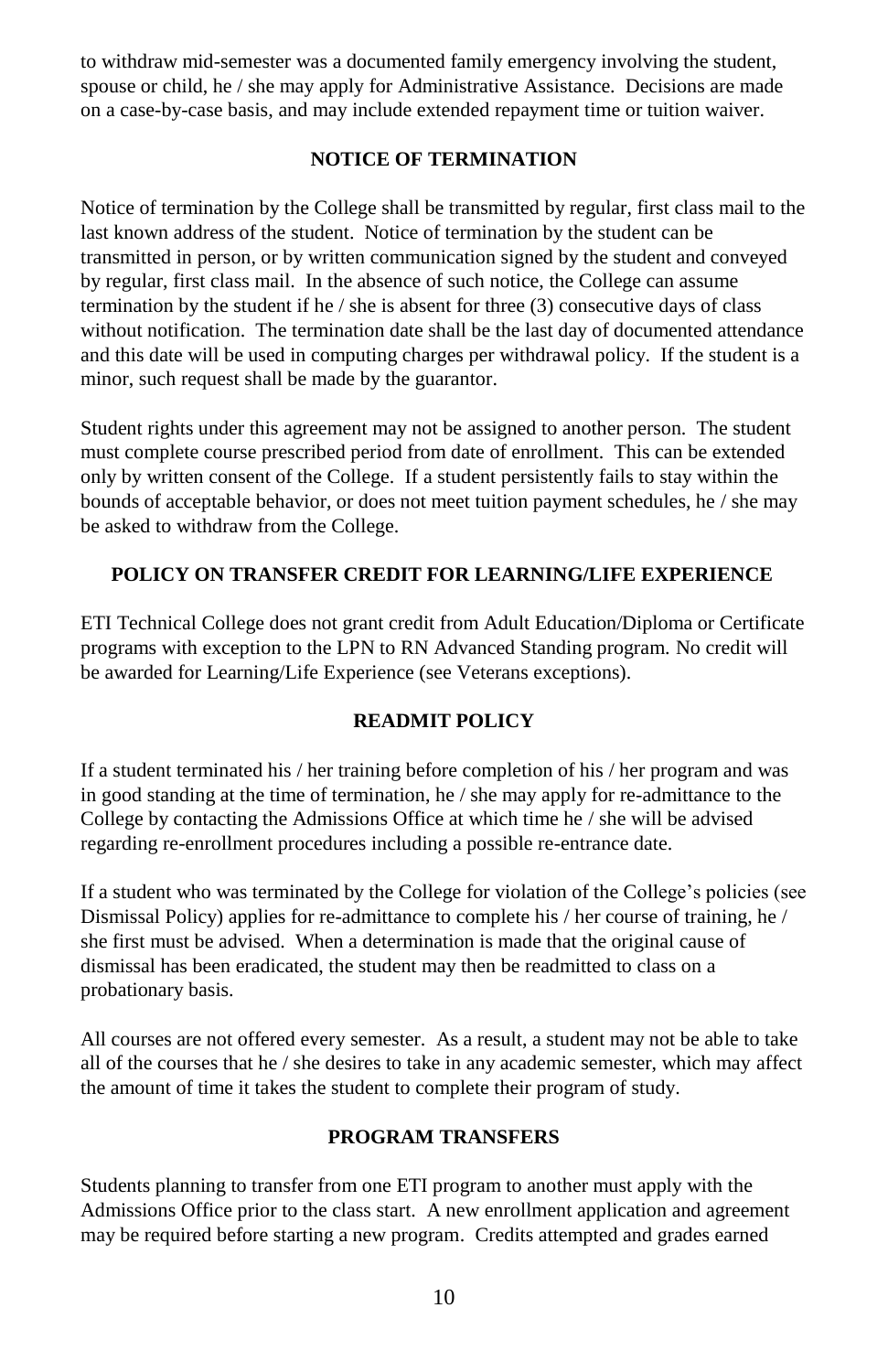to withdraw mid-semester was a documented family emergency involving the student, spouse or child, he / she may apply for Administrative Assistance. Decisions are made on a case-by-case basis, and may include extended repayment time or tuition waiver.

## NOTICE OF TERMINATION

Notice of termination by the College shall be transmitted by regular, first class mail to the last known address of the student. Notice of termination by the student can be transmitted in person, or by written communication signed by the student and conveyed by regular, first class mail. In the absence of such notice, the College can assume termination by the student if he / she is absent for three (3) consecutive days of class without notification. The termination date shall be the last day of documented attendance and this date will be used in computing charges per withdrawal policy. If the student is a minor, such request shall be made by the guarantor.

Student rights under this agreement may not be assigned to another person. The student must complete course prescribed period from date of enrollment. This can be extended only by written consent of the College. If a student persistently fails to stay within the bounds of acceptable behavior, or does not meet tuition payment schedules, he / she may be asked to withdraw from the College.

## POLICY ON TRANSFER CREDIT FOR LEARNING/LIFE EXPERIENCE

ETI Technical College does not grant credit from Adult Education/Diploma or Certificate programs with exception to the LPN to RN Advanced Standing program. No credit will be awarded for Learning/Life Experience (see Veterans exceptions).

## READMIT POLICY

If a student terminated his / her training before completion of his / her program and was in good standing at the time of termination, he / she may apply for re-admittance to the College by contacting the Admissions Office at which time he / she will be advised regarding re-enrollment procedures including a possible re-entrance date.

If a student who was terminated by the College for violation of the College's policies (see Dismissal Policy) applies for re-admittance to complete his / her course of training, he / she first must be advised. When a determination is made that the original cause of dismissal has been eradicated, the student may then be readmitted to class on a probationary basis.

All courses are not offered every semester. As a result, a student may not be able to take all of the courses that he / she desires to take in any academic semester, which may affect the amount of time it takes the student to complete their program of study.

## PROGRAM TRANSFERS

Students planning to transfer from one ETI program to another must apply with the Admissions Office prior to the class start. A new enrollment application and agreement may be required before starting a new program. Credits attempted and grades earned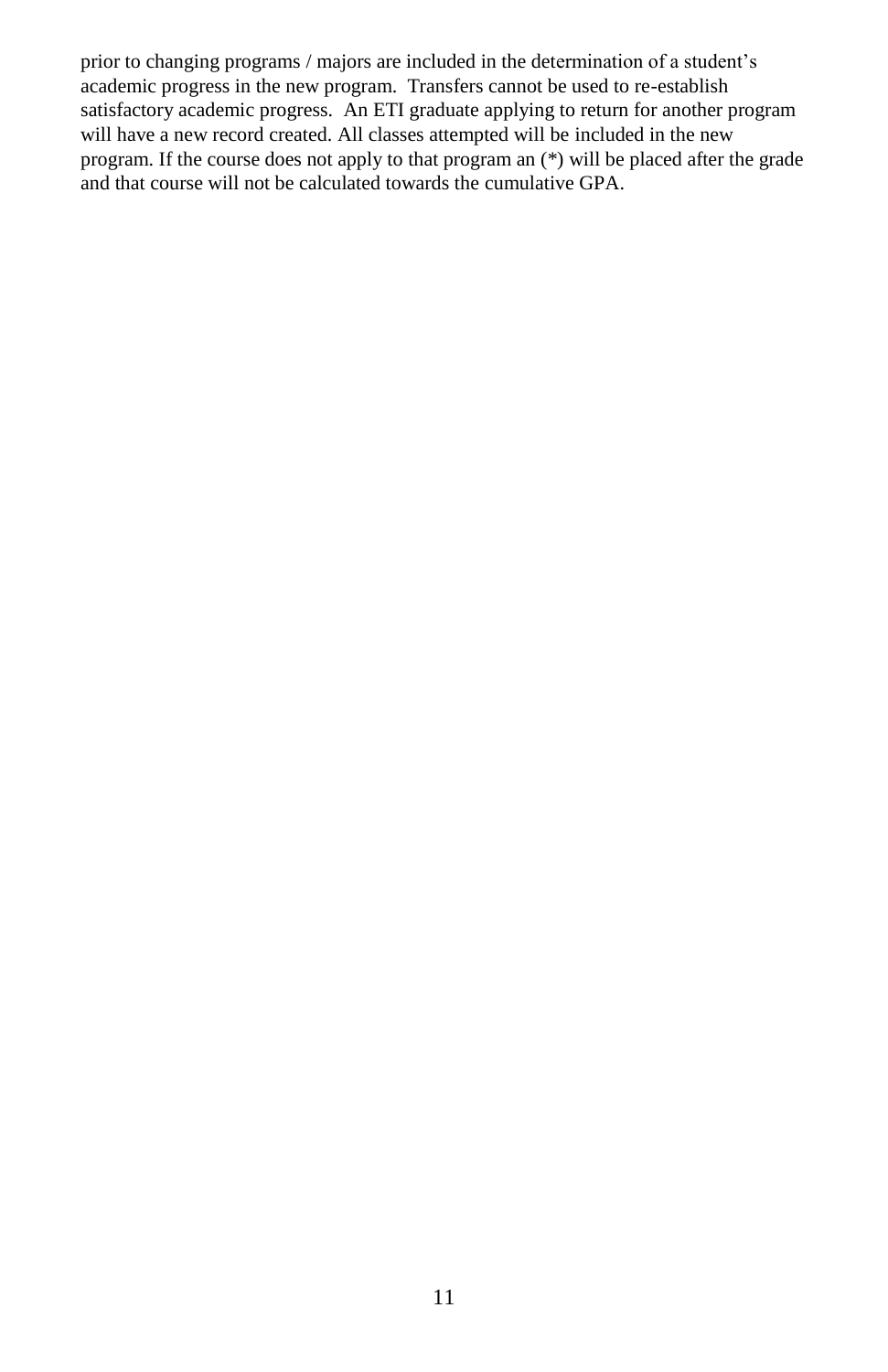prior to changing programs / majors are included in the determination of a student's academic progress in the new program. Transfers cannot be used to re-establish satisfactory academic progress. An ETI graduate applying to return for another program will have a new record created. All classes attempted will be included in the new program. If the course does not apply to that program an (*) will be placed after the grade and that course will not be calculated towards the cumulative GPA.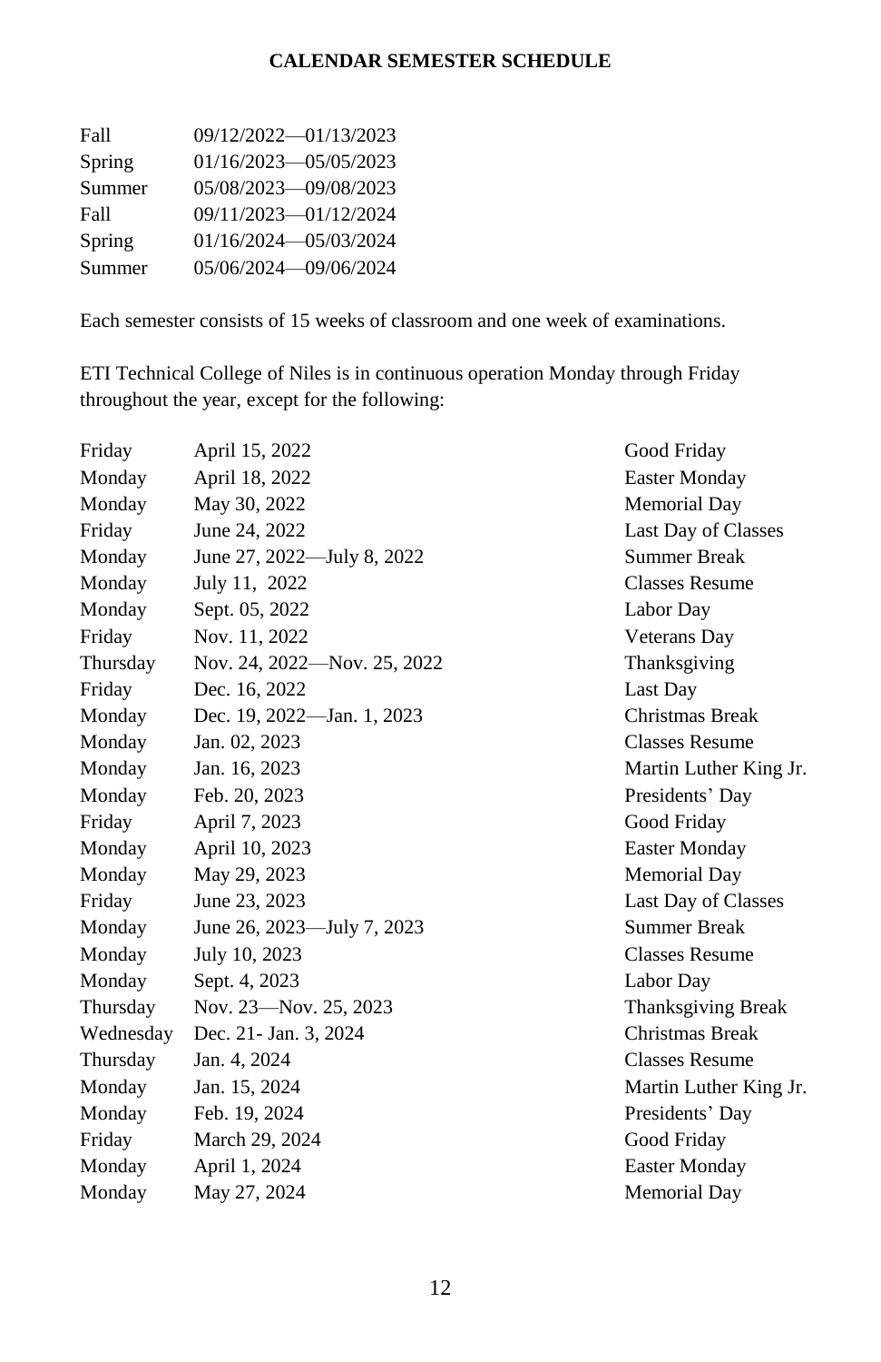## CALENDAR SEMESTER SCHEDULE

| | |
|---|---|
| Fall | 09/12/2022—01/13/2023 |
| Spring | 01/16/2023—05/05/2023 |
| Summer | 05/08/2023—09/08/2023 |
| Fall | 09/11/2023—01/12/2024 |
| Spring | 01/16/2024—05/03/2024 |
| Summer | 05/06/2024—09/06/2024 |

Each semester consists of 15 weeks of classroom and one week of examinations.

ETI Technical College of Niles is in continuous operation Monday through Friday throughout the year, except for the following:

| | | |
|---|---|---|
| Friday | April 15, 2022 | Good Friday |
| Monday | April 18, 2022 | Easter Monday |
| Monday | May 30, 2022 | Memorial Day |
| Friday | June 24, 2022 | Last Day of Classes |
| Monday | June 27, 2022—July 8, 2022 | Summer Break |
| Monday | July 11, 2022 | Classes Resume |
| Monday | Sept. 05, 2022 | Labor Day |
| Friday | Nov. 11, 2022 | Veterans Day |
| Thursday | Nov. 24, 2022—Nov. 25, 2022 | Thanksgiving |
| Friday | Dec. 16, 2022 | Last Day |
| Monday | Dec. 19, 2022—Jan. 1, 2023 | Christmas Break |
| Monday | Jan. 02, 2023 | Classes Resume |
| Monday | Jan. 16, 2023 | Martin Luther King Jr. |
| Monday | Feb. 20, 2023 | Presidents' Day |
| Friday | April 7, 2023 | Good Friday |
| Monday | April 10, 2023 | Easter Monday |
| Monday | May 29, 2023 | Memorial Day |
| Friday | June 23, 2023 | Last Day of Classes |
| Monday | June 26, 2023—July 7, 2023 | Summer Break |
| Monday | July 10, 2023 | Classes Resume |
| Monday | Sept. 4, 2023 | Labor Day |
| Thursday | Nov. 23—Nov. 25, 2023 | Thanksgiving Break |
| Wednesday | Dec. 21- Jan. 3, 2024 | Christmas Break |
| Thursday | Jan. 4, 2024 | Classes Resume |
| Monday | Jan. 15, 2024 | Martin Luther King Jr. |
| Monday | Feb. 19, 2024 | Presidents' Day |
| Friday | March 29, 2024 | Good Friday |
| Monday | April 1, 2024 | Easter Monday |
| Monday | May 27, 2024 | Memorial Day |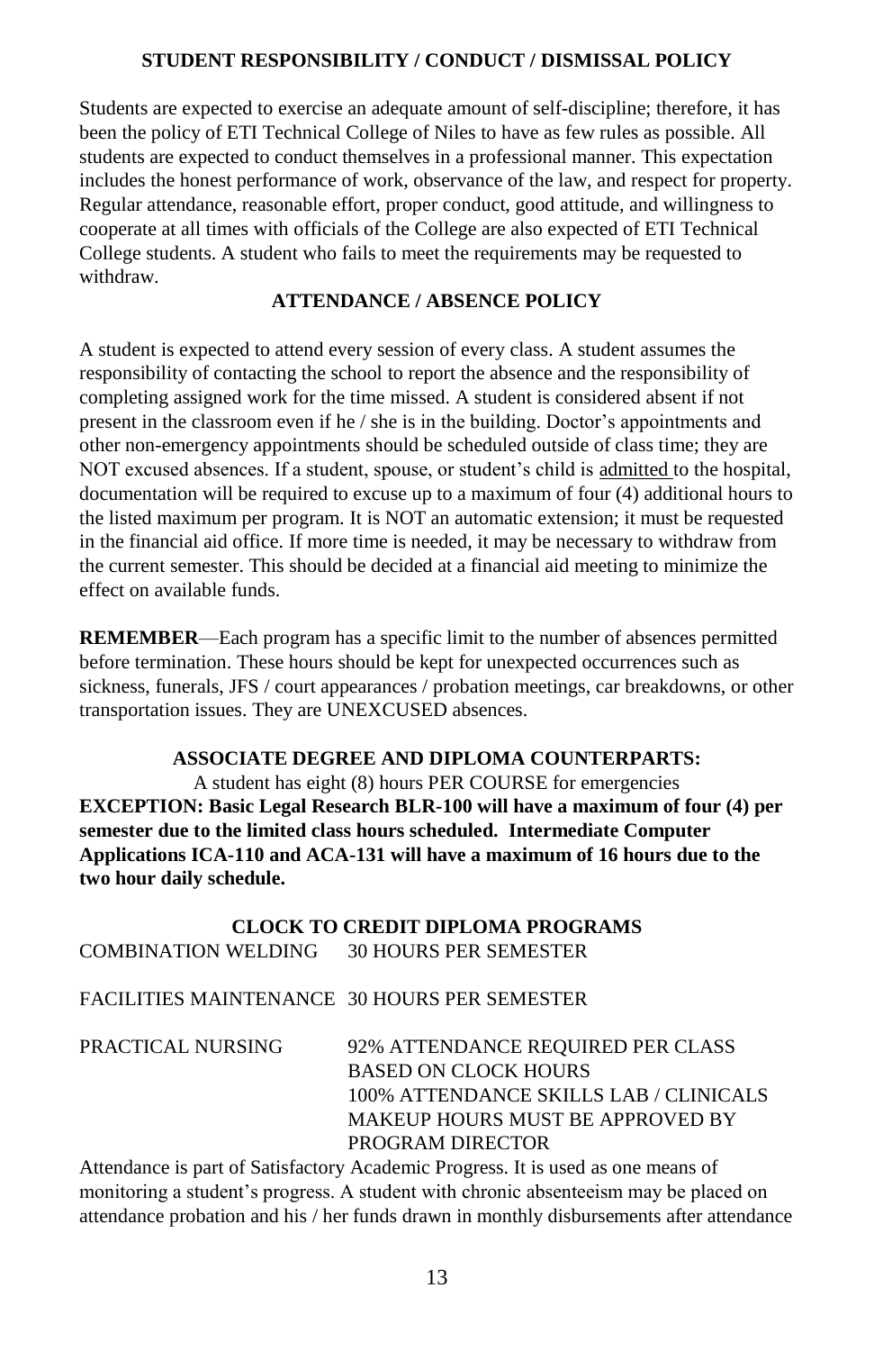## STUDENT RESPONSIBILITY / CONDUCT / DISMISSAL POLICY

Students are expected to exercise an adequate amount of self-discipline; therefore, it has been the policy of ETI Technical College of Niles to have as few rules as possible. All students are expected to conduct themselves in a professional manner. This expectation includes the honest performance of work, observance of the law, and respect for property. Regular attendance, reasonable effort, proper conduct, good attitude, and willingness to cooperate at all times with officials of the College are also expected of ETI Technical College students. A student who fails to meet the requirements may be requested to withdraw.

## ATTENDANCE / ABSENCE POLICY

A student is expected to attend every session of every class. A student assumes the responsibility of contacting the school to report the absence and the responsibility of completing assigned work for the time missed. A student is considered absent if not present in the classroom even if he / she is in the building. Doctor's appointments and other non-emergency appointments should be scheduled outside of class time; they are NOT excused absences. If a student, spouse, or student's child is admitted to the hospital, documentation will be required to excuse up to a maximum of four (4) additional hours to the listed maximum per program. It is NOT an automatic extension; it must be requested in the financial aid office. If more time is needed, it may be necessary to withdraw from the current semester. This should be decided at a financial aid meeting to minimize the effect on available funds.

**REMEMBER**—Each program has a specific limit to the number of absences permitted before termination. These hours should be kept for unexpected occurrences such as sickness, funerals, JFS / court appearances / probation meetings, car breakdowns, or other transportation issues. They are UNEXCUSED absences.

### ASSOCIATE DEGREE AND DIPLOMA COUNTERPARTS:

A student has eight (8) hours PER COURSE for emergencies

**EXCEPTION: Basic Legal Research BLR-100 will have a maximum of four (4) per semester due to the limited class hours scheduled. Intermediate Computer Applications ICA-110 and ACA-131 will have a maximum of 16 hours due to the two hour daily schedule.**

### CLOCK TO CREDIT DIPLOMA PROGRAMS

| | |
|---|---|
| COMBINATION WELDING | 30 HOURS PER SEMESTER |
| FACILITIES MAINTENANCE | 30 HOURS PER SEMESTER |
| PRACTICAL NURSING | 92% ATTENDANCE REQUIRED PER CLASS BASED ON CLOCK HOURS<br>100% ATTENDANCE SKILLS LAB / CLINICALS<br>MAKEUP HOURS MUST BE APPROVED BY PROGRAM DIRECTOR |

Attendance is part of Satisfactory Academic Progress. It is used as one means of monitoring a student's progress. A student with chronic absenteeism may be placed on attendance probation and his / her funds drawn in monthly disbursements after attendance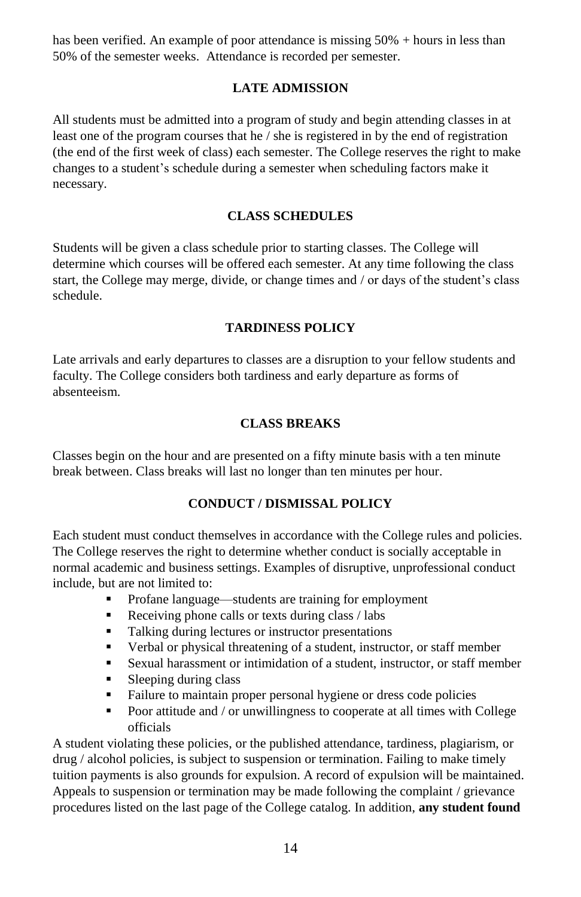has been verified. An example of poor attendance is missing 50% + hours in less than 50% of the semester weeks. Attendance is recorded per semester.

## LATE ADMISSION

All students must be admitted into a program of study and begin attending classes in at least one of the program courses that he / she is registered in by the end of registration (the end of the first week of class) each semester. The College reserves the right to make changes to a student's schedule during a semester when scheduling factors make it necessary.

## CLASS SCHEDULES

Students will be given a class schedule prior to starting classes. The College will determine which courses will be offered each semester. At any time following the class start, the College may merge, divide, or change times and / or days of the student's class schedule.

## TARDINESS POLICY

Late arrivals and early departures to classes are a disruption to your fellow students and faculty. The College considers both tardiness and early departure as forms of absenteeism.

## CLASS BREAKS

Classes begin on the hour and are presented on a fifty minute basis with a ten minute break between. Class breaks will last no longer than ten minutes per hour.

## CONDUCT / DISMISSAL POLICY

Each student must conduct themselves in accordance with the College rules and policies. The College reserves the right to determine whether conduct is socially acceptable in normal academic and business settings. Examples of disruptive, unprofessional conduct include, but are not limited to:

- Profane language—students are training for employment
- Receiving phone calls or texts during class / labs
- Talking during lectures or instructor presentations
- Verbal or physical threatening of a student, instructor, or staff member
- Sexual harassment or intimidation of a student, instructor, or staff member
- Sleeping during class
- Failure to maintain proper personal hygiene or dress code policies
- Poor attitude and / or unwillingness to cooperate at all times with College officials

A student violating these policies, or the published attendance, tardiness, plagiarism, or drug / alcohol policies, is subject to suspension or termination. Failing to make timely tuition payments is also grounds for expulsion. A record of expulsion will be maintained. Appeals to suspension or termination may be made following the complaint / grievance procedures listed on the last page of the College catalog. In addition, **any student found**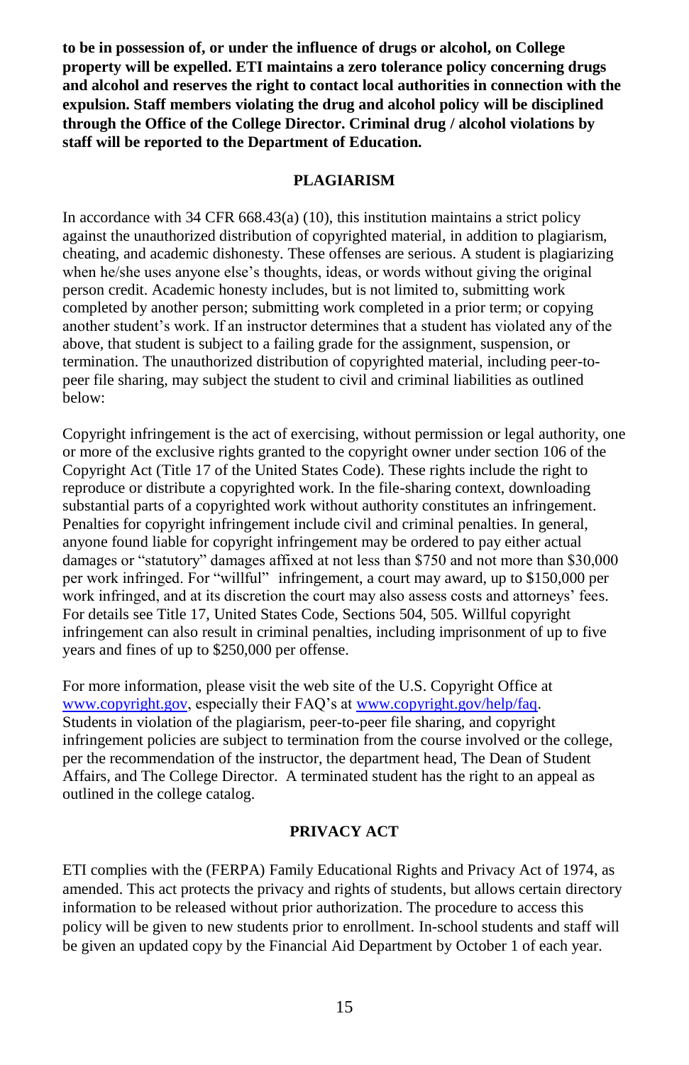**to be in possession of, or under the influence of drugs or alcohol, on College property will be expelled. ETI maintains a zero tolerance policy concerning drugs and alcohol and reserves the right to contact local authorities in connection with the expulsion. Staff members violating the drug and alcohol policy will be disciplined through the Office of the College Director. Criminal drug / alcohol violations by staff will be reported to the Department of Education.**

## PLAGIARISM

In accordance with 34 CFR 668.43(a) (10), this institution maintains a strict policy against the unauthorized distribution of copyrighted material, in addition to plagiarism, cheating, and academic dishonesty. These offenses are serious. A student is plagiarizing when he/she uses anyone else's thoughts, ideas, or words without giving the original person credit. Academic honesty includes, but is not limited to, submitting work completed by another person; submitting work completed in a prior term; or copying another student's work. If an instructor determines that a student has violated any of the above, that student is subject to a failing grade for the assignment, suspension, or termination. The unauthorized distribution of copyrighted material, including peer-to-peer file sharing, may subject the student to civil and criminal liabilities as outlined below:

Copyright infringement is the act of exercising, without permission or legal authority, one or more of the exclusive rights granted to the copyright owner under section 106 of the Copyright Act (Title 17 of the United States Code). These rights include the right to reproduce or distribute a copyrighted work. In the file-sharing context, downloading substantial parts of a copyrighted work without authority constitutes an infringement. Penalties for copyright infringement include civil and criminal penalties. In general, anyone found liable for copyright infringement may be ordered to pay either actual damages or "statutory" damages affixed at not less than $750 and not more than $30,000 per work infringed. For "willful" infringement, a court may award, up to $150,000 per work infringed, and at its discretion the court may also assess costs and attorneys' fees. For details see Title 17, United States Code, Sections 504, 505. Willful copyright infringement can also result in criminal penalties, including imprisonment of up to five years and fines of up to $250,000 per offense.

For more information, please visit the web site of the U.S. Copyright Office at [www.copyright.gov](http://www.copyright.gov), especially their FAQ's at [www.copyright.gov/help/faq](http://www.copyright.gov/help/faq). Students in violation of the plagiarism, peer-to-peer file sharing, and copyright infringement policies are subject to termination from the course involved or the college, per the recommendation of the instructor, the department head, The Dean of Student Affairs, and The College Director. A terminated student has the right to an appeal as outlined in the college catalog.

## PRIVACY ACT

ETI complies with the (FERPA) Family Educational Rights and Privacy Act of 1974, as amended. This act protects the privacy and rights of students, but allows certain directory information to be released without prior authorization. The procedure to access this policy will be given to new students prior to enrollment. In-school students and staff will be given an updated copy by the Financial Aid Department by October 1 of each year.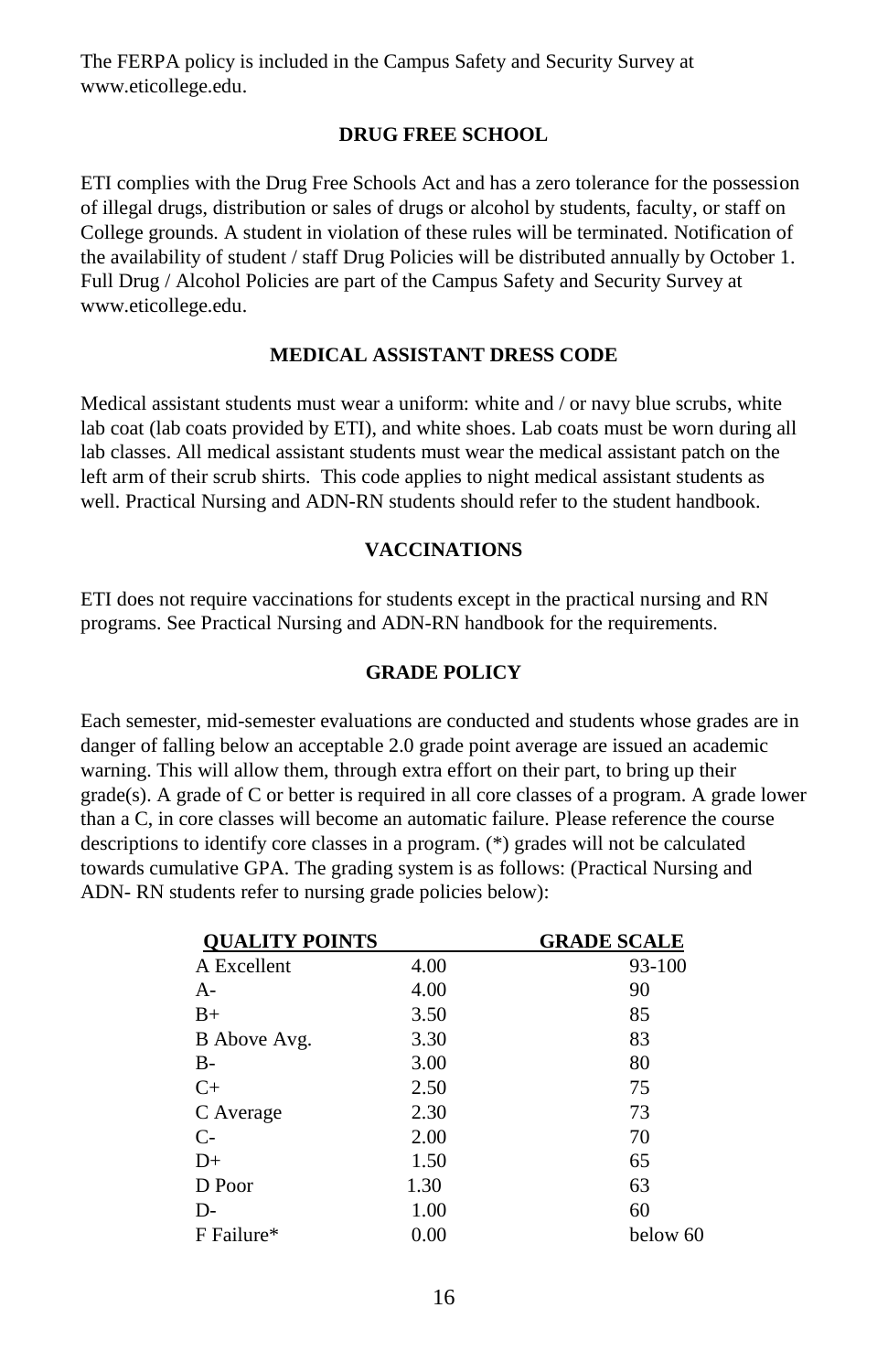The FERPA policy is included in the Campus Safety and Security Survey at www.eticollege.edu.

## DRUG FREE SCHOOL

ETI complies with the Drug Free Schools Act and has a zero tolerance for the possession of illegal drugs, distribution or sales of drugs or alcohol by students, faculty, or staff on College grounds. A student in violation of these rules will be terminated. Notification of the availability of student / staff Drug Policies will be distributed annually by October 1. Full Drug / Alcohol Policies are part of the Campus Safety and Security Survey at www.eticollege.edu.

## MEDICAL ASSISTANT DRESS CODE

Medical assistant students must wear a uniform: white and / or navy blue scrubs, white lab coat (lab coats provided by ETI), and white shoes. Lab coats must be worn during all lab classes. All medical assistant students must wear the medical assistant patch on the left arm of their scrub shirts. This code applies to night medical assistant students as well. Practical Nursing and ADN-RN students should refer to the student handbook.

## VACCINATIONS

ETI does not require vaccinations for students except in the practical nursing and RN programs. See Practical Nursing and ADN-RN handbook for the requirements.

## GRADE POLICY

Each semester, mid-semester evaluations are conducted and students whose grades are in danger of falling below an acceptable 2.0 grade point average are issued an academic warning. This will allow them, through extra effort on their part, to bring up their grade(s). A grade of C or better is required in all core classes of a program. A grade lower than a C, in core classes will become an automatic failure. Please reference the course descriptions to identify core classes in a program. (*) grades will not be calculated towards cumulative GPA. The grading system is as follows: (Practical Nursing and ADN- RN students refer to nursing grade policies below):

| QUALITY POINTS | | GRADE SCALE |
|---|---|---|
| A Excellent | 4.00 | 93-100 |
| A- | 4.00 | 90 |
| B+ | 3.50 | 85 |
| B Above Avg. | 3.30 | 83 |
| B- | 3.00 | 80 |
| C+ | 2.50 | 75 |
| C Average | 2.30 | 73 |
| C- | 2.00 | 70 |
| D+ | 1.50 | 65 |
| D Poor | 1.30 | 63 |
| D- | 1.00 | 60 |
| F Failure* | 0.00 | below 60 |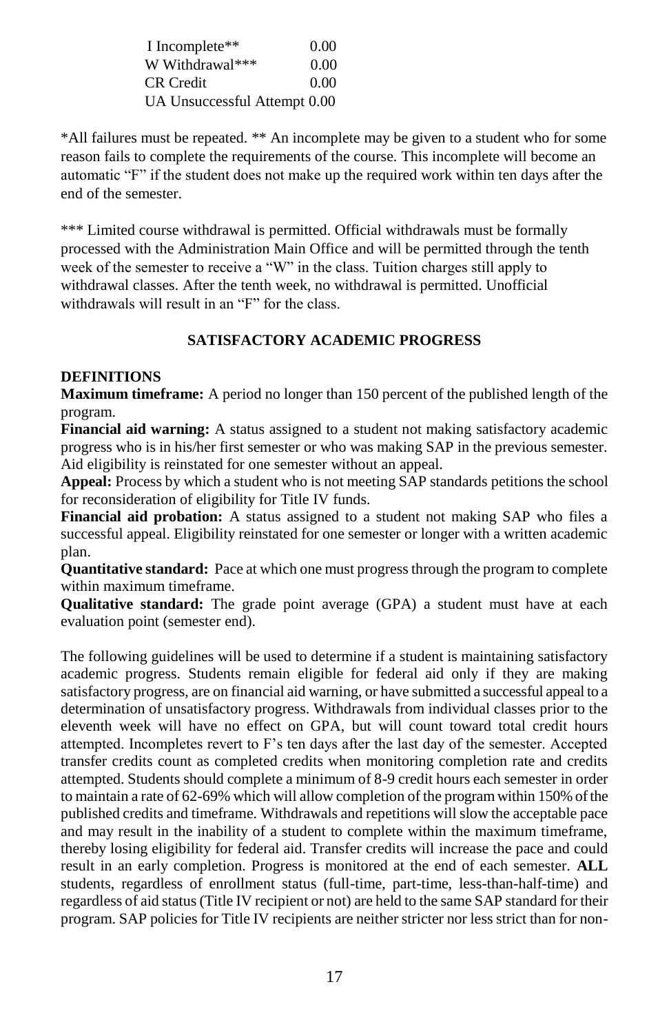| | |
|---|---|
| I Incomplete** | 0.00 |
| W Withdrawal*** | 0.00 |
| CR Credit | 0.00 |
| UA Unsuccessful Attempt | 0.00 |

*All failures must be repeated. ** An incomplete may be given to a student who for some reason fails to complete the requirements of the course. This incomplete will become an automatic "F" if the student does not make up the required work within ten days after the end of the semester.

*** Limited course withdrawal is permitted. Official withdrawals must be formally processed with the Administration Main Office and will be permitted through the tenth week of the semester to receive a "W" in the class. Tuition charges still apply to withdrawal classes. After the tenth week, no withdrawal is permitted. Unofficial withdrawals will result in an "F" for the class.

## SATISFACTORY ACADEMIC PROGRESS

### DEFINITIONS

**Maximum timeframe:** A period no longer than 150 percent of the published length of the program.

**Financial aid warning:** A status assigned to a student not making satisfactory academic progress who is in his/her first semester or who was making SAP in the previous semester. Aid eligibility is reinstated for one semester without an appeal.

**Appeal:** Process by which a student who is not meeting SAP standards petitions the school for reconsideration of eligibility for Title IV funds.

**Financial aid probation:** A status assigned to a student not making SAP who files a successful appeal. Eligibility reinstated for one semester or longer with a written academic plan.

**Quantitative standard:** Pace at which one must progress through the program to complete within maximum timeframe.

**Qualitative standard:** The grade point average (GPA) a student must have at each evaluation point (semester end).

The following guidelines will be used to determine if a student is maintaining satisfactory academic progress. Students remain eligible for federal aid only if they are making satisfactory progress, are on financial aid warning, or have submitted a successful appeal to a determination of unsatisfactory progress. Withdrawals from individual classes prior to the eleventh week will have no effect on GPA, but will count toward total credit hours attempted. Incompletes revert to F's ten days after the last day of the semester. Accepted transfer credits count as completed credits when monitoring completion rate and credits attempted. Students should complete a minimum of 8-9 credit hours each semester in order to maintain a rate of 62-69% which will allow completion of the program within 150% of the published credits and timeframe. Withdrawals and repetitions will slow the acceptable pace and may result in the inability of a student to complete within the maximum timeframe, thereby losing eligibility for federal aid. Transfer credits will increase the pace and could result in an early completion. Progress is monitored at the end of each semester. **ALL** students, regardless of enrollment status (full-time, part-time, less-than-half-time) and regardless of aid status (Title IV recipient or not) are held to the same SAP standard for their program. SAP policies for Title IV recipients are neither stricter nor less strict than for non-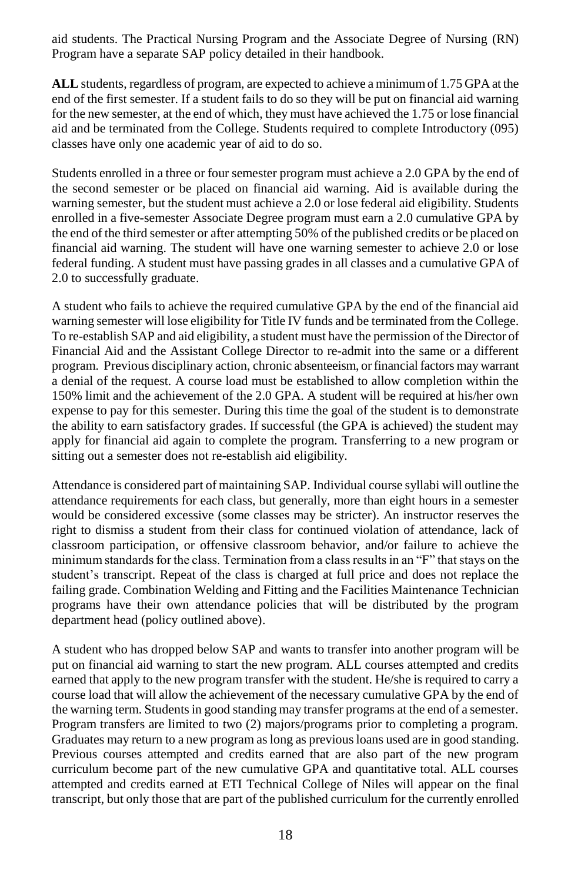aid students. The Practical Nursing Program and the Associate Degree of Nursing (RN) Program have a separate SAP policy detailed in their handbook.

**ALL** students, regardless of program, are expected to achieve a minimum of 1.75 GPA at the end of the first semester. If a student fails to do so they will be put on financial aid warning for the new semester, at the end of which, they must have achieved the 1.75 or lose financial aid and be terminated from the College. Students required to complete Introductory (095) classes have only one academic year of aid to do so.

Students enrolled in a three or four semester program must achieve a 2.0 GPA by the end of the second semester or be placed on financial aid warning. Aid is available during the warning semester, but the student must achieve a 2.0 or lose federal aid eligibility. Students enrolled in a five-semester Associate Degree program must earn a 2.0 cumulative GPA by the end of the third semester or after attempting 50% of the published credits or be placed on financial aid warning. The student will have one warning semester to achieve 2.0 or lose federal funding. A student must have passing grades in all classes and a cumulative GPA of 2.0 to successfully graduate.

A student who fails to achieve the required cumulative GPA by the end of the financial aid warning semester will lose eligibility for Title IV funds and be terminated from the College. To re-establish SAP and aid eligibility, a student must have the permission of the Director of Financial Aid and the Assistant College Director to re-admit into the same or a different program. Previous disciplinary action, chronic absenteeism, or financial factors may warrant a denial of the request. A course load must be established to allow completion within the 150% limit and the achievement of the 2.0 GPA. A student will be required at his/her own expense to pay for this semester. During this time the goal of the student is to demonstrate the ability to earn satisfactory grades. If successful (the GPA is achieved) the student may apply for financial aid again to complete the program. Transferring to a new program or sitting out a semester does not re-establish aid eligibility.

Attendance is considered part of maintaining SAP. Individual course syllabi will outline the attendance requirements for each class, but generally, more than eight hours in a semester would be considered excessive (some classes may be stricter). An instructor reserves the right to dismiss a student from their class for continued violation of attendance, lack of classroom participation, or offensive classroom behavior, and/or failure to achieve the minimum standards for the class. Termination from a class results in an "F" that stays on the student's transcript. Repeat of the class is charged at full price and does not replace the failing grade. Combination Welding and Fitting and the Facilities Maintenance Technician programs have their own attendance policies that will be distributed by the program department head (policy outlined above).

A student who has dropped below SAP and wants to transfer into another program will be put on financial aid warning to start the new program. ALL courses attempted and credits earned that apply to the new program transfer with the student. He/she is required to carry a course load that will allow the achievement of the necessary cumulative GPA by the end of the warning term. Students in good standing may transfer programs at the end of a semester. Program transfers are limited to two (2) majors/programs prior to completing a program. Graduates may return to a new program as long as previous loans used are in good standing. Previous courses attempted and credits earned that are also part of the new program curriculum become part of the new cumulative GPA and quantitative total. ALL courses attempted and credits earned at ETI Technical College of Niles will appear on the final transcript, but only those that are part of the published curriculum for the currently enrolled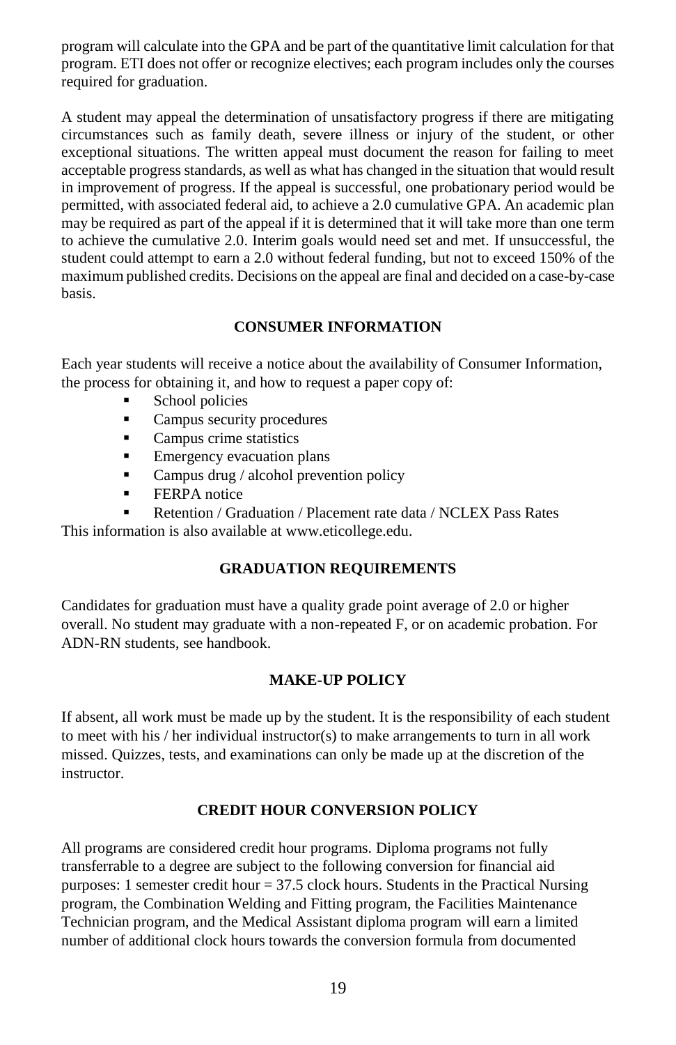program will calculate into the GPA and be part of the quantitative limit calculation for that program. ETI does not offer or recognize electives; each program includes only the courses required for graduation.

A student may appeal the determination of unsatisfactory progress if there are mitigating circumstances such as family death, severe illness or injury of the student, or other exceptional situations. The written appeal must document the reason for failing to meet acceptable progress standards, as well as what has changed in the situation that would result in improvement of progress. If the appeal is successful, one probationary period would be permitted, with associated federal aid, to achieve a 2.0 cumulative GPA. An academic plan may be required as part of the appeal if it is determined that it will take more than one term to achieve the cumulative 2.0. Interim goals would need set and met. If unsuccessful, the student could attempt to earn a 2.0 without federal funding, but not to exceed 150% of the maximum published credits. Decisions on the appeal are final and decided on a case-by-case basis.

## CONSUMER INFORMATION

Each year students will receive a notice about the availability of Consumer Information, the process for obtaining it, and how to request a paper copy of:

- School policies
- Campus security procedures
- Campus crime statistics
- Emergency evacuation plans
- Campus drug / alcohol prevention policy
- FERPA notice
- Retention / Graduation / Placement rate data / NCLEX Pass Rates

This information is also available at www.eticollege.edu.

## GRADUATION REQUIREMENTS

Candidates for graduation must have a quality grade point average of 2.0 or higher overall. No student may graduate with a non-repeated F, or on academic probation. For ADN-RN students, see handbook.

## MAKE-UP POLICY

If absent, all work must be made up by the student. It is the responsibility of each student to meet with his / her individual instructor(s) to make arrangements to turn in all work missed. Quizzes, tests, and examinations can only be made up at the discretion of the instructor.

## CREDIT HOUR CONVERSION POLICY

All programs are considered credit hour programs. Diploma programs not fully transferrable to a degree are subject to the following conversion for financial aid purposes: 1 semester credit hour = 37.5 clock hours. Students in the Practical Nursing program, the Combination Welding and Fitting program, the Facilities Maintenance Technician program, and the Medical Assistant diploma program will earn a limited number of additional clock hours towards the conversion formula from documented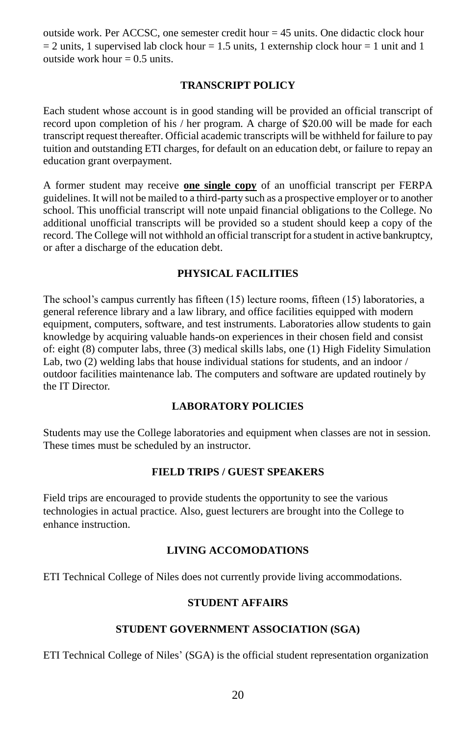outside work. Per ACCSC, one semester credit hour = 45 units. One didactic clock hour = 2 units, 1 supervised lab clock hour = 1.5 units, 1 externship clock hour = 1 unit and 1 outside work hour = 0.5 units.

## TRANSCRIPT POLICY

Each student whose account is in good standing will be provided an official transcript of record upon completion of his / her program. A charge of $20.00 will be made for each transcript request thereafter. Official academic transcripts will be withheld for failure to pay tuition and outstanding ETI charges, for default on an education debt, or failure to repay an education grant overpayment.

A former student may receive **one single copy** of an unofficial transcript per FERPA guidelines. It will not be mailed to a third-party such as a prospective employer or to another school. This unofficial transcript will note unpaid financial obligations to the College. No additional unofficial transcripts will be provided so a student should keep a copy of the record. The College will not withhold an official transcript for a student in active bankruptcy, or after a discharge of the education debt.

## PHYSICAL FACILITIES

The school's campus currently has fifteen (15) lecture rooms, fifteen (15) laboratories, a general reference library and a law library, and office facilities equipped with modern equipment, computers, software, and test instruments. Laboratories allow students to gain knowledge by acquiring valuable hands-on experiences in their chosen field and consist of: eight (8) computer labs, three (3) medical skills labs, one (1) High Fidelity Simulation Lab, two (2) welding labs that house individual stations for students, and an indoor / outdoor facilities maintenance lab. The computers and software are updated routinely by the IT Director.

## LABORATORY POLICIES

Students may use the College laboratories and equipment when classes are not in session. These times must be scheduled by an instructor.

## FIELD TRIPS / GUEST SPEAKERS

Field trips are encouraged to provide students the opportunity to see the various technologies in actual practice. Also, guest lecturers are brought into the College to enhance instruction.

## LIVING ACCOMODATIONS

ETI Technical College of Niles does not currently provide living accommodations.

## STUDENT AFFAIRS

### STUDENT GOVERNMENT ASSOCIATION (SGA)

ETI Technical College of Niles' (SGA) is the official student representation organization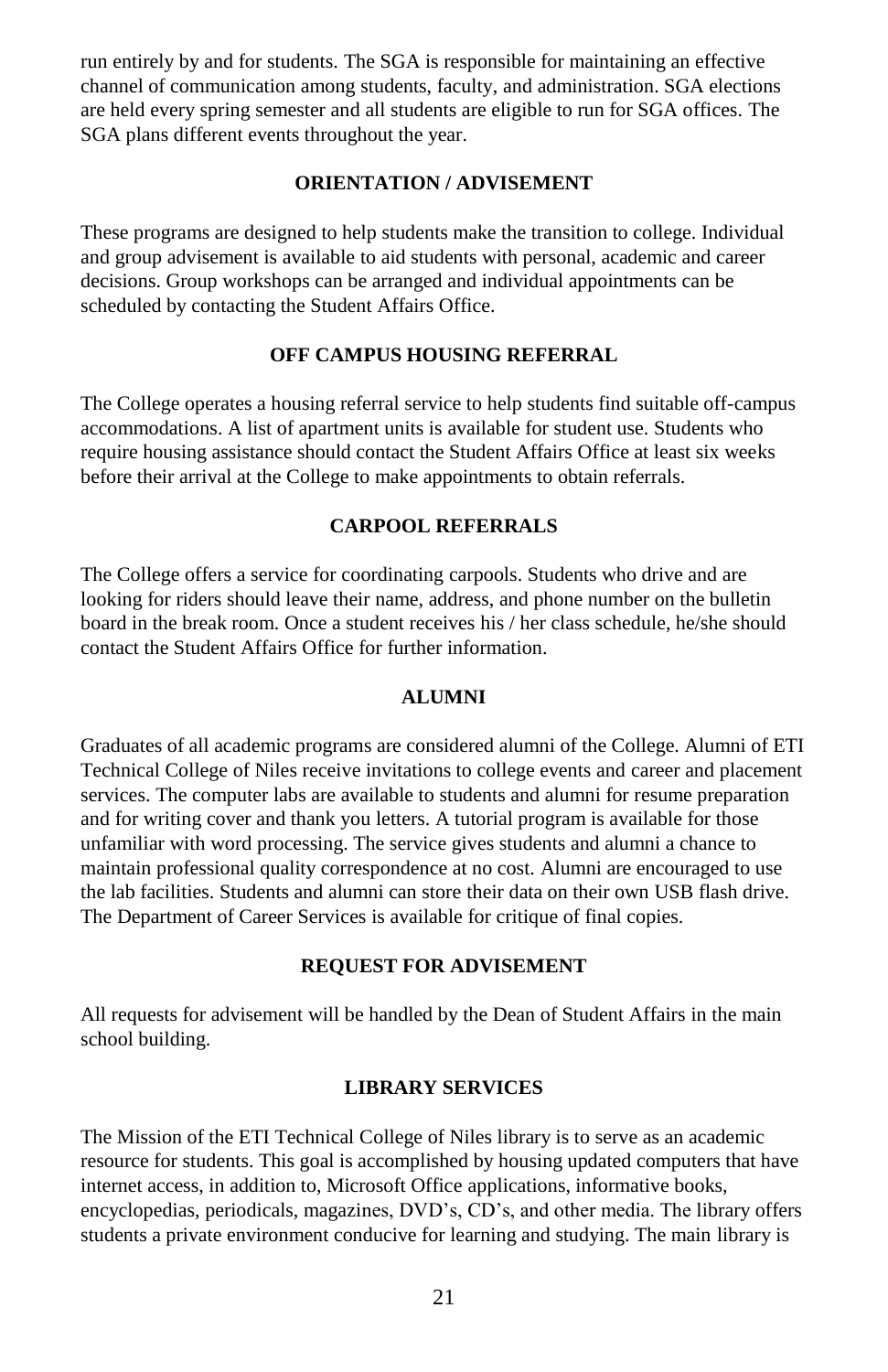run entirely by and for students. The SGA is responsible for maintaining an effective channel of communication among students, faculty, and administration. SGA elections are held every spring semester and all students are eligible to run for SGA offices. The SGA plans different events throughout the year.

### ORIENTATION / ADVISEMENT

These programs are designed to help students make the transition to college. Individual and group advisement is available to aid students with personal, academic and career decisions. Group workshops can be arranged and individual appointments can be scheduled by contacting the Student Affairs Office.

### OFF CAMPUS HOUSING REFERRAL

The College operates a housing referral service to help students find suitable off-campus accommodations. A list of apartment units is available for student use. Students who require housing assistance should contact the Student Affairs Office at least six weeks before their arrival at the College to make appointments to obtain referrals.

### CARPOOL REFERRALS

The College offers a service for coordinating carpools. Students who drive and are looking for riders should leave their name, address, and phone number on the bulletin board in the break room. Once a student receives his / her class schedule, he/she should contact the Student Affairs Office for further information.

### ALUMNI

Graduates of all academic programs are considered alumni of the College. Alumni of ETI Technical College of Niles receive invitations to college events and career and placement services. The computer labs are available to students and alumni for resume preparation and for writing cover and thank you letters. A tutorial program is available for those unfamiliar with word processing. The service gives students and alumni a chance to maintain professional quality correspondence at no cost. Alumni are encouraged to use the lab facilities. Students and alumni can store their data on their own USB flash drive. The Department of Career Services is available for critique of final copies.

### REQUEST FOR ADVISEMENT

All requests for advisement will be handled by the Dean of Student Affairs in the main school building.

### LIBRARY SERVICES

The Mission of the ETI Technical College of Niles library is to serve as an academic resource for students. This goal is accomplished by housing updated computers that have internet access, in addition to, Microsoft Office applications, informative books, encyclopedias, periodicals, magazines, DVD's, CD's, and other media. The library offers students a private environment conducive for learning and studying. The main library is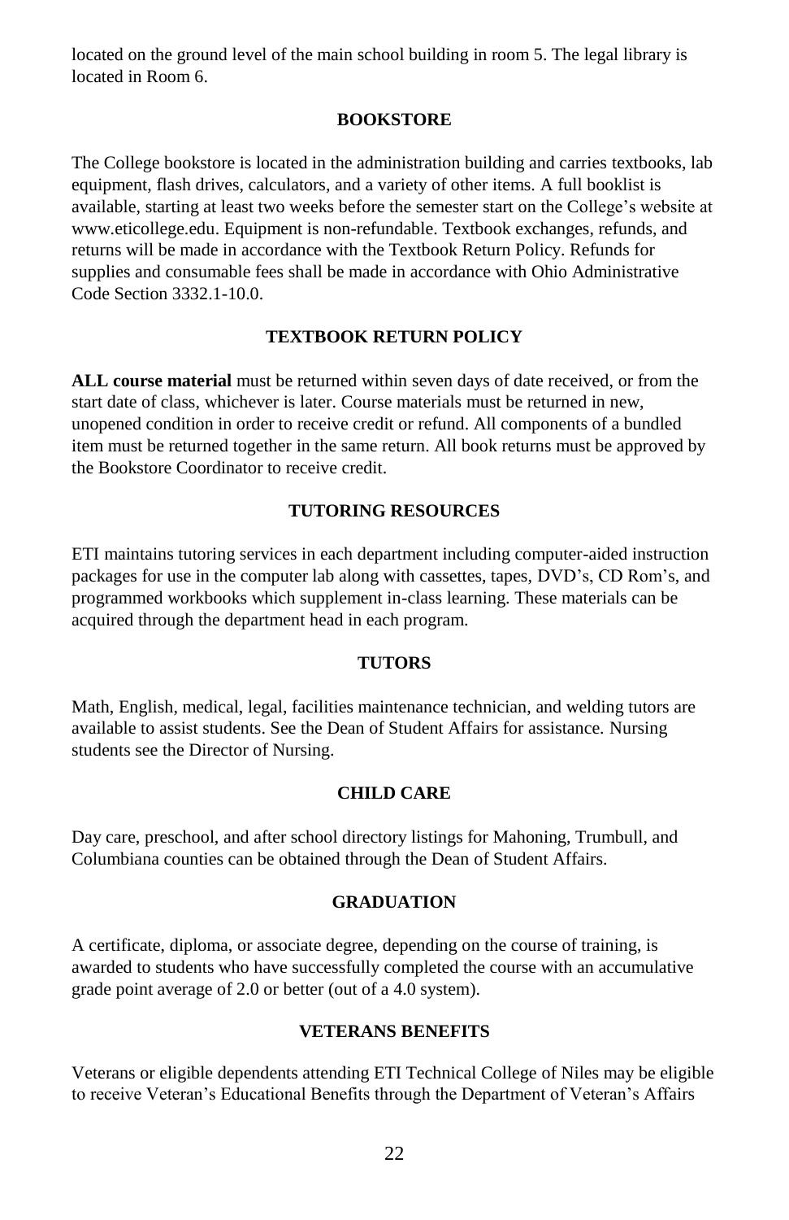located on the ground level of the main school building in room 5. The legal library is located in Room 6.

## BOOKSTORE

The College bookstore is located in the administration building and carries textbooks, lab equipment, flash drives, calculators, and a variety of other items. A full booklist is available, starting at least two weeks before the semester start on the College's website at www.eticollege.edu. Equipment is non-refundable. Textbook exchanges, refunds, and returns will be made in accordance with the Textbook Return Policy. Refunds for supplies and consumable fees shall be made in accordance with Ohio Administrative Code Section 3332.1-10.0.

## TEXTBOOK RETURN POLICY

**ALL course material** must be returned within seven days of date received, or from the start date of class, whichever is later. Course materials must be returned in new, unopened condition in order to receive credit or refund. All components of a bundled item must be returned together in the same return. All book returns must be approved by the Bookstore Coordinator to receive credit.

## TUTORING RESOURCES

ETI maintains tutoring services in each department including computer-aided instruction packages for use in the computer lab along with cassettes, tapes, DVD's, CD Rom's, and programmed workbooks which supplement in-class learning. These materials can be acquired through the department head in each program.

## TUTORS

Math, English, medical, legal, facilities maintenance technician, and welding tutors are available to assist students. See the Dean of Student Affairs for assistance. Nursing students see the Director of Nursing.

## CHILD CARE

Day care, preschool, and after school directory listings for Mahoning, Trumbull, and Columbiana counties can be obtained through the Dean of Student Affairs.

## GRADUATION

A certificate, diploma, or associate degree, depending on the course of training, is awarded to students who have successfully completed the course with an accumulative grade point average of 2.0 or better (out of a 4.0 system).

## VETERANS BENEFITS

Veterans or eligible dependents attending ETI Technical College of Niles may be eligible to receive Veteran's Educational Benefits through the Department of Veteran's Affairs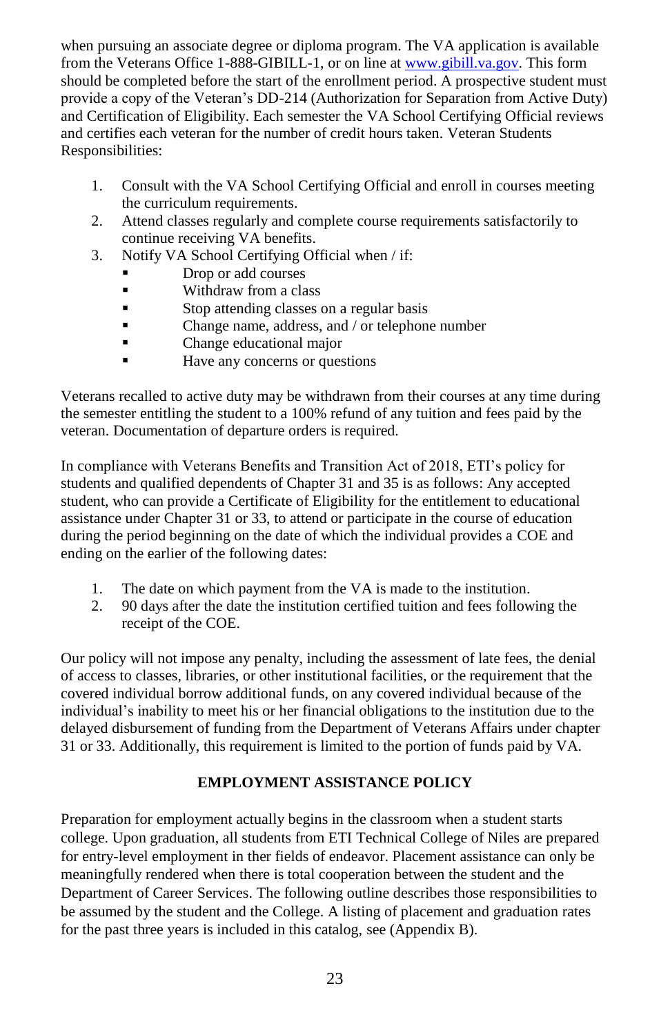when pursuing an associate degree or diploma program. The VA application is available from the Veterans Office 1-888-GIBILL-1, or on line at www.gibill.va.gov. This form should be completed before the start of the enrollment period. A prospective student must provide a copy of the Veteran's DD-214 (Authorization for Separation from Active Duty) and Certification of Eligibility. Each semester the VA School Certifying Official reviews and certifies each veteran for the number of credit hours taken. Veteran Students Responsibilities:

1. Consult with the VA School Certifying Official and enroll in courses meeting the curriculum requirements.
2. Attend classes regularly and complete course requirements satisfactorily to continue receiving VA benefits.
3. Notify VA School Certifying Official when / if:
   - Drop or add courses
   - Withdraw from a class
   - Stop attending classes on a regular basis
   - Change name, address, and / or telephone number
   - Change educational major
   - Have any concerns or questions

Veterans recalled to active duty may be withdrawn from their courses at any time during the semester entitling the student to a 100% refund of any tuition and fees paid by the veteran. Documentation of departure orders is required.

In compliance with Veterans Benefits and Transition Act of 2018, ETI's policy for students and qualified dependents of Chapter 31 and 35 is as follows: Any accepted student, who can provide a Certificate of Eligibility for the entitlement to educational assistance under Chapter 31 or 33, to attend or participate in the course of education during the period beginning on the date of which the individual provides a COE and ending on the earlier of the following dates:

1. The date on which payment from the VA is made to the institution.
2. 90 days after the date the institution certified tuition and fees following the receipt of the COE.

Our policy will not impose any penalty, including the assessment of late fees, the denial of access to classes, libraries, or other institutional facilities, or the requirement that the covered individual borrow additional funds, on any covered individual because of the individual's inability to meet his or her financial obligations to the institution due to the delayed disbursement of funding from the Department of Veterans Affairs under chapter 31 or 33. Additionally, this requirement is limited to the portion of funds paid by VA.

## EMPLOYMENT ASSISTANCE POLICY

Preparation for employment actually begins in the classroom when a student starts college. Upon graduation, all students from ETI Technical College of Niles are prepared for entry-level employment in ther fields of endeavor. Placement assistance can only be meaningfully rendered when there is total cooperation between the student and the Department of Career Services. The following outline describes those responsibilities to be assumed by the student and the College. A listing of placement and graduation rates for the past three years is included in this catalog, see (Appendix B).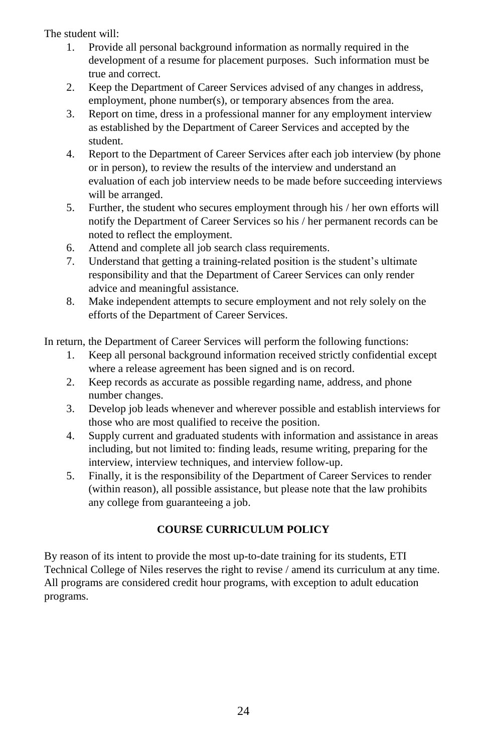The student will:

1. Provide all personal background information as normally required in the development of a resume for placement purposes. Such information must be true and correct.
2. Keep the Department of Career Services advised of any changes in address, employment, phone number(s), or temporary absences from the area.
3. Report on time, dress in a professional manner for any employment interview as established by the Department of Career Services and accepted by the student.
4. Report to the Department of Career Services after each job interview (by phone or in person), to review the results of the interview and understand an evaluation of each job interview needs to be made before succeeding interviews will be arranged.
5. Further, the student who secures employment through his / her own efforts will notify the Department of Career Services so his / her permanent records can be noted to reflect the employment.
6. Attend and complete all job search class requirements.
7. Understand that getting a training-related position is the student's ultimate responsibility and that the Department of Career Services can only render advice and meaningful assistance.
8. Make independent attempts to secure employment and not rely solely on the efforts of the Department of Career Services.

In return, the Department of Career Services will perform the following functions:

1. Keep all personal background information received strictly confidential except where a release agreement has been signed and is on record.
2. Keep records as accurate as possible regarding name, address, and phone number changes.
3. Develop job leads whenever and wherever possible and establish interviews for those who are most qualified to receive the position.
4. Supply current and graduated students with information and assistance in areas including, but not limited to: finding leads, resume writing, preparing for the interview, interview techniques, and interview follow-up.
5. Finally, it is the responsibility of the Department of Career Services to render (within reason), all possible assistance, but please note that the law prohibits any college from guaranteeing a job.

## COURSE CURRICULUM POLICY

By reason of its intent to provide the most up-to-date training for its students, ETI Technical College of Niles reserves the right to revise / amend its curriculum at any time. All programs are considered credit hour programs, with exception to adult education programs.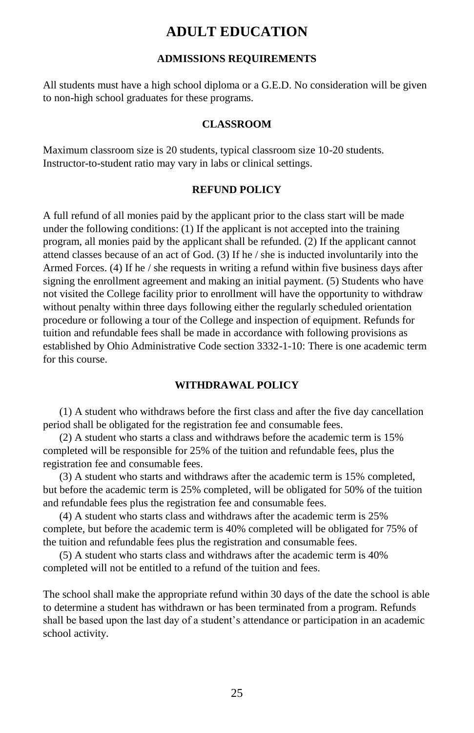# ADULT EDUCATION

## ADMISSIONS REQUIREMENTS

All students must have a high school diploma or a G.E.D. No consideration will be given to non-high school graduates for these programs.

## CLASSROOM

Maximum classroom size is 20 students, typical classroom size 10-20 students. Instructor-to-student ratio may vary in labs or clinical settings.

## REFUND POLICY

A full refund of all monies paid by the applicant prior to the class start will be made under the following conditions: (1) If the applicant is not accepted into the training program, all monies paid by the applicant shall be refunded. (2) If the applicant cannot attend classes because of an act of God. (3) If he / she is inducted involuntarily into the Armed Forces. (4) If he / she requests in writing a refund within five business days after signing the enrollment agreement and making an initial payment. (5) Students who have not visited the College facility prior to enrollment will have the opportunity to withdraw without penalty within three days following either the regularly scheduled orientation procedure or following a tour of the College and inspection of equipment. Refunds for tuition and refundable fees shall be made in accordance with following provisions as established by Ohio Administrative Code section 3332-1-10: There is one academic term for this course.

## WITHDRAWAL POLICY

(1) A student who withdraws before the first class and after the five day cancellation period shall be obligated for the registration fee and consumable fees.

(2) A student who starts a class and withdraws before the academic term is 15% completed will be responsible for 25% of the tuition and refundable fees, plus the registration fee and consumable fees.

(3) A student who starts and withdraws after the academic term is 15% completed, but before the academic term is 25% completed, will be obligated for 50% of the tuition and refundable fees plus the registration fee and consumable fees.

(4) A student who starts class and withdraws after the academic term is 25% complete, but before the academic term is 40% completed will be obligated for 75% of the tuition and refundable fees plus the registration and consumable fees.

(5) A student who starts class and withdraws after the academic term is 40% completed will not be entitled to a refund of the tuition and fees.

The school shall make the appropriate refund within 30 days of the date the school is able to determine a student has withdrawn or has been terminated from a program. Refunds shall be based upon the last day of a student's attendance or participation in an academic school activity.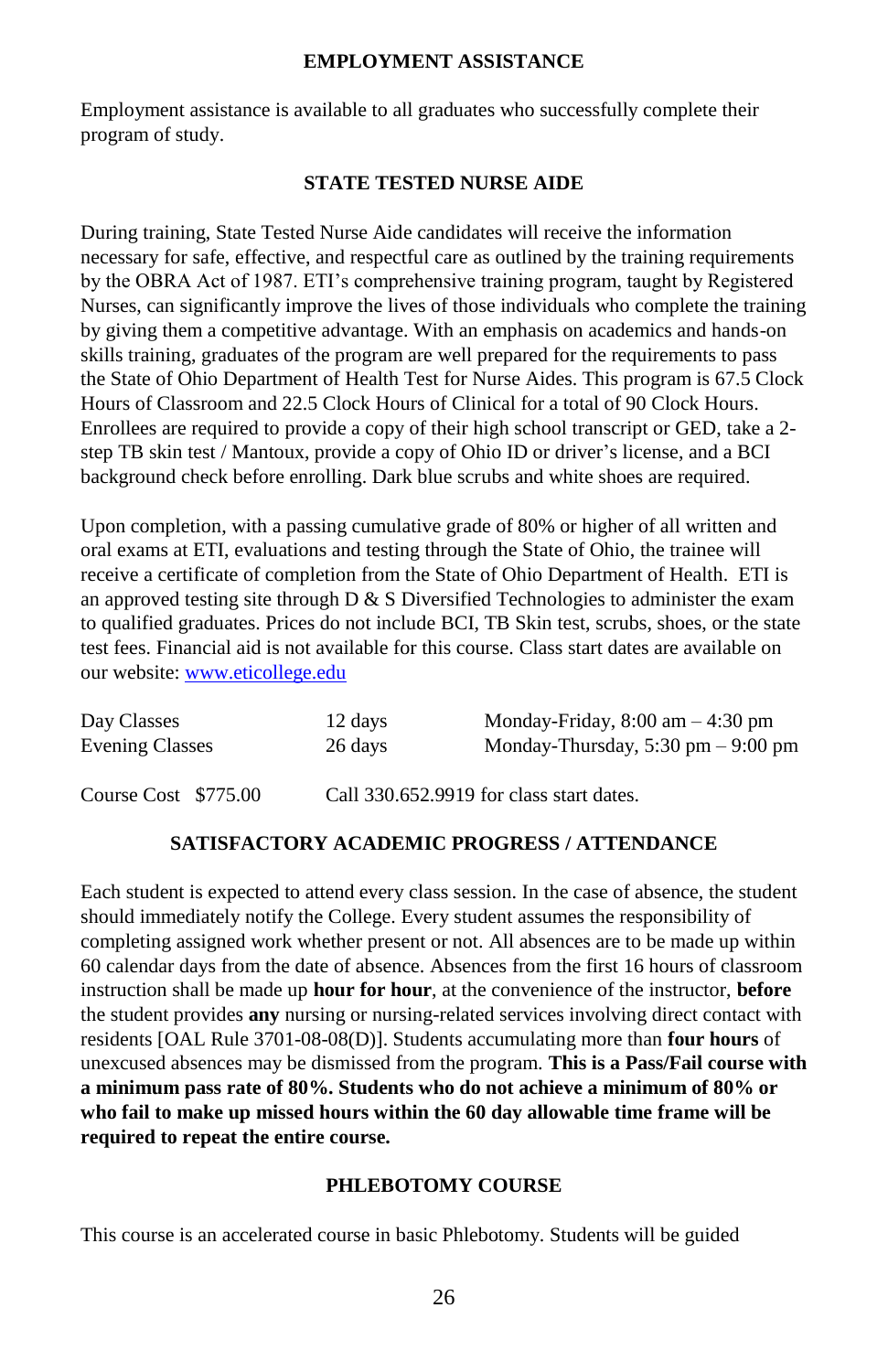## EMPLOYMENT ASSISTANCE

Employment assistance is available to all graduates who successfully complete their program of study.

## STATE TESTED NURSE AIDE

During training, State Tested Nurse Aide candidates will receive the information necessary for safe, effective, and respectful care as outlined by the training requirements by the OBRA Act of 1987. ETI's comprehensive training program, taught by Registered Nurses, can significantly improve the lives of those individuals who complete the training by giving them a competitive advantage. With an emphasis on academics and hands-on skills training, graduates of the program are well prepared for the requirements to pass the State of Ohio Department of Health Test for Nurse Aides. This program is 67.5 Clock Hours of Classroom and 22.5 Clock Hours of Clinical for a total of 90 Clock Hours. Enrollees are required to provide a copy of their high school transcript or GED, take a 2-step TB skin test / Mantoux, provide a copy of Ohio ID or driver's license, and a BCI background check before enrolling. Dark blue scrubs and white shoes are required.

Upon completion, with a passing cumulative grade of 80% or higher of all written and oral exams at ETI, evaluations and testing through the State of Ohio, the trainee will receive a certificate of completion from the State of Ohio Department of Health. ETI is an approved testing site through D & S Diversified Technologies to administer the exam to qualified graduates. Prices do not include BCI, TB Skin test, scrubs, shoes, or the state test fees. Financial aid is not available for this course. Class start dates are available on our website: www.eticollege.edu

| | | |
|---|---|---|
| Day Classes | 12 days | Monday-Friday, 8:00 am – 4:30 pm |
| Evening Classes | 26 days | Monday-Thursday, 5:30 pm – 9:00 pm |

Course Cost $775.00 Call 330.652.9919 for class start dates.

## SATISFACTORY ACADEMIC PROGRESS / ATTENDANCE

Each student is expected to attend every class session. In the case of absence, the student should immediately notify the College. Every student assumes the responsibility of completing assigned work whether present or not. All absences are to be made up within 60 calendar days from the date of absence. Absences from the first 16 hours of classroom instruction shall be made up **hour for hour**, at the convenience of the instructor, **before** the student provides **any** nursing or nursing-related services involving direct contact with residents [OAL Rule 3701-08-08(D)]. Students accumulating more than **four hours** of unexcused absences may be dismissed from the program. **This is a Pass/Fail course with a minimum pass rate of 80%. Students who do not achieve a minimum of 80% or who fail to make up missed hours within the 60 day allowable time frame will be required to repeat the entire course.**

## PHLEBOTOMY COURSE

This course is an accelerated course in basic Phlebotomy. Students will be guided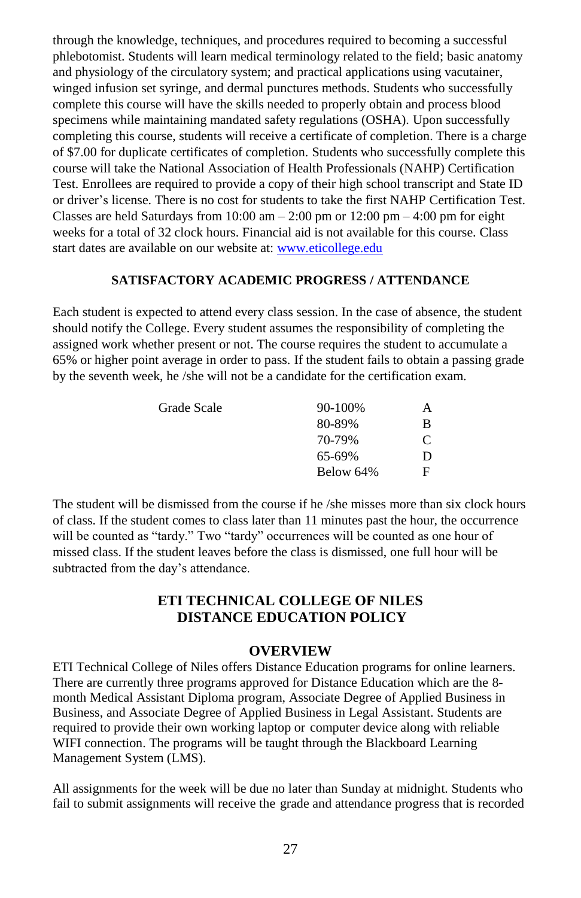through the knowledge, techniques, and procedures required to becoming a successful phlebotomist. Students will learn medical terminology related to the field; basic anatomy and physiology of the circulatory system; and practical applications using vacutainer, winged infusion set syringe, and dermal punctures methods. Students who successfully complete this course will have the skills needed to properly obtain and process blood specimens while maintaining mandated safety regulations (OSHA). Upon successfully completing this course, students will receive a certificate of completion. There is a charge of $7.00 for duplicate certificates of completion. Students who successfully complete this course will take the National Association of Health Professionals (NAHP) Certification Test. Enrollees are required to provide a copy of their high school transcript and State ID or driver's license. There is no cost for students to take the first NAHP Certification Test. Classes are held Saturdays from 10:00 am – 2:00 pm or 12:00 pm – 4:00 pm for eight weeks for a total of 32 clock hours. Financial aid is not available for this course. Class start dates are available on our website at: www.eticollege.edu

## SATISFACTORY ACADEMIC PROGRESS / ATTENDANCE

Each student is expected to attend every class session. In the case of absence, the student should notify the College. Every student assumes the responsibility of completing the assigned work whether present or not. The course requires the student to accumulate a 65% or higher point average in order to pass. If the student fails to obtain a passing grade by the seventh week, he /she will not be a candidate for the certification exam.

| Grade Scale | | |
|---|---|---|
| | 90-100% | A |
| | 80-89% | B |
| | 70-79% | C |
| | 65-69% | D |
| | Below 64% | F |

The student will be dismissed from the course if he /she misses more than six clock hours of class. If the student comes to class later than 11 minutes past the hour, the occurrence will be counted as "tardy." Two "tardy" occurrences will be counted as one hour of missed class. If the student leaves before the class is dismissed, one full hour will be subtracted from the day's attendance.

## ETI TECHNICAL COLLEGE OF NILES DISTANCE EDUCATION POLICY

### OVERVIEW

ETI Technical College of Niles offers Distance Education programs for online learners. There are currently three programs approved for Distance Education which are the 8-month Medical Assistant Diploma program, Associate Degree of Applied Business in Business, and Associate Degree of Applied Business in Legal Assistant. Students are required to provide their own working laptop or computer device along with reliable WIFI connection. The programs will be taught through the Blackboard Learning Management System (LMS).

All assignments for the week will be due no later than Sunday at midnight. Students who fail to submit assignments will receive the grade and attendance progress that is recorded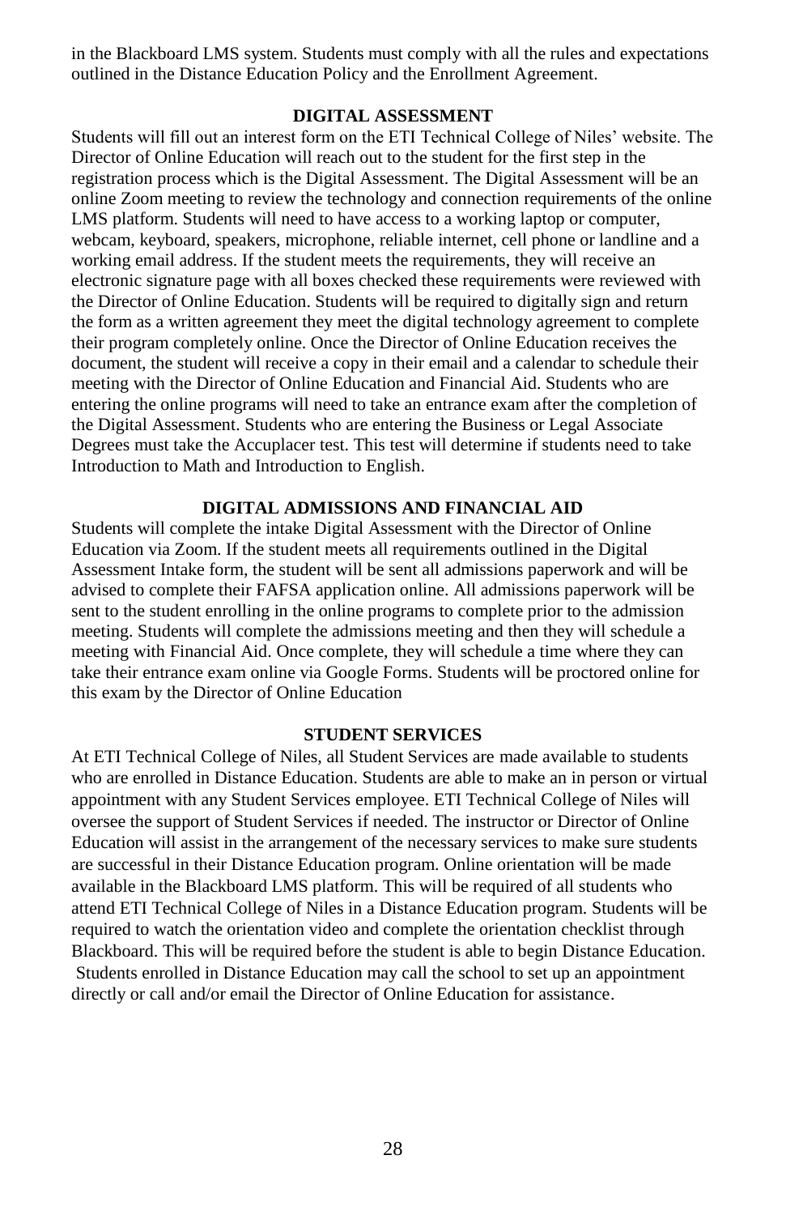in the Blackboard LMS system. Students must comply with all the rules and expectations outlined in the Distance Education Policy and the Enrollment Agreement.

## DIGITAL ASSESSMENT

Students will fill out an interest form on the ETI Technical College of Niles' website. The Director of Online Education will reach out to the student for the first step in the registration process which is the Digital Assessment. The Digital Assessment will be an online Zoom meeting to review the technology and connection requirements of the online LMS platform. Students will need to have access to a working laptop or computer, webcam, keyboard, speakers, microphone, reliable internet, cell phone or landline and a working email address. If the student meets the requirements, they will receive an electronic signature page with all boxes checked these requirements were reviewed with the Director of Online Education. Students will be required to digitally sign and return the form as a written agreement they meet the digital technology agreement to complete their program completely online. Once the Director of Online Education receives the document, the student will receive a copy in their email and a calendar to schedule their meeting with the Director of Online Education and Financial Aid. Students who are entering the online programs will need to take an entrance exam after the completion of the Digital Assessment. Students who are entering the Business or Legal Associate Degrees must take the Accuplacer test. This test will determine if students need to take Introduction to Math and Introduction to English.

## DIGITAL ADMISSIONS AND FINANCIAL AID

Students will complete the intake Digital Assessment with the Director of Online Education via Zoom. If the student meets all requirements outlined in the Digital Assessment Intake form, the student will be sent all admissions paperwork and will be advised to complete their FAFSA application online. All admissions paperwork will be sent to the student enrolling in the online programs to complete prior to the admission meeting. Students will complete the admissions meeting and then they will schedule a meeting with Financial Aid. Once complete, they will schedule a time where they can take their entrance exam online via Google Forms. Students will be proctored online for this exam by the Director of Online Education

## STUDENT SERVICES

At ETI Technical College of Niles, all Student Services are made available to students who are enrolled in Distance Education. Students are able to make an in person or virtual appointment with any Student Services employee. ETI Technical College of Niles will oversee the support of Student Services if needed. The instructor or Director of Online Education will assist in the arrangement of the necessary services to make sure students are successful in their Distance Education program. Online orientation will be made available in the Blackboard LMS platform. This will be required of all students who attend ETI Technical College of Niles in a Distance Education program. Students will be required to watch the orientation video and complete the orientation checklist through Blackboard. This will be required before the student is able to begin Distance Education. Students enrolled in Distance Education may call the school to set up an appointment directly or call and/or email the Director of Online Education for assistance.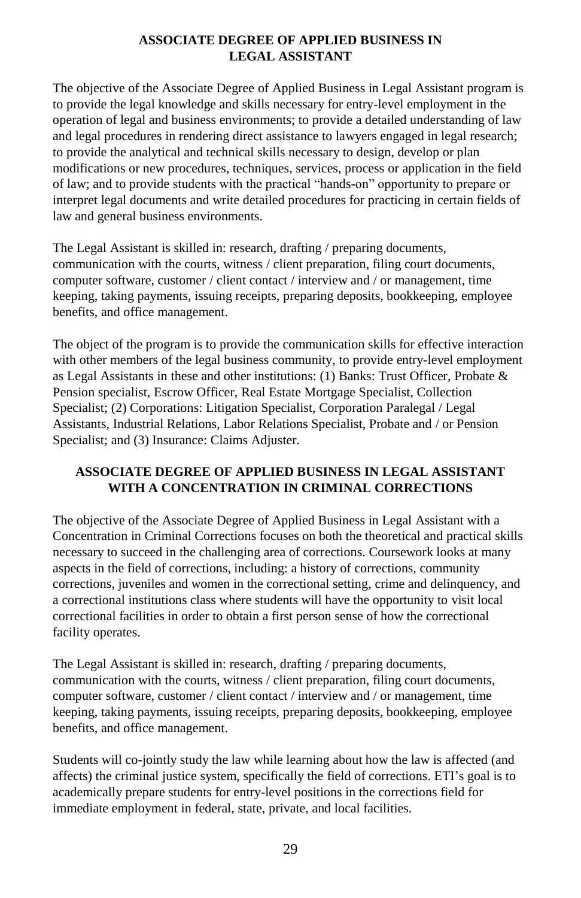## ASSOCIATE DEGREE OF APPLIED BUSINESS IN LEGAL ASSISTANT

The objective of the Associate Degree of Applied Business in Legal Assistant program is to provide the legal knowledge and skills necessary for entry-level employment in the operation of legal and business environments; to provide a detailed understanding of law and legal procedures in rendering direct assistance to lawyers engaged in legal research; to provide the analytical and technical skills necessary to design, develop or plan modifications or new procedures, techniques, services, process or application in the field of law; and to provide students with the practical "hands-on" opportunity to prepare or interpret legal documents and write detailed procedures for practicing in certain fields of law and general business environments.

The Legal Assistant is skilled in: research, drafting / preparing documents, communication with the courts, witness / client preparation, filing court documents, computer software, customer / client contact / interview and / or management, time keeping, taking payments, issuing receipts, preparing deposits, bookkeeping, employee benefits, and office management.

The object of the program is to provide the communication skills for effective interaction with other members of the legal business community, to provide entry-level employment as Legal Assistants in these and other institutions: (1) Banks: Trust Officer, Probate & Pension specialist, Escrow Officer, Real Estate Mortgage Specialist, Collection Specialist; (2) Corporations: Litigation Specialist, Corporation Paralegal / Legal Assistants, Industrial Relations, Labor Relations Specialist, Probate and / or Pension Specialist; and (3) Insurance: Claims Adjuster.

## ASSOCIATE DEGREE OF APPLIED BUSINESS IN LEGAL ASSISTANT WITH A CONCENTRATION IN CRIMINAL CORRECTIONS

The objective of the Associate Degree of Applied Business in Legal Assistant with a Concentration in Criminal Corrections focuses on both the theoretical and practical skills necessary to succeed in the challenging area of corrections. Coursework looks at many aspects in the field of corrections, including: a history of corrections, community corrections, juveniles and women in the correctional setting, crime and delinquency, and a correctional institutions class where students will have the opportunity to visit local correctional facilities in order to obtain a first person sense of how the correctional facility operates.

The Legal Assistant is skilled in: research, drafting / preparing documents, communication with the courts, witness / client preparation, filing court documents, computer software, customer / client contact / interview and / or management, time keeping, taking payments, issuing receipts, preparing deposits, bookkeeping, employee benefits, and office management.

Students will co-jointly study the law while learning about how the law is affected (and affects) the criminal justice system, specifically the field of corrections. ETI's goal is to academically prepare students for entry-level positions in the corrections field for immediate employment in federal, state, private, and local facilities.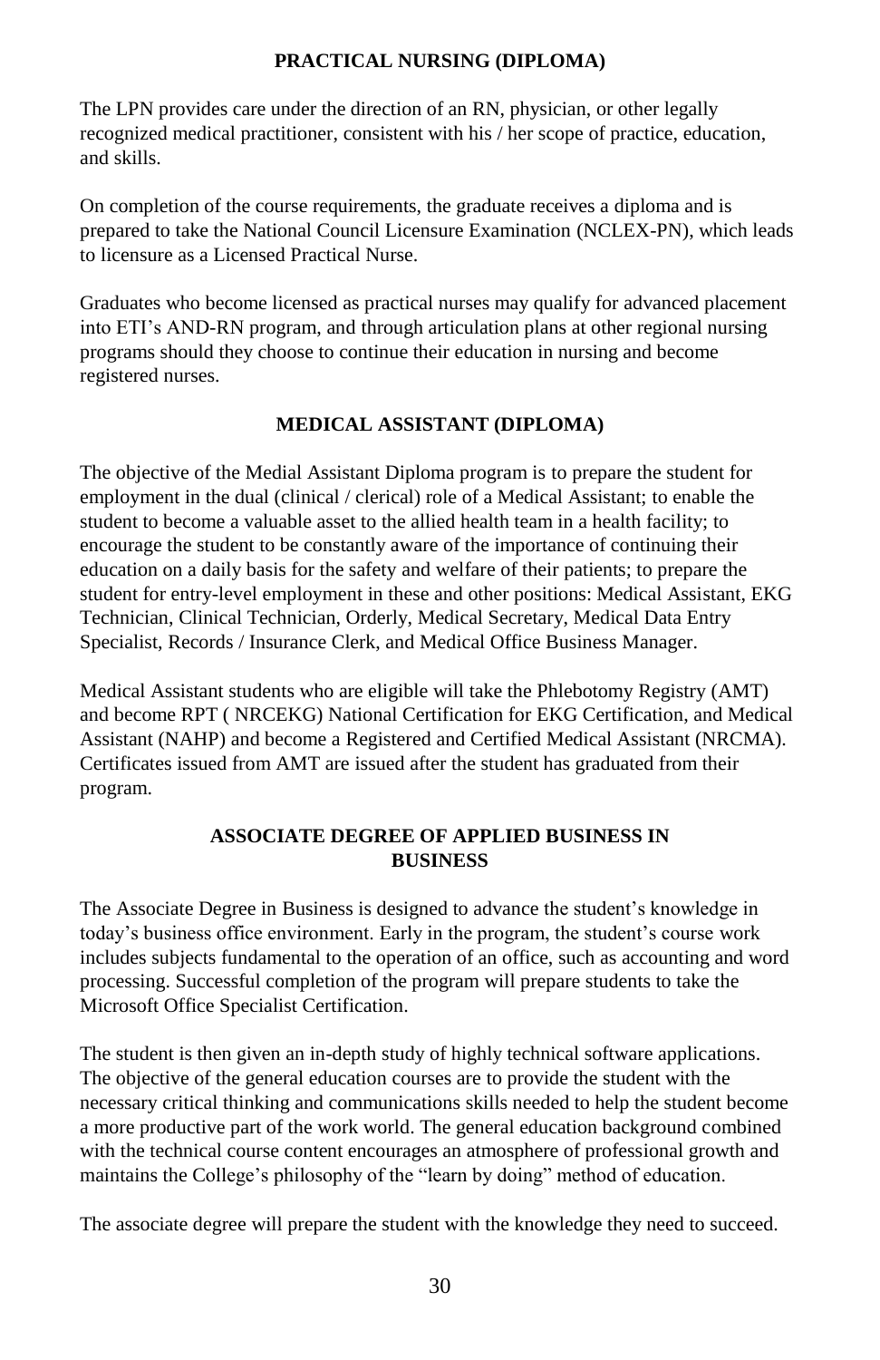## PRACTICAL NURSING (DIPLOMA)

The LPN provides care under the direction of an RN, physician, or other legally recognized medical practitioner, consistent with his / her scope of practice, education, and skills.

On completion of the course requirements, the graduate receives a diploma and is prepared to take the National Council Licensure Examination (NCLEX-PN), which leads to licensure as a Licensed Practical Nurse.

Graduates who become licensed as practical nurses may qualify for advanced placement into ETI's AND-RN program, and through articulation plans at other regional nursing programs should they choose to continue their education in nursing and become registered nurses.

## MEDICAL ASSISTANT (DIPLOMA)

The objective of the Medial Assistant Diploma program is to prepare the student for employment in the dual (clinical / clerical) role of a Medical Assistant; to enable the student to become a valuable asset to the allied health team in a health facility; to encourage the student to be constantly aware of the importance of continuing their education on a daily basis for the safety and welfare of their patients; to prepare the student for entry-level employment in these and other positions: Medical Assistant, EKG Technician, Clinical Technician, Orderly, Medical Secretary, Medical Data Entry Specialist, Records / Insurance Clerk, and Medical Office Business Manager.

Medical Assistant students who are eligible will take the Phlebotomy Registry (AMT) and become RPT ( NRCEKG) National Certification for EKG Certification, and Medical Assistant (NAHP) and become a Registered and Certified Medical Assistant (NRCMA). Certificates issued from AMT are issued after the student has graduated from their program.

## ASSOCIATE DEGREE OF APPLIED BUSINESS IN BUSINESS

The Associate Degree in Business is designed to advance the student's knowledge in today's business office environment. Early in the program, the student's course work includes subjects fundamental to the operation of an office, such as accounting and word processing. Successful completion of the program will prepare students to take the Microsoft Office Specialist Certification.

The student is then given an in-depth study of highly technical software applications. The objective of the general education courses are to provide the student with the necessary critical thinking and communications skills needed to help the student become a more productive part of the work world. The general education background combined with the technical course content encourages an atmosphere of professional growth and maintains the College's philosophy of the "learn by doing" method of education.

The associate degree will prepare the student with the knowledge they need to succeed.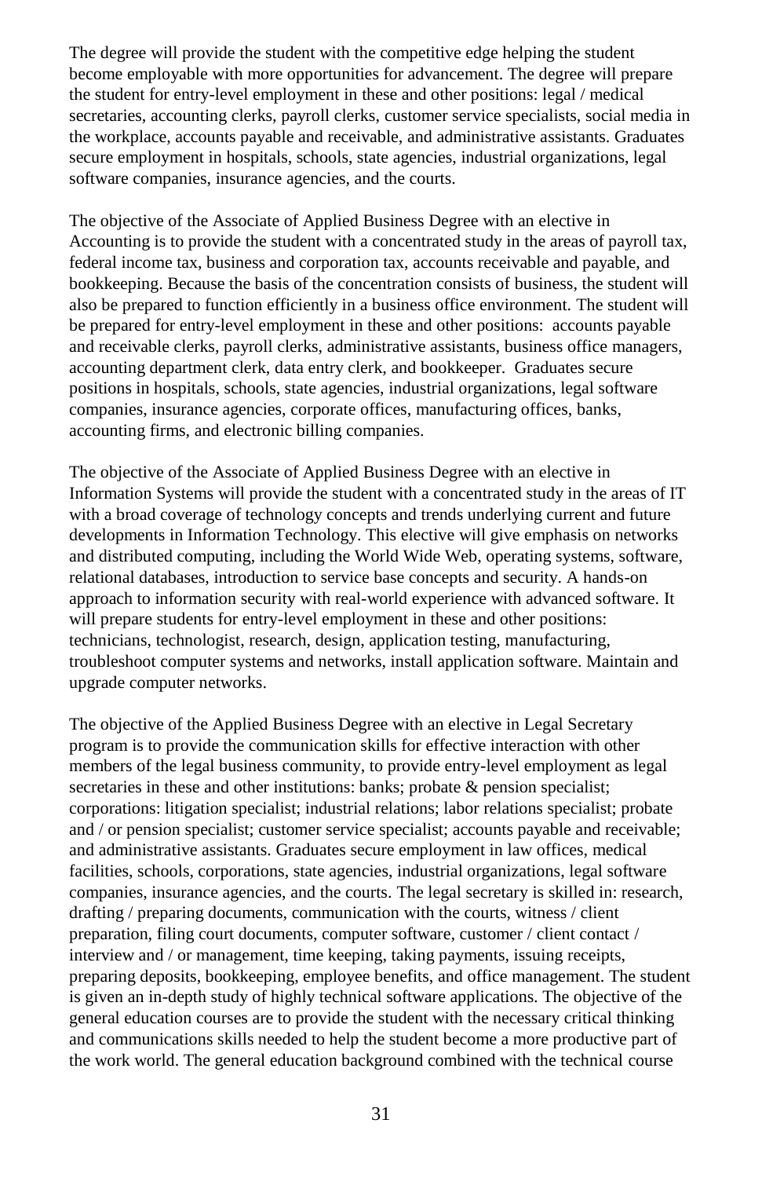The degree will provide the student with the competitive edge helping the student become employable with more opportunities for advancement. The degree will prepare the student for entry-level employment in these and other positions: legal / medical secretaries, accounting clerks, payroll clerks, customer service specialists, social media in the workplace, accounts payable and receivable, and administrative assistants. Graduates secure employment in hospitals, schools, state agencies, industrial organizations, legal software companies, insurance agencies, and the courts.

The objective of the Associate of Applied Business Degree with an elective in Accounting is to provide the student with a concentrated study in the areas of payroll tax, federal income tax, business and corporation tax, accounts receivable and payable, and bookkeeping. Because the basis of the concentration consists of business, the student will also be prepared to function efficiently in a business office environment. The student will be prepared for entry-level employment in these and other positions: accounts payable and receivable clerks, payroll clerks, administrative assistants, business office managers, accounting department clerk, data entry clerk, and bookkeeper. Graduates secure positions in hospitals, schools, state agencies, industrial organizations, legal software companies, insurance agencies, corporate offices, manufacturing offices, banks, accounting firms, and electronic billing companies.

The objective of the Associate of Applied Business Degree with an elective in Information Systems will provide the student with a concentrated study in the areas of IT with a broad coverage of technology concepts and trends underlying current and future developments in Information Technology. This elective will give emphasis on networks and distributed computing, including the World Wide Web, operating systems, software, relational databases, introduction to service base concepts and security. A hands-on approach to information security with real-world experience with advanced software. It will prepare students for entry-level employment in these and other positions: technicians, technologist, research, design, application testing, manufacturing, troubleshoot computer systems and networks, install application software. Maintain and upgrade computer networks.

The objective of the Applied Business Degree with an elective in Legal Secretary program is to provide the communication skills for effective interaction with other members of the legal business community, to provide entry-level employment as legal secretaries in these and other institutions: banks; probate & pension specialist; corporations: litigation specialist; industrial relations; labor relations specialist; probate and / or pension specialist; customer service specialist; accounts payable and receivable; and administrative assistants. Graduates secure employment in law offices, medical facilities, schools, corporations, state agencies, industrial organizations, legal software companies, insurance agencies, and the courts. The legal secretary is skilled in: research, drafting / preparing documents, communication with the courts, witness / client preparation, filing court documents, computer software, customer / client contact / interview and / or management, time keeping, taking payments, issuing receipts, preparing deposits, bookkeeping, employee benefits, and office management. The student is given an in-depth study of highly technical software applications. The objective of the general education courses are to provide the student with the necessary critical thinking and communications skills needed to help the student become a more productive part of the work world. The general education background combined with the technical course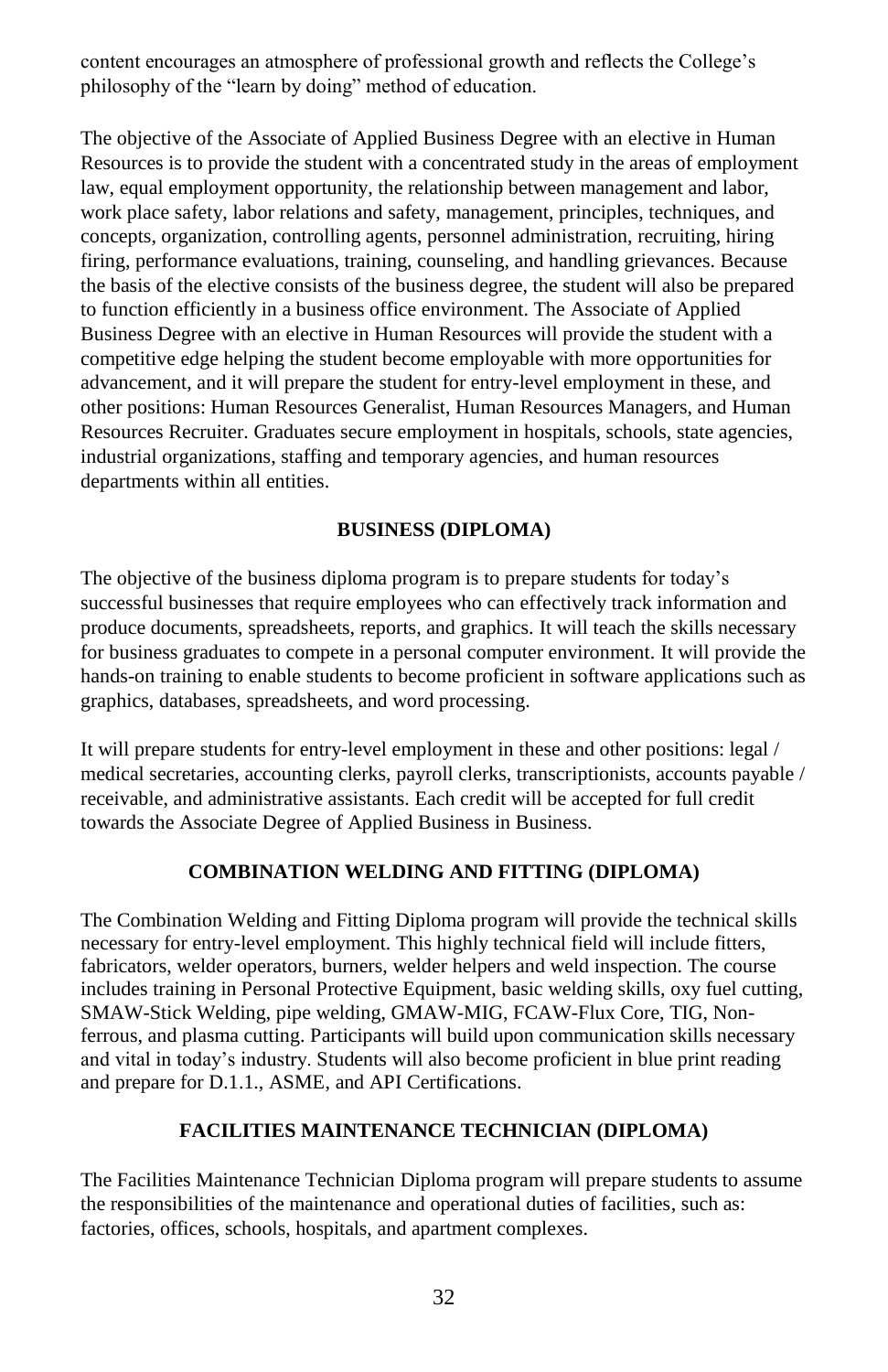content encourages an atmosphere of professional growth and reflects the College's philosophy of the "learn by doing" method of education.

The objective of the Associate of Applied Business Degree with an elective in Human Resources is to provide the student with a concentrated study in the areas of employment law, equal employment opportunity, the relationship between management and labor, work place safety, labor relations and safety, management, principles, techniques, and concepts, organization, controlling agents, personnel administration, recruiting, hiring firing, performance evaluations, training, counseling, and handling grievances. Because the basis of the elective consists of the business degree, the student will also be prepared to function efficiently in a business office environment. The Associate of Applied Business Degree with an elective in Human Resources will provide the student with a competitive edge helping the student become employable with more opportunities for advancement, and it will prepare the student for entry-level employment in these, and other positions: Human Resources Generalist, Human Resources Managers, and Human Resources Recruiter. Graduates secure employment in hospitals, schools, state agencies, industrial organizations, staffing and temporary agencies, and human resources departments within all entities.

## BUSINESS (DIPLOMA)

The objective of the business diploma program is to prepare students for today's successful businesses that require employees who can effectively track information and produce documents, spreadsheets, reports, and graphics. It will teach the skills necessary for business graduates to compete in a personal computer environment. It will provide the hands-on training to enable students to become proficient in software applications such as graphics, databases, spreadsheets, and word processing.

It will prepare students for entry-level employment in these and other positions: legal / medical secretaries, accounting clerks, payroll clerks, transcriptionists, accounts payable / receivable, and administrative assistants. Each credit will be accepted for full credit towards the Associate Degree of Applied Business in Business.

## COMBINATION WELDING AND FITTING (DIPLOMA)

The Combination Welding and Fitting Diploma program will provide the technical skills necessary for entry-level employment. This highly technical field will include fitters, fabricators, welder operators, burners, welder helpers and weld inspection. The course includes training in Personal Protective Equipment, basic welding skills, oxy fuel cutting, SMAW-Stick Welding, pipe welding, GMAW-MIG, FCAW-Flux Core, TIG, Non-ferrous, and plasma cutting. Participants will build upon communication skills necessary and vital in today's industry. Students will also become proficient in blue print reading and prepare for D.1.1., ASME, and API Certifications.

## FACILITIES MAINTENANCE TECHNICIAN (DIPLOMA)

The Facilities Maintenance Technician Diploma program will prepare students to assume the responsibilities of the maintenance and operational duties of facilities, such as: factories, offices, schools, hospitals, and apartment complexes.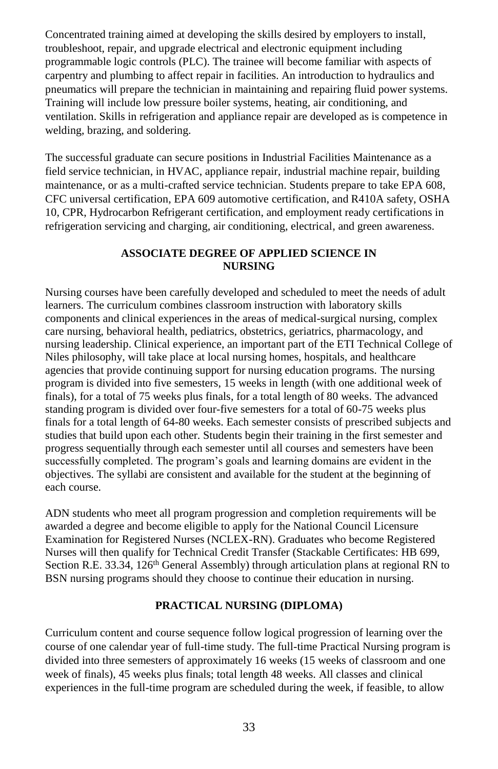Concentrated training aimed at developing the skills desired by employers to install, troubleshoot, repair, and upgrade electrical and electronic equipment including programmable logic controls (PLC). The trainee will become familiar with aspects of carpentry and plumbing to affect repair in facilities. An introduction to hydraulics and pneumatics will prepare the technician in maintaining and repairing fluid power systems. Training will include low pressure boiler systems, heating, air conditioning, and ventilation. Skills in refrigeration and appliance repair are developed as is competence in welding, brazing, and soldering.

The successful graduate can secure positions in Industrial Facilities Maintenance as a field service technician, in HVAC, appliance repair, industrial machine repair, building maintenance, or as a multi-crafted service technician. Students prepare to take EPA 608, CFC universal certification, EPA 609 automotive certification, and R410A safety, OSHA 10, CPR, Hydrocarbon Refrigerant certification, and employment ready certifications in refrigeration servicing and charging, air conditioning, electrical, and green awareness.

## ASSOCIATE DEGREE OF APPLIED SCIENCE IN NURSING

Nursing courses have been carefully developed and scheduled to meet the needs of adult learners. The curriculum combines classroom instruction with laboratory skills components and clinical experiences in the areas of medical-surgical nursing, complex care nursing, behavioral health, pediatrics, obstetrics, geriatrics, pharmacology, and nursing leadership. Clinical experience, an important part of the ETI Technical College of Niles philosophy, will take place at local nursing homes, hospitals, and healthcare agencies that provide continuing support for nursing education programs. The nursing program is divided into five semesters, 15 weeks in length (with one additional week of finals), for a total of 75 weeks plus finals, for a total length of 80 weeks. The advanced standing program is divided over four-five semesters for a total of 60-75 weeks plus finals for a total length of 64-80 weeks. Each semester consists of prescribed subjects and studies that build upon each other. Students begin their training in the first semester and progress sequentially through each semester until all courses and semesters have been successfully completed. The program's goals and learning domains are evident in the objectives. The syllabi are consistent and available for the student at the beginning of each course.

ADN students who meet all program progression and completion requirements will be awarded a degree and become eligible to apply for the National Council Licensure Examination for Registered Nurses (NCLEX-RN). Graduates who become Registered Nurses will then qualify for Technical Credit Transfer (Stackable Certificates: HB 699, Section R.E. 33.34, 126th General Assembly) through articulation plans at regional RN to BSN nursing programs should they choose to continue their education in nursing.

## PRACTICAL NURSING (DIPLOMA)

Curriculum content and course sequence follow logical progression of learning over the course of one calendar year of full-time study. The full-time Practical Nursing program is divided into three semesters of approximately 16 weeks (15 weeks of classroom and one week of finals), 45 weeks plus finals; total length 48 weeks. All classes and clinical experiences in the full-time program are scheduled during the week, if feasible, to allow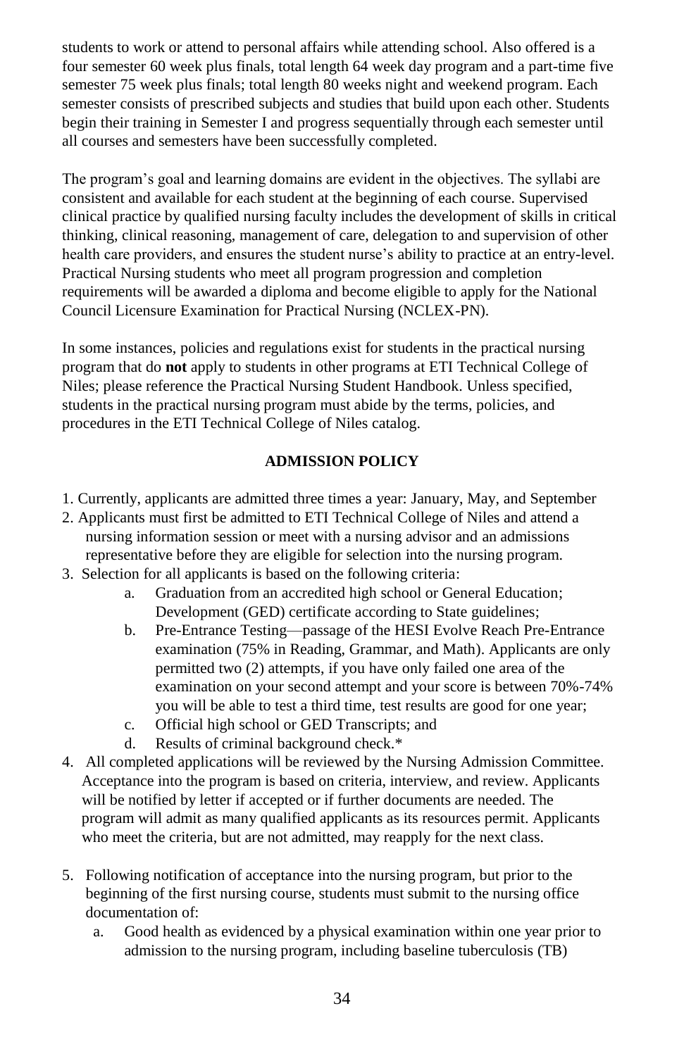students to work or attend to personal affairs while attending school. Also offered is a four semester 60 week plus finals, total length 64 week day program and a part-time five semester 75 week plus finals; total length 80 weeks night and weekend program. Each semester consists of prescribed subjects and studies that build upon each other. Students begin their training in Semester I and progress sequentially through each semester until all courses and semesters have been successfully completed.

The program's goal and learning domains are evident in the objectives. The syllabi are consistent and available for each student at the beginning of each course. Supervised clinical practice by qualified nursing faculty includes the development of skills in critical thinking, clinical reasoning, management of care, delegation to and supervision of other health care providers, and ensures the student nurse's ability to practice at an entry-level. Practical Nursing students who meet all program progression and completion requirements will be awarded a diploma and become eligible to apply for the National Council Licensure Examination for Practical Nursing (NCLEX-PN).

In some instances, policies and regulations exist for students in the practical nursing program that do **not** apply to students in other programs at ETI Technical College of Niles; please reference the Practical Nursing Student Handbook. Unless specified, students in the practical nursing program must abide by the terms, policies, and procedures in the ETI Technical College of Niles catalog.

## ADMISSION POLICY

1. Currently, applicants are admitted three times a year: January, May, and September
2. Applicants must first be admitted to ETI Technical College of Niles and attend a nursing information session or meet with a nursing advisor and an admissions representative before they are eligible for selection into the nursing program.
3. Selection for all applicants is based on the following criteria:
   a. Graduation from an accredited high school or General Education; Development (GED) certificate according to State guidelines;
   b. Pre-Entrance Testing—passage of the HESI Evolve Reach Pre-Entrance examination (75% in Reading, Grammar, and Math). Applicants are only permitted two (2) attempts, if you have only failed one area of the examination on your second attempt and your score is between 70%-74% you will be able to test a third time, test results are good for one year;
   c. Official high school or GED Transcripts; and
   d. Results of criminal background check.*
4. All completed applications will be reviewed by the Nursing Admission Committee. Acceptance into the program is based on criteria, interview, and review. Applicants will be notified by letter if accepted or if further documents are needed. The program will admit as many qualified applicants as its resources permit. Applicants who meet the criteria, but are not admitted, may reapply for the next class.

5. Following notification of acceptance into the nursing program, but prior to the beginning of the first nursing course, students must submit to the nursing office documentation of:
   a. Good health as evidenced by a physical examination within one year prior to admission to the nursing program, including baseline tuberculosis (TB)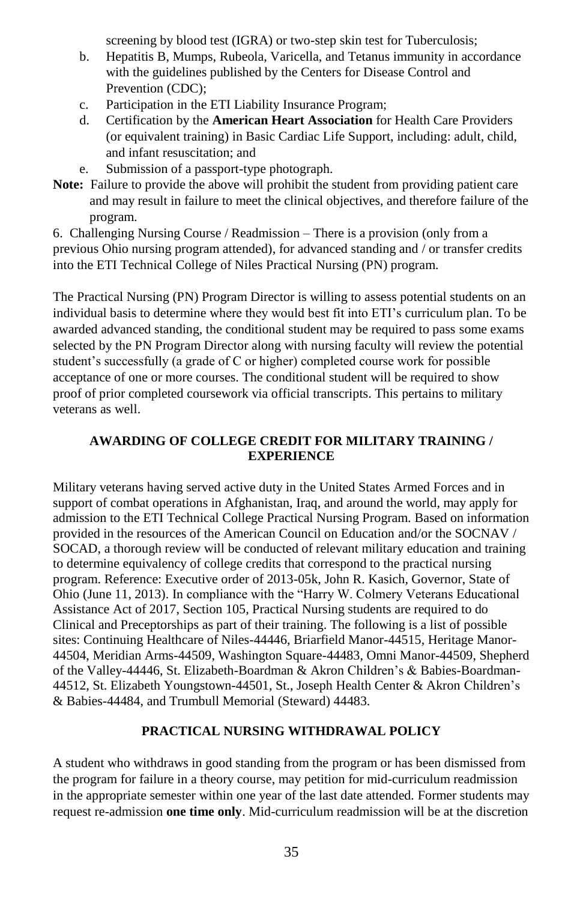screening by blood test (IGRA) or two-step skin test for Tuberculosis;

b. Hepatitis B, Mumps, Rubeola, Varicella, and Tetanus immunity in accordance with the guidelines published by the Centers for Disease Control and Prevention (CDC);
c. Participation in the ETI Liability Insurance Program;
d. Certification by the **American Heart Association** for Health Care Providers (or equivalent training) in Basic Cardiac Life Support, including: adult, child, and infant resuscitation; and
e. Submission of a passport-type photograph.

**Note:** Failure to provide the above will prohibit the student from providing patient care and may result in failure to meet the clinical objectives, and therefore failure of the program.

6. Challenging Nursing Course / Readmission – There is a provision (only from a previous Ohio nursing program attended), for advanced standing and / or transfer credits into the ETI Technical College of Niles Practical Nursing (PN) program.

The Practical Nursing (PN) Program Director is willing to assess potential students on an individual basis to determine where they would best fit into ETI's curriculum plan. To be awarded advanced standing, the conditional student may be required to pass some exams selected by the PN Program Director along with nursing faculty will review the potential student's successfully (a grade of C or higher) completed course work for possible acceptance of one or more courses. The conditional student will be required to show proof of prior completed coursework via official transcripts. This pertains to military veterans as well.

## AWARDING OF COLLEGE CREDIT FOR MILITARY TRAINING / EXPERIENCE

Military veterans having served active duty in the United States Armed Forces and in support of combat operations in Afghanistan, Iraq, and around the world, may apply for admission to the ETI Technical College Practical Nursing Program. Based on information provided in the resources of the American Council on Education and/or the SOCNAV / SOCAD, a thorough review will be conducted of relevant military education and training to determine equivalency of college credits that correspond to the practical nursing program. Reference: Executive order of 2013-05k, John R. Kasich, Governor, State of Ohio (June 11, 2013). In compliance with the "Harry W. Colmery Veterans Educational Assistance Act of 2017, Section 105, Practical Nursing students are required to do Clinical and Preceptorships as part of their training. The following is a list of possible sites: Continuing Healthcare of Niles-44446, Briarfield Manor-44515, Heritage Manor-44504, Meridian Arms-44509, Washington Square-44483, Omni Manor-44509, Shepherd of the Valley-44446, St. Elizabeth-Boardman & Akron Children's & Babies-Boardman-44512, St. Elizabeth Youngstown-44501, St., Joseph Health Center & Akron Children's & Babies-44484, and Trumbull Memorial (Steward) 44483.

## PRACTICAL NURSING WITHDRAWAL POLICY

A student who withdraws in good standing from the program or has been dismissed from the program for failure in a theory course, may petition for mid-curriculum readmission in the appropriate semester within one year of the last date attended. Former students may request re-admission **one time only**. Mid-curriculum readmission will be at the discretion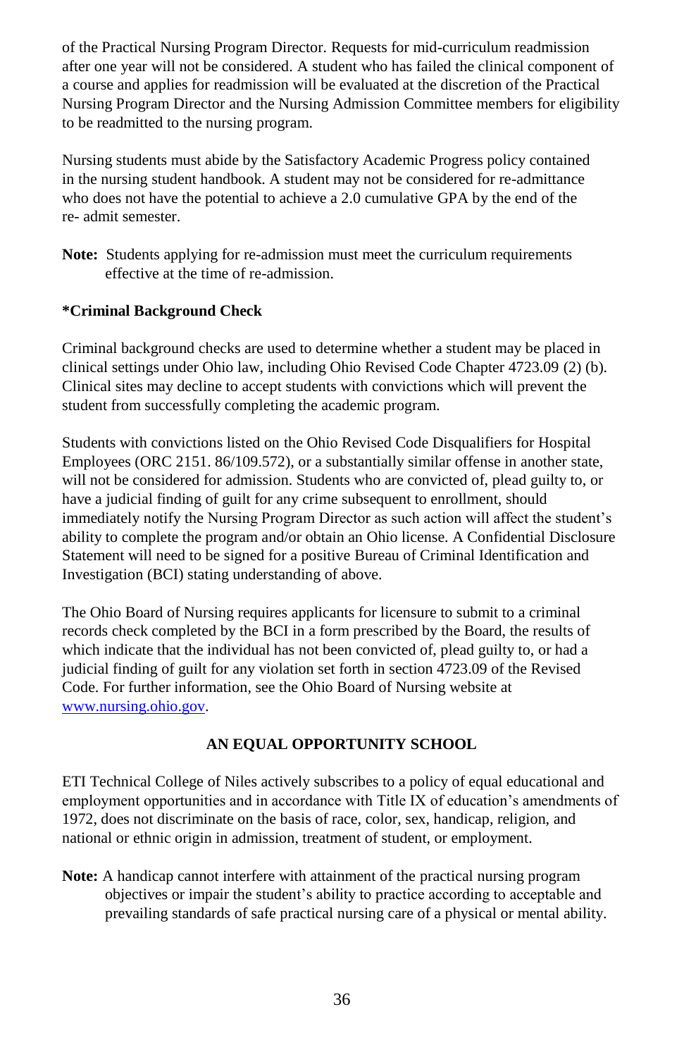of the Practical Nursing Program Director. Requests for mid-curriculum readmission after one year will not be considered. A student who has failed the clinical component of a course and applies for readmission will be evaluated at the discretion of the Practical Nursing Program Director and the Nursing Admission Committee members for eligibility to be readmitted to the nursing program.

Nursing students must abide by the Satisfactory Academic Progress policy contained in the nursing student handbook. A student may not be considered for re-admittance who does not have the potential to achieve a 2.0 cumulative GPA by the end of the re- admit semester.

**Note:** Students applying for re-admission must meet the curriculum requirements effective at the time of re-admission.

**\*Criminal Background Check**

Criminal background checks are used to determine whether a student may be placed in clinical settings under Ohio law, including Ohio Revised Code Chapter 4723.09 (2) (b). Clinical sites may decline to accept students with convictions which will prevent the student from successfully completing the academic program.

Students with convictions listed on the Ohio Revised Code Disqualifiers for Hospital Employees (ORC 2151. 86/109.572), or a substantially similar offense in another state, will not be considered for admission. Students who are convicted of, plead guilty to, or have a judicial finding of guilt for any crime subsequent to enrollment, should immediately notify the Nursing Program Director as such action will affect the student's ability to complete the program and/or obtain an Ohio license. A Confidential Disclosure Statement will need to be signed for a positive Bureau of Criminal Identification and Investigation (BCI) stating understanding of above.

The Ohio Board of Nursing requires applicants for licensure to submit to a criminal records check completed by the BCI in a form prescribed by the Board, the results of which indicate that the individual has not been convicted of, plead guilty to, or had a judicial finding of guilt for any violation set forth in section 4723.09 of the Revised Code. For further information, see the Ohio Board of Nursing website at [www.nursing.ohio.gov](http://www.nursing.ohio.gov).

**AN EQUAL OPPORTUNITY SCHOOL**

ETI Technical College of Niles actively subscribes to a policy of equal educational and employment opportunities and in accordance with Title IX of education's amendments of 1972, does not discriminate on the basis of race, color, sex, handicap, religion, and national or ethnic origin in admission, treatment of student, or employment.

**Note:** A handicap cannot interfere with attainment of the practical nursing program objectives or impair the student's ability to practice according to acceptable and prevailing standards of safe practical nursing care of a physical or mental ability.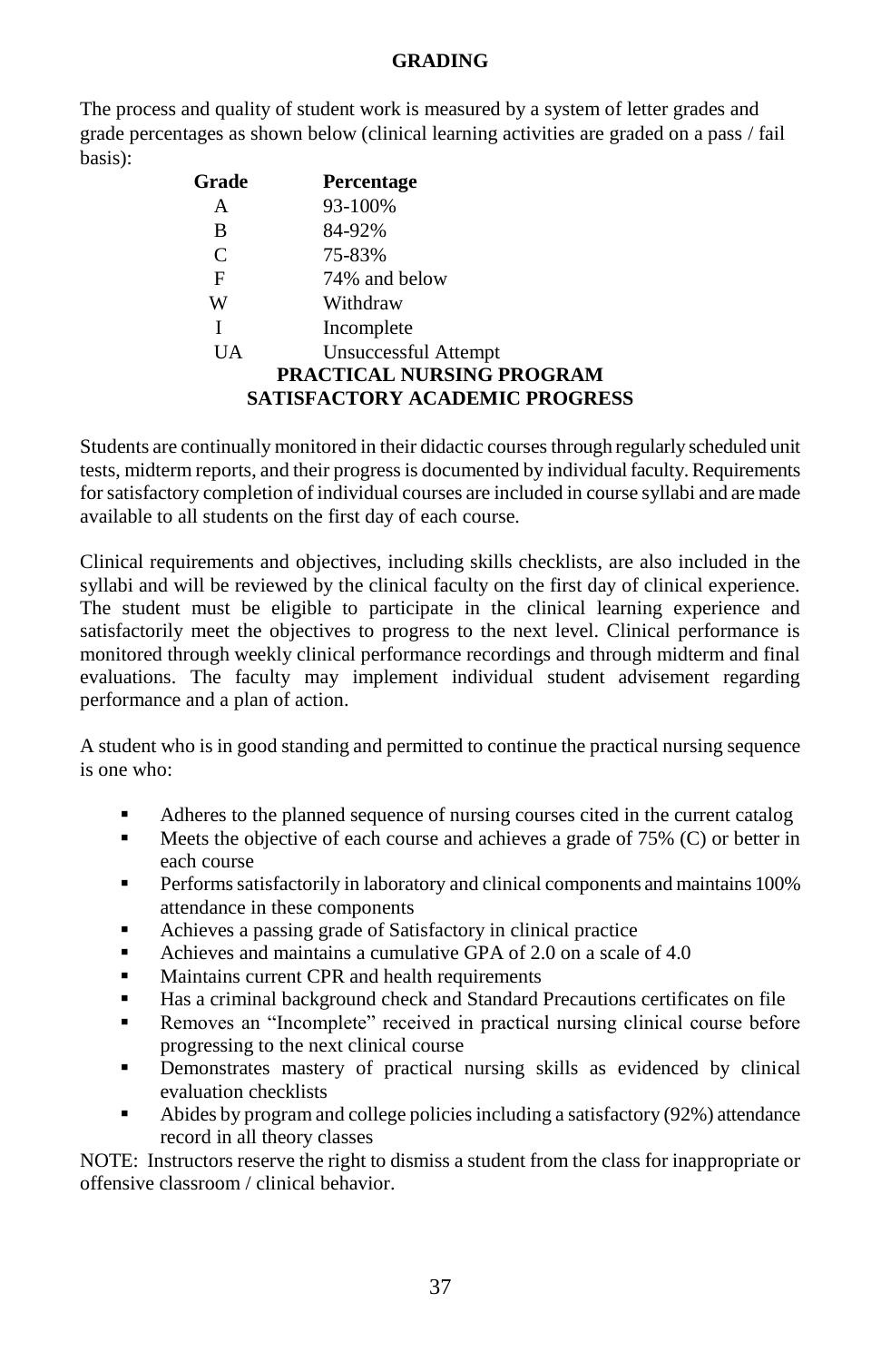## GRADING

The process and quality of student work is measured by a system of letter grades and grade percentages as shown below (clinical learning activities are graded on a pass / fail basis):

| Grade | Percentage |
|---|---|
| A | 93-100% |
| B | 84-92% |
| C | 75-83% |
| F | 74% and below |
| W | Withdraw |
| I | Incomplete |
| UA | Unsuccessful Attempt |

## PRACTICAL NURSING PROGRAM SATISFACTORY ACADEMIC PROGRESS

Students are continually monitored in their didactic courses through regularly scheduled unit tests, midterm reports, and their progress is documented by individual faculty. Requirements for satisfactory completion of individual courses are included in course syllabi and are made available to all students on the first day of each course.

Clinical requirements and objectives, including skills checklists, are also included in the syllabi and will be reviewed by the clinical faculty on the first day of clinical experience. The student must be eligible to participate in the clinical learning experience and satisfactorily meet the objectives to progress to the next level. Clinical performance is monitored through weekly clinical performance recordings and through midterm and final evaluations. The faculty may implement individual student advisement regarding performance and a plan of action.

A student who is in good standing and permitted to continue the practical nursing sequence is one who:

- Adheres to the planned sequence of nursing courses cited in the current catalog
- Meets the objective of each course and achieves a grade of 75% (C) or better in each course
- Performs satisfactorily in laboratory and clinical components and maintains 100% attendance in these components
- Achieves a passing grade of Satisfactory in clinical practice
- Achieves and maintains a cumulative GPA of 2.0 on a scale of 4.0
- Maintains current CPR and health requirements
- Has a criminal background check and Standard Precautions certificates on file
- Removes an "Incomplete" received in practical nursing clinical course before progressing to the next clinical course
- Demonstrates mastery of practical nursing skills as evidenced by clinical evaluation checklists
- Abides by program and college policies including a satisfactory (92%) attendance record in all theory classes

NOTE: Instructors reserve the right to dismiss a student from the class for inappropriate or offensive classroom / clinical behavior.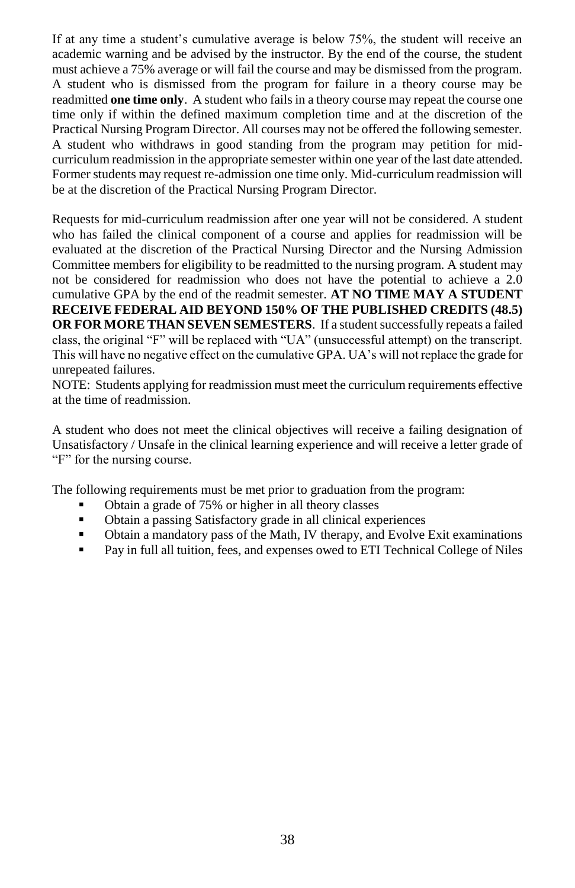If at any time a student's cumulative average is below 75%, the student will receive an academic warning and be advised by the instructor. By the end of the course, the student must achieve a 75% average or will fail the course and may be dismissed from the program. A student who is dismissed from the program for failure in a theory course may be readmitted **one time only**. A student who fails in a theory course may repeat the course one time only if within the defined maximum completion time and at the discretion of the Practical Nursing Program Director. All courses may not be offered the following semester. A student who withdraws in good standing from the program may petition for mid-curriculum readmission in the appropriate semester within one year of the last date attended. Former students may request re-admission one time only. Mid-curriculum readmission will be at the discretion of the Practical Nursing Program Director.

Requests for mid-curriculum readmission after one year will not be considered. A student who has failed the clinical component of a course and applies for readmission will be evaluated at the discretion of the Practical Nursing Director and the Nursing Admission Committee members for eligibility to be readmitted to the nursing program. A student may not be considered for readmission who does not have the potential to achieve a 2.0 cumulative GPA by the end of the readmit semester. **AT NO TIME MAY A STUDENT RECEIVE FEDERAL AID BEYOND 150% OF THE PUBLISHED CREDITS (48.5) OR FOR MORE THAN SEVEN SEMESTERS**. If a student successfully repeats a failed class, the original "F" will be replaced with "UA" (unsuccessful attempt) on the transcript. This will have no negative effect on the cumulative GPA. UA's will not replace the grade for unrepeated failures.
NOTE: Students applying for readmission must meet the curriculum requirements effective at the time of readmission.

A student who does not meet the clinical objectives will receive a failing designation of Unsatisfactory / Unsafe in the clinical learning experience and will receive a letter grade of "F" for the nursing course.

The following requirements must be met prior to graduation from the program:

- Obtain a grade of 75% or higher in all theory classes
- Obtain a passing Satisfactory grade in all clinical experiences
- Obtain a mandatory pass of the Math, IV therapy, and Evolve Exit examinations
- Pay in full all tuition, fees, and expenses owed to ETI Technical College of Niles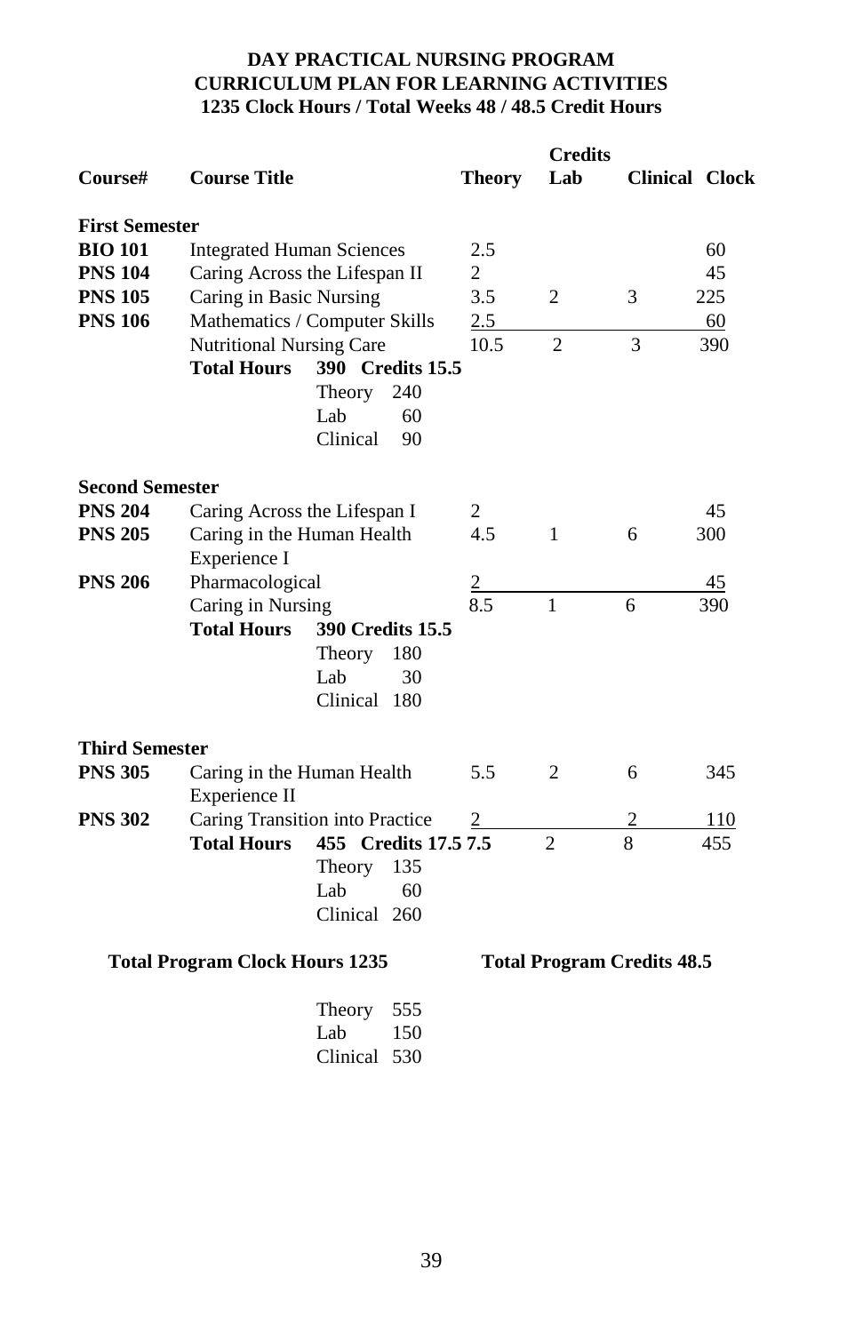**DAY PRACTICAL NURSING PROGRAM**
**CURRICULUM PLAN FOR LEARNING ACTIVITIES**
**1235 Clock Hours / Total Weeks 48 / 48.5 Credit Hours**

| Course# | Course Title | Credits Theory | Credits Lab | Credits Clinical | Clock |
|---|---|---|---|---|---|
| **First Semester** | | | | | |
| **BIO 101** | Integrated Human Sciences | 2.5 | | | 60 |
| **PNS 104** | Caring Across the Lifespan II | 2 | | | 45 |
| **PNS 105** | Caring in Basic Nursing | 3.5 | 2 | 3 | 225 |
| **PNS 106** | Mathematics / Computer Skills | 2.5 | | | 60 |
| | Nutritional Nursing Care | 10.5 | 2 | 3 | 390 |
| | **Total Hours** 390 **Credits 15.5** | | | | |
| | Theory 240 | | | | |
| | Lab 60 | | | | |
| | Clinical 90 | | | | |
| **Second Semester** | | | | | |
| **PNS 204** | Caring Across the Lifespan I | 2 | | | 45 |
| **PNS 205** | Caring in the Human Health Experience I | 4.5 | 1 | 6 | 300 |
| **PNS 206** | Pharmacological Caring in Nursing | 2 | | | 45 |
| | | 8.5 | 1 | 6 | 390 |
| | **Total Hours** **390 Credits 15.5** | | | | |
| | Theory 180 | | | | |
| | Lab 30 | | | | |
| | Clinical 180 | | | | |
| **Third Semester** | | | | | |
| **PNS 305** | Caring in the Human Health Experience II | 5.5 | 2 | 6 | 345 |
| **PNS 302** | Caring Transition into Practice | 2 | | 2 | 110 |
| | **Total Hours** 455 **Credits 17.5** | 7.5 | 2 | 8 | 455 |
| | Theory 135 | | | | |
| | Lab 60 | | | | |
| | Clinical 260 | | | | |

**Total Program Clock Hours 1235**

**Total Program Credits 48.5**

Theory 555
Lab 150
Clinical 530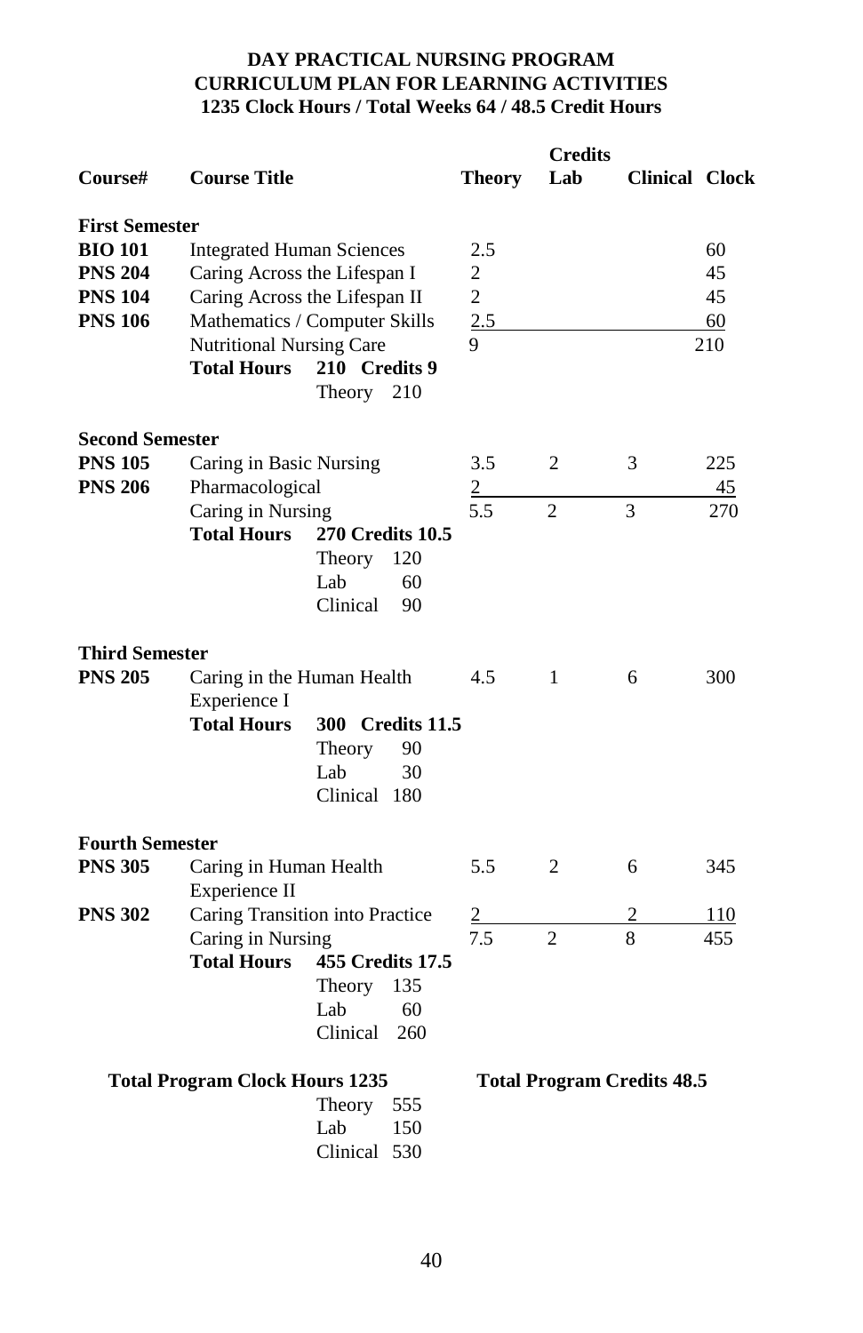**DAY PRACTICAL NURSING PROGRAM**
**CURRICULUM PLAN FOR LEARNING ACTIVITIES**
**1235 Clock Hours / Total Weeks 64 / 48.5 Credit Hours**

| Course# | Course Title | Theory | Credits Lab | Clinical | Clock |
|---|---|---|---|---|---|
| **First Semester** | | | | | |
| **BIO 101** | Integrated Human Sciences | 2.5 | | | 60 |
| **PNS 204** | Caring Across the Lifespan I | 2 | | | 45 |
| **PNS 104** | Caring Across the Lifespan II | 2 | | | 45 |
| **PNS 106** | Mathematics / Computer Skills | 2.5 | | | 60 |
| | Nutritional Nursing Care | 9 | | | 210 |
| | **Total Hours** 210 **Credits 9** Theory 210 | | | | |
| **Second Semester** | | | | | |
| **PNS 105** | Caring in Basic Nursing | 3.5 | 2 | 3 | 225 |
| **PNS 206** | Pharmacological | 2 | | | 45 |
| | Caring in Nursing | 5.5 | 2 | 3 | 270 |
| | **Total Hours** **270 Credits 10.5** Theory 120, Lab 60, Clinical 90 | | | | |
| **Third Semester** | | | | | |
| **PNS 205** | Caring in the Human Health Experience I | 4.5 | 1 | 6 | 300 |
| | **Total Hours** **300 Credits 11.5** Theory 90, Lab 30, Clinical 180 | | | | |
| **Fourth Semester** | | | | | |
| **PNS 305** | Caring in Human Health Experience II | 5.5 | 2 | 6 | 345 |
| **PNS 302** | Caring Transition into Practice | 2 | | 2 | 110 |
| | Caring in Nursing | 7.5 | 2 | 8 | 455 |
| | **Total Hours** **455 Credits 17.5** Theory 135, Lab 60, Clinical 260 | | | | |

**Total Program Clock Hours 1235**

Theory 555
Lab 150
Clinical 530

**Total Program Credits 48.5**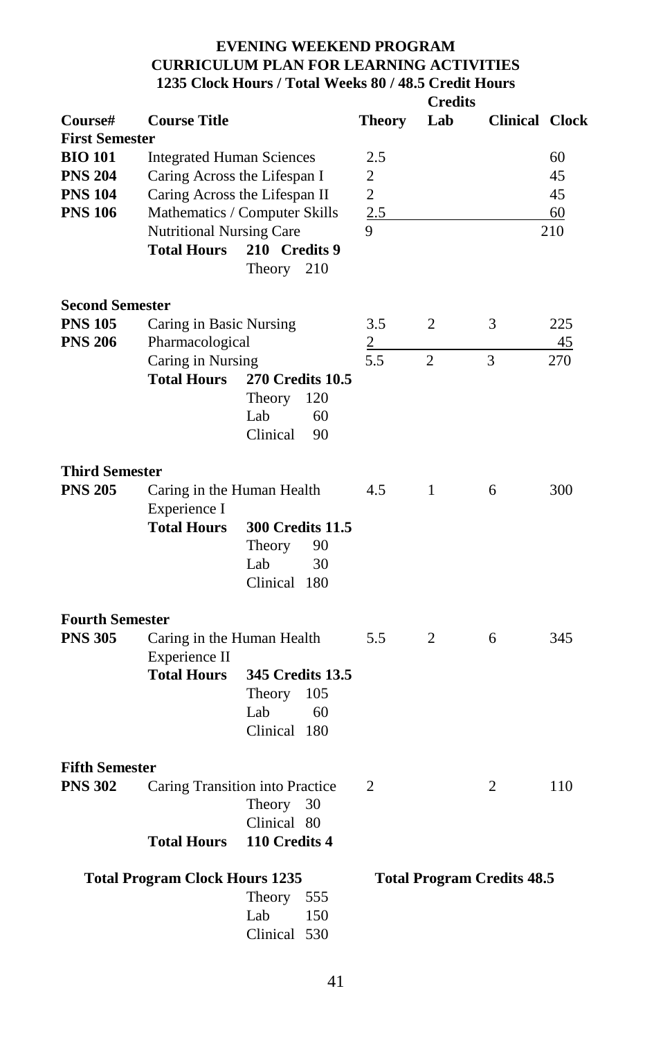**EVENING WEEKEND PROGRAM**
**CURRICULUM PLAN FOR LEARNING ACTIVITIES**
**1235 Clock Hours / Total Weeks 80 / 48.5 Credit Hours**

| Course# | Course Title | | Theory | Lab | Clinical | Clock |
|---|---|---|---|---|---|---|
| | | | **Credits** | | | |
| **First Semester** | | | | | | |
| **BIO 101** | Integrated Human Sciences | | 2.5 | | | 60 |
| **PNS 204** | Caring Across the Lifespan I | | 2 | | | 45 |
| **PNS 104** | Caring Across the Lifespan II | | 2 | | | 45 |
| **PNS 106** | Mathematics / Computer Skills | | 2.5 | | | 60 |
| | Nutritional Nursing Care | | 9 | | | 210 |
| | **Total Hours** | **210 Credits 9** | | | | |
| | | Theory 210 | | | | |
| **Second Semester** | | | | | | |
| **PNS 105** | Caring in Basic Nursing | | 3.5 | 2 | 3 | 225 |
| **PNS 206** | Pharmacological | | 2 | | | 45 |
| | Caring in Nursing | | 5.5 | 2 | 3 | 270 |
| | **Total Hours** | **270 Credits 10.5** | | | | |
| | | Theory 120 | | | | |
| | | Lab 60 | | | | |
| | | Clinical 90 | | | | |
| **Third Semester** | | | | | | |
| **PNS 205** | Caring in the Human Health Experience I | | 4.5 | 1 | 6 | 300 |
| | **Total Hours** | **300 Credits 11.5** | | | | |
| | | Theory 90 | | | | |
| | | Lab 30 | | | | |
| | | Clinical 180 | | | | |
| **Fourth Semester** | | | | | | |
| **PNS 305** | Caring in the Human Health Experience II | | 5.5 | 2 | 6 | 345 |
| | **Total Hours** | **345 Credits 13.5** | | | | |
| | | Theory 105 | | | | |
| | | Lab 60 | | | | |
| | | Clinical 180 | | | | |
| **Fifth Semester** | | | | | | |
| **PNS 302** | Caring Transition into Practice | | 2 | | 2 | 110 |
| | | Theory 30 | | | | |
| | | Clinical 80 | | | | |
| | **Total Hours** | **110 Credits 4** | | | | |

**Total Program Clock Hours 1235** — **Total Program Credits 48.5**

Theory 555
Lab 150
Clinical 530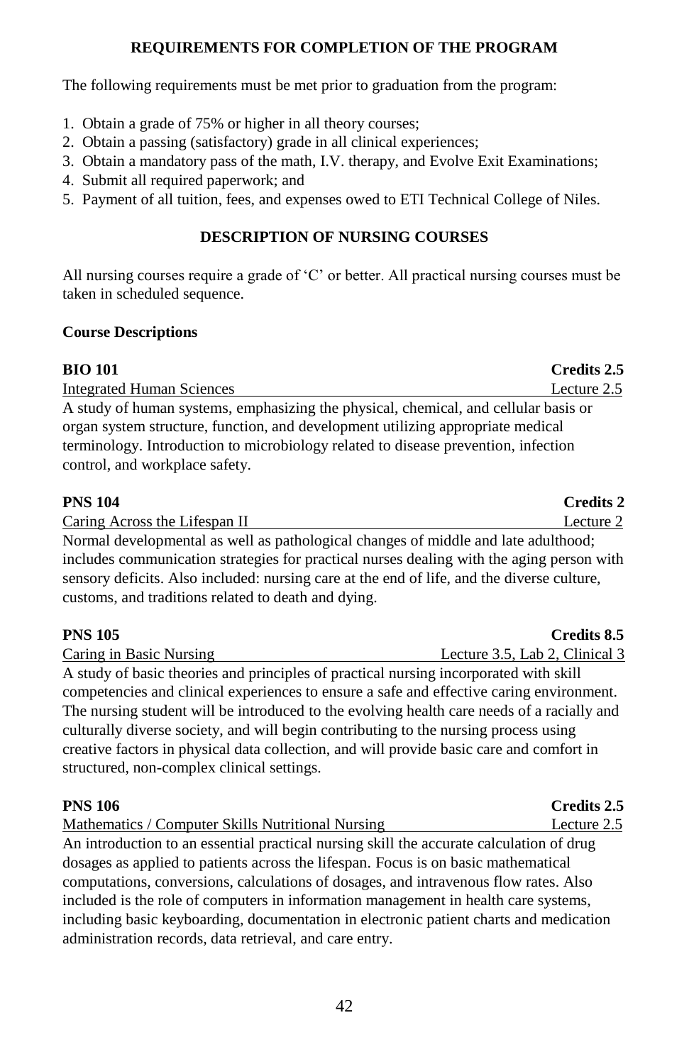## REQUIREMENTS FOR COMPLETION OF THE PROGRAM

The following requirements must be met prior to graduation from the program:

1. Obtain a grade of 75% or higher in all theory courses;
2. Obtain a passing (satisfactory) grade in all clinical experiences;
3. Obtain a mandatory pass of the math, I.V. therapy, and Evolve Exit Examinations;
4. Submit all required paperwork; and
5. Payment of all tuition, fees, and expenses owed to ETI Technical College of Niles.

## DESCRIPTION OF NURSING COURSES

All nursing courses require a grade of 'C' or better. All practical nursing courses must be taken in scheduled sequence.

### Course Descriptions

**BIO 101** **Credits 2.5**

Integrated Human Sciences Lecture 2.5

A study of human systems, emphasizing the physical, chemical, and cellular basis or organ system structure, function, and development utilizing appropriate medical terminology. Introduction to microbiology related to disease prevention, infection control, and workplace safety.

**PNS 104** **Credits 2**

Caring Across the Lifespan II Lecture 2

Normal developmental as well as pathological changes of middle and late adulthood; includes communication strategies for practical nurses dealing with the aging person with sensory deficits. Also included: nursing care at the end of life, and the diverse culture, customs, and traditions related to death and dying.

**PNS 105** **Credits 8.5**

Caring in Basic Nursing Lecture 3.5, Lab 2, Clinical 3

A study of basic theories and principles of practical nursing incorporated with skill competencies and clinical experiences to ensure a safe and effective caring environment. The nursing student will be introduced to the evolving health care needs of a racially and culturally diverse society, and will begin contributing to the nursing process using creative factors in physical data collection, and will provide basic care and comfort in structured, non-complex clinical settings.

**PNS 106** **Credits 2.5**

Mathematics / Computer Skills Nutritional Nursing Lecture 2.5

An introduction to an essential practical nursing skill the accurate calculation of drug dosages as applied to patients across the lifespan. Focus is on basic mathematical computations, conversions, calculations of dosages, and intravenous flow rates. Also included is the role of computers in information management in health care systems, including basic keyboarding, documentation in electronic patient charts and medication administration records, data retrieval, and care entry.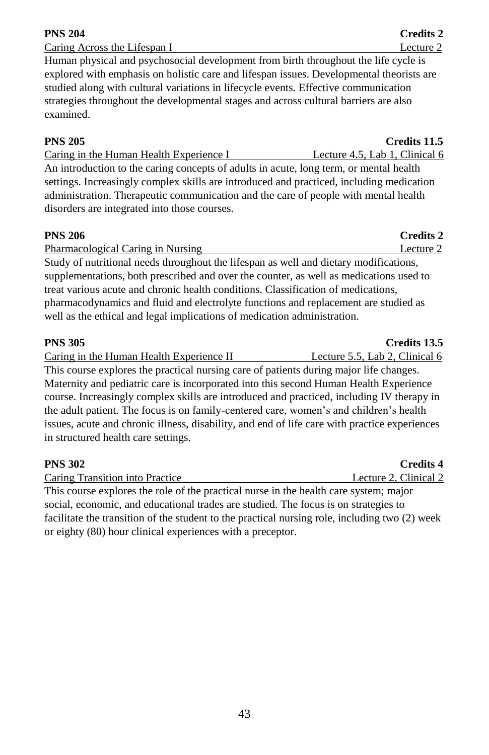**PNS 204** **Credits 2**

Caring Across the Lifespan I Lecture 2

Human physical and psychosocial development from birth throughout the life cycle is explored with emphasis on holistic care and lifespan issues. Developmental theorists are studied along with cultural variations in lifecycle events. Effective communication strategies throughout the developmental stages and across cultural barriers are also examined.

**PNS 205** **Credits 11.5**

Caring in the Human Health Experience I Lecture 4.5, Lab 1, Clinical 6

An introduction to the caring concepts of adults in acute, long term, or mental health settings. Increasingly complex skills are introduced and practiced, including medication administration. Therapeutic communication and the care of people with mental health disorders are integrated into those courses.

**PNS 206** **Credits 2**

Pharmacological Caring in Nursing Lecture 2

Study of nutritional needs throughout the lifespan as well and dietary modifications, supplementations, both prescribed and over the counter, as well as medications used to treat various acute and chronic health conditions. Classification of medications, pharmacodynamics and fluid and electrolyte functions and replacement are studied as well as the ethical and legal implications of medication administration.

**PNS 305** **Credits 13.5**

Caring in the Human Health Experience II Lecture 5.5, Lab 2, Clinical 6

This course explores the practical nursing care of patients during major life changes. Maternity and pediatric care is incorporated into this second Human Health Experience course. Increasingly complex skills are introduced and practiced, including IV therapy in the adult patient. The focus is on family-centered care, women's and children's health issues, acute and chronic illness, disability, and end of life care with practice experiences in structured health care settings.

**PNS 302** **Credits 4**

Caring Transition into Practice Lecture 2, Clinical 2

This course explores the role of the practical nurse in the health care system; major social, economic, and educational trades are studied. The focus is on strategies to facilitate the transition of the student to the practical nursing role, including two (2) week or eighty (80) hour clinical experiences with a preceptor.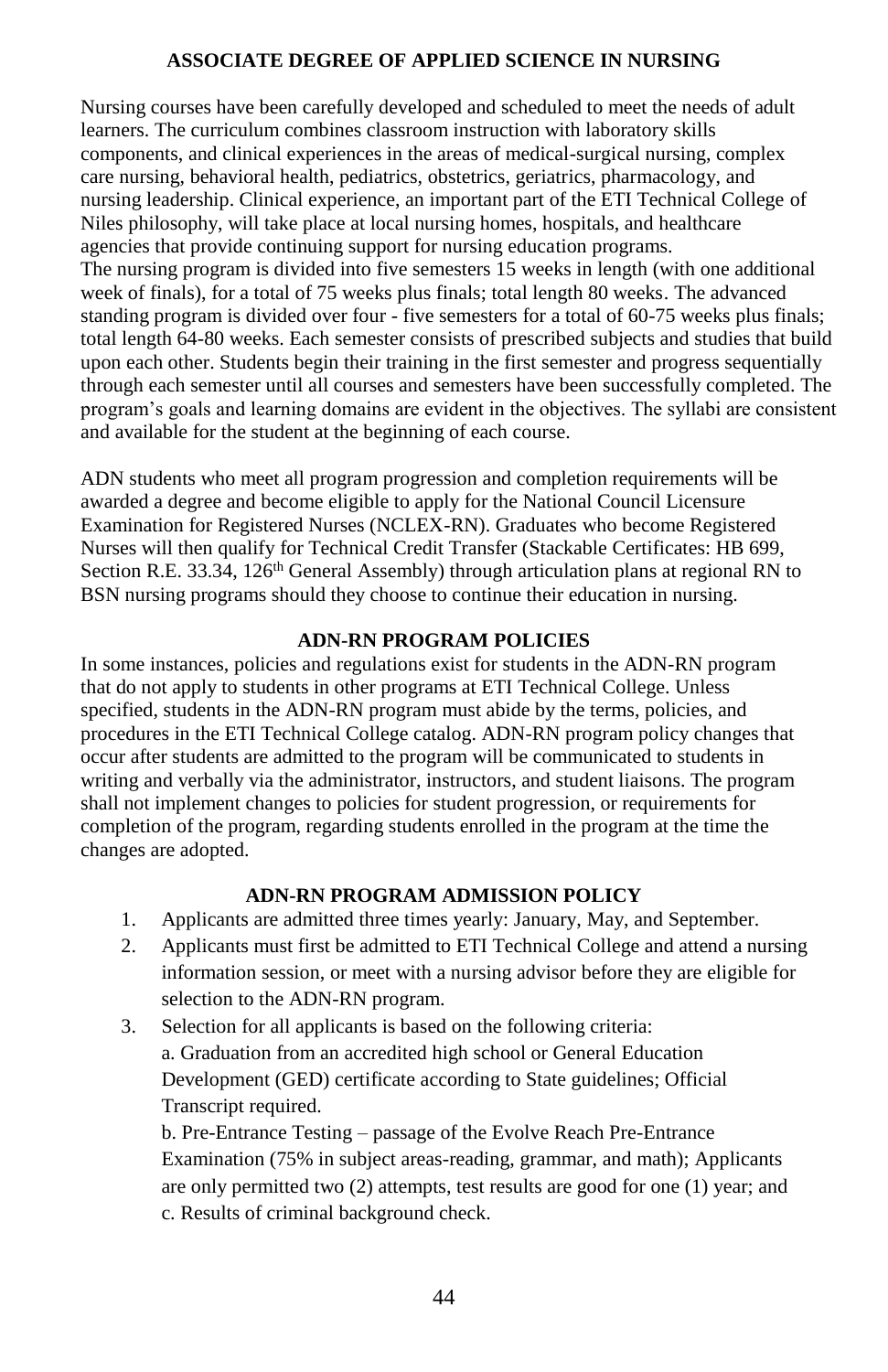## ASSOCIATE DEGREE OF APPLIED SCIENCE IN NURSING

Nursing courses have been carefully developed and scheduled to meet the needs of adult learners. The curriculum combines classroom instruction with laboratory skills components, and clinical experiences in the areas of medical-surgical nursing, complex care nursing, behavioral health, pediatrics, obstetrics, geriatrics, pharmacology, and nursing leadership. Clinical experience, an important part of the ETI Technical College of Niles philosophy, will take place at local nursing homes, hospitals, and healthcare agencies that provide continuing support for nursing education programs.
The nursing program is divided into five semesters 15 weeks in length (with one additional week of finals), for a total of 75 weeks plus finals; total length 80 weeks. The advanced standing program is divided over four - five semesters for a total of 60-75 weeks plus finals; total length 64-80 weeks. Each semester consists of prescribed subjects and studies that build upon each other. Students begin their training in the first semester and progress sequentially through each semester until all courses and semesters have been successfully completed. The program's goals and learning domains are evident in the objectives. The syllabi are consistent and available for the student at the beginning of each course.

ADN students who meet all program progression and completion requirements will be awarded a degree and become eligible to apply for the National Council Licensure Examination for Registered Nurses (NCLEX-RN). Graduates who become Registered Nurses will then qualify for Technical Credit Transfer (Stackable Certificates: HB 699, Section R.E. 33.34, 126th General Assembly) through articulation plans at regional RN to BSN nursing programs should they choose to continue their education in nursing.

## ADN-RN PROGRAM POLICIES

In some instances, policies and regulations exist for students in the ADN-RN program that do not apply to students in other programs at ETI Technical College. Unless specified, students in the ADN-RN program must abide by the terms, policies, and procedures in the ETI Technical College catalog. ADN-RN program policy changes that occur after students are admitted to the program will be communicated to students in writing and verbally via the administrator, instructors, and student liaisons. The program shall not implement changes to policies for student progression, or requirements for completion of the program, regarding students enrolled in the program at the time the changes are adopted.

## ADN-RN PROGRAM ADMISSION POLICY

1. Applicants are admitted three times yearly: January, May, and September.
2. Applicants must first be admitted to ETI Technical College and attend a nursing information session, or meet with a nursing advisor before they are eligible for selection to the ADN-RN program.
3. Selection for all applicants is based on the following criteria:
   a. Graduation from an accredited high school or General Education Development (GED) certificate according to State guidelines; Official Transcript required.
   b. Pre-Entrance Testing – passage of the Evolve Reach Pre-Entrance Examination (75% in subject areas-reading, grammar, and math); Applicants are only permitted two (2) attempts, test results are good for one (1) year; and
   c. Results of criminal background check.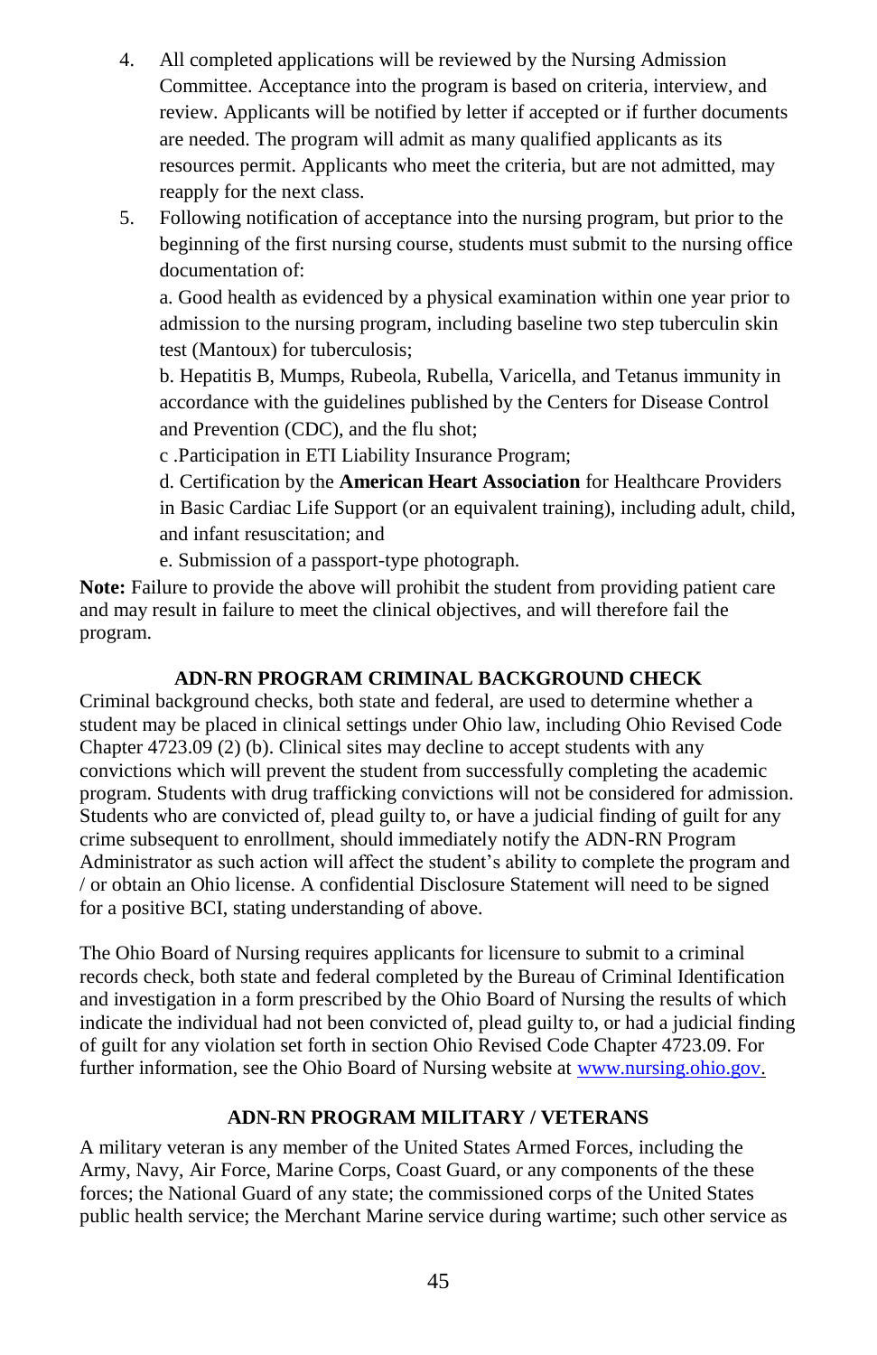4. All completed applications will be reviewed by the Nursing Admission Committee. Acceptance into the program is based on criteria, interview, and review. Applicants will be notified by letter if accepted or if further documents are needed. The program will admit as many qualified applicants as its resources permit. Applicants who meet the criteria, but are not admitted, may reapply for the next class.
5. Following notification of acceptance into the nursing program, but prior to the beginning of the first nursing course, students must submit to the nursing office documentation of:

   a. Good health as evidenced by a physical examination within one year prior to admission to the nursing program, including baseline two step tuberculin skin test (Mantoux) for tuberculosis;

   b. Hepatitis B, Mumps, Rubeola, Rubella, Varicella, and Tetanus immunity in accordance with the guidelines published by the Centers for Disease Control and Prevention (CDC), and the flu shot;

   c .Participation in ETI Liability Insurance Program;

   d. Certification by the **American Heart Association** for Healthcare Providers in Basic Cardiac Life Support (or an equivalent training), including adult, child, and infant resuscitation; and

   e. Submission of a passport-type photograph.

**Note:** Failure to provide the above will prohibit the student from providing patient care and may result in failure to meet the clinical objectives, and will therefore fail the program.

## ADN-RN PROGRAM CRIMINAL BACKGROUND CHECK

Criminal background checks, both state and federal, are used to determine whether a student may be placed in clinical settings under Ohio law, including Ohio Revised Code Chapter 4723.09 (2) (b). Clinical sites may decline to accept students with any convictions which will prevent the student from successfully completing the academic program. Students with drug trafficking convictions will not be considered for admission. Students who are convicted of, plead guilty to, or have a judicial finding of guilt for any crime subsequent to enrollment, should immediately notify the ADN-RN Program Administrator as such action will affect the student's ability to complete the program and / or obtain an Ohio license. A confidential Disclosure Statement will need to be signed for a positive BCI, stating understanding of above.

The Ohio Board of Nursing requires applicants for licensure to submit to a criminal records check, both state and federal completed by the Bureau of Criminal Identification and investigation in a form prescribed by the Ohio Board of Nursing the results of which indicate the individual had not been convicted of, plead guilty to, or had a judicial finding of guilt for any violation set forth in section Ohio Revised Code Chapter 4723.09. For further information, see the Ohio Board of Nursing website at www.nursing.ohio.gov.

## ADN-RN PROGRAM MILITARY / VETERANS

A military veteran is any member of the United States Armed Forces, including the Army, Navy, Air Force, Marine Corps, Coast Guard, or any components of the these forces; the National Guard of any state; the commissioned corps of the United States public health service; the Merchant Marine service during wartime; such other service as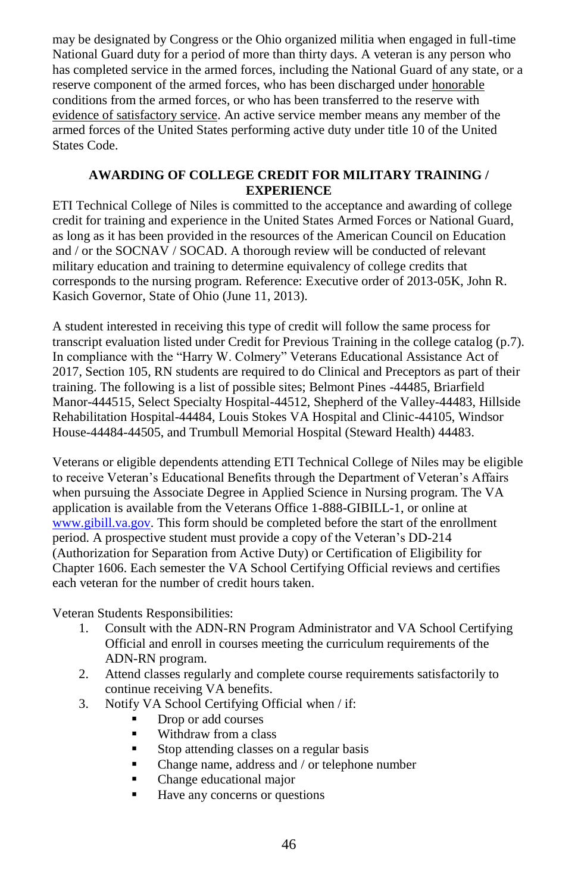may be designated by Congress or the Ohio organized militia when engaged in full-time National Guard duty for a period of more than thirty days. A veteran is any person who has completed service in the armed forces, including the National Guard of any state, or a reserve component of the armed forces, who has discharged under honorable conditions from the armed forces, or who has been transferred to the reserve with evidence of satisfactory service. An active service member means any member of the armed forces of the United States performing active duty under title 10 of the United States Code.

## AWARDING OF COLLEGE CREDIT FOR MILITARY TRAINING / EXPERIENCE

ETI Technical College of Niles is committed to the acceptance and awarding of college credit for training and experience in the United States Armed Forces or National Guard, as long as it has been provided in the resources of the American Council on Education and / or the SOCNAV / SOCAD. A thorough review will be conducted of relevant military education and training to determine equivalency of college credits that corresponds to the nursing program. Reference: Executive order of 2013-05K, John R. Kasich Governor, State of Ohio (June 11, 2013).

A student interested in receiving this type of credit will follow the same process for transcript evaluation listed under Credit for Previous Training in the college catalog (p.7). In compliance with the "Harry W. Colmery" Veterans Educational Assistance Act of 2017, Section 105, RN students are required to do Clinical and Preceptors as part of their training. The following is a list of possible sites; Belmont Pines -44485, Briarfield Manor-444515, Select Specialty Hospital-44512, Shepherd of the Valley-44483, Hillside Rehabilitation Hospital-44484, Louis Stokes VA Hospital and Clinic-44105, Windsor House-44484-44505, and Trumbull Memorial Hospital (Steward Health) 44483.

Veterans or eligible dependents attending ETI Technical College of Niles may be eligible to receive Veteran's Educational Benefits through the Department of Veteran's Affairs when pursuing the Associate Degree in Applied Science in Nursing program. The VA application is available from the Veterans Office 1-888-GIBILL-1, or online at www.gibill.va.gov. This form should be completed before the start of the enrollment period. A prospective student must provide a copy of the Veteran's DD-214 (Authorization for Separation from Active Duty) or Certification of Eligibility for Chapter 1606. Each semester the VA School Certifying Official reviews and certifies each veteran for the number of credit hours taken.

Veteran Students Responsibilities:

1. Consult with the ADN-RN Program Administrator and VA School Certifying Official and enroll in courses meeting the curriculum requirements of the ADN-RN program.
2. Attend classes regularly and complete course requirements satisfactorily to continue receiving VA benefits.
3. Notify VA School Certifying Official when / if:
    - Drop or add courses
    - Withdraw from a class
    - Stop attending classes on a regular basis
    - Change name, address and / or telephone number
    - Change educational major
    - Have any concerns or questions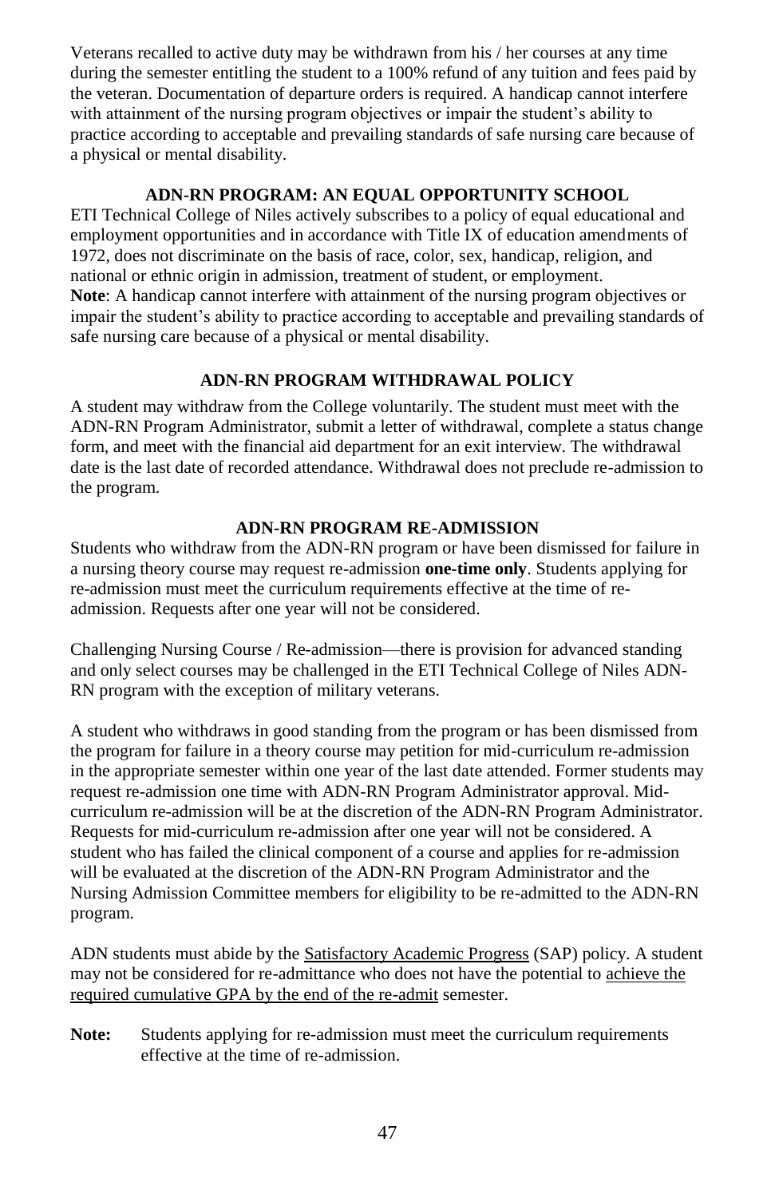Veterans recalled to active duty may be withdrawn from his / her courses at any time during the semester entitling the student to a 100% refund of any tuition and fees paid by the veteran. Documentation of departure orders is required. A handicap cannot interfere with attainment of the nursing program objectives or impair the student's ability to practice according to acceptable and prevailing standards of safe nursing care because of a physical or mental disability.

## ADN-RN PROGRAM: AN EQUAL OPPORTUNITY SCHOOL

ETI Technical College of Niles actively subscribes to a policy of equal educational and employment opportunities and in accordance with Title IX of education amendments of 1972, does not discriminate on the basis of race, color, sex, handicap, religion, and national or ethnic origin in admission, treatment of student, or employment.

**Note**: A handicap cannot interfere with attainment of the nursing program objectives or impair the student's ability to practice according to acceptable and prevailing standards of safe nursing care because of a physical or mental disability.

## ADN-RN PROGRAM WITHDRAWAL POLICY

A student may withdraw from the College voluntarily. The student must meet with the ADN-RN Program Administrator, submit a letter of withdrawal, complete a status change form, and meet with the financial aid department for an exit interview. The withdrawal date is the last date of recorded attendance. Withdrawal does not preclude re-admission to the program.

## ADN-RN PROGRAM RE-ADMISSION

Students who withdraw from the ADN-RN program or have been dismissed for failure in a nursing theory course may request re-admission **one-time only**. Students applying for re-admission must meet the curriculum requirements effective at the time of re-admission. Requests after one year will not be considered.

Challenging Nursing Course / Re-admission—there is provision for advanced standing and only select courses may be challenged in the ETI Technical College of Niles ADN-RN program with the exception of military veterans.

A student who withdraws in good standing from the program or has been dismissed from the program for failure in a theory course may petition for mid-curriculum re-admission in the appropriate semester within one year of the last date attended. Former students may request re-admission one time with ADN-RN Program Administrator approval. Mid-curriculum re-admission will be at the discretion of the ADN-RN Program Administrator. Requests for mid-curriculum re-admission after one year will not be considered. A student who has failed the clinical component of a course and applies for re-admission will be evaluated at the discretion of the ADN-RN Program Administrator and the Nursing Admission Committee members for eligibility to be re-admitted to the ADN-RN program.

ADN students must abide by the Satisfactory Academic Progress (SAP) policy. A student may not be considered for re-admittance who does not have the potential to achieve the required cumulative GPA by the end of the re-admit semester.

**Note:** Students applying for re-admission must meet the curriculum requirements effective at the time of re-admission.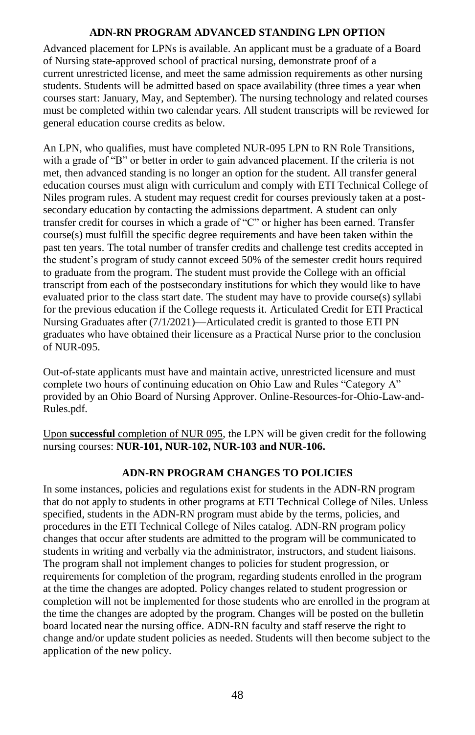## ADN-RN PROGRAM ADVANCED STANDING LPN OPTION

Advanced placement for LPNs is available. An applicant must be a graduate of a Board of Nursing state-approved school of practical nursing, demonstrate proof of a current unrestricted license, and meet the same admission requirements as other nursing students. Students will be admitted based on space availability (three times a year when courses start: January, May, and September). The nursing technology and related courses must be completed within two calendar years. All student transcripts will be reviewed for general education course credits as below.

An LPN, who qualifies, must have completed NUR-095 LPN to RN Role Transitions, with a grade of "B" or better in order to gain advanced placement. If the criteria is not met, then advanced standing is no longer an option for the student. All transfer general education courses must align with curriculum and comply with ETI Technical College of Niles program rules. A student may request credit for courses previously taken at a post-secondary education by contacting the admissions department. A student can only transfer credit for courses in which a grade of "C" or higher has been earned. Transfer course(s) must fulfill the specific degree requirements and have been taken within the past ten years. The total number of transfer credits and challenge test credits accepted in the student's program of study cannot exceed 50% of the semester credit hours required to graduate from the program. The student must provide the College with an official transcript from each of the postsecondary institutions for which they would like to have evaluated prior to the class start date. The student may have to provide course(s) syllabi for the previous education if the College requests it. Articulated Credit for ETI Practical Nursing Graduates after (7/1/2021)—Articulated credit is granted to those ETI PN graduates who have obtained their licensure as a Practical Nurse prior to the conclusion of NUR-095.

Out-of-state applicants must have and maintain active, unrestricted licensure and must complete two hours of continuing education on Ohio Law and Rules "Category A" provided by an Ohio Board of Nursing Approver. Online-Resources-for-Ohio-Law-and-Rules.pdf.

Upon **successful** completion of NUR 095, the LPN will be given credit for the following nursing courses: **NUR-101, NUR-102, NUR-103 and NUR-106.**

## ADN-RN PROGRAM CHANGES TO POLICIES

In some instances, policies and regulations exist for students in the ADN-RN program that do not apply to students in other programs at ETI Technical College of Niles. Unless specified, students in the ADN-RN program must abide by the terms, policies, and procedures in the ETI Technical College of Niles catalog. ADN-RN program policy changes that occur after students are admitted to the program will be communicated to students in writing and verbally via the administrator, instructors, and student liaisons. The program shall not implement changes to policies for student progression, or requirements for completion of the program, regarding students enrolled in the program at the time the changes are adopted. Policy changes related to student progression or completion will not be implemented for those students who are enrolled in the program at the time the changes are adopted by the program. Changes will be posted on the bulletin board located near the nursing office. ADN-RN faculty and staff reserve the right to change and/or update student policies as needed. Students will then become subject to the application of the new policy.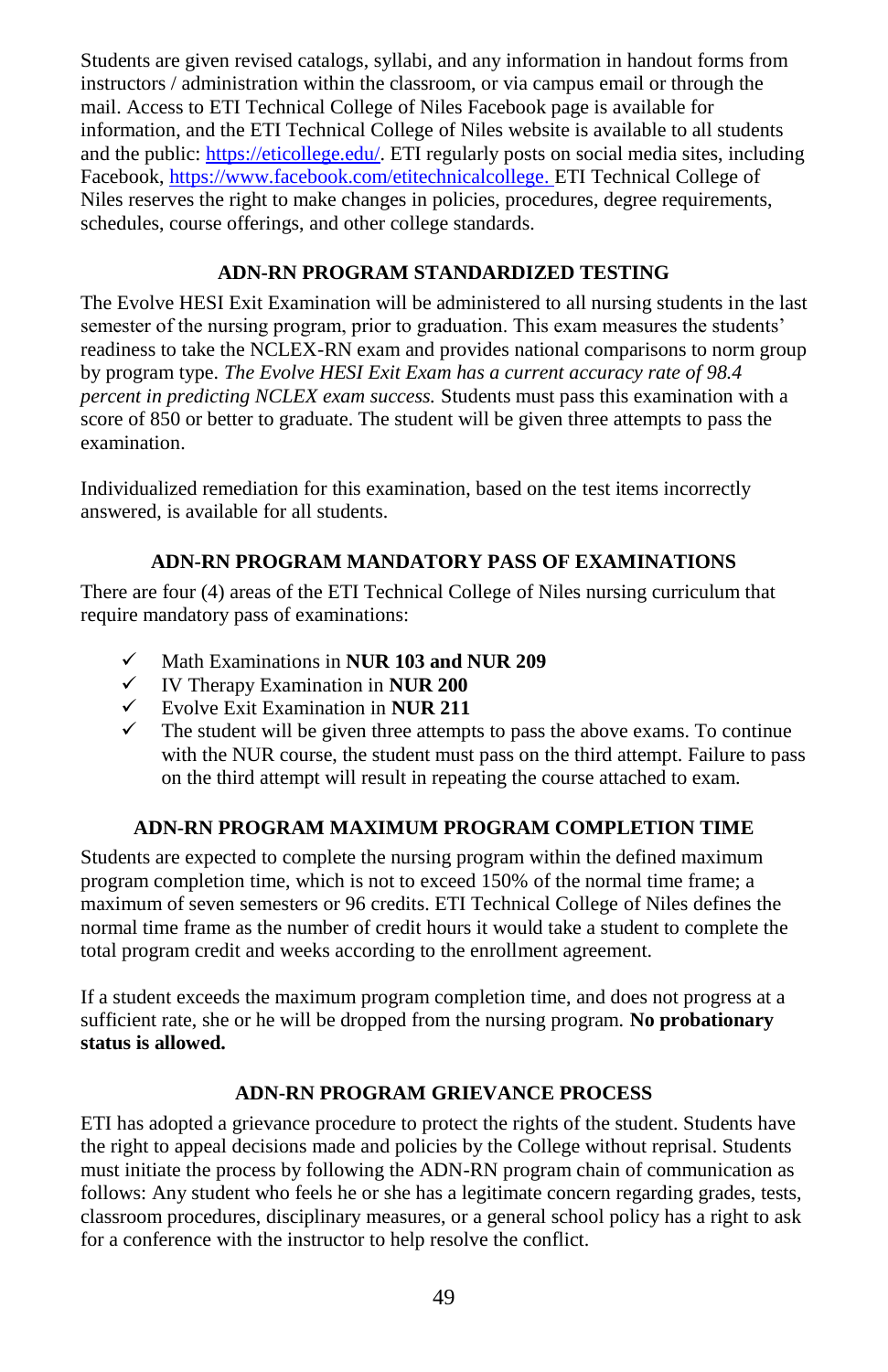Students are given revised catalogs, syllabi, and any information in handout forms from instructors / administration within the classroom, or via campus email or through the mail. Access to ETI Technical College of Niles Facebook page is available for information, and the ETI Technical College of Niles website is available to all students and the public: https://eticollege.edu/. ETI regularly posts on social media sites, including Facebook, https://www.facebook.com/etitechnicalcollege. ETI Technical College of Niles reserves the right to make changes in policies, procedures, degree requirements, schedules, course offerings, and other college standards.

## ADN-RN PROGRAM STANDARDIZED TESTING

The Evolve HESI Exit Examination will be administered to all nursing students in the last semester of the nursing program, prior to graduation. This exam measures the students' readiness to take the NCLEX-RN exam and provides national comparisons to norm group by program type. *The Evolve HESI Exit Exam has a current accuracy rate of 98.4 percent in predicting NCLEX exam success.* Students must pass this examination with a score of 850 or better to graduate. The student will be given three attempts to pass the examination.

Individualized remediation for this examination, based on the test items incorrectly answered, is available for all students.

## ADN-RN PROGRAM MANDATORY PASS OF EXAMINATIONS

There are four (4) areas of the ETI Technical College of Niles nursing curriculum that require mandatory pass of examinations:

- ✓ Math Examinations in **NUR 103 and NUR 209**
- ✓ IV Therapy Examination in **NUR 200**
- ✓ Evolve Exit Examination in **NUR 211**
- ✓ The student will be given three attempts to pass the above exams. To continue with the NUR course, the student must pass on the third attempt. Failure to pass on the third attempt will result in repeating the course attached to exam.

## ADN-RN PROGRAM MAXIMUM PROGRAM COMPLETION TIME

Students are expected to complete the nursing program within the defined maximum program completion time, which is not to exceed 150% of the normal time frame; a maximum of seven semesters or 96 credits. ETI Technical College of Niles defines the normal time frame as the number of credit hours it would take a student to complete the total program credit and weeks according to the enrollment agreement.

If a student exceeds the maximum program completion time, and does not progress at a sufficient rate, she or he will be dropped from the nursing program. **No probationary status is allowed.**

## ADN-RN PROGRAM GRIEVANCE PROCESS

ETI has adopted a grievance procedure to protect the rights of the student. Students have the right to appeal decisions made and policies by the College without reprisal. Students must initiate the process by following the ADN-RN program chain of communication as follows: Any student who feels he or she has a legitimate concern regarding grades, tests, classroom procedures, disciplinary measures, or a general school policy has a right to ask for a conference with the instructor to help resolve the conflict.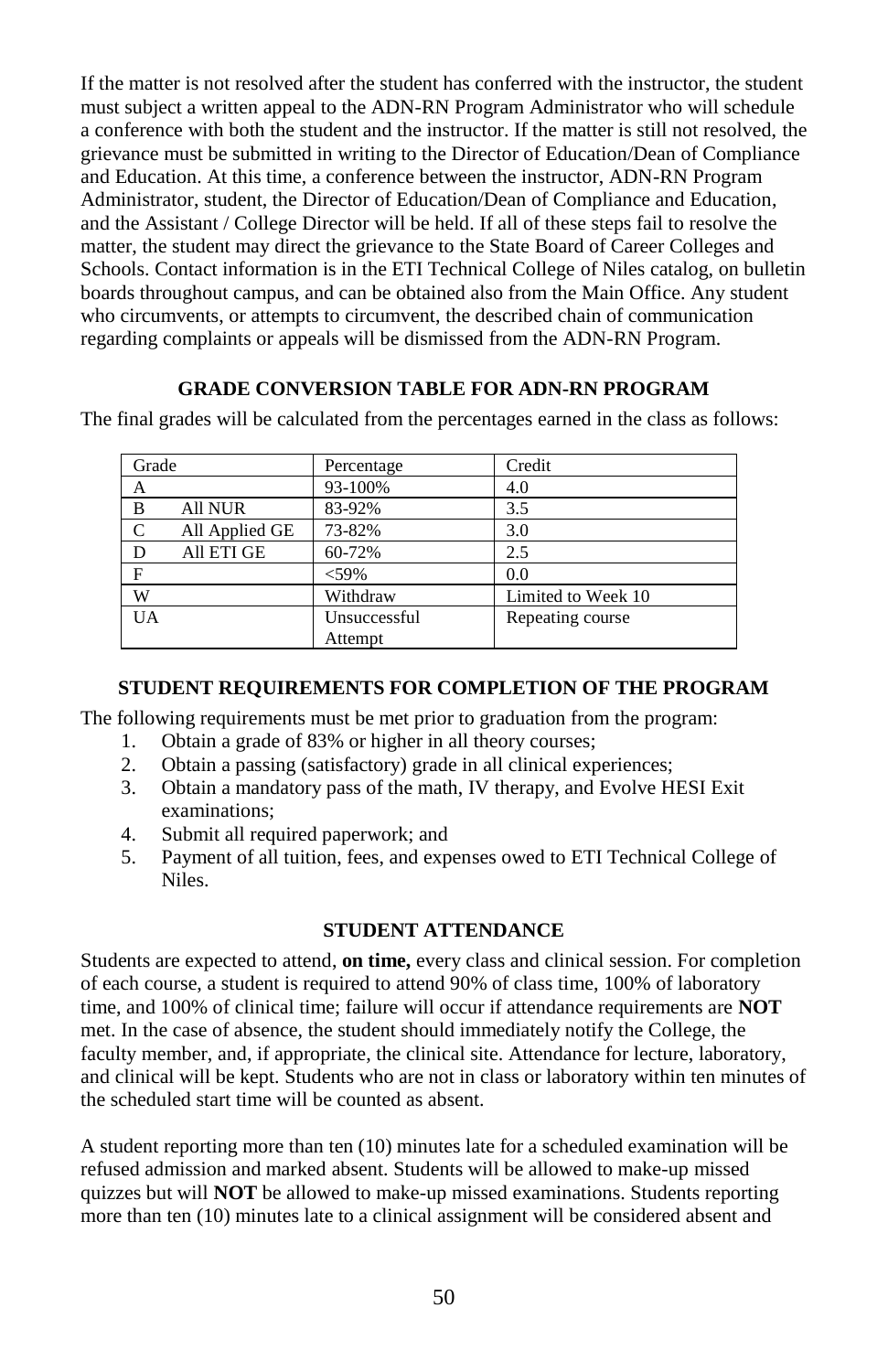If the matter is not resolved after the student has conferred with the instructor, the student must subject a written appeal to the ADN-RN Program Administrator who will schedule a conference with both the student and the instructor. If the matter is still not resolved, the grievance must be submitted in writing to the Director of Education/Dean of Compliance and Education. At this time, a conference between the instructor, ADN-RN Program Administrator, student, the Director of Education/Dean of Compliance and Education, and the Assistant / College Director will be held. If all of these steps fail to resolve the matter, the student may direct the grievance to the State Board of Career Colleges and Schools. Contact information is in the ETI Technical College of Niles catalog, on bulletin boards throughout campus, and can be obtained also from the Main Office. Any student who circumvents, or attempts to circumvent, the described chain of communication regarding complaints or appeals will be dismissed from the ADN-RN Program.

## GRADE CONVERSION TABLE FOR ADN-RN PROGRAM

The final grades will be calculated from the percentages earned in the class as follows:

| Grade | | Percentage | Credit |
|---|---|---|---|
| A | | 93-100% | 4.0 |
| B | All NUR | 83-92% | 3.5 |
| C | All Applied GE | 73-82% | 3.0 |
| D | All ETI GE | 60-72% | 2.5 |
| F | | <59% | 0.0 |
| W | | Withdraw | Limited to Week 10 |
| UA | | Unsuccessful Attempt | Repeating course |

## STUDENT REQUIREMENTS FOR COMPLETION OF THE PROGRAM

The following requirements must be met prior to graduation from the program:

1. Obtain a grade of 83% or higher in all theory courses;
2. Obtain a passing (satisfactory) grade in all clinical experiences;
3. Obtain a mandatory pass of the math, IV therapy, and Evolve HESI Exit examinations;
4. Submit all required paperwork; and
5. Payment of all tuition, fees, and expenses owed to ETI Technical College of Niles.

## STUDENT ATTENDANCE

Students are expected to attend, **on time,** every class and clinical session. For completion of each course, a student is required to attend 90% of class time, 100% of laboratory time, and 100% of clinical time; failure will occur if attendance requirements are **NOT** met. In the case of absence, the student should immediately notify the College, the faculty member, and, if appropriate, the clinical site. Attendance for lecture, laboratory, and clinical will be kept. Students who are not in class or laboratory within ten minutes of the scheduled start time will be counted as absent.

A student reporting more than ten (10) minutes late for a scheduled examination will be refused admission and marked absent. Students will be allowed to make-up missed quizzes but will **NOT** be allowed to make-up missed examinations. Students reporting more than ten (10) minutes late to a clinical assignment will be considered absent and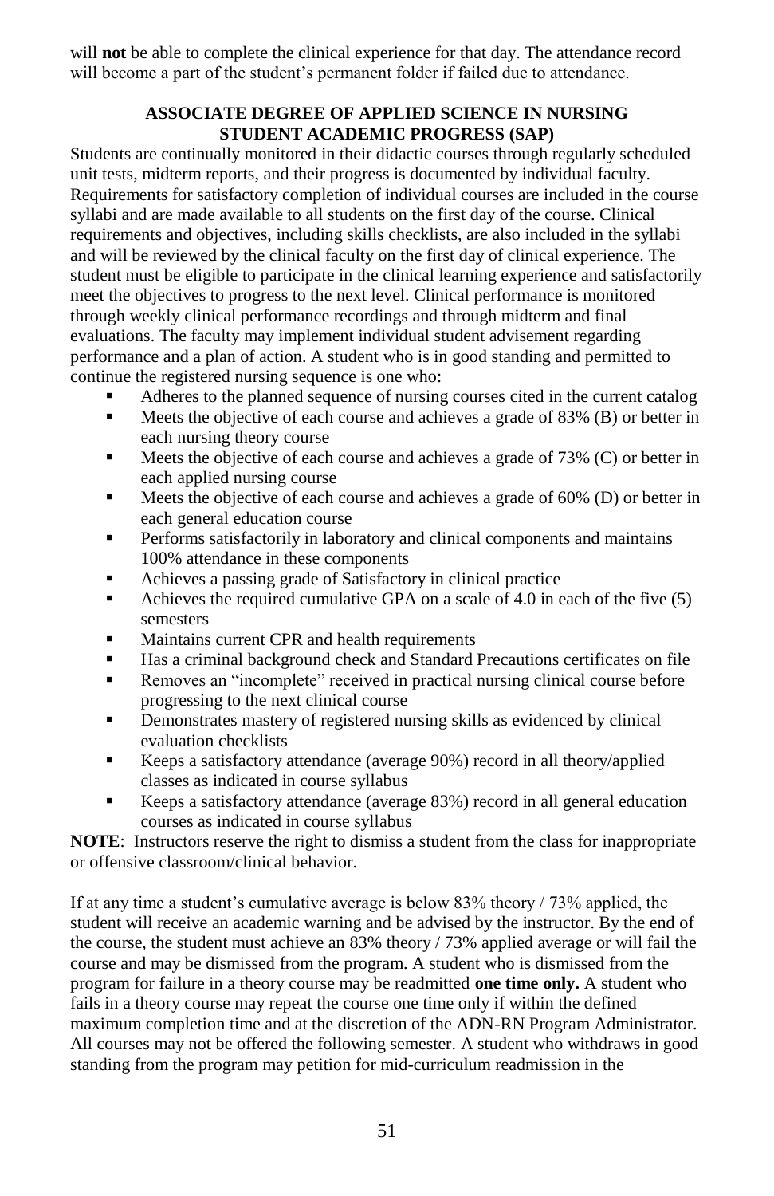will **not** be able to complete the clinical experience for that day. The attendance record will become a part of the student's permanent folder if failed due to attendance.

## ASSOCIATE DEGREE OF APPLIED SCIENCE IN NURSING STUDENT ACADEMIC PROGRESS (SAP)

Students are continually monitored in their didactic courses through regularly scheduled unit tests, midterm reports, and their progress is documented by individual faculty. Requirements for satisfactory completion of individual courses are included in the course syllabi and are made available to all students on the first day of the course. Clinical requirements and objectives, including skills checklists, are also included in the syllabi and will be reviewed by the clinical faculty on the first day of clinical experience. The student must be eligible to participate in the clinical learning experience and satisfactorily meet the objectives to progress to the next level. Clinical performance is monitored through weekly clinical performance recordings and through midterm and final evaluations. The faculty may implement individual student advisement regarding performance and a plan of action. A student who is in good standing and permitted to continue the registered nursing sequence is one who:

- Adheres to the planned sequence of nursing courses cited in the current catalog
- Meets the objective of each course and achieves a grade of 83% (B) or better in each nursing theory course
- Meets the objective of each course and achieves a grade of 73% (C) or better in each applied nursing course
- Meets the objective of each course and achieves a grade of 60% (D) or better in each general education course
- Performs satisfactorily in laboratory and clinical components and maintains 100% attendance in these components
- Achieves a passing grade of Satisfactory in clinical practice
- Achieves the required cumulative GPA on a scale of 4.0 in each of the five (5) semesters
- Maintains current CPR and health requirements
- Has a criminal background check and Standard Precautions certificates on file
- Removes an "incomplete" received in practical nursing clinical course before progressing to the next clinical course
- Demonstrates mastery of registered nursing skills as evidenced by clinical evaluation checklists
- Keeps a satisfactory attendance (average 90%) record in all theory/applied classes as indicated in course syllabus
- Keeps a satisfactory attendance (average 83%) record in all general education courses as indicated in course syllabus

**NOTE**: Instructors reserve the right to dismiss a student from the class for inappropriate or offensive classroom/clinical behavior.

If at any time a student's cumulative average is below 83% theory / 73% applied, the student will receive an academic warning and be advised by the instructor. By the end of the course, the student must achieve an 83% theory / 73% applied average or will fail the course and may be dismissed from the program. A student who is dismissed from the program for failure in a theory course may be readmitted **one time only.** A student who fails in a theory course may repeat the course one time only if within the defined maximum completion time and at the discretion of the ADN-RN Program Administrator. All courses may not be offered the following semester. A student who withdraws in good standing from the program may petition for mid-curriculum readmission in the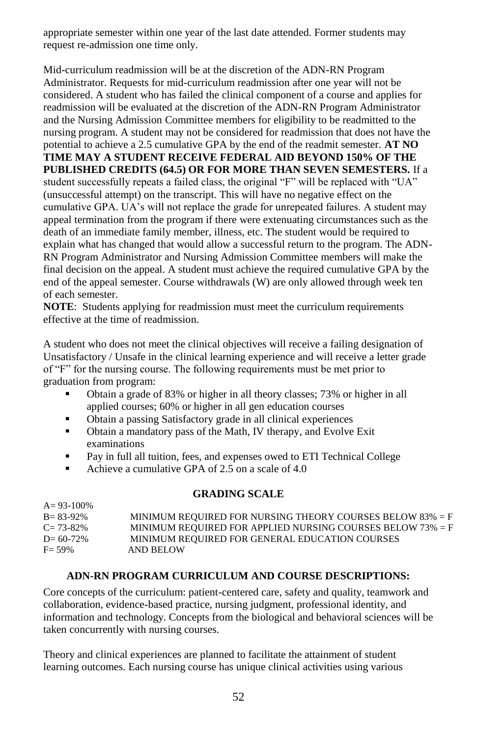appropriate semester within one year of the last date attended. Former students may request re-admission one time only.

Mid-curriculum readmission will be at the discretion of the ADN-RN Program Administrator. Requests for mid-curriculum readmission after one year will not be considered. A student who has failed the clinical component of a course and applies for readmission will be evaluated at the discretion of the ADN-RN Program Administrator and the Nursing Admission Committee members for eligibility to be readmitted to the nursing program. A student may not be considered for readmission that does not have the potential to achieve a 2.5 cumulative GPA by the end of the readmit semester. **AT NO TIME MAY A STUDENT RECEIVE FEDERAL AID BEYOND 150% OF THE PUBLISHED CREDITS (64.5) OR FOR MORE THAN SEVEN SEMESTERS.** If a student successfully repeats a failed class, the original "F" will be replaced with "UA" (unsuccessful attempt) on the transcript. This will have no negative effect on the cumulative GPA. UA's will not replace the grade for unrepeated failures. A student may appeal termination from the program if there were extenuating circumstances such as the death of an immediate family member, illness, etc. The student would be required to explain what has changed that would allow a successful return to the program. The ADN-RN Program Administrator and Nursing Admission Committee members will make the final decision on the appeal. A student must achieve the required cumulative GPA by the end of the appeal semester. Course withdrawals (W) are only allowed through week ten of each semester.

**NOTE**: Students applying for readmission must meet the curriculum requirements effective at the time of readmission.

A student who does not meet the clinical objectives will receive a failing designation of Unsatisfactory / Unsafe in the clinical learning experience and will receive a letter grade of "F" for the nursing course. The following requirements must be met prior to graduation from program:

- Obtain a grade of 83% or higher in all theory classes; 73% or higher in all applied courses; 60% or higher in all gen education courses
- Obtain a passing Satisfactory grade in all clinical experiences
- Obtain a mandatory pass of the Math, IV therapy, and Evolve Exit examinations
- Pay in full all tuition, fees, and expenses owed to ETI Technical College
- Achieve a cumulative GPA of 2.5 on a scale of 4.0

## GRADING SCALE

| | |
|---|---|
| A= 93-100% | |
| B= 83-92% | MINIMUM REQUIRED FOR NURSING THEORY COURSES BELOW 83% = F |
| C= 73-82% | MINIMUM REQUIRED FOR APPLIED NURSING COURSES BELOW 73% = F |
| D= 60-72% | MINIMUM REQUIRED FOR GENERAL EDUCATION COURSES |
| F= 59% | AND BELOW |

## ADN-RN PROGRAM CURRICULUM AND COURSE DESCRIPTIONS:

Core concepts of the curriculum: patient-centered care, safety and quality, teamwork and collaboration, evidence-based practice, nursing judgment, professional identity, and information and technology. Concepts from the biological and behavioral sciences will be taken concurrently with nursing courses.

Theory and clinical experiences are planned to facilitate the attainment of student learning outcomes. Each nursing course has unique clinical activities using various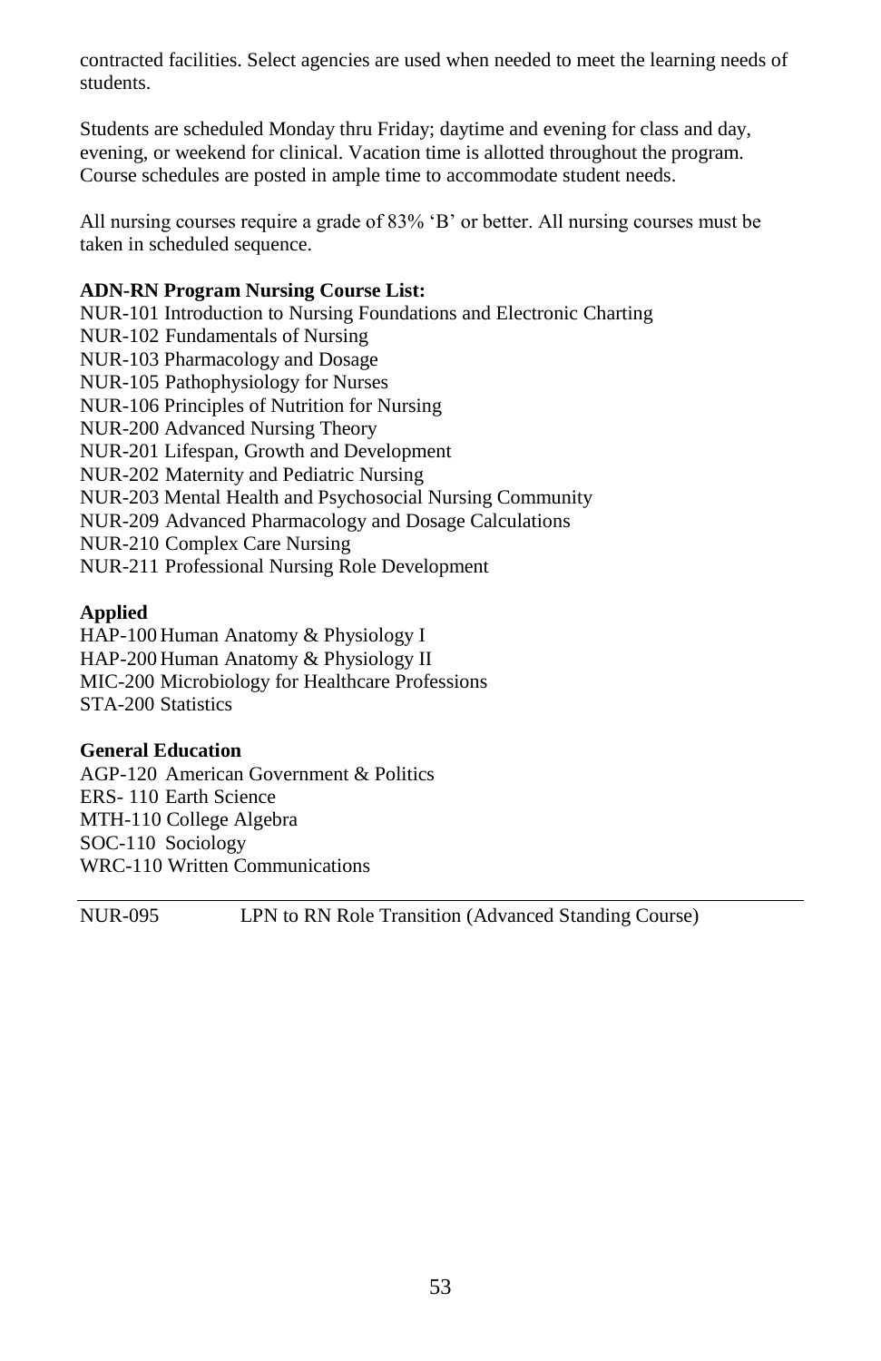contracted facilities. Select agencies are used when needed to meet the learning needs of students.

Students are scheduled Monday thru Friday; daytime and evening for class and day, evening, or weekend for clinical. Vacation time is allotted throughout the program. Course schedules are posted in ample time to accommodate student needs.

All nursing courses require a grade of 83% 'B' or better. All nursing courses must be taken in scheduled sequence.

**ADN-RN Program Nursing Course List:**
NUR-101 Introduction to Nursing Foundations and Electronic Charting
NUR-102 Fundamentals of Nursing
NUR-103 Pharmacology and Dosage
NUR-105 Pathophysiology for Nurses
NUR-106 Principles of Nutrition for Nursing
NUR-200 Advanced Nursing Theory
NUR-201 Lifespan, Growth and Development
NUR-202 Maternity and Pediatric Nursing
NUR-203 Mental Health and Psychosocial Nursing Community
NUR-209 Advanced Pharmacology and Dosage Calculations
NUR-210 Complex Care Nursing
NUR-211 Professional Nursing Role Development

**Applied**
HAP-100 Human Anatomy & Physiology I
HAP-200 Human Anatomy & Physiology II
MIC-200 Microbiology for Healthcare Professions
STA-200 Statistics

**General Education**
AGP-120 American Government & Politics
ERS- 110 Earth Science
MTH-110 College Algebra
SOC-110 Sociology
WRC-110 Written Communications

---

NUR-095 LPN to RN Role Transition (Advanced Standing Course)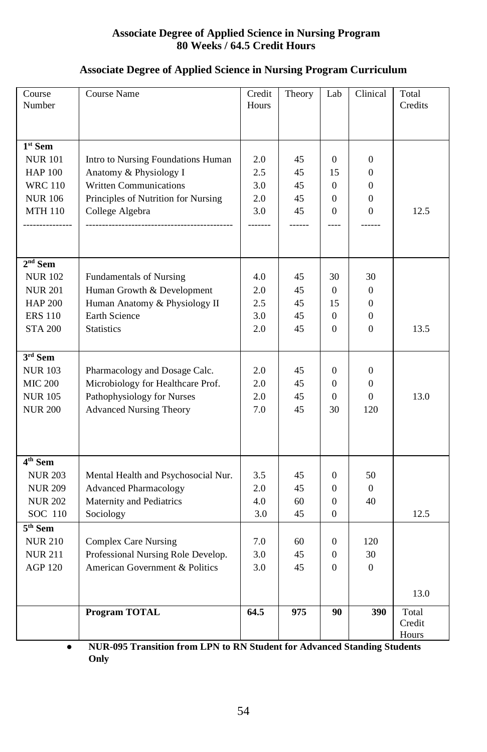**Associate Degree of Applied Science in Nursing Program**
**80 Weeks / 64.5 Credit Hours**

## Associate Degree of Applied Science in Nursing Program Curriculum

| Course Number | Course Name | Credit Hours | Theory | Lab | Clinical | Total Credits |
|---|---|---|---|---|---|---|
| **1st Sem** | | | | | | |
| NUR 101 | Intro to Nursing Foundations Human | 2.0 | 45 | 0 | 0 | |
| HAP 100 | Anatomy & Physiology I | 2.5 | 45 | 15 | 0 | |
| WRC 110 | Written Communications | 3.0 | 45 | 0 | 0 | |
| NUR 106 | Principles of Nutrition for Nursing | 2.0 | 45 | 0 | 0 | |
| MTH 110 | College Algebra | 3.0 | 45 | 0 | 0 | 12.5 |
| --------------- | -------------------------------------------- | ------- | ------ | ---- | ------ | |
| **2nd Sem** | | | | | | |
| NUR 102 | Fundamentals of Nursing | 4.0 | 45 | 30 | 30 | |
| NUR 201 | Human Growth & Development | 2.0 | 45 | 0 | 0 | |
| HAP 200 | Human Anatomy & Physiology II | 2.5 | 45 | 15 | 0 | |
| ERS 110 | Earth Science | 3.0 | 45 | 0 | 0 | |
| STA 200 | Statistics | 2.0 | 45 | 0 | 0 | 13.5 |
| **3rd Sem** | | | | | | |
| NUR 103 | Pharmacology and Dosage Calc. | 2.0 | 45 | 0 | 0 | |
| MIC 200 | Microbiology for Healthcare Prof. | 2.0 | 45 | 0 | 0 | |
| NUR 105 | Pathophysiology for Nurses | 2.0 | 45 | 0 | 0 | 13.0 |
| NUR 200 | Advanced Nursing Theory | 7.0 | 45 | 30 | 120 | |
| **4th Sem** | | | | | | |
| NUR 203 | Mental Health and Psychosocial Nur. | 3.5 | 45 | 0 | 50 | |
| NUR 209 | Advanced Pharmacology | 2.0 | 45 | 0 | 0 | |
| NUR 202 | Maternity and Pediatrics | 4.0 | 60 | 0 | 40 | |
| SOC 110 | Sociology | 3.0 | 45 | 0 | | 12.5 |
| **5th Sem** | | | | | | |
| NUR 210 | Complex Care Nursing | 7.0 | 60 | 0 | 120 | |
| NUR 211 | Professional Nursing Role Develop. | 3.0 | 45 | 0 | 30 | |
| AGP 120 | American Government & Politics | 3.0 | 45 | 0 | 0 | |
| | | | | | | 13.0 |
| | **Program TOTAL** | **64.5** | **975** | **90** | **390** | Total Credit Hours |

- **NUR-095 Transition from LPN to RN Student for Advanced Standing Students Only**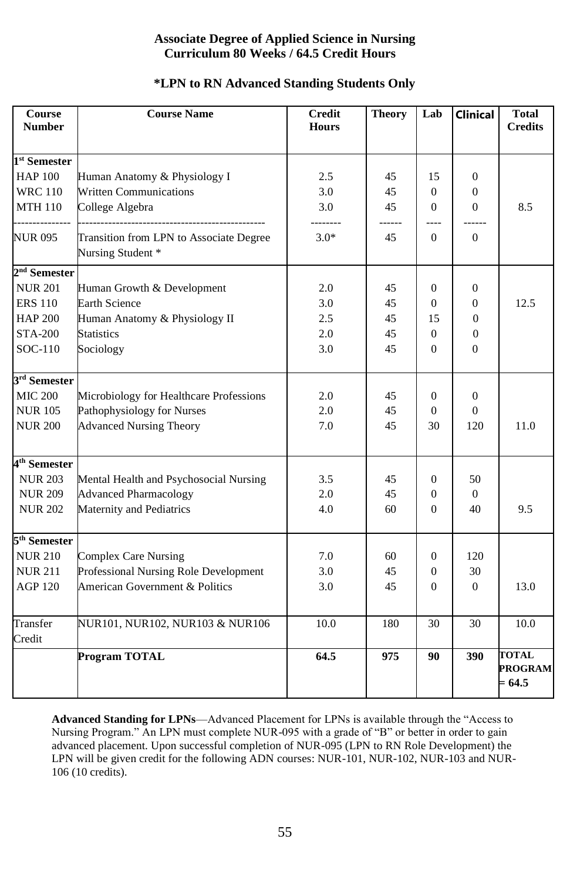**Associate Degree of Applied Science in Nursing**
**Curriculum 80 Weeks / 64.5 Credit Hours**

**\*LPN to RN Advanced Standing Students Only**

| Course Number | Course Name | Credit Hours | Theory | Lab | Clinical | Total Credits |
|---|---|---|---|---|---|---|
| **1st Semester** | | | | | | |
| HAP 100 | Human Anatomy & Physiology I | 2.5 | 45 | 15 | 0 | |
| WRC 110 | Written Communications | 3.0 | 45 | 0 | 0 | |
| MTH 110 | College Algebra | 3.0 | 45 | 0 | 0 | 8.5 |
| NUR 095 | Transition from LPN to Associate Degree Nursing Student * | 3.0* | 45 | 0 | 0 | |
| **2nd Semester** | | | | | | |
| NUR 201 | Human Growth & Development | 2.0 | 45 | 0 | 0 | |
| ERS 110 | Earth Science | 3.0 | 45 | 0 | 0 | 12.5 |
| HAP 200 | Human Anatomy & Physiology II | 2.5 | 45 | 15 | 0 | |
| STA-200 | Statistics | 2.0 | 45 | 0 | 0 | |
| SOC-110 | Sociology | 3.0 | 45 | 0 | 0 | |
| **3rd Semester** | | | | | | |
| MIC 200 | Microbiology for Healthcare Professions | 2.0 | 45 | 0 | 0 | |
| NUR 105 | Pathophysiology for Nurses | 2.0 | 45 | 0 | 0 | |
| NUR 200 | Advanced Nursing Theory | 7.0 | 45 | 30 | 120 | 11.0 |
| **4th Semester** | | | | | | |
| NUR 203 | Mental Health and Psychosocial Nursing | 3.5 | 45 | 0 | 50 | |
| NUR 209 | Advanced Pharmacology | 2.0 | 45 | 0 | 0 | |
| NUR 202 | Maternity and Pediatrics | 4.0 | 60 | 0 | 40 | 9.5 |
| **5th Semester** | | | | | | |
| NUR 210 | Complex Care Nursing | 7.0 | 60 | 0 | 120 | |
| NUR 211 | Professional Nursing Role Development | 3.0 | 45 | 0 | 30 | |
| AGP 120 | American Government & Politics | 3.0 | 45 | 0 | 0 | 13.0 |
| Transfer Credit | NUR101, NUR102, NUR103 & NUR106 | 10.0 | 180 | 30 | 30 | 10.0 |
| | **Program TOTAL** | **64.5** | **975** | **90** | **390** | **TOTAL PROGRAM = 64.5** |

**Advanced Standing for LPNs**—Advanced Placement for LPNs is available through the "Access to Nursing Program." An LPN must complete NUR-095 with a grade of "B" or better in order to gain advanced placement. Upon successful completion of NUR-095 (LPN to RN Role Development) the LPN will be given credit for the following ADN courses: NUR-101, NUR-102, NUR-103 and NUR-106 (10 credits).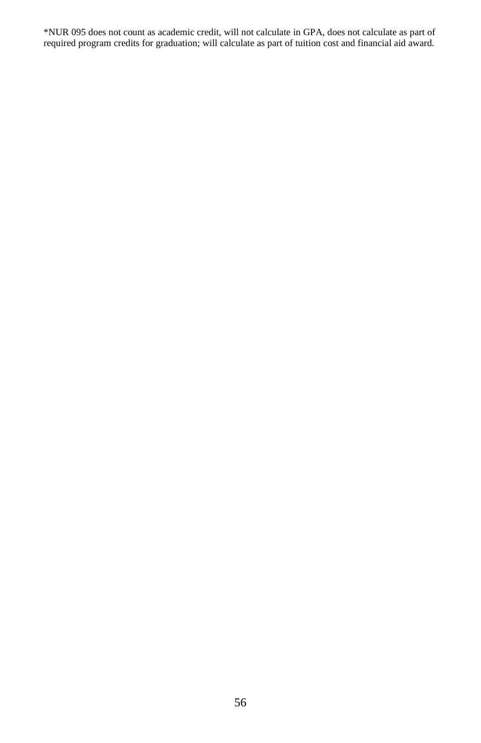*NUR 095 does not count as academic credit, will not calculate in GPA, does not calculate as part of required program credits for graduation; will calculate as part of tuition cost and financial aid award.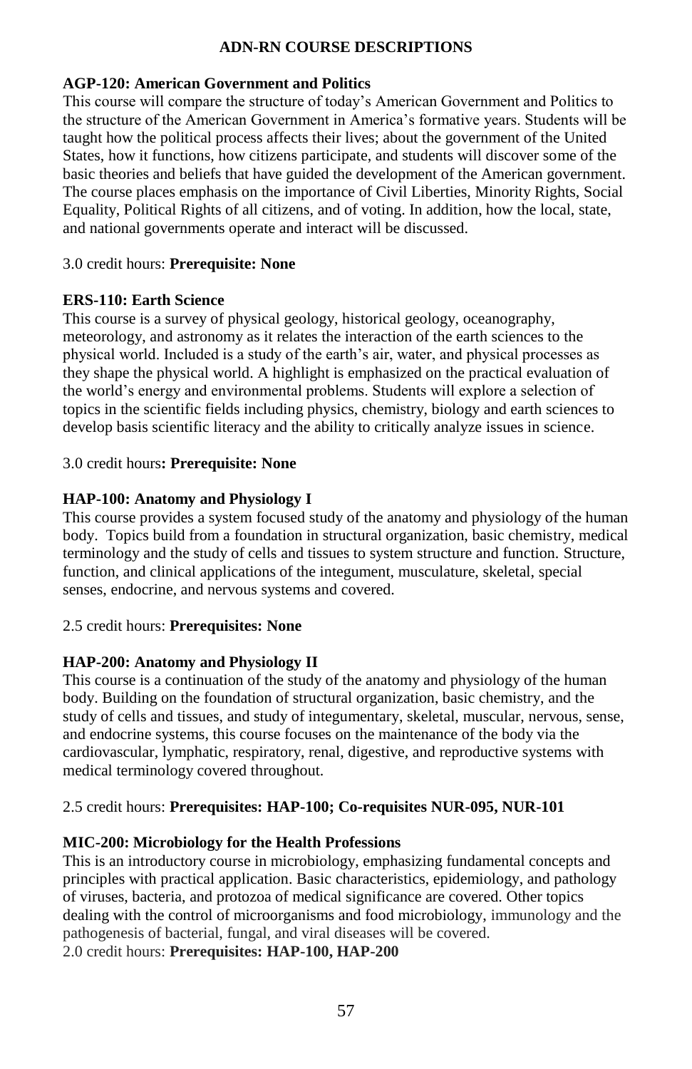# ADN-RN COURSE DESCRIPTIONS

**AGP-120: American Government and Politics**
This course will compare the structure of today's American Government and Politics to the structure of the American Government in America's formative years. Students will be taught how the political process affects their lives; about the government of the United States, how it functions, how citizens participate, and students will discover some of the basic theories and beliefs that have guided the development of the American government. The course places emphasis on the importance of Civil Liberties, Minority Rights, Social Equality, Political Rights of all citizens, and of voting. In addition, how the local, state, and national governments operate and interact will be discussed.

3.0 credit hours: **Prerequisite: None**

**ERS-110: Earth Science**
This course is a survey of physical geology, historical geology, oceanography, meteorology, and astronomy as it relates the interaction of the earth sciences to the physical world. Included is a study of the earth's air, water, and physical processes as they shape the physical world. A highlight is emphasized on the practical evaluation of the world's energy and environmental problems. Students will explore a selection of topics in the scientific fields including physics, chemistry, biology and earth sciences to develop basis scientific literacy and the ability to critically analyze issues in science.

3.0 credit hours**: Prerequisite: None**

**HAP-100: Anatomy and Physiology I**
This course provides a system focused study of the anatomy and physiology of the human body. Topics build from a foundation in structural organization, basic chemistry, medical terminology and the study of cells and tissues to system structure and function. Structure, function, and clinical applications of the integument, musculature, skeletal, special senses, endocrine, and nervous systems and covered.

2.5 credit hours: **Prerequisites: None**

**HAP-200: Anatomy and Physiology II**
This course is a continuation of the study of the anatomy and physiology of the human body. Building on the foundation of structural organization, basic chemistry, and the study of cells and tissues, and study of integumentary, skeletal, muscular, nervous, sense, and endocrine systems, this course focuses on the maintenance of the body via the cardiovascular, lymphatic, respiratory, renal, digestive, and reproductive systems with medical terminology covered throughout.

2.5 credit hours: **Prerequisites: HAP-100; Co-requisites NUR-095, NUR-101**

**MIC-200: Microbiology for the Health Professions**
This is an introductory course in microbiology, emphasizing fundamental concepts and principles with practical application. Basic characteristics, epidemiology, and pathology of viruses, bacteria, and protozoa of medical significance are covered. Other topics dealing with the control of microorganisms and food microbiology, immunology and the pathogenesis of bacterial, fungal, and viral diseases will be covered.
2.0 credit hours: **Prerequisites: HAP-100, HAP-200**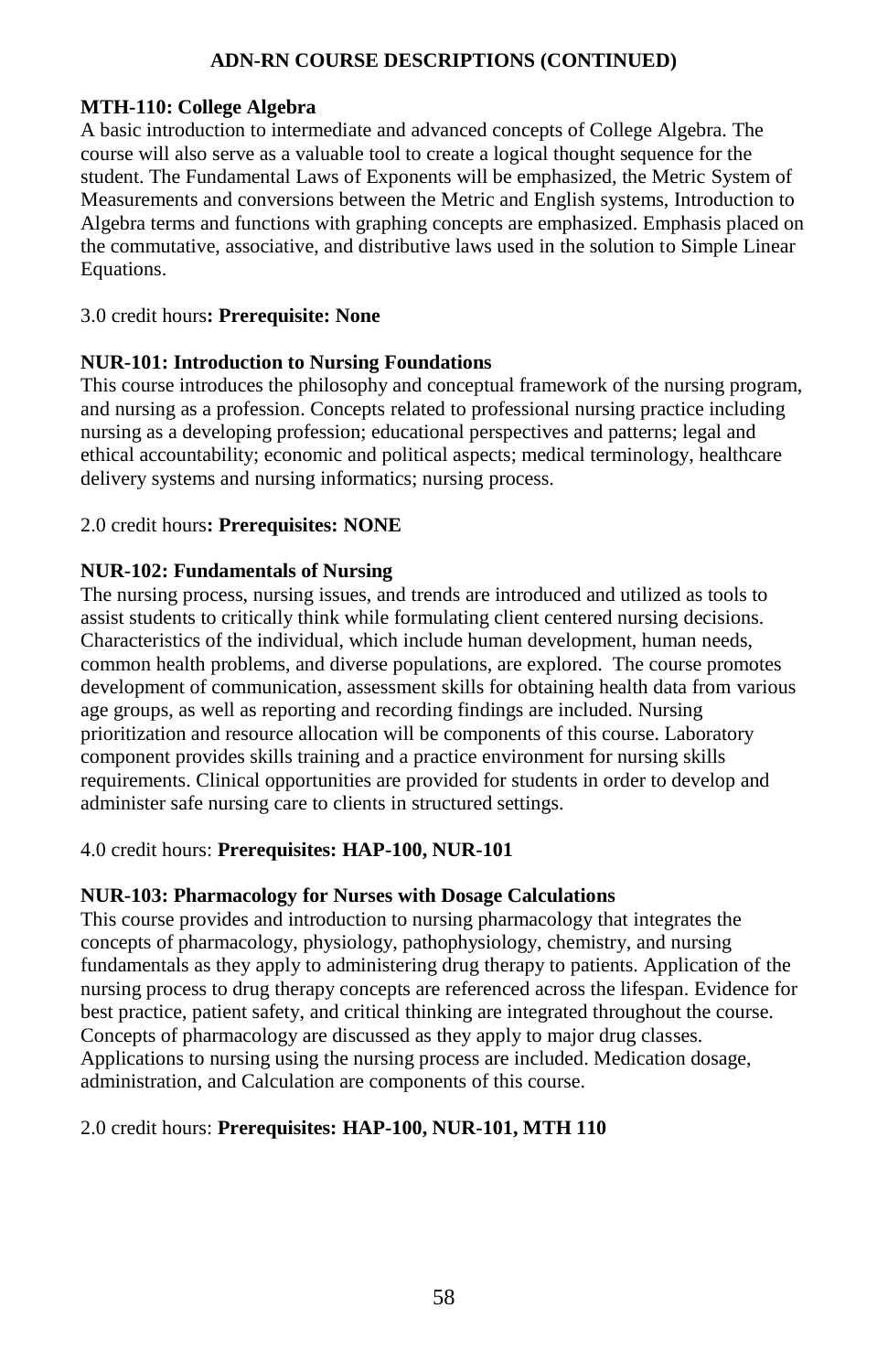## ADN-RN COURSE DESCRIPTIONS (CONTINUED)

### MTH-110: College Algebra

A basic introduction to intermediate and advanced concepts of College Algebra. The course will also serve as a valuable tool to create a logical thought sequence for the student. The Fundamental Laws of Exponents will be emphasized, the Metric System of Measurements and conversions between the Metric and English systems, Introduction to Algebra terms and functions with graphing concepts are emphasized. Emphasis placed on the commutative, associative, and distributive laws used in the solution to Simple Linear Equations.

3.0 credit hours**: Prerequisite: None**

### NUR-101: Introduction to Nursing Foundations

This course introduces the philosophy and conceptual framework of the nursing program, and nursing as a profession. Concepts related to professional nursing practice including nursing as a developing profession; educational perspectives and patterns; legal and ethical accountability; economic and political aspects; medical terminology, healthcare delivery systems and nursing informatics; nursing process.

2.0 credit hours**: Prerequisites: NONE**

### NUR-102: Fundamentals of Nursing

The nursing process, nursing issues, and trends are introduced and utilized as tools to assist students to critically think while formulating client centered nursing decisions. Characteristics of the individual, which include human development, human needs, common health problems, and diverse populations, are explored. The course promotes development of communication, assessment skills for obtaining health data from various age groups, as well as reporting and recording findings are included. Nursing prioritization and resource allocation will be components of this course. Laboratory component provides skills training and a practice environment for nursing skills requirements. Clinical opportunities are provided for students in order to develop and administer safe nursing care to clients in structured settings.

4.0 credit hours: **Prerequisites: HAP-100, NUR-101**

### NUR-103: Pharmacology for Nurses with Dosage Calculations

This course provides and introduction to nursing pharmacology that integrates the concepts of pharmacology, physiology, pathophysiology, chemistry, and nursing fundamentals as they apply to administering drug therapy to patients. Application of the nursing process to drug therapy concepts are referenced across the lifespan. Evidence for best practice, patient safety, and critical thinking are integrated throughout the course. Concepts of pharmacology are discussed as they apply to major drug classes. Applications to nursing using the nursing process are included. Medication dosage, administration, and Calculation are components of this course.

2.0 credit hours: **Prerequisites: HAP-100, NUR-101, MTH 110**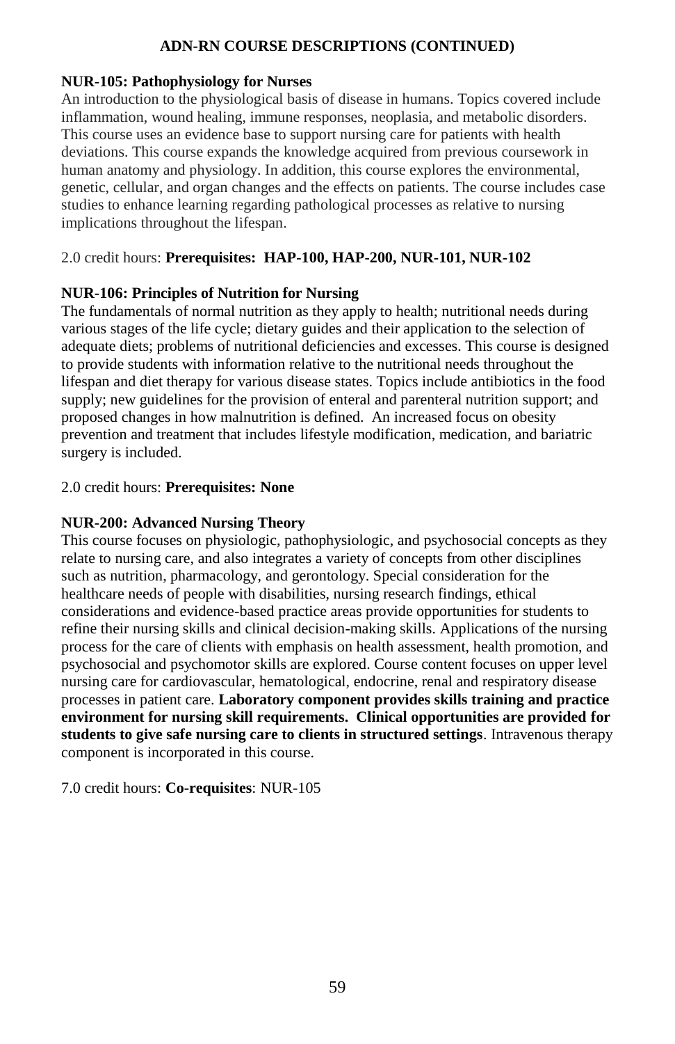## ADN-RN COURSE DESCRIPTIONS (CONTINUED)

**NUR-105: Pathophysiology for Nurses**

An introduction to the physiological basis of disease in humans. Topics covered include inflammation, wound healing, immune responses, neoplasia, and metabolic disorders. This course uses an evidence base to support nursing care for patients with health deviations. This course expands the knowledge acquired from previous coursework in human anatomy and physiology. In addition, this course explores the environmental, genetic, cellular, and organ changes and the effects on patients. The course includes case studies to enhance learning regarding pathological processes as relative to nursing implications throughout the lifespan.

2.0 credit hours: **Prerequisites: HAP-100, HAP-200, NUR-101, NUR-102**

**NUR-106: Principles of Nutrition for Nursing**

The fundamentals of normal nutrition as they apply to health; nutritional needs during various stages of the life cycle; dietary guides and their application to the selection of adequate diets; problems of nutritional deficiencies and excesses. This course is designed to provide students with information relative to the nutritional needs throughout the lifespan and diet therapy for various disease states. Topics include antibiotics in the food supply; new guidelines for the provision of enteral and parenteral nutrition support; and proposed changes in how malnutrition is defined. An increased focus on obesity prevention and treatment that includes lifestyle modification, medication, and bariatric surgery is included.

2.0 credit hours: **Prerequisites: None**

**NUR-200: Advanced Nursing Theory**

This course focuses on physiologic, pathophysiologic, and psychosocial concepts as they relate to nursing care, and also integrates a variety of concepts from other disciplines such as nutrition, pharmacology, and gerontology. Special consideration for the healthcare needs of people with disabilities, nursing research findings, ethical considerations and evidence-based practice areas provide opportunities for students to refine their nursing skills and clinical decision-making skills. Applications of the nursing process for the care of clients with emphasis on health assessment, health promotion, and psychosocial and psychomotor skills are explored. Course content focuses on upper level nursing care for cardiovascular, hematological, endocrine, renal and respiratory disease processes in patient care. **Laboratory component provides skills training and practice environment for nursing skill requirements. Clinical opportunities are provided for students to give safe nursing care to clients in structured settings**. Intravenous therapy component is incorporated in this course.

7.0 credit hours: **Co-requisites**: NUR-105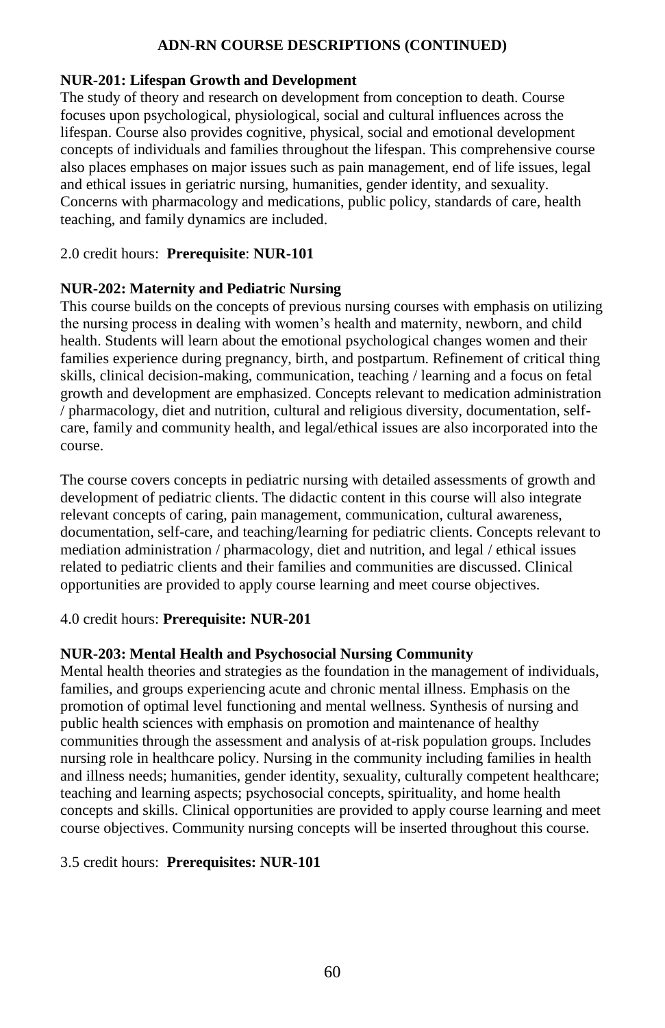**ADN-RN COURSE DESCRIPTIONS (CONTINUED)**

**NUR-201: Lifespan Growth and Development**

The study of theory and research on development from conception to death. Course focuses upon psychological, physiological, social and cultural influences across the lifespan. Course also provides cognitive, physical, social and emotional development concepts of individuals and families throughout the lifespan. This comprehensive course also places emphases on major issues such as pain management, end of life issues, legal and ethical issues in geriatric nursing, humanities, gender identity, and sexuality. Concerns with pharmacology and medications, public policy, standards of care, health teaching, and family dynamics are included.

2.0 credit hours: **Prerequisite**: **NUR-101**

**NUR-202: Maternity and Pediatric Nursing**

This course builds on the concepts of previous nursing courses with emphasis on utilizing the nursing process in dealing with women's health and maternity, newborn, and child health. Students will learn about the emotional psychological changes women and their families experience during pregnancy, birth, and postpartum. Refinement of critical thing skills, clinical decision-making, communication, teaching / learning and a focus on fetal growth and development are emphasized. Concepts relevant to medication administration / pharmacology, diet and nutrition, cultural and religious diversity, documentation, self-care, family and community health, and legal/ethical issues are also incorporated into the course.

The course covers concepts in pediatric nursing with detailed assessments of growth and development of pediatric clients. The didactic content in this course will also integrate relevant concepts of caring, pain management, communication, cultural awareness, documentation, self-care, and teaching/learning for pediatric clients. Concepts relevant to mediation administration / pharmacology, diet and nutrition, and legal / ethical issues related to pediatric clients and their families and communities are discussed. Clinical opportunities are provided to apply course learning and meet course objectives.

4.0 credit hours: **Prerequisite: NUR-201**

**NUR-203: Mental Health and Psychosocial Nursing Community**

Mental health theories and strategies as the foundation in the management of individuals, families, and groups experiencing acute and chronic mental illness. Emphasis on the promotion of optimal level functioning and mental wellness. Synthesis of nursing and public health sciences with emphasis on promotion and maintenance of healthy communities through the assessment and analysis of at-risk population groups. Includes nursing role in healthcare policy. Nursing in the community including families in health and illness needs; humanities, gender identity, sexuality, culturally competent healthcare; teaching and learning aspects; psychosocial concepts, spirituality, and home health concepts and skills. Clinical opportunities are provided to apply course learning and meet course objectives. Community nursing concepts will be inserted throughout this course.

3.5 credit hours: **Prerequisites: NUR-101**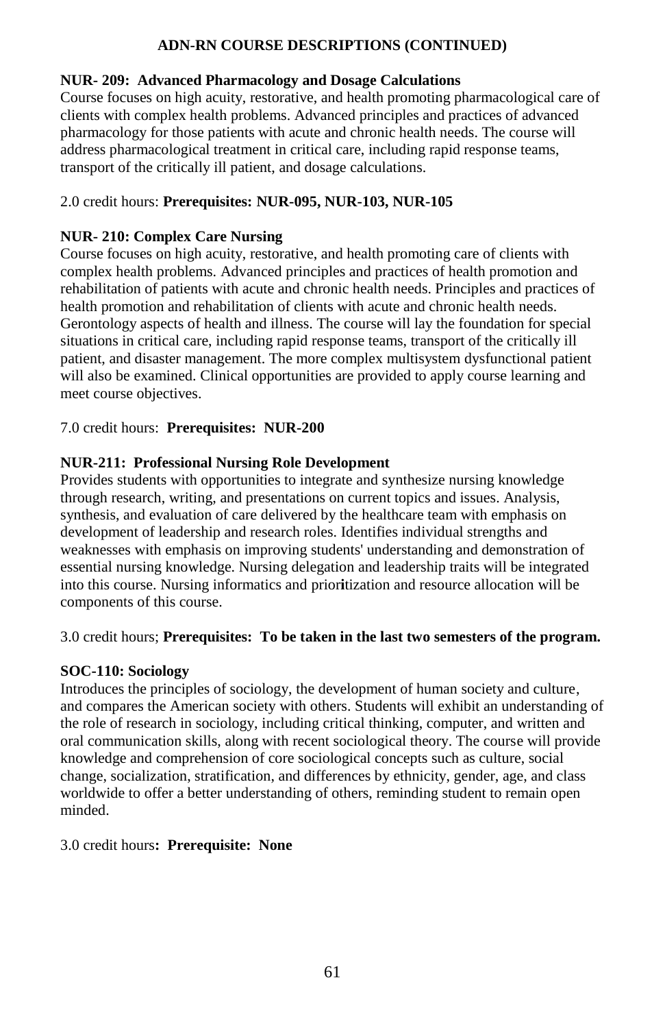## ADN-RN COURSE DESCRIPTIONS (CONTINUED)

### NUR- 209: Advanced Pharmacology and Dosage Calculations

Course focuses on high acuity, restorative, and health promoting pharmacological care of clients with complex health problems. Advanced principles and practices of advanced pharmacology for those patients with acute and chronic health needs. The course will address pharmacological treatment in critical care, including rapid response teams, transport of the critically ill patient, and dosage calculations.

2.0 credit hours: **Prerequisites: NUR-095, NUR-103, NUR-105**

### NUR- 210: Complex Care Nursing

Course focuses on high acuity, restorative, and health promoting care of clients with complex health problems. Advanced principles and practices of health promotion and rehabilitation of patients with acute and chronic health needs. Principles and practices of health promotion and rehabilitation of clients with acute and chronic health needs. Gerontology aspects of health and illness. The course will lay the foundation for special situations in critical care, including rapid response teams, transport of the critically ill patient, and disaster management. The more complex multisystem dysfunctional patient will also be examined. Clinical opportunities are provided to apply course learning and meet course objectives.

7.0 credit hours: **Prerequisites: NUR-200**

### NUR-211: Professional Nursing Role Development

Provides students with opportunities to integrate and synthesize nursing knowledge through research, writing, and presentations on current topics and issues. Analysis, synthesis, and evaluation of care delivered by the healthcare team with emphasis on development of leadership and research roles. Identifies individual strengths and weaknesses with emphasis on improving students' understanding and demonstration of essential nursing knowledge. Nursing delegation and leadership traits will be integrated into this course. Nursing informatics and prioritization and resource allocation will be components of this course.

3.0 credit hours; **Prerequisites: To be taken in the last two semesters of the program.**

### SOC-110: Sociology

Introduces the principles of sociology, the development of human society and culture, and compares the American society with others. Students will exhibit an understanding of the role of research in sociology, including critical thinking, computer, and written and oral communication skills, along with recent sociological theory. The course will provide knowledge and comprehension of core sociological concepts such as culture, social change, socialization, stratification, and differences by ethnicity, gender, age, and class worldwide to offer a better understanding of others, reminding student to remain open minded.

3.0 credit hours**: Prerequisite: None**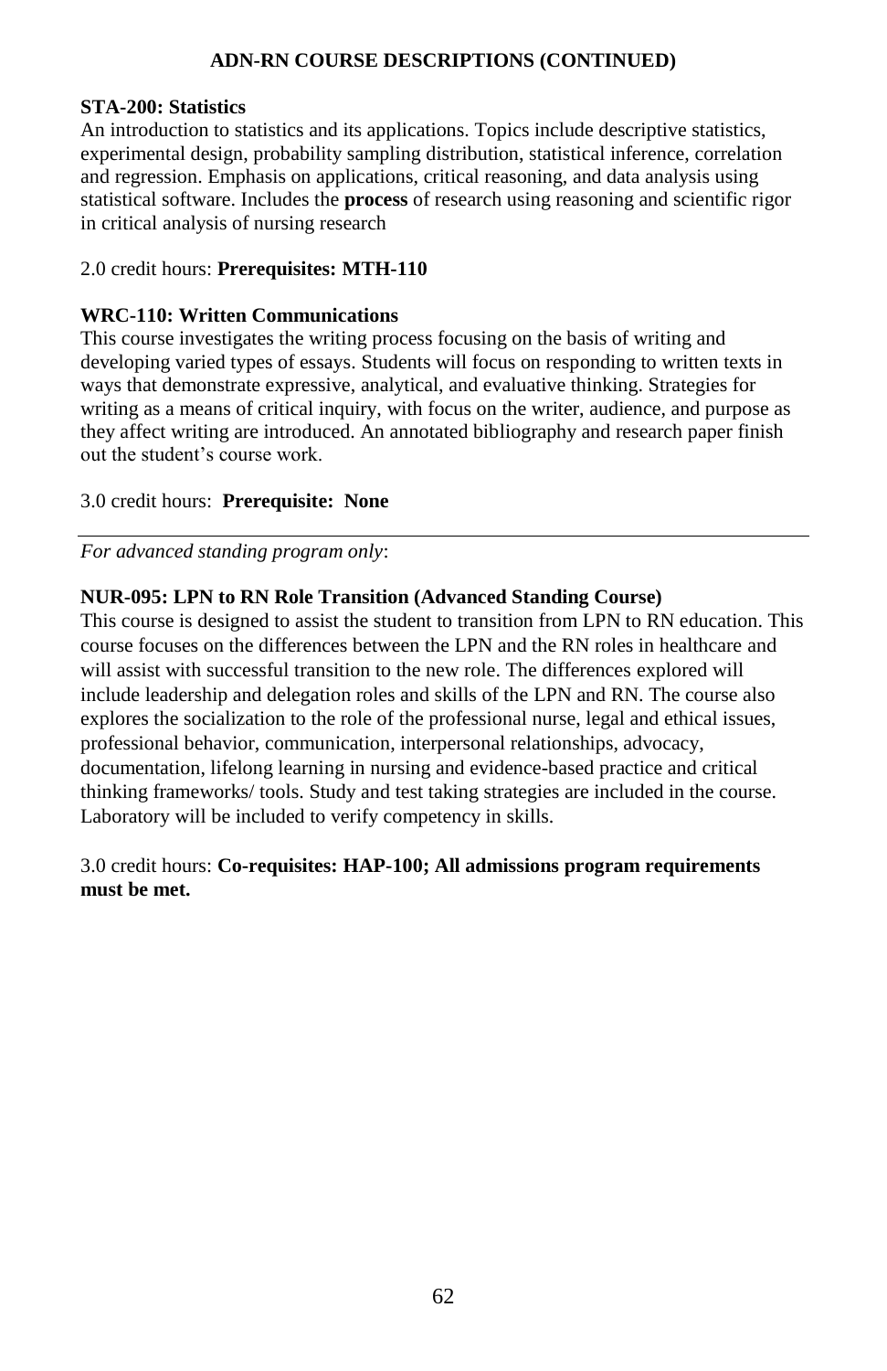**ADN-RN COURSE DESCRIPTIONS (CONTINUED)**

**STA-200: Statistics**
An introduction to statistics and its applications. Topics include descriptive statistics, experimental design, probability sampling distribution, statistical inference, correlation and regression. Emphasis on applications, critical reasoning, and data analysis using statistical software. Includes the **process** of research using reasoning and scientific rigor in critical analysis of nursing research

2.0 credit hours: **Prerequisites: MTH-110**

**WRC-110: Written Communications**
This course investigates the writing process focusing on the basis of writing and developing varied types of essays. Students will focus on responding to written texts in ways that demonstrate expressive, analytical, and evaluative thinking. Strategies for writing as a means of critical inquiry, with focus on the writer, audience, and purpose as they affect writing are introduced. An annotated bibliography and research paper finish out the student's course work.

3.0 credit hours: **Prerequisite: None**

---

*For advanced standing program only*:

**NUR-095: LPN to RN Role Transition (Advanced Standing Course)**
This course is designed to assist the student to transition from LPN to RN education. This course focuses on the differences between the LPN and the RN roles in healthcare and will assist with successful transition to the new role. The differences explored will include leadership and delegation roles and skills of the LPN and RN. The course also explores the socialization to the role of the professional nurse, legal and ethical issues, professional behavior, communication, interpersonal relationships, advocacy, documentation, lifelong learning in nursing and evidence-based practice and critical thinking frameworks/ tools. Study and test taking strategies are included in the course. Laboratory will be included to verify competency in skills.

3.0 credit hours: **Co-requisites: HAP-100; All admissions program requirements must be met.**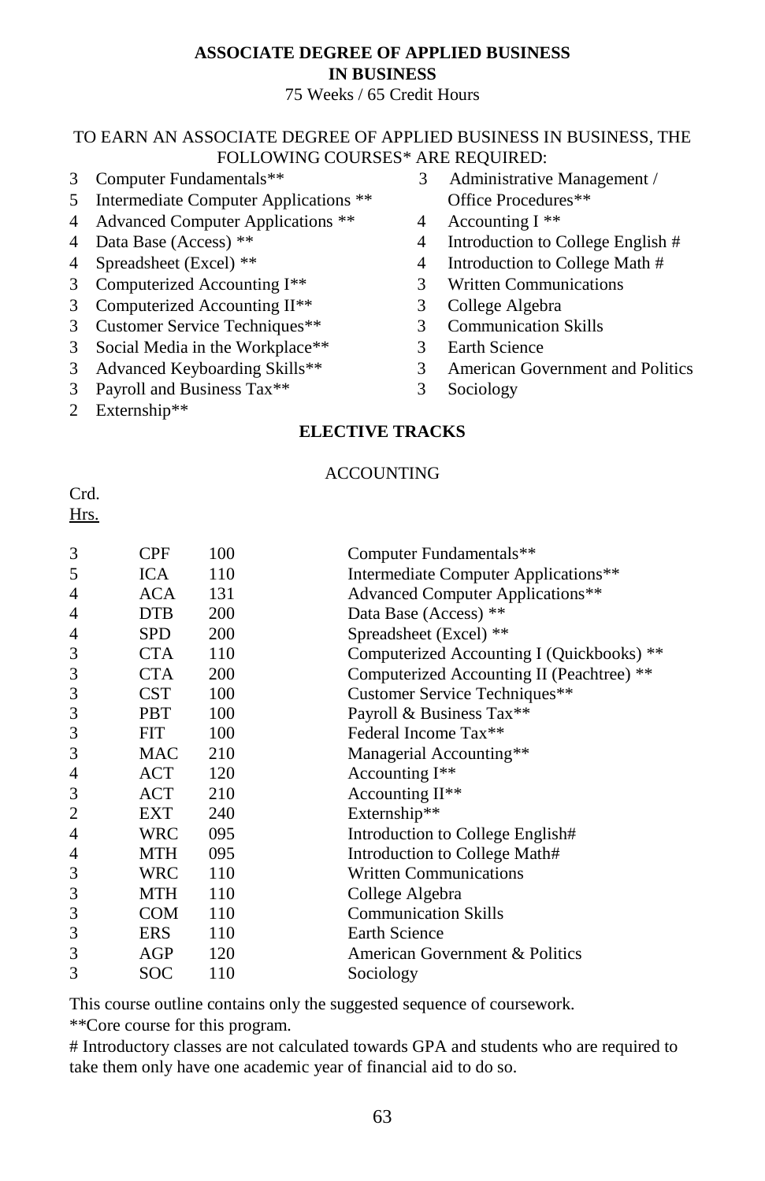**ASSOCIATE DEGREE OF APPLIED BUSINESS**
**IN BUSINESS**

75 Weeks / 65 Credit Hours

TO EARN AN ASSOCIATE DEGREE OF APPLIED BUSINESS IN BUSINESS, THE FOLLOWING COURSES* ARE REQUIRED:

3 Computer Fundamentals**
5 Intermediate Computer Applications **
4 Advanced Computer Applications **
4 Data Base (Access) **
4 Spreadsheet (Excel) **
3 Computerized Accounting I**
3 Computerized Accounting II**
3 Customer Service Techniques**
3 Social Media in the Workplace**
3 Advanced Keyboarding Skills**
3 Payroll and Business Tax**
2 Externship**
3 Administrative Management / Office Procedures**
4 Accounting I **
4 Introduction to College English #
4 Introduction to College Math #
3 Written Communications
3 College Algebra
3 Communication Skills
3 Earth Science
3 American Government and Politics
3 Sociology

**ELECTIVE TRACKS**

ACCOUNTING

| Crd. Hrs. | | | |
|---|---|---|---|
| 3 | CPF | 100 | Computer Fundamentals** |
| 5 | ICA | 110 | Intermediate Computer Applications** |
| 4 | ACA | 131 | Advanced Computer Applications** |
| 4 | DTB | 200 | Data Base (Access) ** |
| 4 | SPD | 200 | Spreadsheet (Excel) ** |
| 3 | CTA | 110 | Computerized Accounting I (Quickbooks) ** |
| 3 | CTA | 200 | Computerized Accounting II (Peachtree) ** |
| 3 | CST | 100 | Customer Service Techniques** |
| 3 | PBT | 100 | Payroll & Business Tax** |
| 3 | FIT | 100 | Federal Income Tax** |
| 3 | MAC | 210 | Managerial Accounting** |
| 4 | ACT | 120 | Accounting I** |
| 3 | ACT | 210 | Accounting II** |
| 2 | EXT | 240 | Externship** |
| 4 | WRC | 095 | Introduction to College English# |
| 4 | MTH | 095 | Introduction to College Math# |
| 3 | WRC | 110 | Written Communications |
| 3 | MTH | 110 | College Algebra |
| 3 | COM | 110 | Communication Skills |
| 3 | ERS | 110 | Earth Science |
| 3 | AGP | 120 | American Government & Politics |
| 3 | SOC | 110 | Sociology |

This course outline contains only the suggested sequence of coursework.

**Core course for this program.

# Introductory classes are not calculated towards GPA and students who are required to take them only have one academic year of financial aid to do so.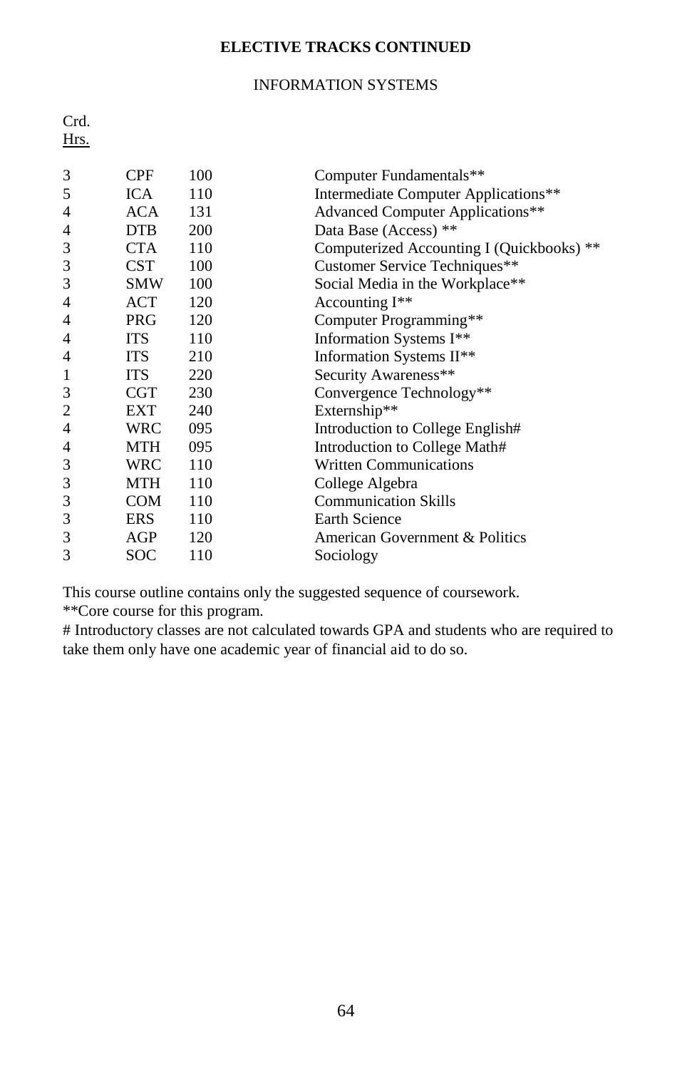**ELECTIVE TRACKS CONTINUED**

INFORMATION SYSTEMS

| Crd. Hrs. | | | |
|---|---|---|---|
| 3 | CPF | 100 | Computer Fundamentals** |
| 5 | ICA | 110 | Intermediate Computer Applications** |
| 4 | ACA | 131 | Advanced Computer Applications** |
| 4 | DTB | 200 | Data Base (Access) ** |
| 3 | CTA | 110 | Computerized Accounting I (Quickbooks) ** |
| 3 | CST | 100 | Customer Service Techniques** |
| 3 | SMW | 100 | Social Media in the Workplace** |
| 4 | ACT | 120 | Accounting I** |
| 4 | PRG | 120 | Computer Programming** |
| 4 | ITS | 110 | Information Systems I** |
| 4 | ITS | 210 | Information Systems II** |
| 1 | ITS | 220 | Security Awareness** |
| 3 | CGT | 230 | Convergence Technology** |
| 2 | EXT | 240 | Externship** |
| 4 | WRC | 095 | Introduction to College English# |
| 4 | MTH | 095 | Introduction to College Math# |
| 3 | WRC | 110 | Written Communications |
| 3 | MTH | 110 | College Algebra |
| 3 | COM | 110 | Communication Skills |
| 3 | ERS | 110 | Earth Science |
| 3 | AGP | 120 | American Government & Politics |
| 3 | SOC | 110 | Sociology |

This course outline contains only the suggested sequence of coursework.
**Core course for this program.
# Introductory classes are not calculated towards GPA and students who are required to take them only have one academic year of financial aid to do so.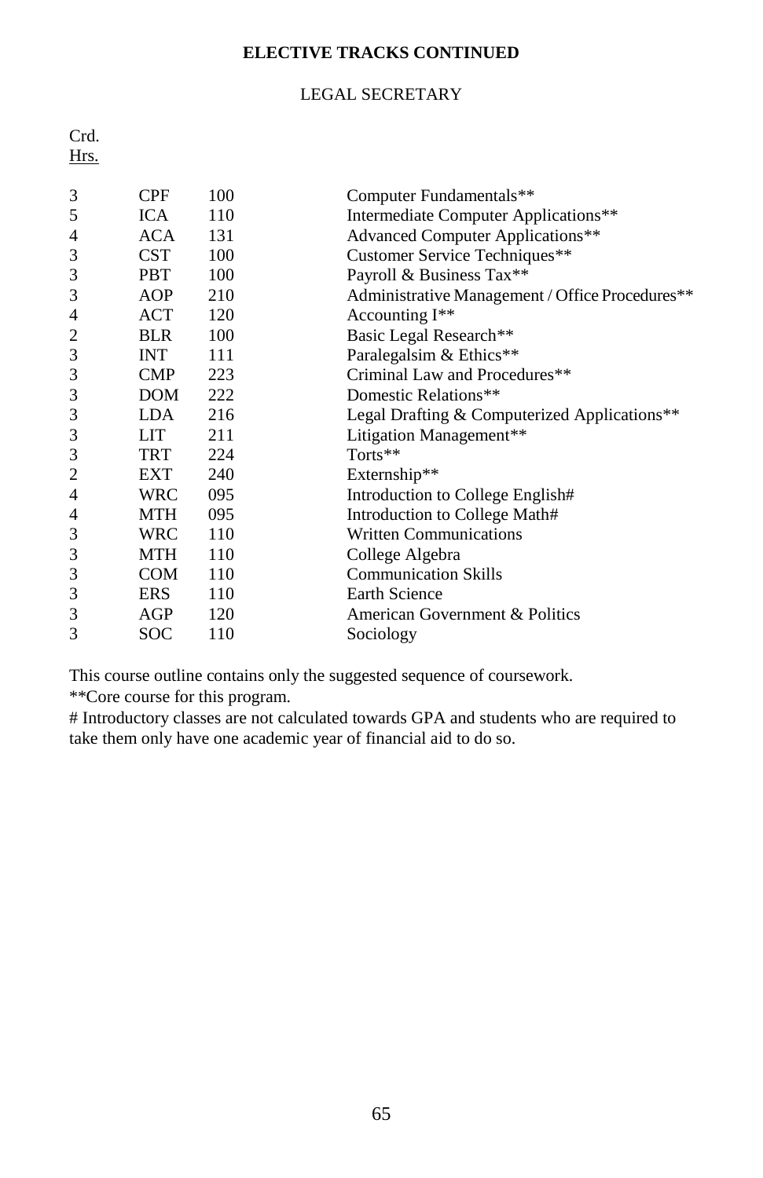**ELECTIVE TRACKS CONTINUED**

LEGAL SECRETARY

| Crd. Hrs. | | | |
|---|---|---|---|
| 3 | CPF | 100 | Computer Fundamentals** |
| 5 | ICA | 110 | Intermediate Computer Applications** |
| 4 | ACA | 131 | Advanced Computer Applications** |
| 3 | CST | 100 | Customer Service Techniques** |
| 3 | PBT | 100 | Payroll & Business Tax** |
| 3 | AOP | 210 | Administrative Management / Office Procedures** |
| 4 | ACT | 120 | Accounting I** |
| 2 | BLR | 100 | Basic Legal Research** |
| 3 | INT | 111 | Paralegalsim & Ethics** |
| 3 | CMP | 223 | Criminal Law and Procedures** |
| 3 | DOM | 222 | Domestic Relations** |
| 3 | LDA | 216 | Legal Drafting & Computerized Applications** |
| 3 | LIT | 211 | Litigation Management** |
| 3 | TRT | 224 | Torts** |
| 2 | EXT | 240 | Externship** |
| 4 | WRC | 095 | Introduction to College English# |
| 4 | MTH | 095 | Introduction to College Math# |
| 3 | WRC | 110 | Written Communications |
| 3 | MTH | 110 | College Algebra |
| 3 | COM | 110 | Communication Skills |
| 3 | ERS | 110 | Earth Science |
| 3 | AGP | 120 | American Government & Politics |
| 3 | SOC | 110 | Sociology |

This course outline contains only the suggested sequence of coursework.
**Core course for this program.
# Introductory classes are not calculated towards GPA and students who are required to take them only have one academic year of financial aid to do so.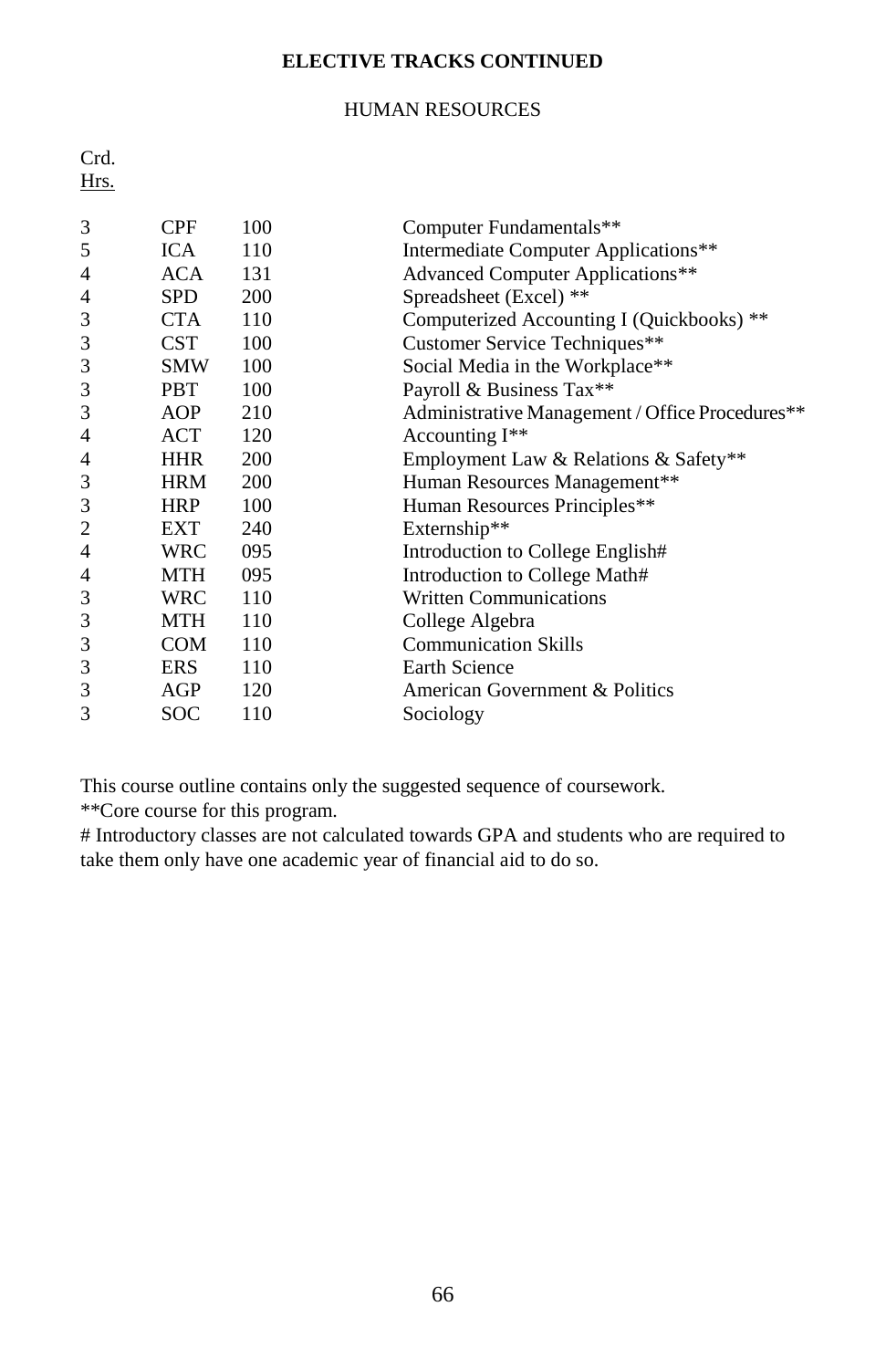**ELECTIVE TRACKS CONTINUED**

HUMAN RESOURCES

| Crd. Hrs. | | | |
|---|---|---|---|
| 3 | CPF | 100 | Computer Fundamentals** |
| 5 | ICA | 110 | Intermediate Computer Applications** |
| 4 | ACA | 131 | Advanced Computer Applications** |
| 4 | SPD | 200 | Spreadsheet (Excel) ** |
| 3 | CTA | 110 | Computerized Accounting I (Quickbooks) ** |
| 3 | CST | 100 | Customer Service Techniques** |
| 3 | SMW | 100 | Social Media in the Workplace** |
| 3 | PBT | 100 | Payroll & Business Tax** |
| 3 | AOP | 210 | Administrative Management / Office Procedures** |
| 4 | ACT | 120 | Accounting I** |
| 4 | HHR | 200 | Employment Law & Relations & Safety** |
| 3 | HRM | 200 | Human Resources Management** |
| 3 | HRP | 100 | Human Resources Principles** |
| 2 | EXT | 240 | Externship** |
| 4 | WRC | 095 | Introduction to College English# |
| 4 | MTH | 095 | Introduction to College Math# |
| 3 | WRC | 110 | Written Communications |
| 3 | MTH | 110 | College Algebra |
| 3 | COM | 110 | Communication Skills |
| 3 | ERS | 110 | Earth Science |
| 3 | AGP | 120 | American Government & Politics |
| 3 | SOC | 110 | Sociology |

This course outline contains only the suggested sequence of coursework.
**Core course for this program.
# Introductory classes are not calculated towards GPA and students who are required to take them only have one academic year of financial aid to do so.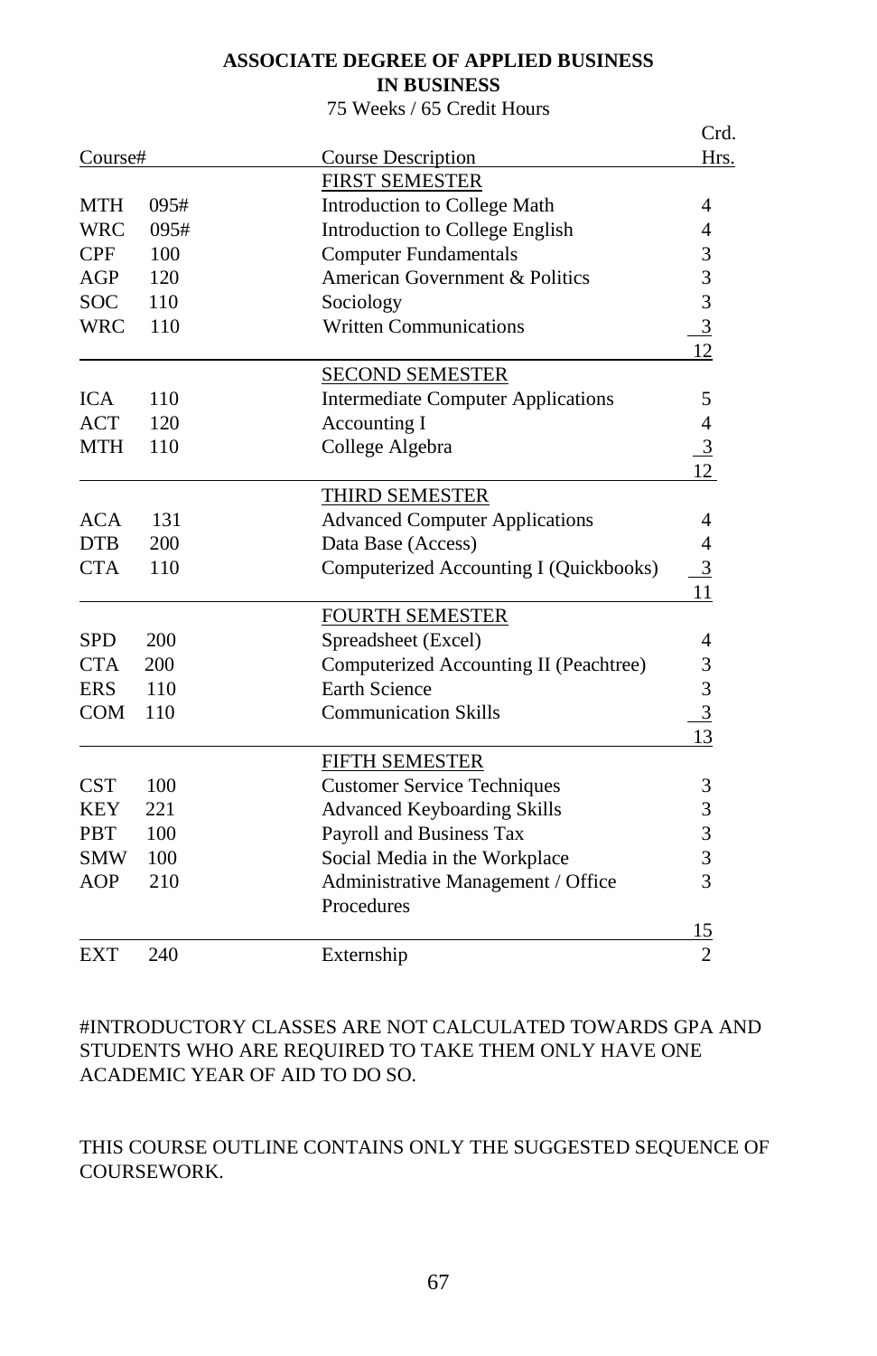**ASSOCIATE DEGREE OF APPLIED BUSINESS IN BUSINESS**

75 Weeks / 65 Credit Hours

| Course# | | Course Description | Crd. Hrs. |
|---|---|---|---|
| | | FIRST SEMESTER | |
| MTH | 095# | Introduction to College Math | 4 |
| WRC | 095# | Introduction to College English | 4 |
| CPF | 100 | Computer Fundamentals | 3 |
| AGP | 120 | American Government & Politics | 3 |
| SOC | 110 | Sociology | 3 |
| WRC | 110 | Written Communications | 3 |
| | | | 12 |
| | | SECOND SEMESTER | |
| ICA | 110 | Intermediate Computer Applications | 5 |
| ACT | 120 | Accounting I | 4 |
| MTH | 110 | College Algebra | 3 |
| | | | 12 |
| | | THIRD SEMESTER | |
| ACA | 131 | Advanced Computer Applications | 4 |
| DTB | 200 | Data Base (Access) | 4 |
| CTA | 110 | Computerized Accounting I (Quickbooks) | 3 |
| | | | 11 |
| | | FOURTH SEMESTER | |
| SPD | 200 | Spreadsheet (Excel) | 4 |
| CTA | 200 | Computerized Accounting II (Peachtree) | 3 |
| ERS | 110 | Earth Science | 3 |
| COM | 110 | Communication Skills | 3 |
| | | | 13 |
| | | FIFTH SEMESTER | |
| CST | 100 | Customer Service Techniques | 3 |
| KEY | 221 | Advanced Keyboarding Skills | 3 |
| PBT | 100 | Payroll and Business Tax | 3 |
| SMW | 100 | Social Media in the Workplace | 3 |
| AOP | 210 | Administrative Management / Office Procedures | 3 |
| | | | 15 |
| EXT | 240 | Externship | 2 |

#INTRODUCTORY CLASSES ARE NOT CALCULATED TOWARDS GPA AND STUDENTS WHO ARE REQUIRED TO TAKE THEM ONLY HAVE ONE ACADEMIC YEAR OF AID TO DO SO.

THIS COURSE OUTLINE CONTAINS ONLY THE SUGGESTED SEQUENCE OF COURSEWORK.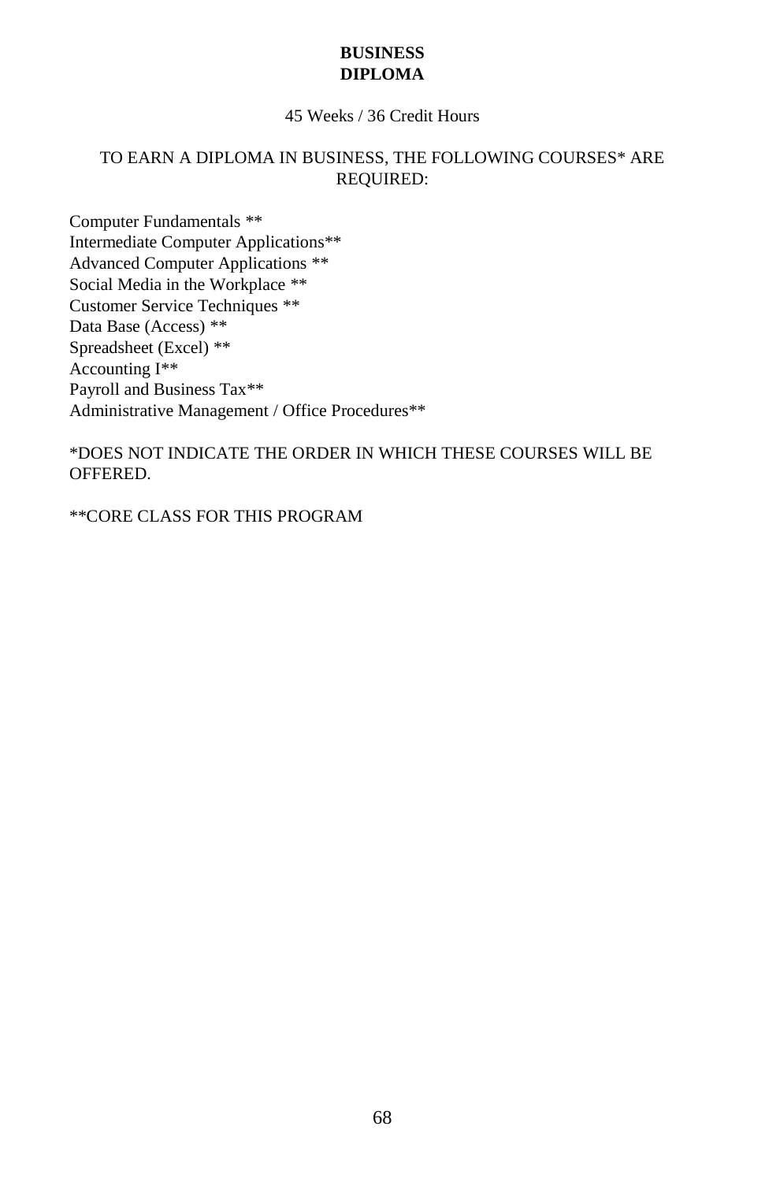# BUSINESS DIPLOMA

45 Weeks / 36 Credit Hours

TO EARN A DIPLOMA IN BUSINESS, THE FOLLOWING COURSES* ARE REQUIRED:

Computer Fundamentals **
Intermediate Computer Applications**
Advanced Computer Applications **
Social Media in the Workplace **
Customer Service Techniques **
Data Base (Access) **
Spreadsheet (Excel) **
Accounting I**
Payroll and Business Tax**
Administrative Management / Office Procedures**

*DOES NOT INDICATE THE ORDER IN WHICH THESE COURSES WILL BE OFFERED.

**CORE CLASS FOR THIS PROGRAM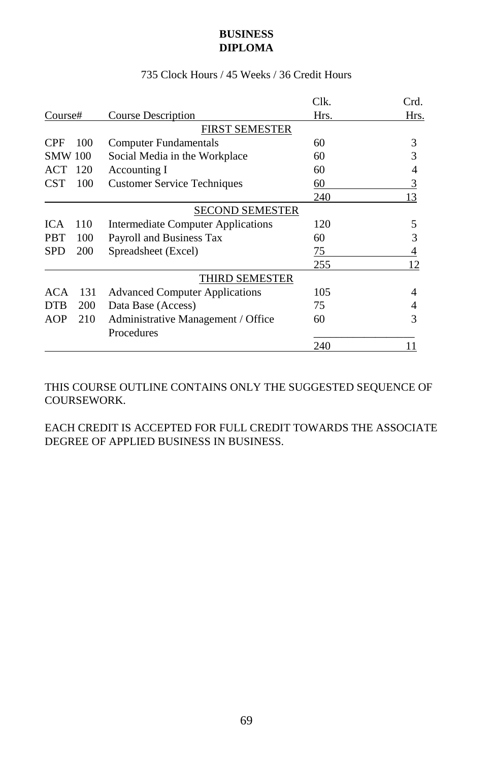# BUSINESS DIPLOMA

735 Clock Hours / 45 Weeks / 36 Credit Hours

| Course# | Course Description | Clk. Hrs. | Crd. Hrs. |
|---|---|---|---|
| | FIRST SEMESTER | | |
| CPF 100 | Computer Fundamentals | 60 | 3 |
| SMW 100 | Social Media in the Workplace | 60 | 3 |
| ACT 120 | Accounting I | 60 | 4 |
| CST 100 | Customer Service Techniques | 60 | 3 |
| | | 240 | 13 |
| | SECOND SEMESTER | | |
| ICA 110 | Intermediate Computer Applications | 120 | 5 |
| PBT 100 | Payroll and Business Tax | 60 | 3 |
| SPD 200 | Spreadsheet (Excel) | 75 | 4 |
| | | 255 | 12 |
| | THIRD SEMESTER | | |
| ACA 131 | Advanced Computer Applications | 105 | 4 |
| DTB 200 | Data Base (Access) | 75 | 4 |
| AOP 210 | Administrative Management / Office Procedures | 60 | 3 |
| | | 240 | 11 |

THIS COURSE OUTLINE CONTAINS ONLY THE SUGGESTED SEQUENCE OF COURSEWORK.

EACH CREDIT IS ACCEPTED FOR FULL CREDIT TOWARDS THE ASSOCIATE DEGREE OF APPLIED BUSINESS IN BUSINESS.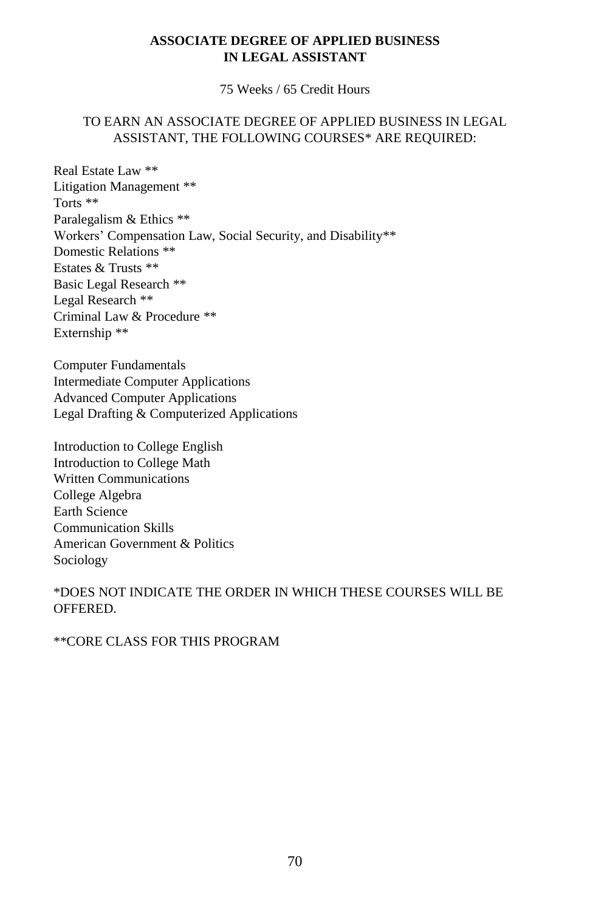## ASSOCIATE DEGREE OF APPLIED BUSINESS IN LEGAL ASSISTANT

75 Weeks / 65 Credit Hours

TO EARN AN ASSOCIATE DEGREE OF APPLIED BUSINESS IN LEGAL ASSISTANT, THE FOLLOWING COURSES* ARE REQUIRED:

Real Estate Law **
Litigation Management **
Torts **
Paralegalism & Ethics **
Workers' Compensation Law, Social Security, and Disability**
Domestic Relations **
Estates & Trusts **
Basic Legal Research **
Legal Research **
Criminal Law & Procedure **
Externship **

Computer Fundamentals
Intermediate Computer Applications
Advanced Computer Applications
Legal Drafting & Computerized Applications

Introduction to College English
Introduction to College Math
Written Communications
College Algebra
Earth Science
Communication Skills
American Government & Politics
Sociology

*DOES NOT INDICATE THE ORDER IN WHICH THESE COURSES WILL BE OFFERED.

**CORE CLASS FOR THIS PROGRAM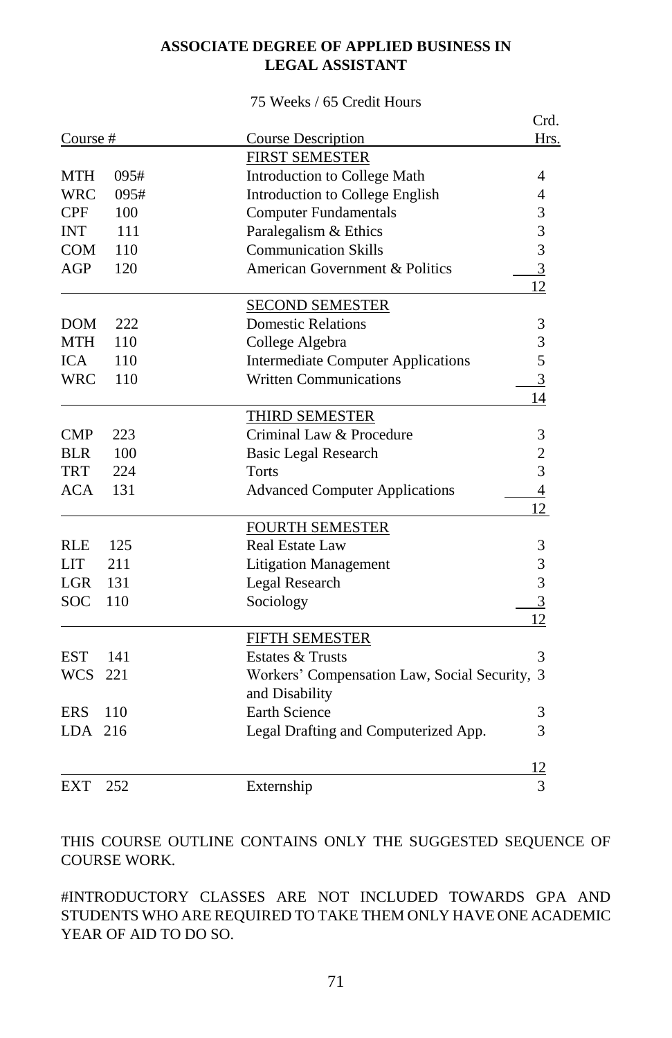**ASSOCIATE DEGREE OF APPLIED BUSINESS IN LEGAL ASSISTANT**

75 Weeks / 65 Credit Hours

| Course # | | Course Description | Crd. Hrs. |
|---|---|---|---|
| | | FIRST SEMESTER | |
| MTH | 095# | Introduction to College Math | 4 |
| WRC | 095# | Introduction to College English | 4 |
| CPF | 100 | Computer Fundamentals | 3 |
| INT | 111 | Paralegalism & Ethics | 3 |
| COM | 110 | Communication Skills | 3 |
| AGP | 120 | American Government & Politics | 3 |
| | | | 12 |
| | | SECOND SEMESTER | |
| DOM | 222 | Domestic Relations | 3 |
| MTH | 110 | College Algebra | 3 |
| ICA | 110 | Intermediate Computer Applications | 5 |
| WRC | 110 | Written Communications | 3 |
| | | | 14 |
| | | THIRD SEMESTER | |
| CMP | 223 | Criminal Law & Procedure | 3 |
| BLR | 100 | Basic Legal Research | 2 |
| TRT | 224 | Torts | 3 |
| ACA | 131 | Advanced Computer Applications | 4 |
| | | | 12 |
| | | FOURTH SEMESTER | |
| RLE | 125 | Real Estate Law | 3 |
| LIT | 211 | Litigation Management | 3 |
| LGR | 131 | Legal Research | 3 |
| SOC | 110 | Sociology | 3 |
| | | | 12 |
| | | FIFTH SEMESTER | |
| EST | 141 | Estates & Trusts | 3 |
| WCS | 221 | Workers' Compensation Law, Social Security, and Disability | 3 |
| ERS | 110 | Earth Science | 3 |
| LDA | 216 | Legal Drafting and Computerized App. | 3 |
| | | | 12 |
| EXT | 252 | Externship | 3 |

THIS COURSE OUTLINE CONTAINS ONLY THE SUGGESTED SEQUENCE OF COURSE WORK.

#INTRODUCTORY CLASSES ARE NOT INCLUDED TOWARDS GPA AND STUDENTS WHO ARE REQUIRED TO TAKE THEM ONLY HAVE ONE ACADEMIC YEAR OF AID TO DO SO.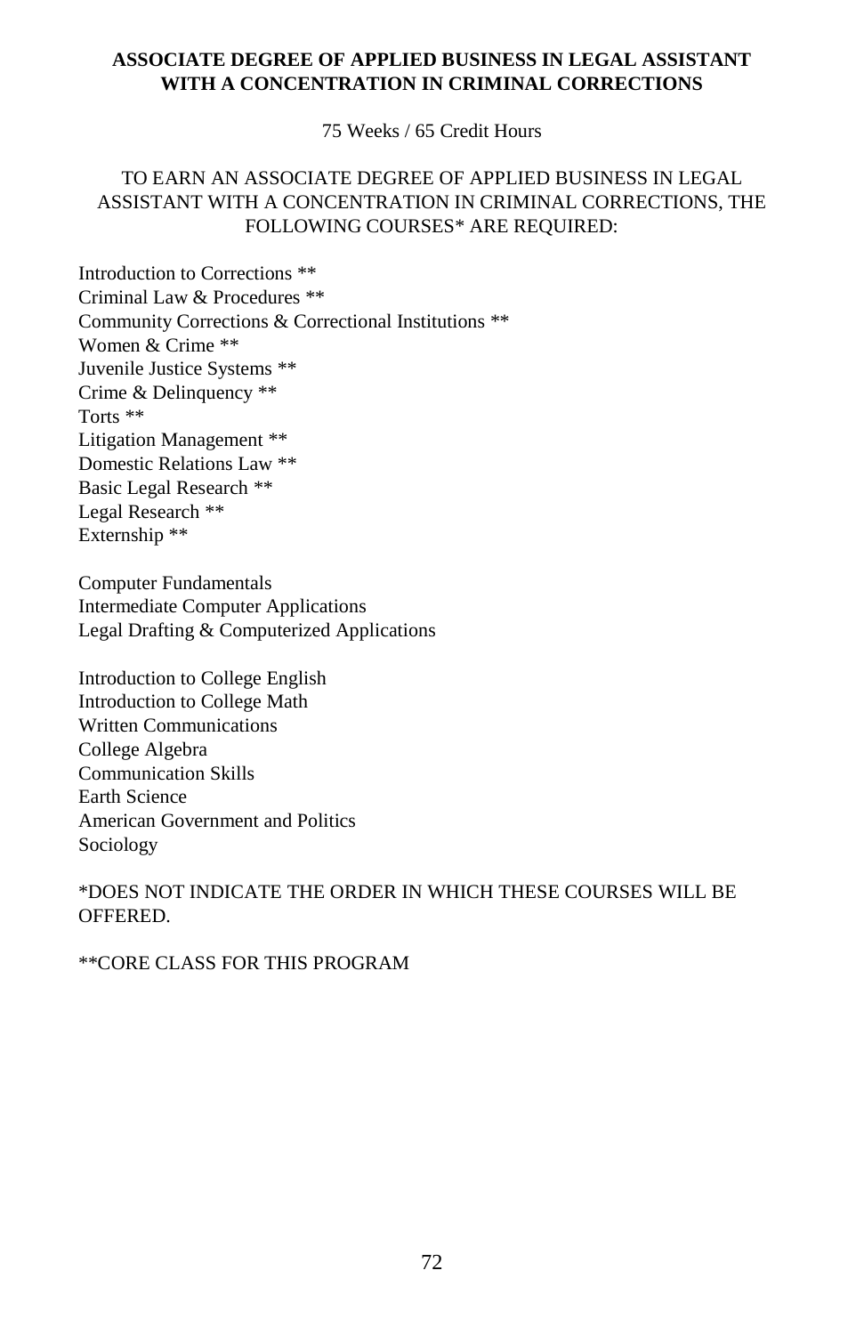# ASSOCIATE DEGREE OF APPLIED BUSINESS IN LEGAL ASSISTANT WITH A CONCENTRATION IN CRIMINAL CORRECTIONS

75 Weeks / 65 Credit Hours

TO EARN AN ASSOCIATE DEGREE OF APPLIED BUSINESS IN LEGAL ASSISTANT WITH A CONCENTRATION IN CRIMINAL CORRECTIONS, THE FOLLOWING COURSES* ARE REQUIRED:

Introduction to Corrections **
Criminal Law & Procedures **
Community Corrections & Correctional Institutions **
Women & Crime **
Juvenile Justice Systems **
Crime & Delinquency **
Torts **
Litigation Management **
Domestic Relations Law **
Basic Legal Research **
Legal Research **
Externship **

Computer Fundamentals
Intermediate Computer Applications
Legal Drafting & Computerized Applications

Introduction to College English
Introduction to College Math
Written Communications
College Algebra
Communication Skills
Earth Science
American Government and Politics
Sociology

*DOES NOT INDICATE THE ORDER IN WHICH THESE COURSES WILL BE OFFERED.

**CORE CLASS FOR THIS PROGRAM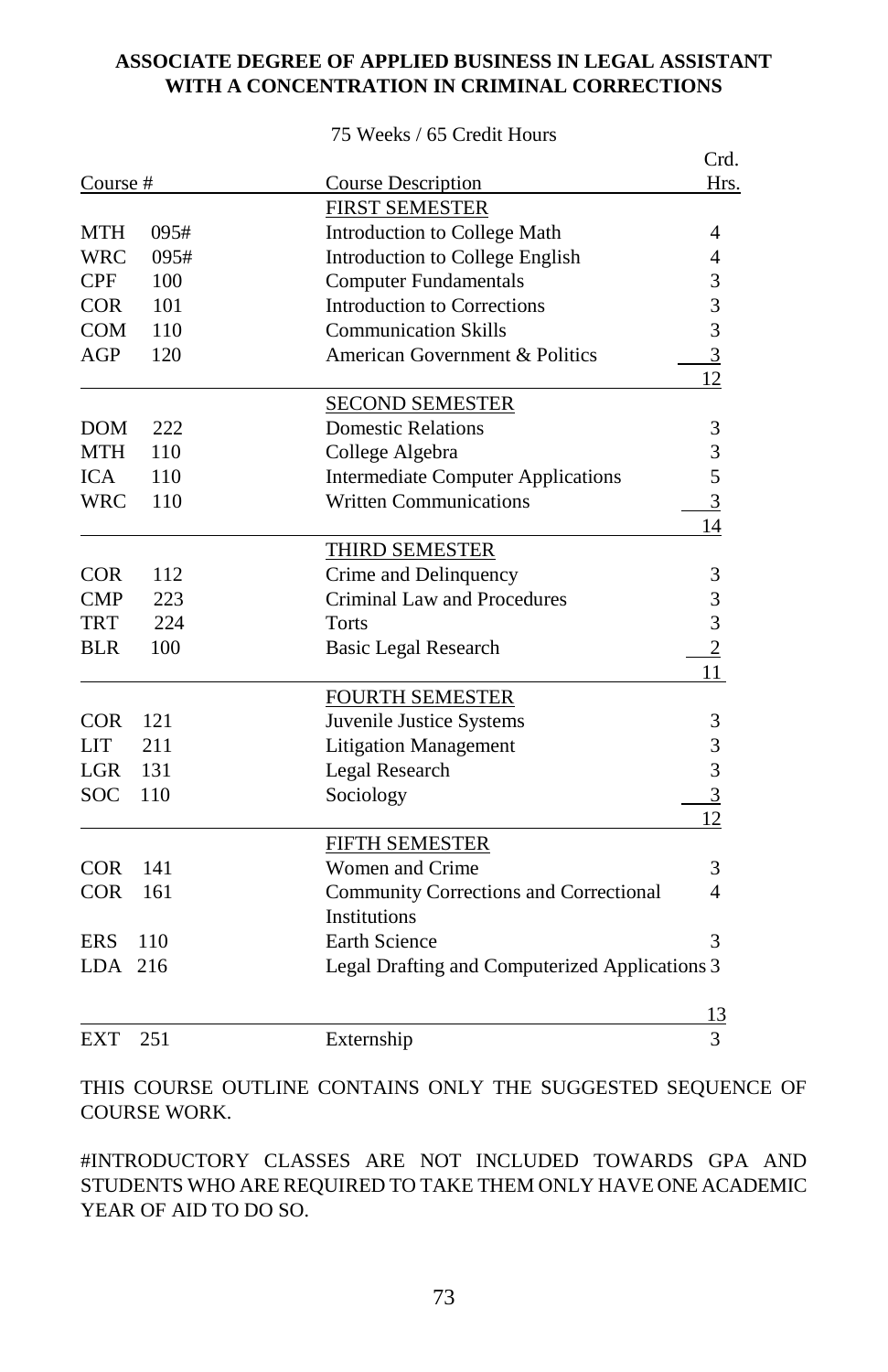**ASSOCIATE DEGREE OF APPLIED BUSINESS IN LEGAL ASSISTANT WITH A CONCENTRATION IN CRIMINAL CORRECTIONS**

75 Weeks / 65 Credit Hours

| Course # | Course Description | Crd. Hrs. |
|---|---|---|
| | FIRST SEMESTER | |
| MTH 095# | Introduction to College Math | 4 |
| WRC 095# | Introduction to College English | 4 |
| CPF 100 | Computer Fundamentals | 3 |
| COR 101 | Introduction to Corrections | 3 |
| COM 110 | Communication Skills | 3 |
| AGP 120 | American Government & Politics | 3 |
| | | 12 |
| | SECOND SEMESTER | |
| DOM 222 | Domestic Relations | 3 |
| MTH 110 | College Algebra | 3 |
| ICA 110 | Intermediate Computer Applications | 5 |
| WRC 110 | Written Communications | 3 |
| | | 14 |
| | THIRD SEMESTER | |
| COR 112 | Crime and Delinquency | 3 |
| CMP 223 | Criminal Law and Procedures | 3 |
| TRT 224 | Torts | 3 |
| BLR 100 | Basic Legal Research | 2 |
| | | 11 |
| | FOURTH SEMESTER | |
| COR 121 | Juvenile Justice Systems | 3 |
| LIT 211 | Litigation Management | 3 |
| LGR 131 | Legal Research | 3 |
| SOC 110 | Sociology | 3 |
| | | 12 |
| | FIFTH SEMESTER | |
| COR 141 | Women and Crime | 3 |
| COR 161 | Community Corrections and Correctional Institutions | 4 |
| ERS 110 | Earth Science | 3 |
| LDA 216 | Legal Drafting and Computerized Applications | 3 |
| | | 13 |
| EXT 251 | Externship | 3 |

THIS COURSE OUTLINE CONTAINS ONLY THE SUGGESTED SEQUENCE OF COURSE WORK.

#INTRODUCTORY CLASSES ARE NOT INCLUDED TOWARDS GPA AND STUDENTS WHO ARE REQUIRED TO TAKE THEM ONLY HAVE ONE ACADEMIC YEAR OF AID TO DO SO.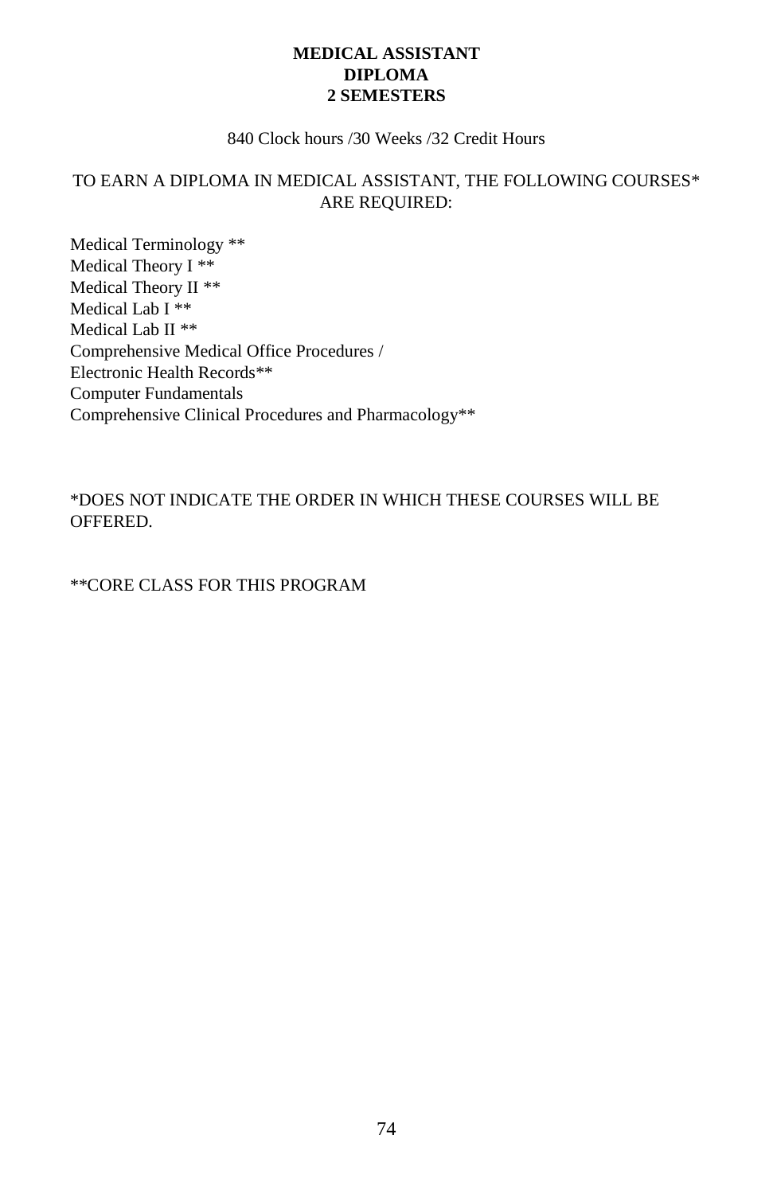**MEDICAL ASSISTANT**
**DIPLOMA**
**2 SEMESTERS**

840 Clock hours /30 Weeks /32 Credit Hours

TO EARN A DIPLOMA IN MEDICAL ASSISTANT, THE FOLLOWING COURSES* ARE REQUIRED:

Medical Terminology **
Medical Theory I **
Medical Theory II **
Medical Lab I **
Medical Lab II **
Comprehensive Medical Office Procedures /
Electronic Health Records**
Computer Fundamentals
Comprehensive Clinical Procedures and Pharmacology**

*DOES NOT INDICATE THE ORDER IN WHICH THESE COURSES WILL BE OFFERED.

**CORE CLASS FOR THIS PROGRAM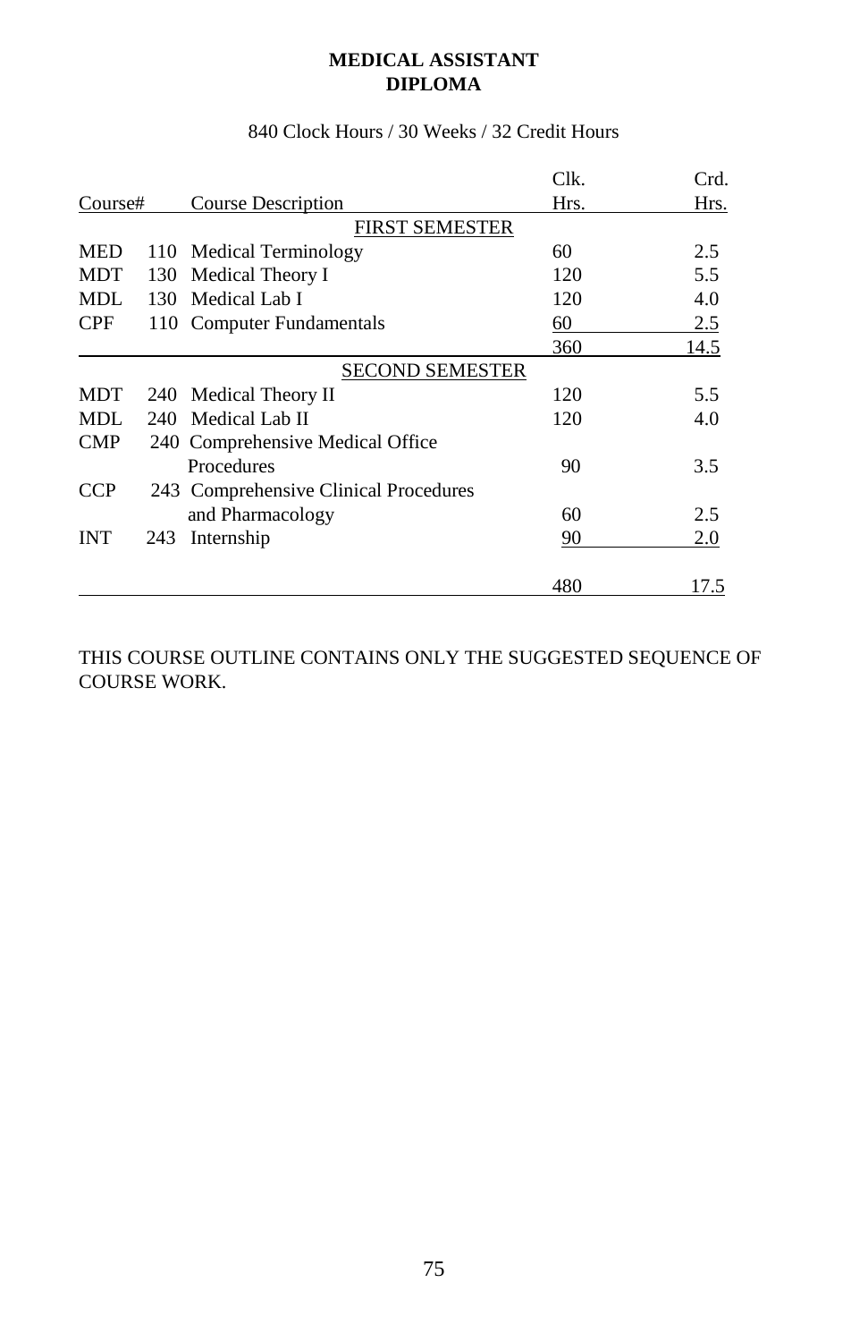**MEDICAL ASSISTANT**
**DIPLOMA**

840 Clock Hours / 30 Weeks / 32 Credit Hours

| Course# | | Course Description | Clk. Hrs. | Crd. Hrs. |
|---|---|---|---|---|
| | | FIRST SEMESTER | | |
| MED | 110 | Medical Terminology | 60 | 2.5 |
| MDT | 130 | Medical Theory I | 120 | 5.5 |
| MDL | 130 | Medical Lab I | 120 | 4.0 |
| CPF | 110 | Computer Fundamentals | 60 | 2.5 |
| | | | 360 | 14.5 |
| | | SECOND SEMESTER | | |
| MDT | 240 | Medical Theory II | 120 | 5.5 |
| MDL | 240 | Medical Lab II | 120 | 4.0 |
| CMP | 240 | Comprehensive Medical Office Procedures | 90 | 3.5 |
| CCP | 243 | Comprehensive Clinical Procedures and Pharmacology | 60 | 2.5 |
| INT | 243 | Internship | 90 | 2.0 |
| | | | 480 | 17.5 |

THIS COURSE OUTLINE CONTAINS ONLY THE SUGGESTED SEQUENCE OF COURSE WORK.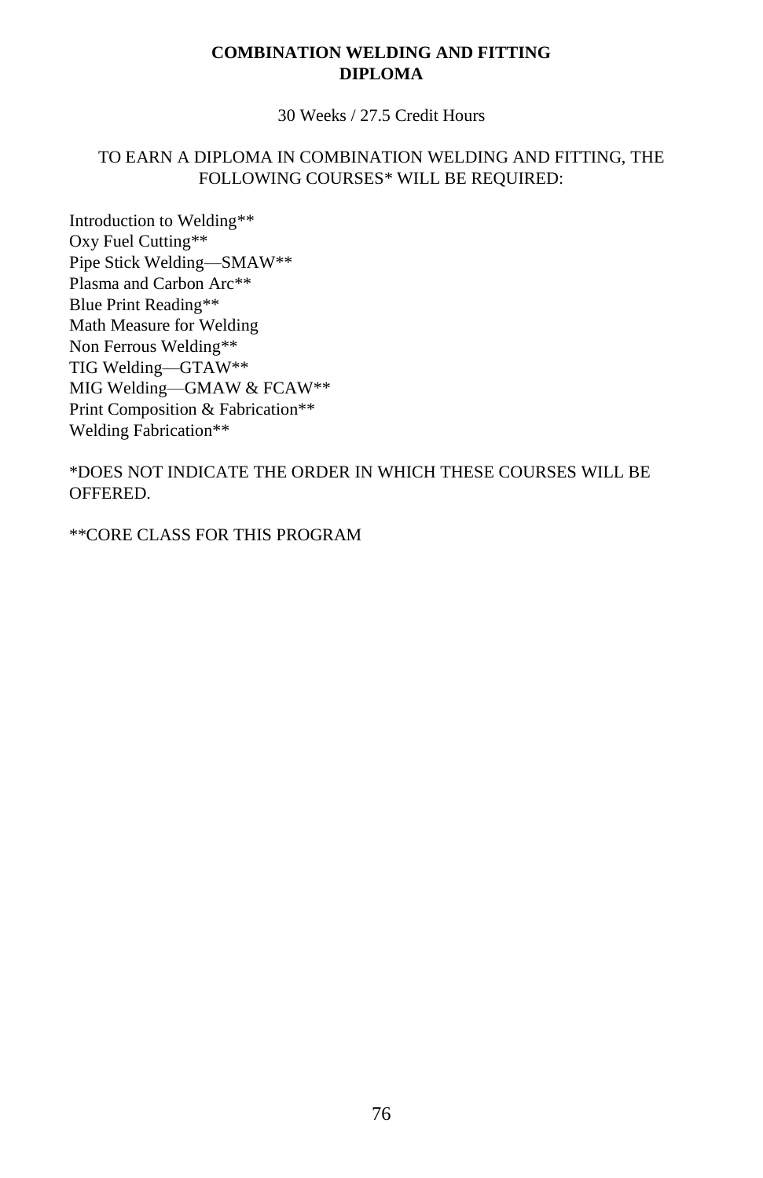# COMBINATION WELDING AND FITTING DIPLOMA

30 Weeks / 27.5 Credit Hours

TO EARN A DIPLOMA IN COMBINATION WELDING AND FITTING, THE FOLLOWING COURSES* WILL BE REQUIRED:

Introduction to Welding**
Oxy Fuel Cutting**
Pipe Stick Welding—SMAW**
Plasma and Carbon Arc**
Blue Print Reading**
Math Measure for Welding
Non Ferrous Welding**
TIG Welding—GTAW**
MIG Welding—GMAW & FCAW**
Print Composition & Fabrication**
Welding Fabrication**

*DOES NOT INDICATE THE ORDER IN WHICH THESE COURSES WILL BE OFFERED.

**CORE CLASS FOR THIS PROGRAM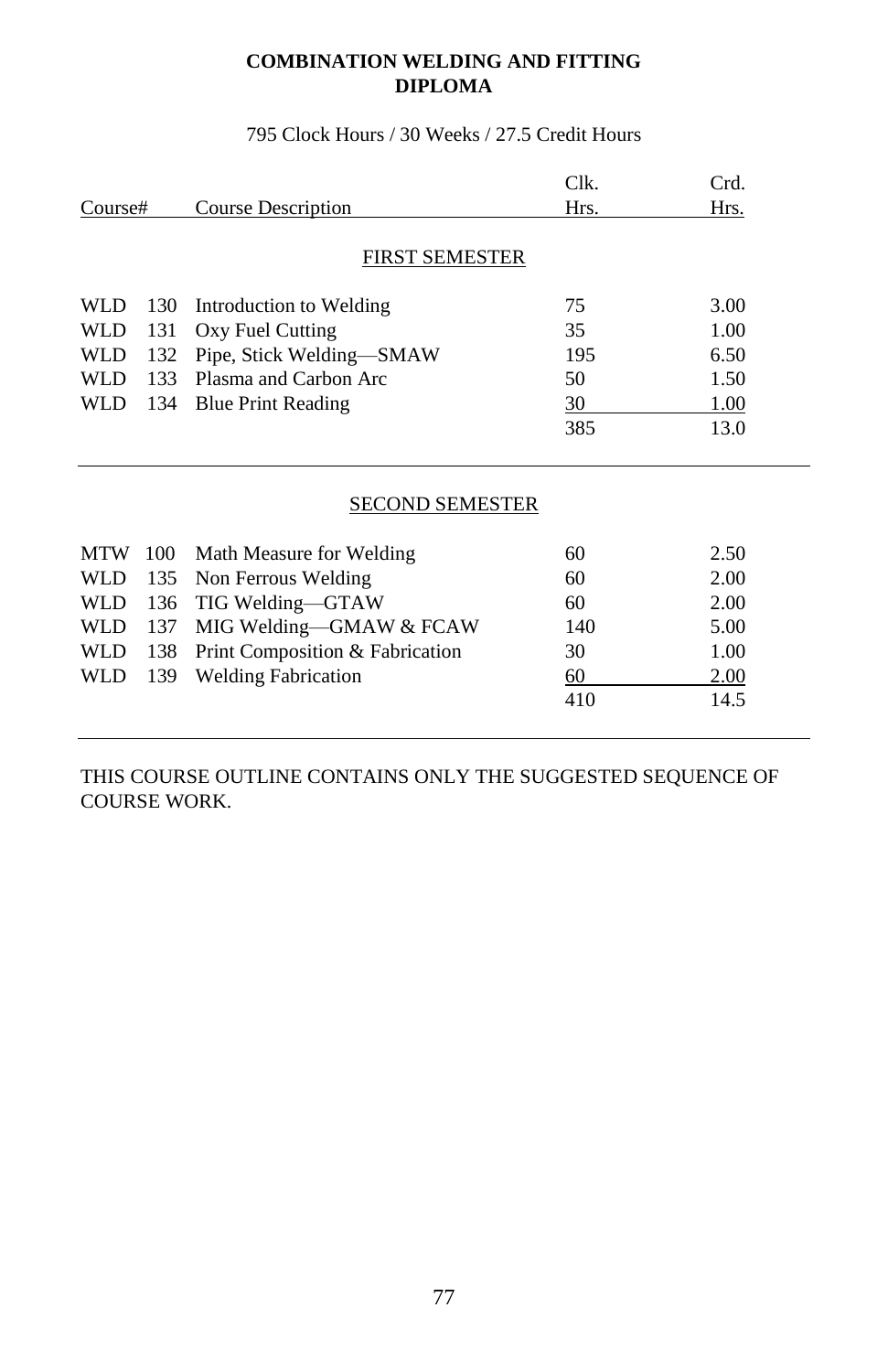# COMBINATION WELDING AND FITTING DIPLOMA

795 Clock Hours / 30 Weeks / 27.5 Credit Hours

| Course# | | Course Description | Clk. Hrs. | Crd. Hrs. |
|---|---|---|---|---|
| | | **FIRST SEMESTER** | | |
| WLD | 130 | Introduction to Welding | 75 | 3.00 |
| WLD | 131 | Oxy Fuel Cutting | 35 | 1.00 |
| WLD | 132 | Pipe, Stick Welding—SMAW | 195 | 6.50 |
| WLD | 133 | Plasma and Carbon Arc | 50 | 1.50 |
| WLD | 134 | Blue Print Reading | 30 | 1.00 |
| | | | 385 | 13.0 |

| Course# | | Course Description | Clk. Hrs. | Crd. Hrs. |
|---|---|---|---|---|
| | | **SECOND SEMESTER** | | |
| MTW | 100 | Math Measure for Welding | 60 | 2.50 |
| WLD | 135 | Non Ferrous Welding | 60 | 2.00 |
| WLD | 136 | TIG Welding—GTAW | 60 | 2.00 |
| WLD | 137 | MIG Welding—GMAW & FCAW | 140 | 5.00 |
| WLD | 138 | Print Composition & Fabrication | 30 | 1.00 |
| WLD | 139 | Welding Fabrication | 60 | 2.00 |
| | | | 410 | 14.5 |

THIS COURSE OUTLINE CONTAINS ONLY THE SUGGESTED SEQUENCE OF COURSE WORK.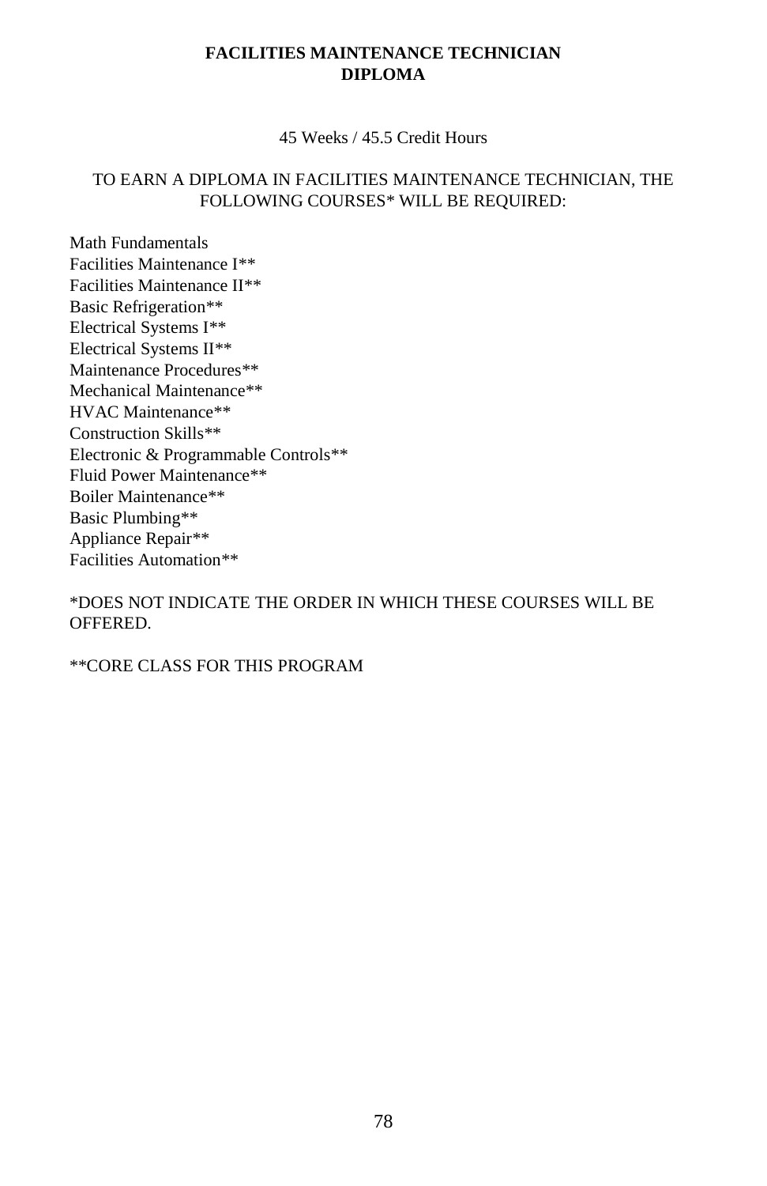# FACILITIES MAINTENANCE TECHNICIAN DIPLOMA

45 Weeks / 45.5 Credit Hours

TO EARN A DIPLOMA IN FACILITIES MAINTENANCE TECHNICIAN, THE FOLLOWING COURSES* WILL BE REQUIRED:

Math Fundamentals
Facilities Maintenance I**
Facilities Maintenance II**
Basic Refrigeration**
Electrical Systems I**
Electrical Systems II**
Maintenance Procedures**
Mechanical Maintenance**
HVAC Maintenance**
Construction Skills**
Electronic & Programmable Controls**
Fluid Power Maintenance**
Boiler Maintenance**
Basic Plumbing**
Appliance Repair**
Facilities Automation**

*DOES NOT INDICATE THE ORDER IN WHICH THESE COURSES WILL BE OFFERED.

**CORE CLASS FOR THIS PROGRAM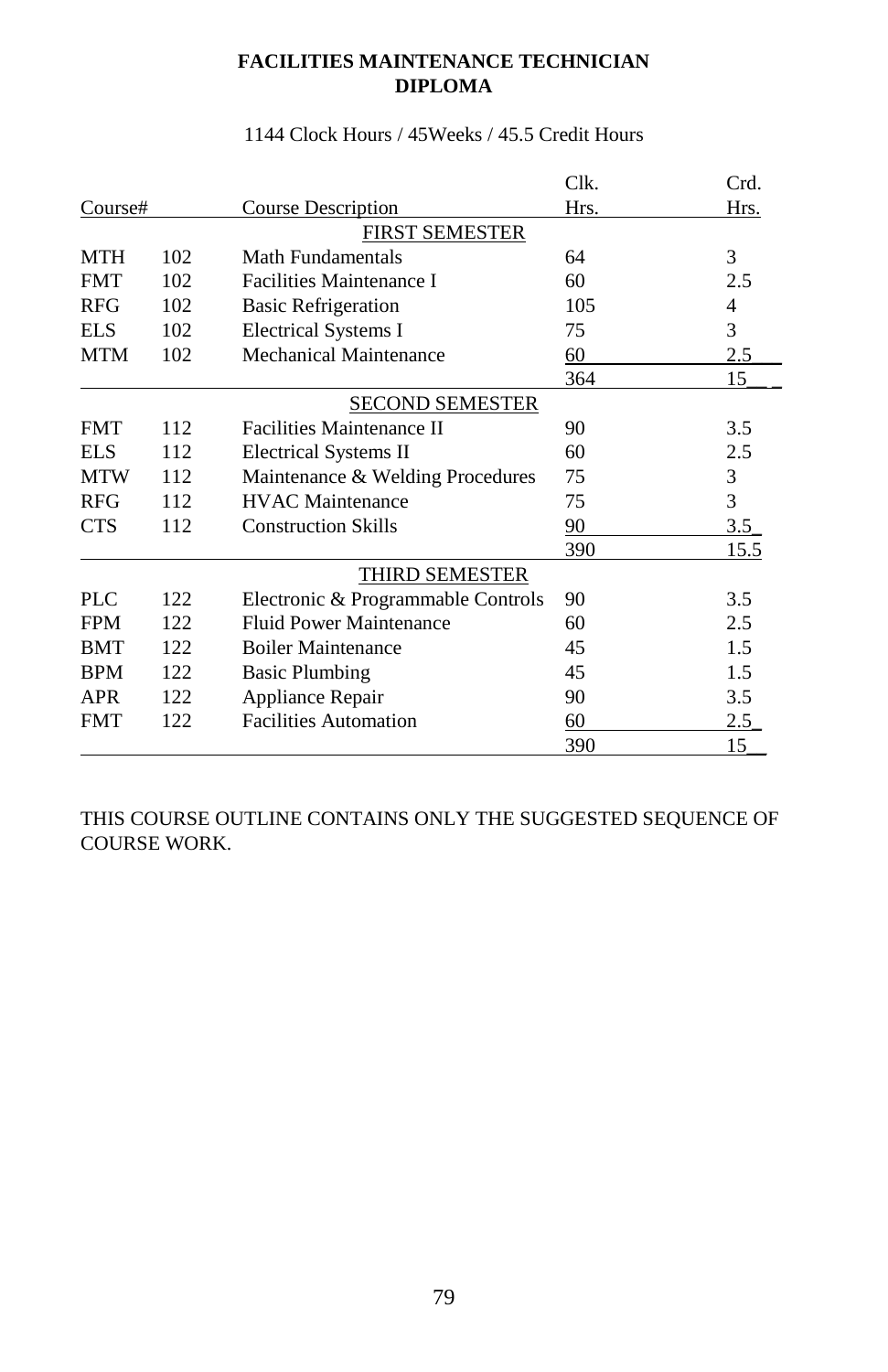# FACILITIES MAINTENANCE TECHNICIAN DIPLOMA

1144 Clock Hours / 45Weeks / 45.5 Credit Hours

| Course# | | Course Description | Clk. Hrs. | Crd. Hrs. |
|---|---|---|---|---|
| | | FIRST SEMESTER | | |
| MTH | 102 | Math Fundamentals | 64 | 3 |
| FMT | 102 | Facilities Maintenance I | 60 | 2.5 |
| RFG | 102 | Basic Refrigeration | 105 | 4 |
| ELS | 102 | Electrical Systems I | 75 | 3 |
| MTM | 102 | Mechanical Maintenance | 60 | 2.5 |
| | | | 364 | 15 |
| | | SECOND SEMESTER | | |
| FMT | 112 | Facilities Maintenance II | 90 | 3.5 |
| ELS | 112 | Electrical Systems II | 60 | 2.5 |
| MTW | 112 | Maintenance & Welding Procedures | 75 | 3 |
| RFG | 112 | HVAC Maintenance | 75 | 3 |
| CTS | 112 | Construction Skills | 90 | 3.5 |
| | | | 390 | 15.5 |
| | | THIRD SEMESTER | | |
| PLC | 122 | Electronic & Programmable Controls | 90 | 3.5 |
| FPM | 122 | Fluid Power Maintenance | 60 | 2.5 |
| BMT | 122 | Boiler Maintenance | 45 | 1.5 |
| BPM | 122 | Basic Plumbing | 45 | 1.5 |
| APR | 122 | Appliance Repair | 90 | 3.5 |
| FMT | 122 | Facilities Automation | 60 | 2.5 |
| | | | 390 | 15 |

THIS COURSE OUTLINE CONTAINS ONLY THE SUGGESTED SEQUENCE OF COURSE WORK.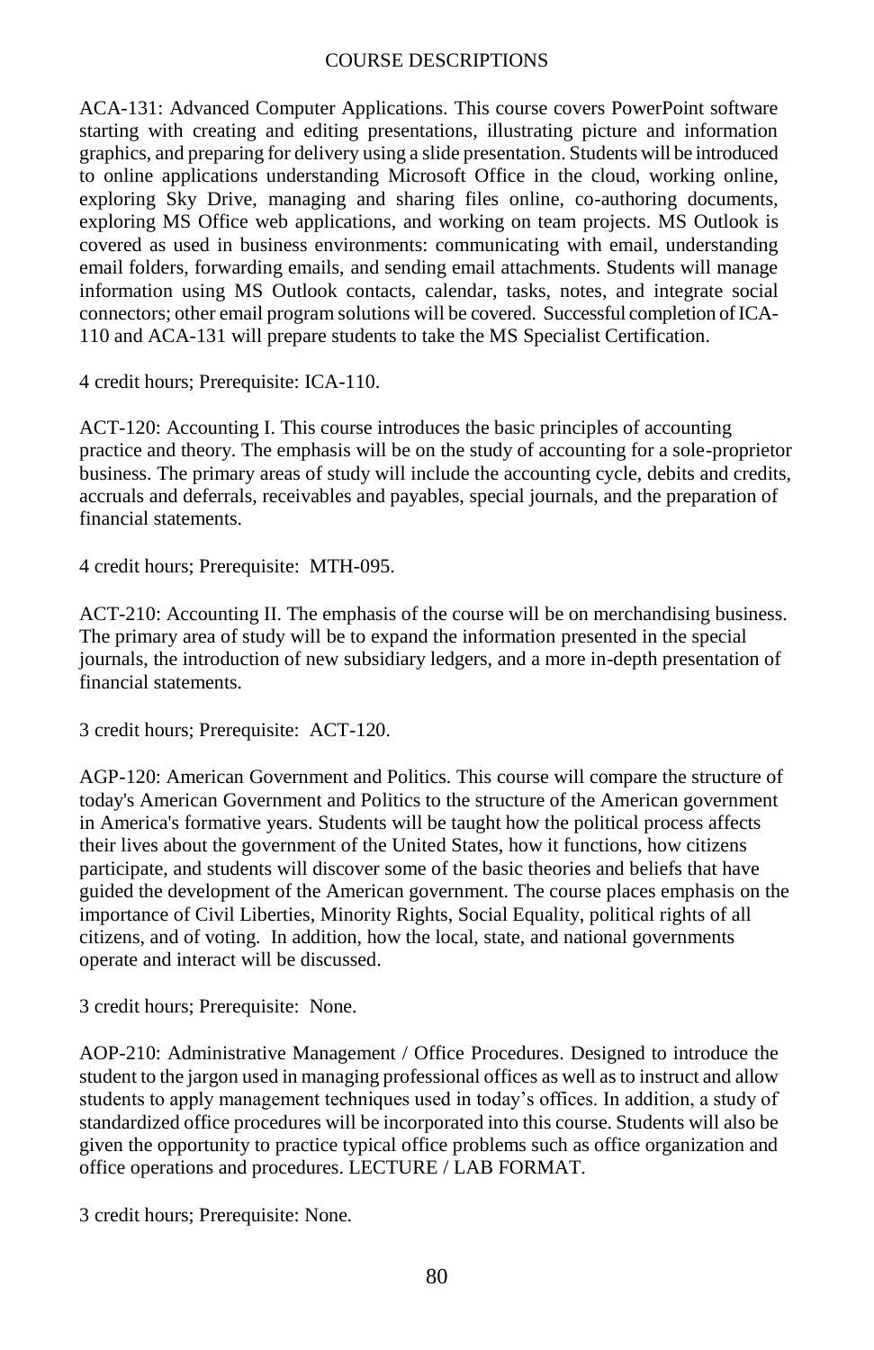# COURSE DESCRIPTIONS

ACA-131: Advanced Computer Applications. This course covers PowerPoint software starting with creating and editing presentations, illustrating picture and information graphics, and preparing for delivery using a slide presentation. Students will be introduced to online applications understanding Microsoft Office in the cloud, working online, exploring Sky Drive, managing and sharing files online, co-authoring documents, exploring MS Office web applications, and working on team projects. MS Outlook is covered as used in business environments: communicating with email, understanding email folders, forwarding emails, and sending email attachments. Students will manage information using MS Outlook contacts, calendar, tasks, notes, and integrate social connectors; other email program solutions will be covered. Successful completion of ICA-110 and ACA-131 will prepare students to take the MS Specialist Certification.

4 credit hours; Prerequisite: ICA-110.

ACT-120: Accounting I. This course introduces the basic principles of accounting practice and theory. The emphasis will be on the study of accounting for a sole-proprietor business. The primary areas of study will include the accounting cycle, debits and credits, accruals and deferrals, receivables and payables, special journals, and the preparation of financial statements.

4 credit hours; Prerequisite: MTH-095.

ACT-210: Accounting II. The emphasis of the course will be on merchandising business. The primary area of study will be to expand the information presented in the special journals, the introduction of new subsidiary ledgers, and a more in-depth presentation of financial statements.

3 credit hours; Prerequisite: ACT-120.

AGP-120: American Government and Politics. This course will compare the structure of today's American Government and Politics to the structure of the American government in America's formative years. Students will be taught how the political process affects their lives about the government of the United States, how it functions, how citizens participate, and students will discover some of the basic theories and beliefs that have guided the development of the American government. The course places emphasis on the importance of Civil Liberties, Minority Rights, Social Equality, political rights of all citizens, and of voting. In addition, how the local, state, and national governments operate and interact will be discussed.

3 credit hours; Prerequisite: None.

AOP-210: Administrative Management / Office Procedures. Designed to introduce the student to the jargon used in managing professional offices as well as to instruct and allow students to apply management techniques used in today's offices. In addition, a study of standardized office procedures will be incorporated into this course. Students will also be given the opportunity to practice typical office problems such as office organization and office operations and procedures. LECTURE / LAB FORMAT.

3 credit hours; Prerequisite: None.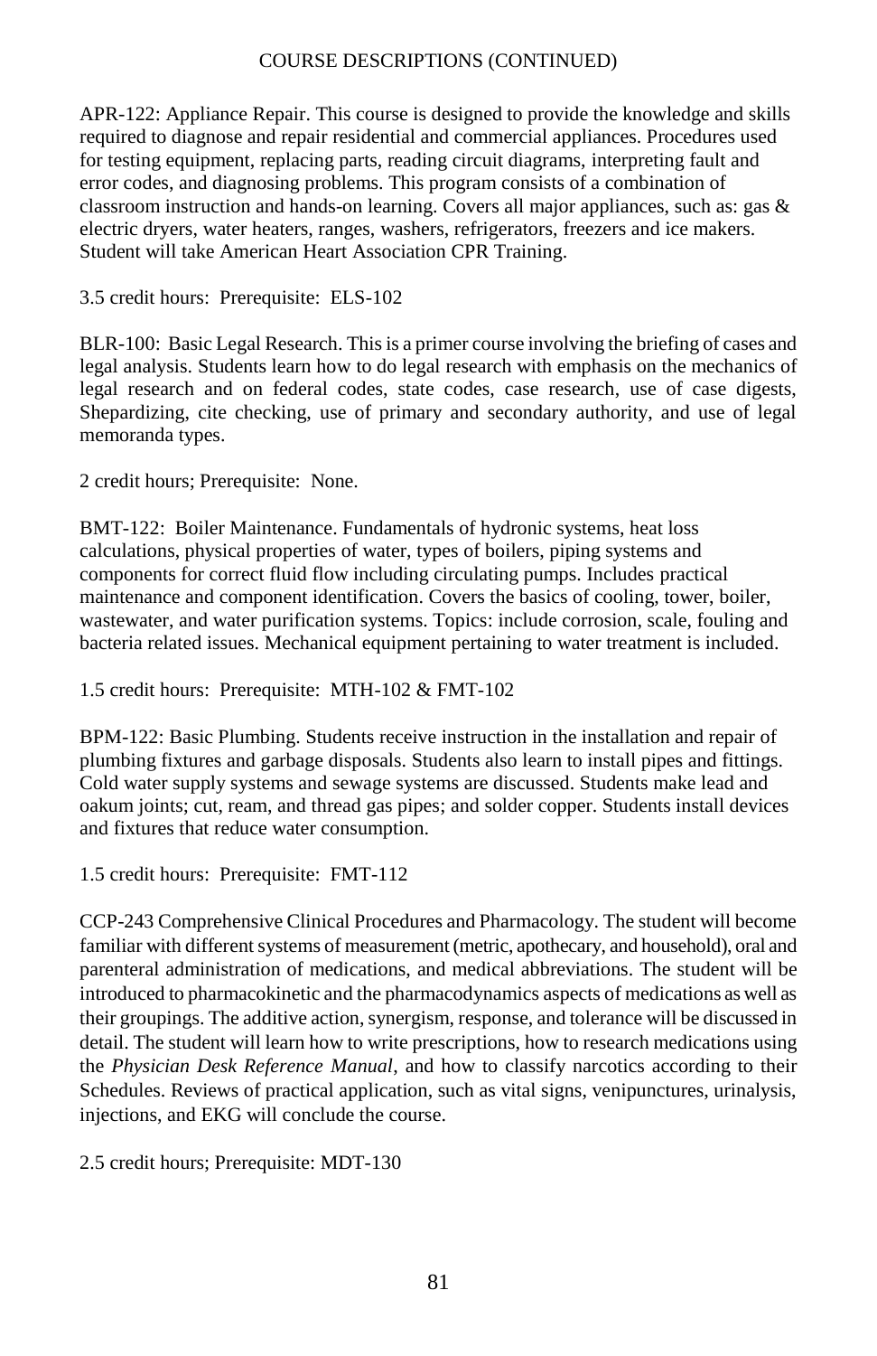COURSE DESCRIPTIONS (CONTINUED)

APR-122: Appliance Repair. This course is designed to provide the knowledge and skills required to diagnose and repair residential and commercial appliances. Procedures used for testing equipment, replacing parts, reading circuit diagrams, interpreting fault and error codes, and diagnosing problems. This program consists of a combination of classroom instruction and hands-on learning. Covers all major appliances, such as: gas & electric dryers, water heaters, ranges, washers, refrigerators, freezers and ice makers. Student will take American Heart Association CPR Training.

3.5 credit hours: Prerequisite: ELS-102

BLR-100: Basic Legal Research. This is a primer course involving the briefing of cases and legal analysis. Students learn how to do legal research with emphasis on the mechanics of legal research and on federal codes, state codes, case research, use of case digests, Shepardizing, cite checking, use of primary and secondary authority, and use of legal memoranda types.

2 credit hours; Prerequisite: None.

BMT-122: Boiler Maintenance. Fundamentals of hydronic systems, heat loss calculations, physical properties of water, types of boilers, piping systems and components for correct fluid flow including circulating pumps. Includes practical maintenance and component identification. Covers the basics of cooling, tower, boiler, wastewater, and water purification systems. Topics: include corrosion, scale, fouling and bacteria related issues. Mechanical equipment pertaining to water treatment is included.

1.5 credit hours: Prerequisite: MTH-102 & FMT-102

BPM-122: Basic Plumbing. Students receive instruction in the installation and repair of plumbing fixtures and garbage disposals. Students also learn to install pipes and fittings. Cold water supply systems and sewage systems are discussed. Students make lead and oakum joints; cut, ream, and thread gas pipes; and solder copper. Students install devices and fixtures that reduce water consumption.

1.5 credit hours: Prerequisite: FMT-112

CCP-243 Comprehensive Clinical Procedures and Pharmacology. The student will become familiar with different systems of measurement (metric, apothecary, and household), oral and parenteral administration of medications, and medical abbreviations. The student will be introduced to pharmacokinetic and the pharmacodynamics aspects of medications as well as their groupings. The additive action, synergism, response, and tolerance will be discussed in detail. The student will learn how to write prescriptions, how to research medications using the *Physician Desk Reference Manual*, and how to classify narcotics according to their Schedules. Reviews of practical application, such as vital signs, venipunctures, urinalysis, injections, and EKG will conclude the course.

2.5 credit hours; Prerequisite: MDT-130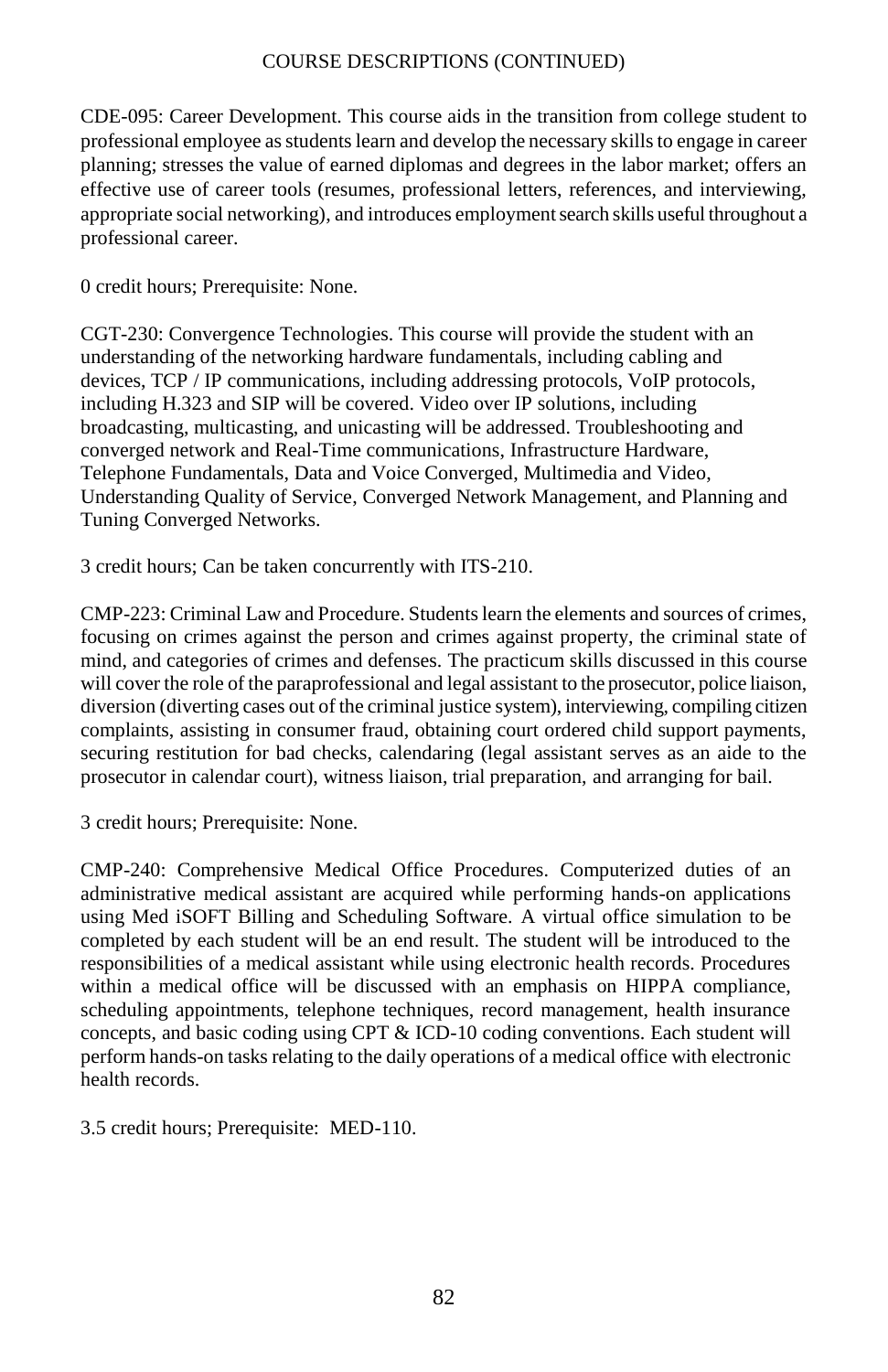COURSE DESCRIPTIONS (CONTINUED)

CDE-095: Career Development. This course aids in the transition from college student to professional employee as students learn and develop the necessary skills to engage in career planning; stresses the value of earned diplomas and degrees in the labor market; offers an effective use of career tools (resumes, professional letters, references, and interviewing, appropriate social networking), and introduces employment search skills useful throughout a professional career.

0 credit hours; Prerequisite: None.

CGT-230: Convergence Technologies. This course will provide the student with an understanding of the networking hardware fundamentals, including cabling and devices, TCP / IP communications, including addressing protocols, VoIP protocols, including H.323 and SIP will be covered. Video over IP solutions, including broadcasting, multicasting, and unicasting will be addressed. Troubleshooting and converged network and Real-Time communications, Infrastructure Hardware, Telephone Fundamentals, Data and Voice Converged, Multimedia and Video, Understanding Quality of Service, Converged Network Management, and Planning and Tuning Converged Networks.

3 credit hours; Can be taken concurrently with ITS-210.

CMP-223: Criminal Law and Procedure. Students learn the elements and sources of crimes, focusing on crimes against the person and crimes against property, the criminal state of mind, and categories of crimes and defenses. The practicum skills discussed in this course will cover the role of the paraprofessional and legal assistant to the prosecutor, police liaison, diversion (diverting cases out of the criminal justice system), interviewing, compiling citizen complaints, assisting in consumer fraud, obtaining court ordered child support payments, securing restitution for bad checks, calendaring (legal assistant serves as an aide to the prosecutor in calendar court), witness liaison, trial preparation, and arranging for bail.

3 credit hours; Prerequisite: None.

CMP-240: Comprehensive Medical Office Procedures. Computerized duties of an administrative medical assistant are acquired while performing hands-on applications using Med iSOFT Billing and Scheduling Software. A virtual office simulation to be completed by each student will be an end result. The student will be introduced to the responsibilities of a medical assistant while using electronic health records. Procedures within a medical office will be discussed with an emphasis on HIPPA compliance, scheduling appointments, telephone techniques, record management, health insurance concepts, and basic coding using CPT & ICD-10 coding conventions. Each student will perform hands-on tasks relating to the daily operations of a medical office with electronic health records.

3.5 credit hours; Prerequisite: MED-110.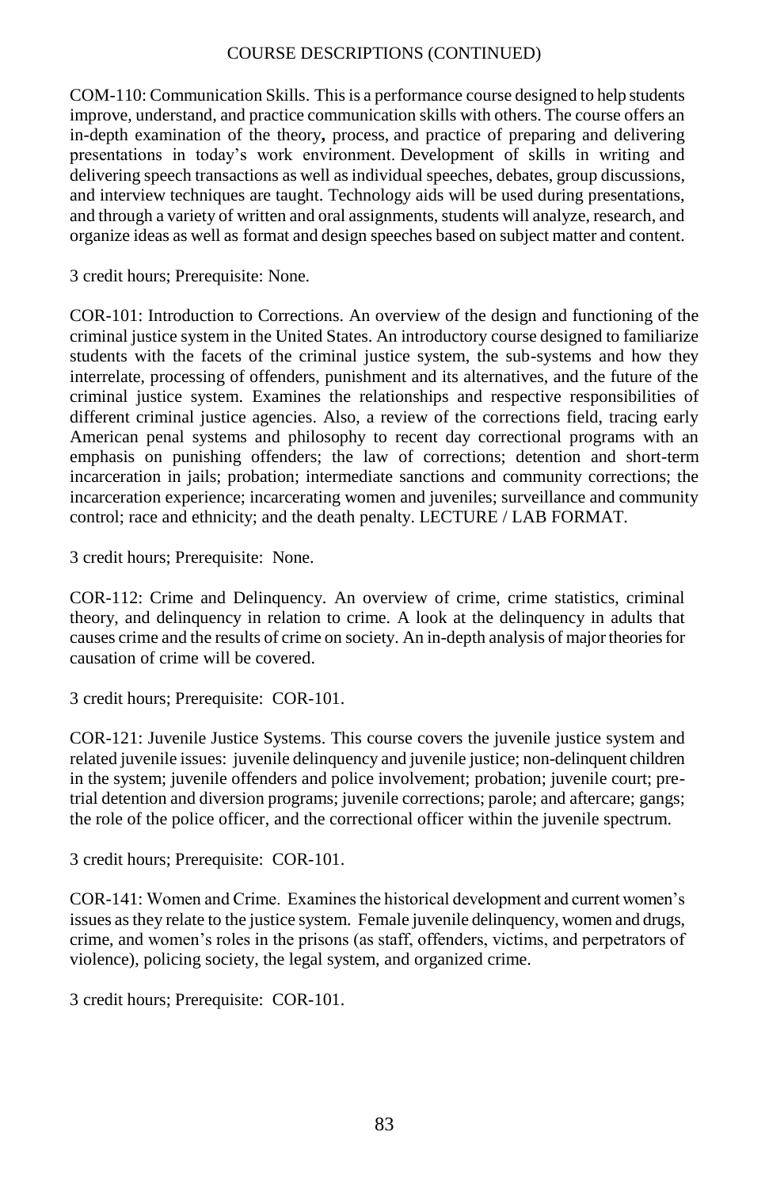## COURSE DESCRIPTIONS (CONTINUED)

COM-110: Communication Skills. This is a performance course designed to help students improve, understand, and practice communication skills with others. The course offers an in-depth examination of the theory**,** process, and practice of preparing and delivering presentations in today's work environment. Development of skills in writing and delivering speech transactions as well as individual speeches, debates, group discussions, and interview techniques are taught. Technology aids will be used during presentations, and through a variety of written and oral assignments, students will analyze, research, and organize ideas as well as format and design speeches based on subject matter and content.

3 credit hours; Prerequisite: None.

COR-101: Introduction to Corrections. An overview of the design and functioning of the criminal justice system in the United States. An introductory course designed to familiarize students with the facets of the criminal justice system, the sub-systems and how they interrelate, processing of offenders, punishment and its alternatives, and the future of the criminal justice system. Examines the relationships and respective responsibilities of different criminal justice agencies. Also, a review of the corrections field, tracing early American penal systems and philosophy to recent day correctional programs with an emphasis on punishing offenders; the law of corrections; detention and short-term incarceration in jails; probation; intermediate sanctions and community corrections; the incarceration experience; incarcerating women and juveniles; surveillance and community control; race and ethnicity; and the death penalty. LECTURE / LAB FORMAT.

3 credit hours; Prerequisite: None.

COR-112: Crime and Delinquency. An overview of crime, crime statistics, criminal theory, and delinquency in relation to crime. A look at the delinquency in adults that causes crime and the results of crime on society. An in-depth analysis of major theories for causation of crime will be covered.

3 credit hours; Prerequisite: COR-101.

COR-121: Juvenile Justice Systems. This course covers the juvenile justice system and related juvenile issues: juvenile delinquency and juvenile justice; non-delinquent children in the system; juvenile offenders and police involvement; probation; juvenile court; pre-trial detention and diversion programs; juvenile corrections; parole; and aftercare; gangs; the role of the police officer, and the correctional officer within the juvenile spectrum.

3 credit hours; Prerequisite: COR-101.

COR-141: Women and Crime. Examines the historical development and current women's issues as they relate to the justice system. Female juvenile delinquency, women and drugs, crime, and women's roles in the prisons (as staff, offenders, victims, and perpetrators of violence), policing society, the legal system, and organized crime.

3 credit hours; Prerequisite: COR-101.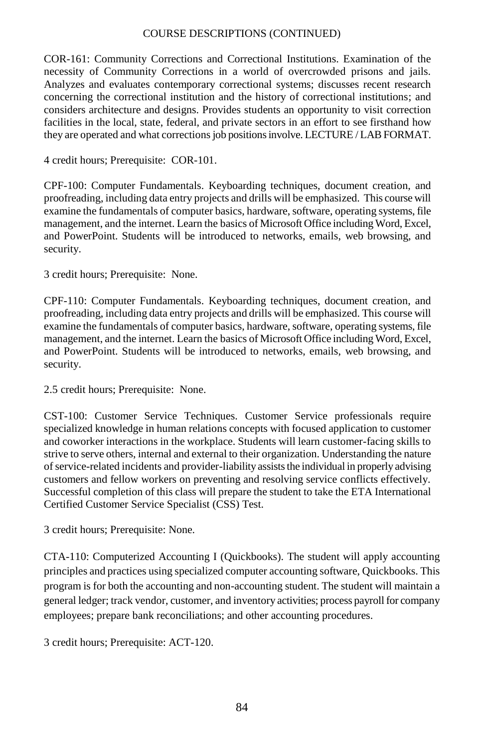COURSE DESCRIPTIONS (CONTINUED)

COR-161: Community Corrections and Correctional Institutions. Examination of the necessity of Community Corrections in a world of overcrowded prisons and jails. Analyzes and evaluates contemporary correctional systems; discusses recent research concerning the correctional institution and the history of correctional institutions; and considers architecture and designs. Provides students an opportunity to visit correction facilities in the local, state, federal, and private sectors in an effort to see firsthand how they are operated and what corrections job positions involve. LECTURE / LAB FORMAT.

4 credit hours; Prerequisite: COR-101.

CPF-100: Computer Fundamentals. Keyboarding techniques, document creation, and proofreading, including data entry projects and drills will be emphasized. This course will examine the fundamentals of computer basics, hardware, software, operating systems, file management, and the internet. Learn the basics of Microsoft Office including Word, Excel, and PowerPoint. Students will be introduced to networks, emails, web browsing, and security.

3 credit hours; Prerequisite: None.

CPF-110: Computer Fundamentals. Keyboarding techniques, document creation, and proofreading, including data entry projects and drills will be emphasized. This course will examine the fundamentals of computer basics, hardware, software, operating systems, file management, and the internet. Learn the basics of Microsoft Office including Word, Excel, and PowerPoint. Students will be introduced to networks, emails, web browsing, and security.

2.5 credit hours; Prerequisite: None.

CST-100: Customer Service Techniques. Customer Service professionals require specialized knowledge in human relations concepts with focused application to customer and coworker interactions in the workplace. Students will learn customer-facing skills to strive to serve others, internal and external to their organization. Understanding the nature of service-related incidents and provider-liability assists the individual in properly advising customers and fellow workers on preventing and resolving service conflicts effectively. Successful completion of this class will prepare the student to take the ETA International Certified Customer Service Specialist (CSS) Test.

3 credit hours; Prerequisite: None.

CTA-110: Computerized Accounting I (Quickbooks). The student will apply accounting principles and practices using specialized computer accounting software, Quickbooks. This program is for both the accounting and non-accounting student. The student will maintain a general ledger; track vendor, customer, and inventory activities; process payroll for company employees; prepare bank reconciliations; and other accounting procedures.

3 credit hours; Prerequisite: ACT-120.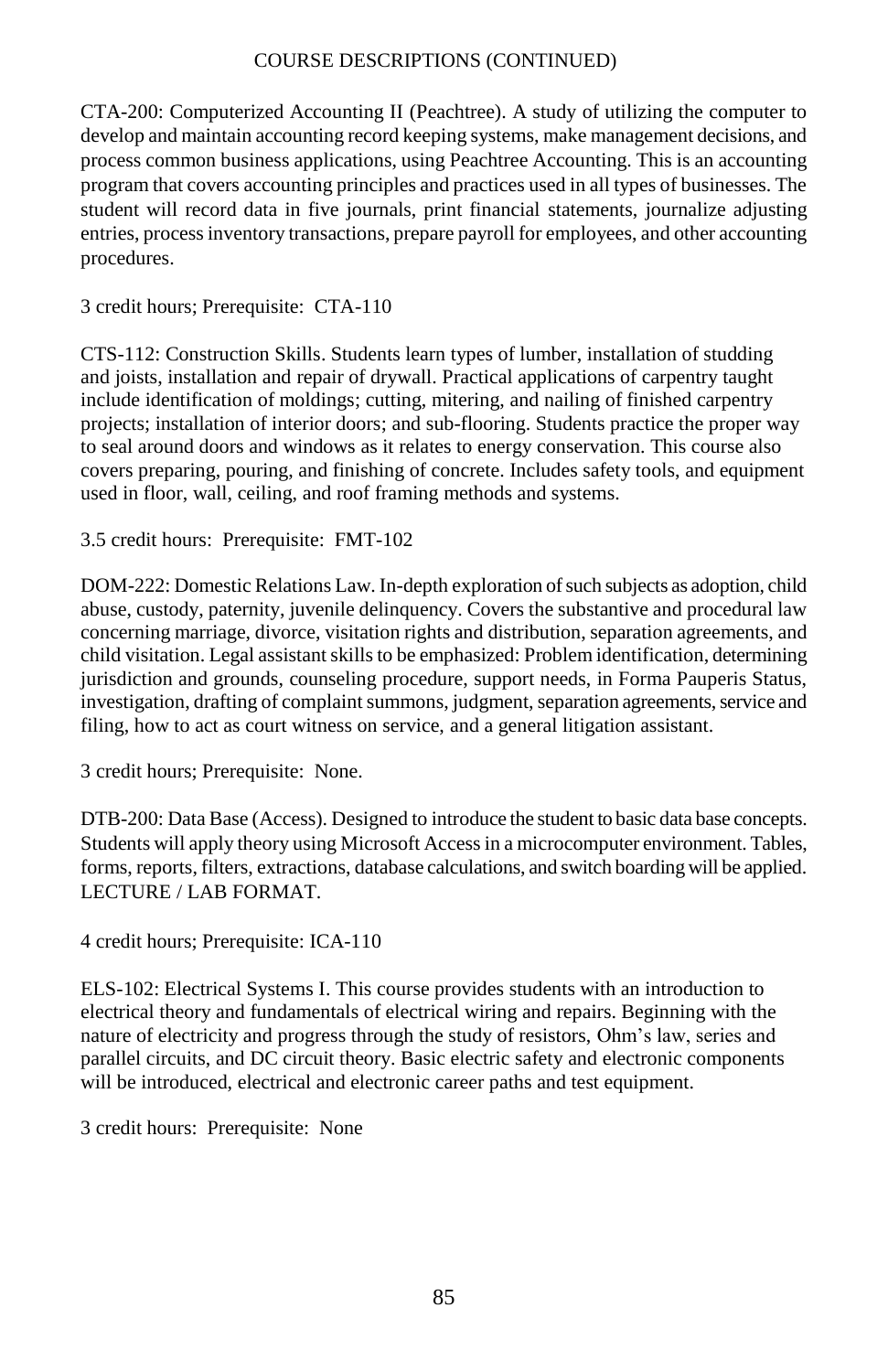COURSE DESCRIPTIONS (CONTINUED)

CTA-200: Computerized Accounting II (Peachtree). A study of utilizing the computer to develop and maintain accounting record keeping systems, make management decisions, and process common business applications, using Peachtree Accounting. This is an accounting program that covers accounting principles and practices used in all types of businesses. The student will record data in five journals, print financial statements, journalize adjusting entries, process inventory transactions, prepare payroll for employees, and other accounting procedures.

3 credit hours; Prerequisite: CTA-110

CTS-112: Construction Skills. Students learn types of lumber, installation of studding and joists, installation and repair of drywall. Practical applications of carpentry taught include identification of moldings; cutting, mitering, and nailing of finished carpentry projects; installation of interior doors; and sub-flooring. Students practice the proper way to seal around doors and windows as it relates to energy conservation. This course also covers preparing, pouring, and finishing of concrete. Includes safety tools, and equipment used in floor, wall, ceiling, and roof framing methods and systems.

3.5 credit hours: Prerequisite: FMT-102

DOM-222: Domestic Relations Law. In-depth exploration of such subjects as adoption, child abuse, custody, paternity, juvenile delinquency. Covers the substantive and procedural law concerning marriage, divorce, visitation rights and distribution, separation agreements, and child visitation. Legal assistant skills to be emphasized: Problem identification, determining jurisdiction and grounds, counseling procedure, support needs, in Forma Pauperis Status, investigation, drafting of complaint summons, judgment, separation agreements, service and filing, how to act as court witness on service, and a general litigation assistant.

3 credit hours; Prerequisite: None.

DTB-200: Data Base (Access). Designed to introduce the student to basic data base concepts. Students will apply theory using Microsoft Access in a microcomputer environment. Tables, forms, reports, filters, extractions, database calculations, and switch boarding will be applied. LECTURE / LAB FORMAT.

4 credit hours; Prerequisite: ICA-110

ELS-102: Electrical Systems I. This course provides students with an introduction to electrical theory and fundamentals of electrical wiring and repairs. Beginning with the nature of electricity and progress through the study of resistors, Ohm's law, series and parallel circuits, and DC circuit theory. Basic electric safety and electronic components will be introduced, electrical and electronic career paths and test equipment.

3 credit hours: Prerequisite: None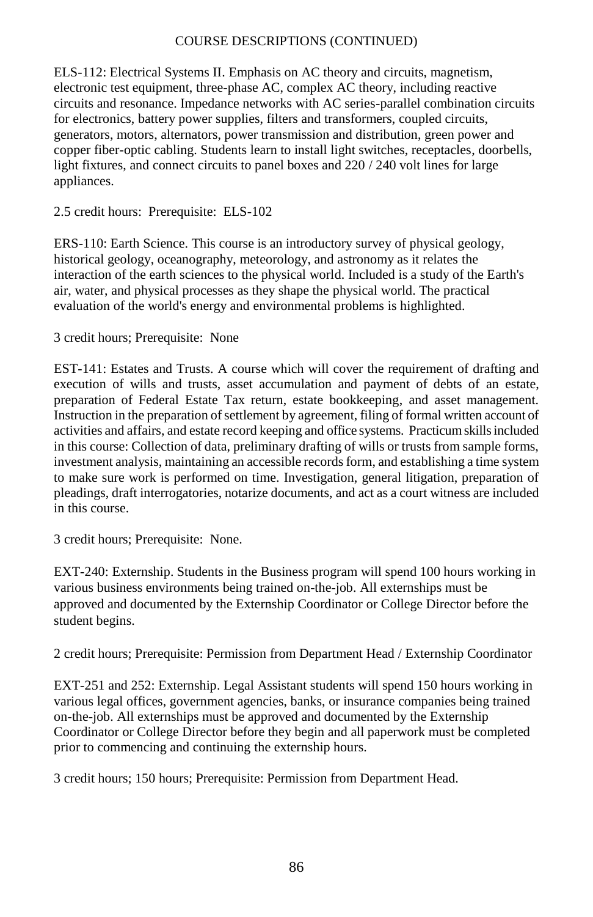COURSE DESCRIPTIONS (CONTINUED)

ELS-112: Electrical Systems II. Emphasis on AC theory and circuits, magnetism, electronic test equipment, three-phase AC, complex AC theory, including reactive circuits and resonance. Impedance networks with AC series-parallel combination circuits for electronics, battery power supplies, filters and transformers, coupled circuits, generators, motors, alternators, power transmission and distribution, green power and copper fiber-optic cabling. Students learn to install light switches, receptacles, doorbells, light fixtures, and connect circuits to panel boxes and 220 / 240 volt lines for large appliances.

2.5 credit hours: Prerequisite: ELS-102

ERS-110: Earth Science. This course is an introductory survey of physical geology, historical geology, oceanography, meteorology, and astronomy as it relates the interaction of the earth sciences to the physical world. Included is a study of the Earth's air, water, and physical processes as they shape the physical world. The practical evaluation of the world's energy and environmental problems is highlighted.

3 credit hours; Prerequisite: None

EST-141: Estates and Trusts. A course which will cover the requirement of drafting and execution of wills and trusts, asset accumulation and payment of debts of an estate, preparation of Federal Estate Tax return, estate bookkeeping, and asset management. Instruction in the preparation of settlement by agreement, filing of formal written account of activities and affairs, and estate record keeping and office systems. Practicum skills included in this course: Collection of data, preliminary drafting of wills or trusts from sample forms, investment analysis, maintaining an accessible records form, and establishing a time system to make sure work is performed on time. Investigation, general litigation, preparation of pleadings, draft interrogatories, notarize documents, and act as a court witness are included in this course.

3 credit hours; Prerequisite: None.

EXT-240: Externship. Students in the Business program will spend 100 hours working in various business environments being trained on-the-job. All externships must be approved and documented by the Externship Coordinator or College Director before the student begins.

2 credit hours; Prerequisite: Permission from Department Head / Externship Coordinator

EXT-251 and 252: Externship. Legal Assistant students will spend 150 hours working in various legal offices, government agencies, banks, or insurance companies being trained on-the-job. All externships must be approved and documented by the Externship Coordinator or College Director before they begin and all paperwork must be completed prior to commencing and continuing the externship hours.

3 credit hours; 150 hours; Prerequisite: Permission from Department Head.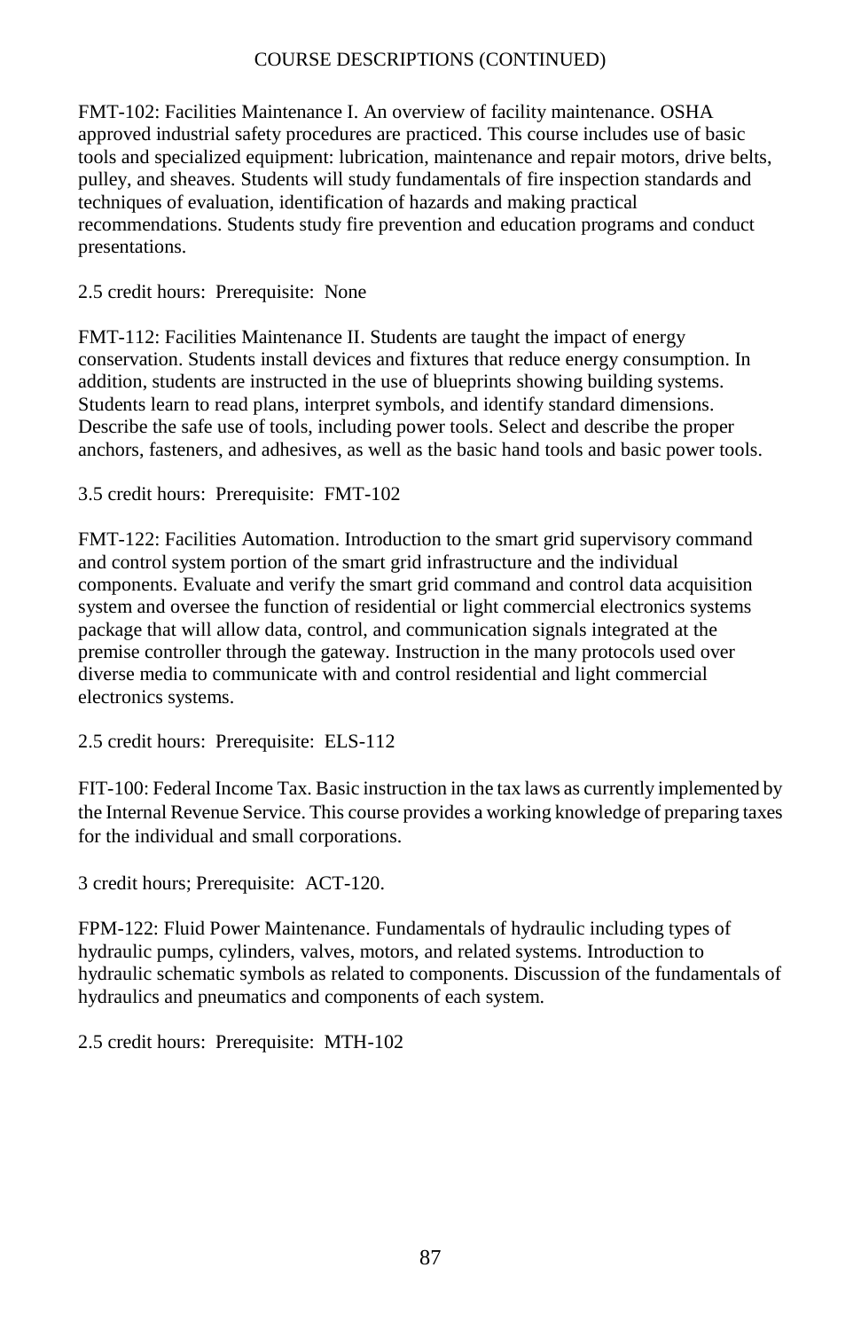COURSE DESCRIPTIONS (CONTINUED)

FMT-102: Facilities Maintenance I. An overview of facility maintenance. OSHA approved industrial safety procedures are practiced. This course includes use of basic tools and specialized equipment: lubrication, maintenance and repair motors, drive belts, pulley, and sheaves. Students will study fundamentals of fire inspection standards and techniques of evaluation, identification of hazards and making practical recommendations. Students study fire prevention and education programs and conduct presentations.

2.5 credit hours: Prerequisite: None

FMT-112: Facilities Maintenance II. Students are taught the impact of energy conservation. Students install devices and fixtures that reduce energy consumption. In addition, students are instructed in the use of blueprints showing building systems. Students learn to read plans, interpret symbols, and identify standard dimensions. Describe the safe use of tools, including power tools. Select and describe the proper anchors, fasteners, and adhesives, as well as the basic hand tools and basic power tools.

3.5 credit hours: Prerequisite: FMT-102

FMT-122: Facilities Automation. Introduction to the smart grid supervisory command and control system portion of the smart grid infrastructure and the individual components. Evaluate and verify the smart grid command and control data acquisition system and oversee the function of residential or light commercial electronics systems package that will allow data, control, and communication signals integrated at the premise controller through the gateway. Instruction in the many protocols used over diverse media to communicate with and control residential and light commercial electronics systems.

2.5 credit hours: Prerequisite: ELS-112

FIT-100: Federal Income Tax. Basic instruction in the tax laws as currently implemented by the Internal Revenue Service. This course provides a working knowledge of preparing taxes for the individual and small corporations.

3 credit hours; Prerequisite: ACT-120.

FPM-122: Fluid Power Maintenance. Fundamentals of hydraulic including types of hydraulic pumps, cylinders, valves, motors, and related systems. Introduction to hydraulic schematic symbols as related to components. Discussion of the fundamentals of hydraulics and pneumatics and components of each system.

2.5 credit hours: Prerequisite: MTH-102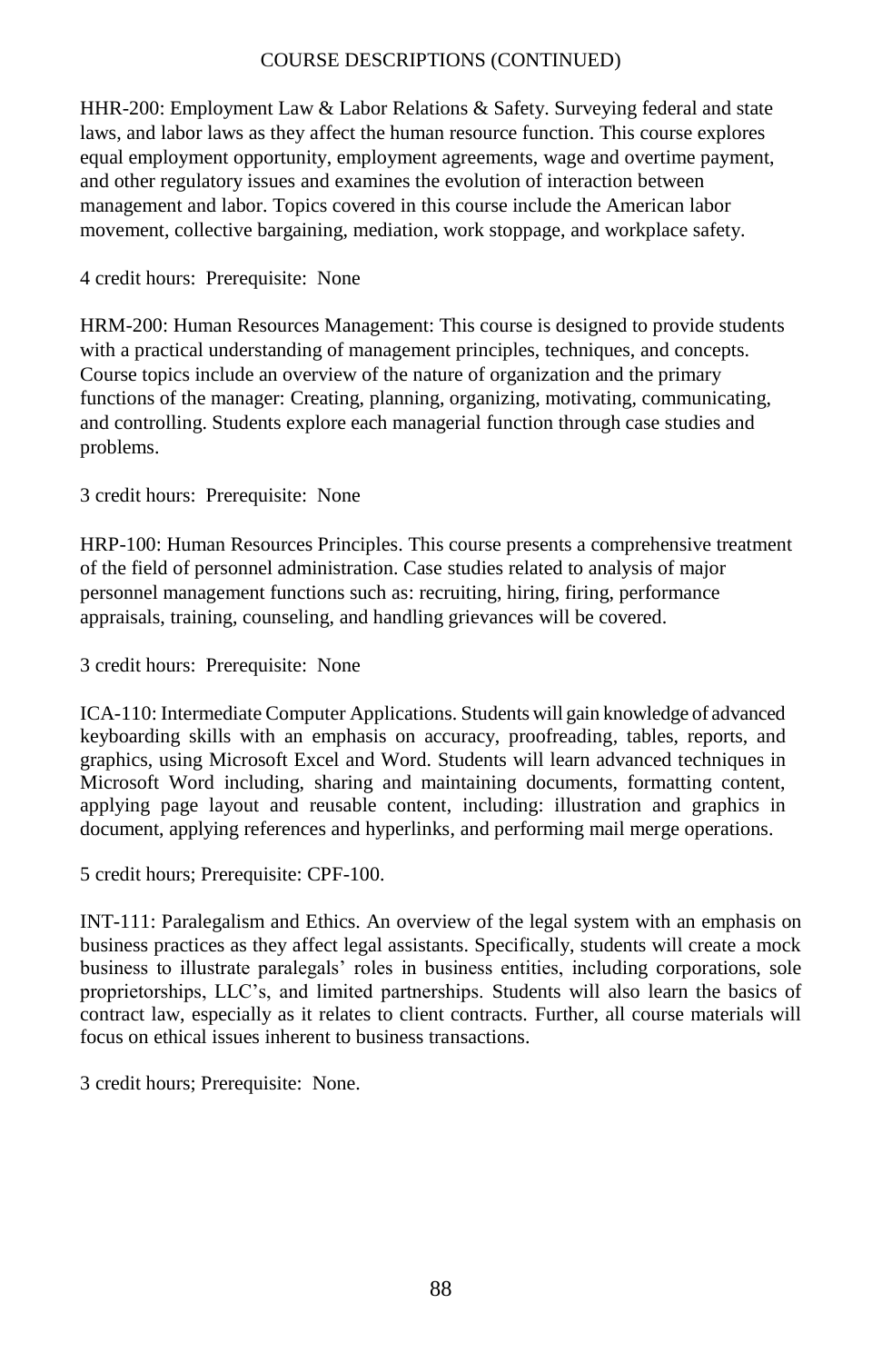## COURSE DESCRIPTIONS (CONTINUED)

HHR-200: Employment Law & Labor Relations & Safety. Surveying federal and state laws, and labor laws as they affect the human resource function. This course explores equal employment opportunity, employment agreements, wage and overtime payment, and other regulatory issues and examines the evolution of interaction between management and labor. Topics covered in this course include the American labor movement, collective bargaining, mediation, work stoppage, and workplace safety.

4 credit hours: Prerequisite: None

HRM-200: Human Resources Management: This course is designed to provide students with a practical understanding of management principles, techniques, and concepts. Course topics include an overview of the nature of organization and the primary functions of the manager: Creating, planning, organizing, motivating, communicating, and controlling. Students explore each managerial function through case studies and problems.

3 credit hours: Prerequisite: None

HRP-100: Human Resources Principles. This course presents a comprehensive treatment of the field of personnel administration. Case studies related to analysis of major personnel management functions such as: recruiting, hiring, firing, performance appraisals, training, counseling, and handling grievances will be covered.

3 credit hours: Prerequisite: None

ICA-110: Intermediate Computer Applications. Students will gain knowledge of advanced keyboarding skills with an emphasis on accuracy, proofreading, tables, reports, and graphics, using Microsoft Excel and Word. Students will learn advanced techniques in Microsoft Word including, sharing and maintaining documents, formatting content, applying page layout and reusable content, including: illustration and graphics in document, applying references and hyperlinks, and performing mail merge operations.

5 credit hours; Prerequisite: CPF-100.

INT-111: Paralegalism and Ethics. An overview of the legal system with an emphasis on business practices as they affect legal assistants. Specifically, students will create a mock business to illustrate paralegals' roles in business entities, including corporations, sole proprietorships, LLC's, and limited partnerships. Students will also learn the basics of contract law, especially as it relates to client contracts. Further, all course materials will focus on ethical issues inherent to business transactions.

3 credit hours; Prerequisite: None.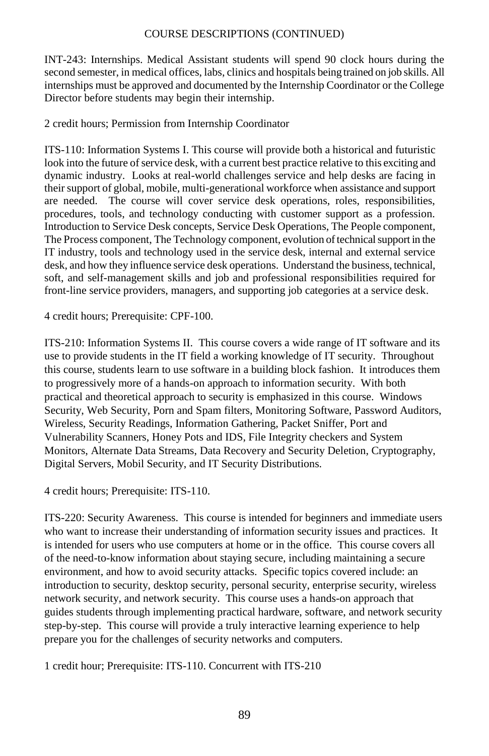COURSE DESCRIPTIONS (CONTINUED)

INT-243: Internships. Medical Assistant students will spend 90 clock hours during the second semester, in medical offices, labs, clinics and hospitals being trained on job skills. All internships must be approved and documented by the Internship Coordinator or the College Director before students may begin their internship.

2 credit hours; Permission from Internship Coordinator

ITS-110: Information Systems I. This course will provide both a historical and futuristic look into the future of service desk, with a current best practice relative to this exciting and dynamic industry. Looks at real-world challenges service and help desks are facing in their support of global, mobile, multi-generational workforce when assistance and support are needed. The course will cover service desk operations, roles, responsibilities, procedures, tools, and technology conducting with customer support as a profession. Introduction to Service Desk concepts, Service Desk Operations, The People component, The Process component, The Technology component, evolution of technical support in the IT industry, tools and technology used in the service desk, internal and external service desk, and how they influence service desk operations. Understand the business, technical, soft, and self-management skills and job and professional responsibilities required for front-line service providers, managers, and supporting job categories at a service desk.

4 credit hours; Prerequisite: CPF-100.

ITS-210: Information Systems II. This course covers a wide range of IT software and its use to provide students in the IT field a working knowledge of IT security. Throughout this course, students learn to use software in a building block fashion. It introduces them to progressively more of a hands-on approach to information security. With both practical and theoretical approach to security is emphasized in this course. Windows Security, Web Security, Porn and Spam filters, Monitoring Software, Password Auditors, Wireless, Security Readings, Information Gathering, Packet Sniffer, Port and Vulnerability Scanners, Honey Pots and IDS, File Integrity checkers and System Monitors, Alternate Data Streams, Data Recovery and Security Deletion, Cryptography, Digital Servers, Mobil Security, and IT Security Distributions.

4 credit hours; Prerequisite: ITS-110.

ITS-220: Security Awareness. This course is intended for beginners and immediate users who want to increase their understanding of information security issues and practices. It is intended for users who use computers at home or in the office. This course covers all of the need-to-know information about staying secure, including maintaining a secure environment, and how to avoid security attacks. Specific topics covered include: an introduction to security, desktop security, personal security, enterprise security, wireless network security, and network security. This course uses a hands-on approach that guides students through implementing practical hardware, software, and network security step-by-step. This course will provide a truly interactive learning experience to help prepare you for the challenges of security networks and computers.

1 credit hour; Prerequisite: ITS-110. Concurrent with ITS-210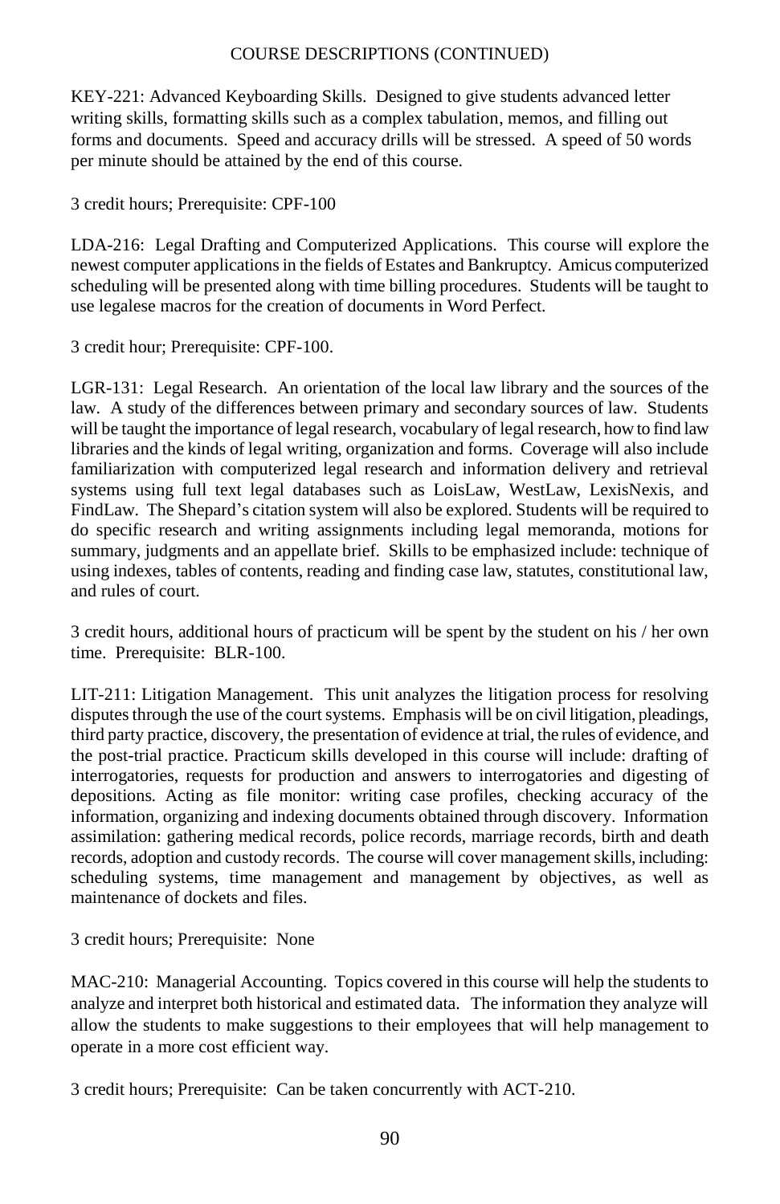COURSE DESCRIPTIONS (CONTINUED)

KEY-221: Advanced Keyboarding Skills. Designed to give students advanced letter writing skills, formatting skills such as a complex tabulation, memos, and filling out forms and documents. Speed and accuracy drills will be stressed. A speed of 50 words per minute should be attained by the end of this course.

3 credit hours; Prerequisite: CPF-100

LDA-216: Legal Drafting and Computerized Applications. This course will explore the newest computer applications in the fields of Estates and Bankruptcy. Amicus computerized scheduling will be presented along with time billing procedures. Students will be taught to use legalese macros for the creation of documents in Word Perfect.

3 credit hour; Prerequisite: CPF-100.

LGR-131: Legal Research. An orientation of the local law library and the sources of the law. A study of the differences between primary and secondary sources of law. Students will be taught the importance of legal research, vocabulary of legal research, how to find law libraries and the kinds of legal writing, organization and forms. Coverage will also include familiarization with computerized legal research and information delivery and retrieval systems using full text legal databases such as LoisLaw, WestLaw, LexisNexis, and FindLaw. The Shepard's citation system will also be explored. Students will be required to do specific research and writing assignments including legal memoranda, motions for summary, judgments and an appellate brief. Skills to be emphasized include: technique of using indexes, tables of contents, reading and finding case law, statutes, constitutional law, and rules of court.

3 credit hours, additional hours of practicum will be spent by the student on his / her own time. Prerequisite: BLR-100.

LIT-211: Litigation Management. This unit analyzes the litigation process for resolving disputes through the use of the court systems. Emphasis will be on civil litigation, pleadings, third party practice, discovery, the presentation of evidence at trial, the rules of evidence, and the post-trial practice. Practicum skills developed in this course will include: drafting of interrogatories, requests for production and answers to interrogatories and digesting of depositions. Acting as file monitor: writing case profiles, checking accuracy of the information, organizing and indexing documents obtained through discovery. Information assimilation: gathering medical records, police records, marriage records, birth and death records, adoption and custody records. The course will cover management skills, including: scheduling systems, time management and management by objectives, as well as maintenance of dockets and files.

3 credit hours; Prerequisite: None

MAC-210: Managerial Accounting. Topics covered in this course will help the students to analyze and interpret both historical and estimated data. The information they analyze will allow the students to make suggestions to their employees that will help management to operate in a more cost efficient way.

3 credit hours; Prerequisite: Can be taken concurrently with ACT-210.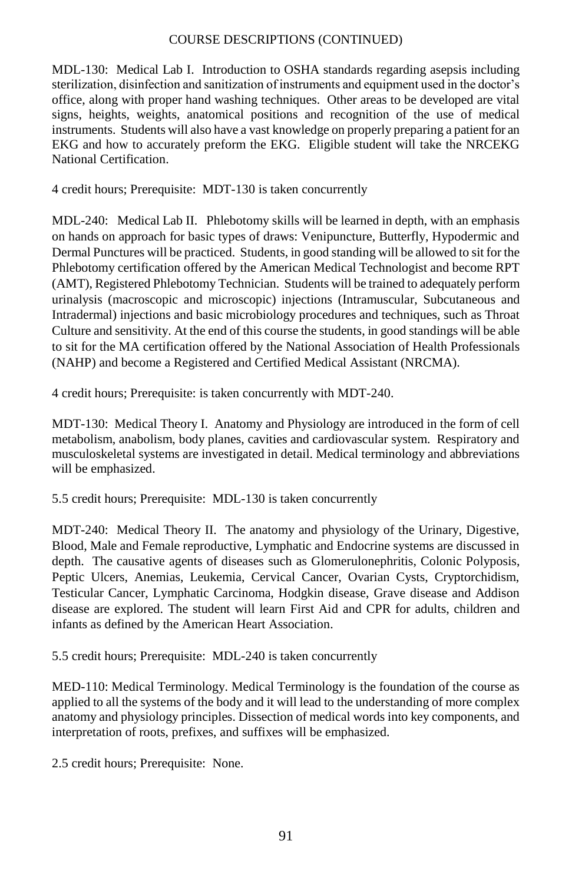## COURSE DESCRIPTIONS (CONTINUED)

MDL-130: Medical Lab I. Introduction to OSHA standards regarding asepsis including sterilization, disinfection and sanitization of instruments and equipment used in the doctor's office, along with proper hand washing techniques. Other areas to be developed are vital signs, heights, weights, anatomical positions and recognition of the use of medical instruments. Students will also have a vast knowledge on properly preparing a patient for an EKG and how to accurately preform the EKG. Eligible student will take the NRCEKG National Certification.

4 credit hours; Prerequisite: MDT-130 is taken concurrently

MDL-240: Medical Lab II. Phlebotomy skills will be learned in depth, with an emphasis on hands on approach for basic types of draws: Venipuncture, Butterfly, Hypodermic and Dermal Punctures will be practiced. Students, in good standing will be allowed to sit for the Phlebotomy certification offered by the American Medical Technologist and become RPT (AMT), Registered Phlebotomy Technician. Students will be trained to adequately perform urinalysis (macroscopic and microscopic) injections (Intramuscular, Subcutaneous and Intradermal) injections and basic microbiology procedures and techniques, such as Throat Culture and sensitivity. At the end of this course the students, in good standings will be able to sit for the MA certification offered by the National Association of Health Professionals (NAHP) and become a Registered and Certified Medical Assistant (NRCMA).

4 credit hours; Prerequisite: is taken concurrently with MDT-240.

MDT-130: Medical Theory I. Anatomy and Physiology are introduced in the form of cell metabolism, anabolism, body planes, cavities and cardiovascular system. Respiratory and musculoskeletal systems are investigated in detail. Medical terminology and abbreviations will be emphasized.

5.5 credit hours; Prerequisite: MDL-130 is taken concurrently

MDT-240: Medical Theory II. The anatomy and physiology of the Urinary, Digestive, Blood, Male and Female reproductive, Lymphatic and Endocrine systems are discussed in depth. The causative agents of diseases such as Glomerulonephritis, Colonic Polyposis, Peptic Ulcers, Anemias, Leukemia, Cervical Cancer, Ovarian Cysts, Cryptorchidism, Testicular Cancer, Lymphatic Carcinoma, Hodgkin disease, Grave disease and Addison disease are explored. The student will learn First Aid and CPR for adults, children and infants as defined by the American Heart Association.

5.5 credit hours; Prerequisite: MDL-240 is taken concurrently

MED-110: Medical Terminology. Medical Terminology is the foundation of the course as applied to all the systems of the body and it will lead to the understanding of more complex anatomy and physiology principles. Dissection of medical words into key components, and interpretation of roots, prefixes, and suffixes will be emphasized.

2.5 credit hours; Prerequisite: None.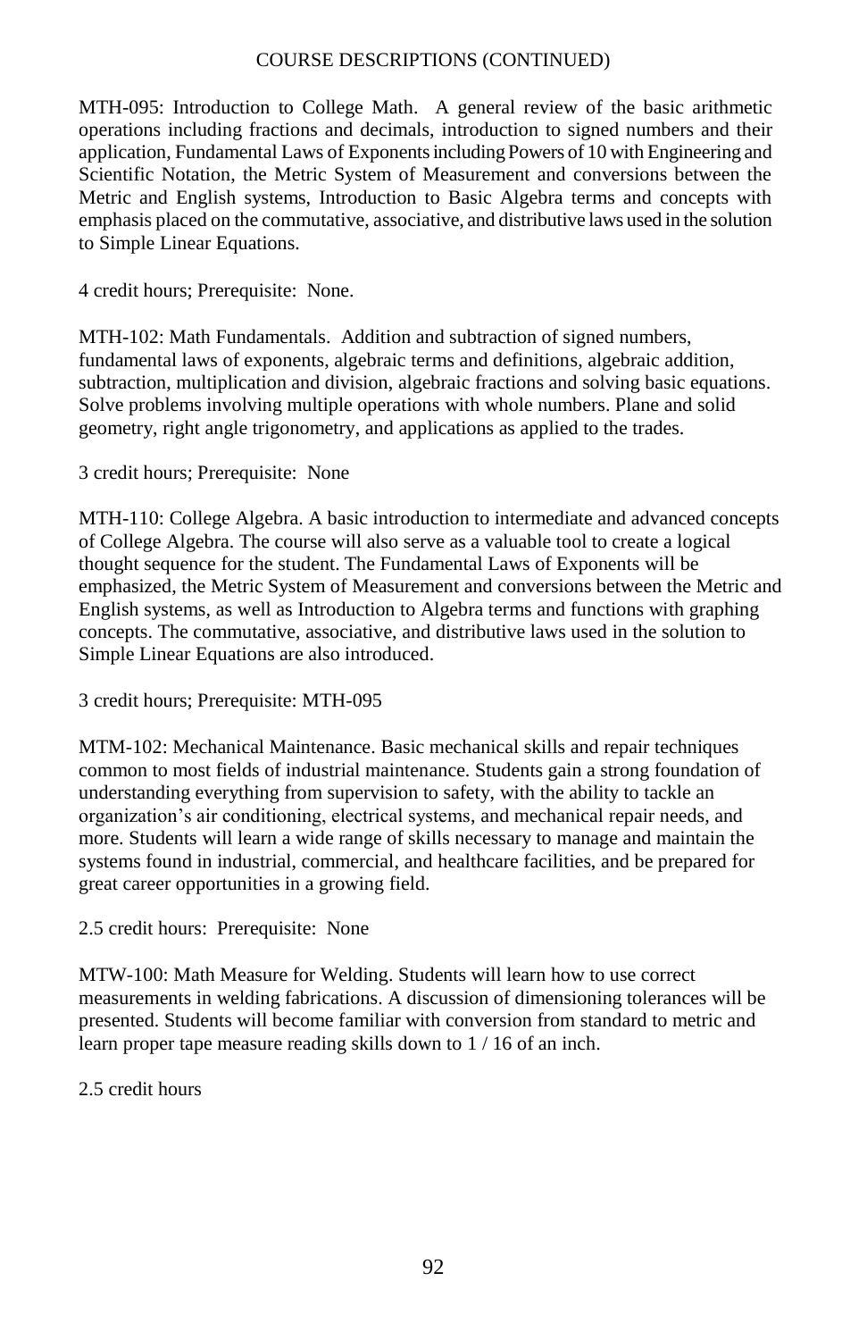COURSE DESCRIPTIONS (CONTINUED)

MTH-095: Introduction to College Math. A general review of the basic arithmetic operations including fractions and decimals, introduction to signed numbers and their application, Fundamental Laws of Exponents including Powers of 10 with Engineering and Scientific Notation, the Metric System of Measurement and conversions between the Metric and English systems, Introduction to Basic Algebra terms and concepts with emphasis placed on the commutative, associative, and distributive laws used in the solution to Simple Linear Equations.

4 credit hours; Prerequisite: None.

MTH-102: Math Fundamentals. Addition and subtraction of signed numbers, fundamental laws of exponents, algebraic terms and definitions, algebraic addition, subtraction, multiplication and division, algebraic fractions and solving basic equations. Solve problems involving multiple operations with whole numbers. Plane and solid geometry, right angle trigonometry, and applications as applied to the trades.

3 credit hours; Prerequisite: None

MTH-110: College Algebra. A basic introduction to intermediate and advanced concepts of College Algebra. The course will also serve as a valuable tool to create a logical thought sequence for the student. The Fundamental Laws of Exponents will be emphasized, the Metric System of Measurement and conversions between the Metric and English systems, as well as Introduction to Algebra terms and functions with graphing concepts. The commutative, associative, and distributive laws used in the solution to Simple Linear Equations are also introduced.

3 credit hours; Prerequisite: MTH-095

MTM-102: Mechanical Maintenance. Basic mechanical skills and repair techniques common to most fields of industrial maintenance. Students gain a strong foundation of understanding everything from supervision to safety, with the ability to tackle an organization's air conditioning, electrical systems, and mechanical repair needs, and more. Students will learn a wide range of skills necessary to manage and maintain the systems found in industrial, commercial, and healthcare facilities, and be prepared for great career opportunities in a growing field.

2.5 credit hours: Prerequisite: None

MTW-100: Math Measure for Welding. Students will learn how to use correct measurements in welding fabrications. A discussion of dimensioning tolerances will be presented. Students will become familiar with conversion from standard to metric and learn proper tape measure reading skills down to 1 / 16 of an inch.

2.5 credit hours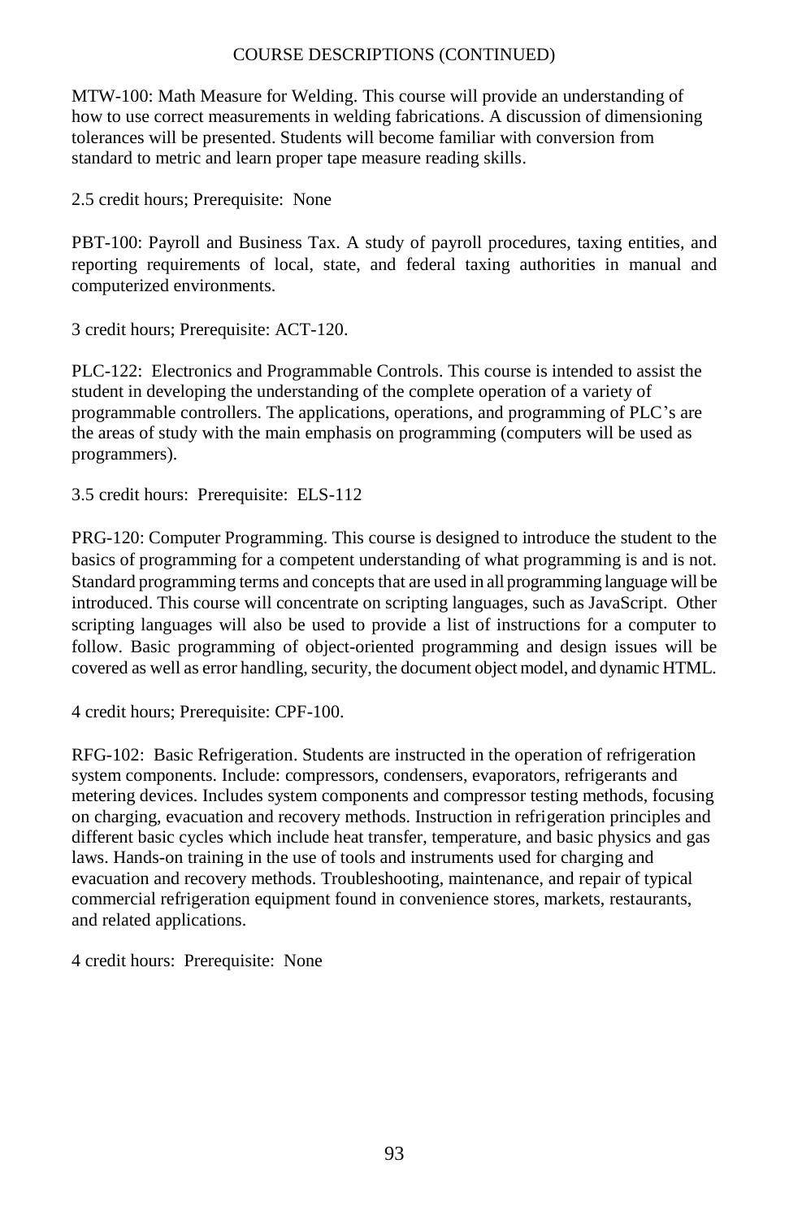COURSE DESCRIPTIONS (CONTINUED)

MTW-100: Math Measure for Welding. This course will provide an understanding of how to use correct measurements in welding fabrications. A discussion of dimensioning tolerances will be presented. Students will become familiar with conversion from standard to metric and learn proper tape measure reading skills.

2.5 credit hours; Prerequisite: None

PBT-100: Payroll and Business Tax. A study of payroll procedures, taxing entities, and reporting requirements of local, state, and federal taxing authorities in manual and computerized environments.

3 credit hours; Prerequisite: ACT-120.

PLC-122: Electronics and Programmable Controls. This course is intended to assist the student in developing the understanding of the complete operation of a variety of programmable controllers. The applications, operations, and programming of PLC's are the areas of study with the main emphasis on programming (computers will be used as programmers).

3.5 credit hours: Prerequisite: ELS-112

PRG-120: Computer Programming. This course is designed to introduce the student to the basics of programming for a competent understanding of what programming is and is not. Standard programming terms and concepts that are used in all programming language will be introduced. This course will concentrate on scripting languages, such as JavaScript. Other scripting languages will also be used to provide a list of instructions for a computer to follow. Basic programming of object-oriented programming and design issues will be covered as well as error handling, security, the document object model, and dynamic HTML.

4 credit hours; Prerequisite: CPF-100.

RFG-102: Basic Refrigeration. Students are instructed in the operation of refrigeration system components. Include: compressors, condensers, evaporators, refrigerants and metering devices. Includes system components and compressor testing methods, focusing on charging, evacuation and recovery methods. Instruction in refrigeration principles and different basic cycles which include heat transfer, temperature, and basic physics and gas laws. Hands-on training in the use of tools and instruments used for charging and evacuation and recovery methods. Troubleshooting, maintenance, and repair of typical commercial refrigeration equipment found in convenience stores, markets, restaurants, and related applications.

4 credit hours: Prerequisite: None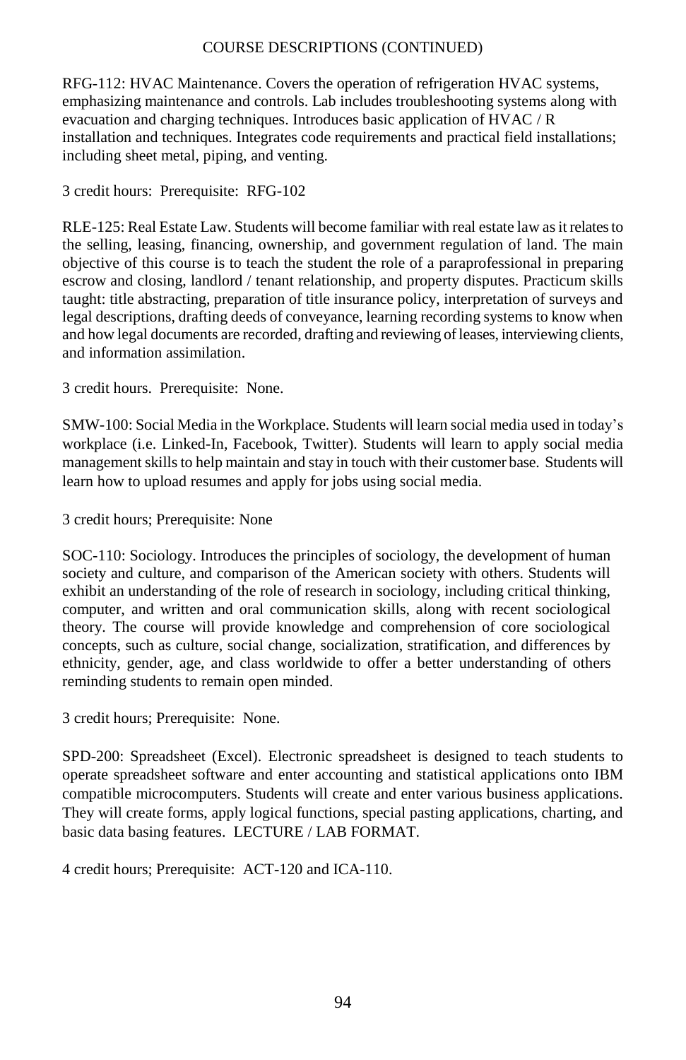COURSE DESCRIPTIONS (CONTINUED)

RFG-112: HVAC Maintenance. Covers the operation of refrigeration HVAC systems, emphasizing maintenance and controls. Lab includes troubleshooting systems along with evacuation and charging techniques. Introduces basic application of HVAC / R installation and techniques. Integrates code requirements and practical field installations; including sheet metal, piping, and venting.

3 credit hours: Prerequisite: RFG-102

RLE-125: Real Estate Law. Students will become familiar with real estate law as it relates to the selling, leasing, financing, ownership, and government regulation of land. The main objective of this course is to teach the student the role of a paraprofessional in preparing escrow and closing, landlord / tenant relationship, and property disputes. Practicum skills taught: title abstracting, preparation of title insurance policy, interpretation of surveys and legal descriptions, drafting deeds of conveyance, learning recording systems to know when and how legal documents are recorded, drafting and reviewing of leases, interviewing clients, and information assimilation.

3 credit hours. Prerequisite: None.

SMW-100: Social Media in the Workplace. Students will learn social media used in today's workplace (i.e. Linked-In, Facebook, Twitter). Students will learn to apply social media management skills to help maintain and stay in touch with their customer base. Students will learn how to upload resumes and apply for jobs using social media.

3 credit hours; Prerequisite: None

SOC-110: Sociology. Introduces the principles of sociology, the development of human society and culture, and comparison of the American society with others. Students will exhibit an understanding of the role of research in sociology, including critical thinking, computer, and written and oral communication skills, along with recent sociological theory. The course will provide knowledge and comprehension of core sociological concepts, such as culture, social change, socialization, stratification, and differences by ethnicity, gender, age, and class worldwide to offer a better understanding of others reminding students to remain open minded.

3 credit hours; Prerequisite: None.

SPD-200: Spreadsheet (Excel). Electronic spreadsheet is designed to teach students to operate spreadsheet software and enter accounting and statistical applications onto IBM compatible microcomputers. Students will create and enter various business applications. They will create forms, apply logical functions, special pasting applications, charting, and basic data basing features. LECTURE / LAB FORMAT.

4 credit hours; Prerequisite: ACT-120 and ICA-110.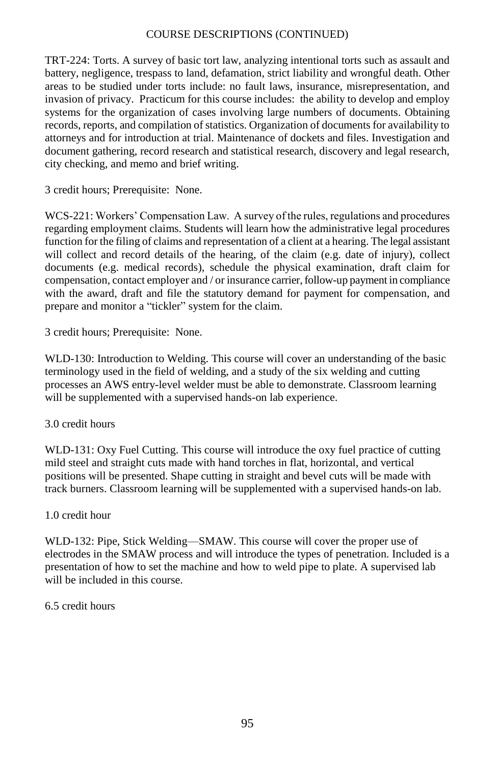COURSE DESCRIPTIONS (CONTINUED)

TRT-224: Torts. A survey of basic tort law, analyzing intentional torts such as assault and battery, negligence, trespass to land, defamation, strict liability and wrongful death. Other areas to be studied under torts include: no fault laws, insurance, misrepresentation, and invasion of privacy. Practicum for this course includes: the ability to develop and employ systems for the organization of cases involving large numbers of documents. Obtaining records, reports, and compilation of statistics. Organization of documents for availability to attorneys and for introduction at trial. Maintenance of dockets and files. Investigation and document gathering, record research and statistical research, discovery and legal research, city checking, and memo and brief writing.

3 credit hours; Prerequisite: None.

WCS-221: Workers' Compensation Law. A survey of the rules, regulations and procedures regarding employment claims. Students will learn how the administrative legal procedures function for the filing of claims and representation of a client at a hearing. The legal assistant will collect and record details of the hearing, of the claim (e.g. date of injury), collect documents (e.g. medical records), schedule the physical examination, draft claim for compensation, contact employer and / or insurance carrier, follow-up payment in compliance with the award, draft and file the statutory demand for payment for compensation, and prepare and monitor a "tickler" system for the claim.

3 credit hours; Prerequisite: None.

WLD-130: Introduction to Welding. This course will cover an understanding of the basic terminology used in the field of welding, and a study of the six welding and cutting processes an AWS entry-level welder must be able to demonstrate. Classroom learning will be supplemented with a supervised hands-on lab experience.

3.0 credit hours

WLD-131: Oxy Fuel Cutting. This course will introduce the oxy fuel practice of cutting mild steel and straight cuts made with hand torches in flat, horizontal, and vertical positions will be presented. Shape cutting in straight and bevel cuts will be made with track burners. Classroom learning will be supplemented with a supervised hands-on lab.

1.0 credit hour

WLD-132: Pipe, Stick Welding—SMAW. This course will cover the proper use of electrodes in the SMAW process and will introduce the types of penetration. Included is a presentation of how to set the machine and how to weld pipe to plate. A supervised lab will be included in this course.

6.5 credit hours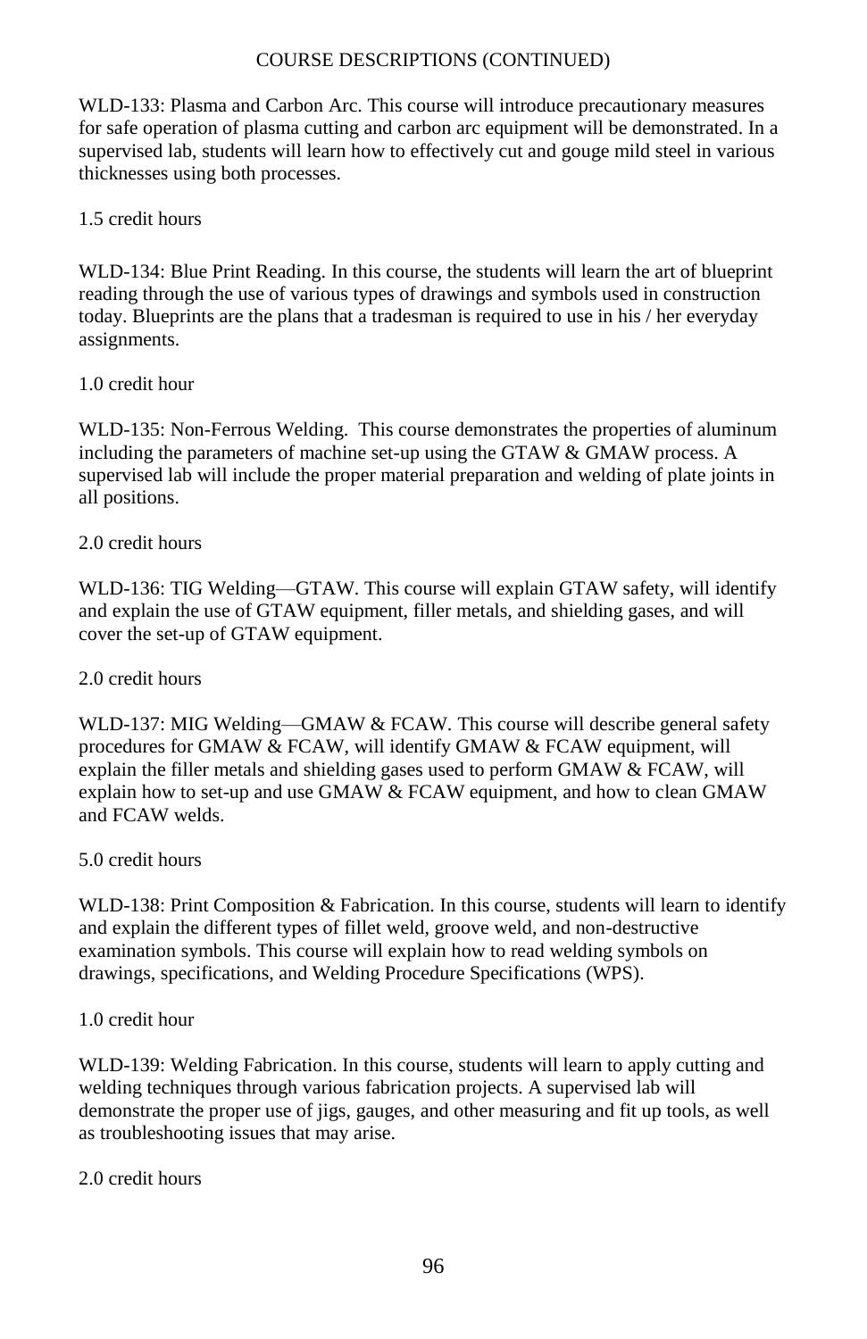COURSE DESCRIPTIONS (CONTINUED)

WLD-133: Plasma and Carbon Arc. This course will introduce precautionary measures for safe operation of plasma cutting and carbon arc equipment will be demonstrated. In a supervised lab, students will learn how to effectively cut and gouge mild steel in various thicknesses using both processes.

1.5 credit hours

WLD-134: Blue Print Reading. In this course, the students will learn the art of blueprint reading through the use of various types of drawings and symbols used in construction today. Blueprints are the plans that a tradesman is required to use in his / her everyday assignments.

1.0 credit hour

WLD-135: Non-Ferrous Welding. This course demonstrates the properties of aluminum including the parameters of machine set-up using the GTAW & GMAW process. A supervised lab will include the proper material preparation and welding of plate joints in all positions.

2.0 credit hours

WLD-136: TIG Welding—GTAW. This course will explain GTAW safety, will identify and explain the use of GTAW equipment, filler metals, and shielding gases, and will cover the set-up of GTAW equipment.

2.0 credit hours

WLD-137: MIG Welding—GMAW & FCAW. This course will describe general safety procedures for GMAW & FCAW, will identify GMAW & FCAW equipment, will explain the filler metals and shielding gases used to perform GMAW & FCAW, will explain how to set-up and use GMAW & FCAW equipment, and how to clean GMAW and FCAW welds.

5.0 credit hours

WLD-138: Print Composition & Fabrication. In this course, students will learn to identify and explain the different types of fillet weld, groove weld, and non-destructive examination symbols. This course will explain how to read welding symbols on drawings, specifications, and Welding Procedure Specifications (WPS).

1.0 credit hour

WLD-139: Welding Fabrication. In this course, students will learn to apply cutting and welding techniques through various fabrication projects. A supervised lab will demonstrate the proper use of jigs, gauges, and other measuring and fit up tools, as well as troubleshooting issues that may arise.

2.0 credit hours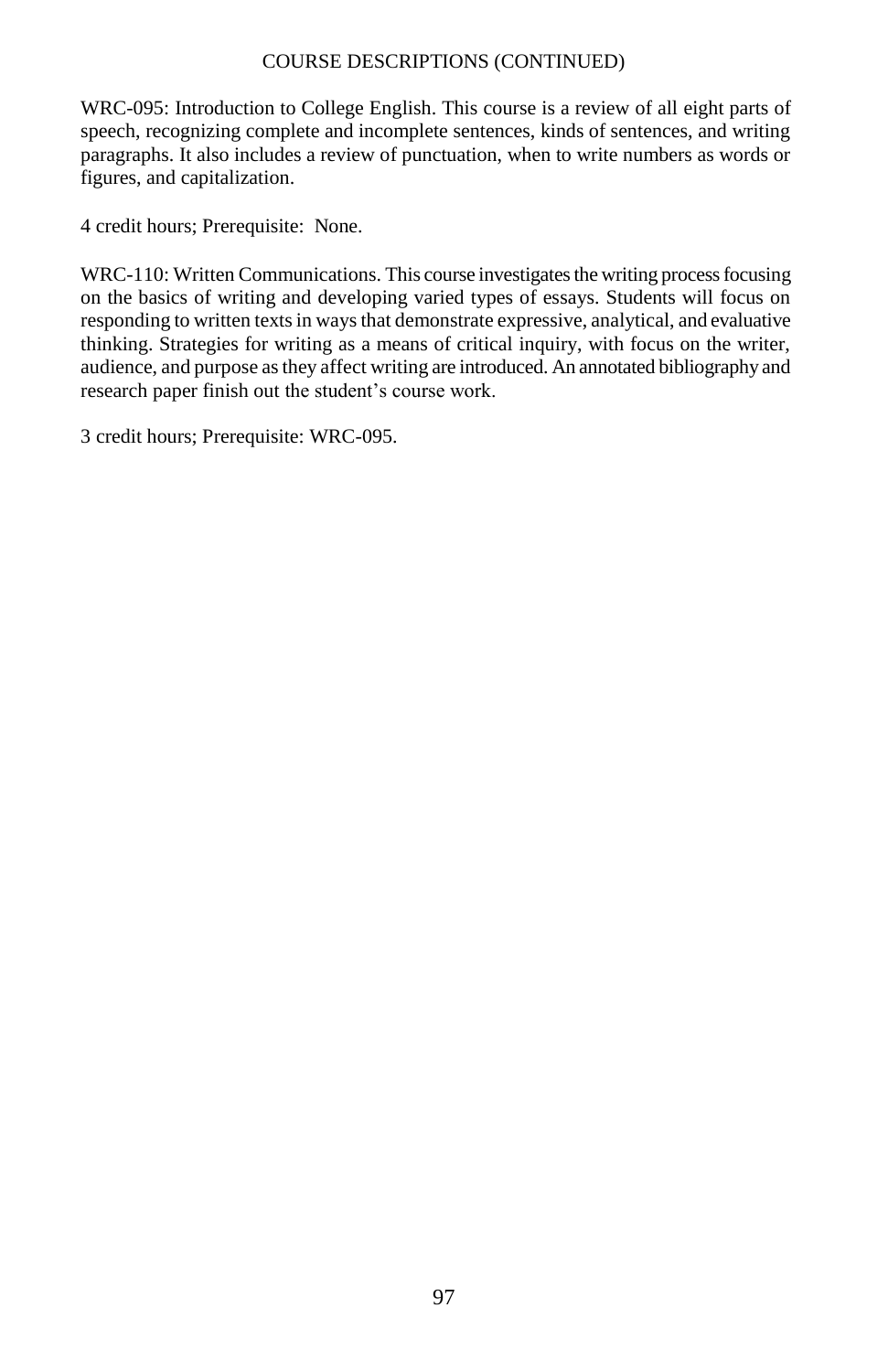COURSE DESCRIPTIONS (CONTINUED)

WRC-095: Introduction to College English. This course is a review of all eight parts of speech, recognizing complete and incomplete sentences, kinds of sentences, and writing paragraphs. It also includes a review of punctuation, when to write numbers as words or figures, and capitalization.

4 credit hours; Prerequisite: None.

WRC-110: Written Communications. This course investigates the writing process focusing on the basics of writing and developing varied types of essays. Students will focus on responding to written texts in ways that demonstrate expressive, analytical, and evaluative thinking. Strategies for writing as a means of critical inquiry, with focus on the writer, audience, and purpose as they affect writing are introduced. An annotated bibliography and research paper finish out the student's course work.

3 credit hours; Prerequisite: WRC-095.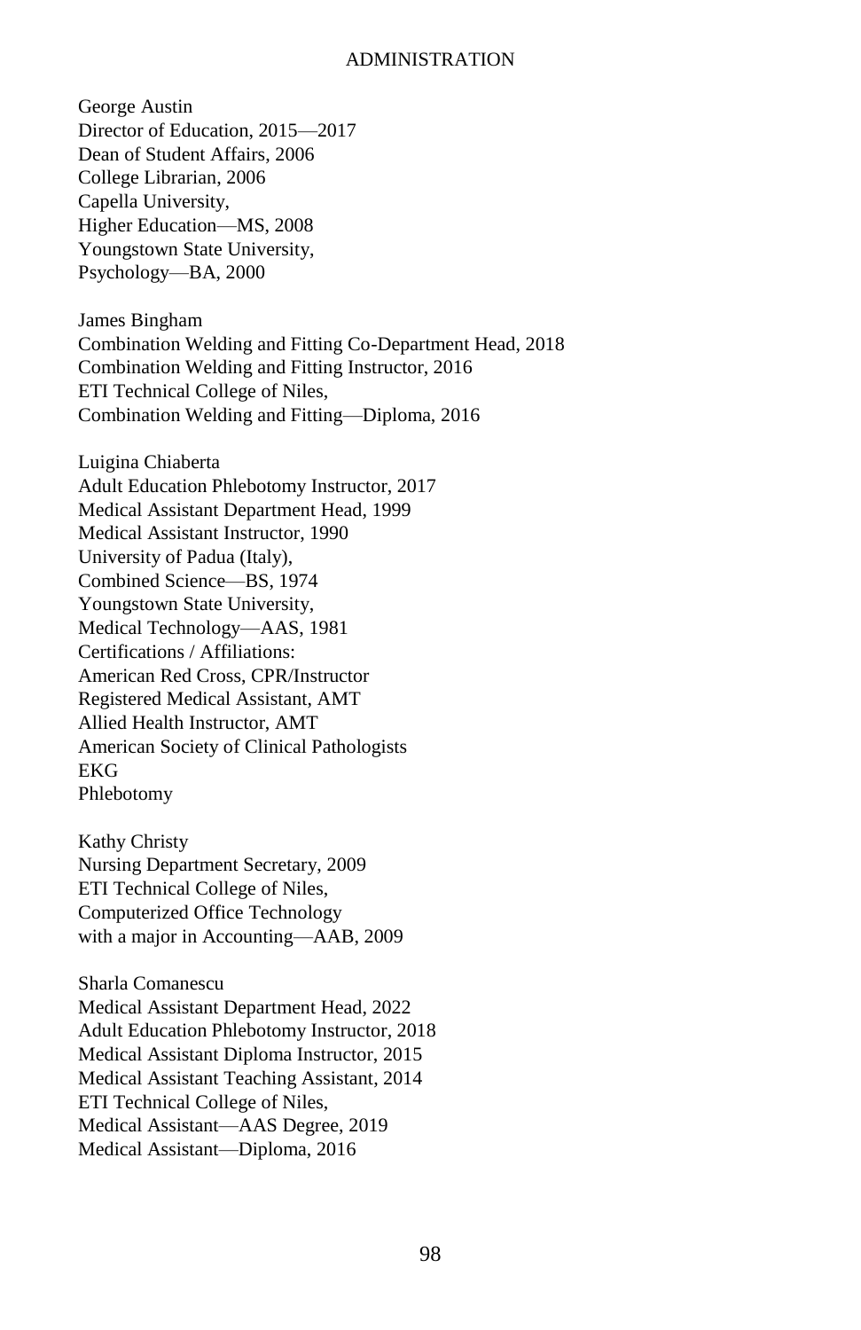George Austin
Director of Education, 2015—2017
Dean of Student Affairs, 2006
College Librarian, 2006
Capella University,
Higher Education—MS, 2008
Youngstown State University,
Psychology—BA, 2000

James Bingham
Combination Welding and Fitting Co-Department Head, 2018
Combination Welding and Fitting Instructor, 2016
ETI Technical College of Niles,
Combination Welding and Fitting—Diploma, 2016

Luigina Chiaberta
Adult Education Phlebotomy Instructor, 2017
Medical Assistant Department Head, 1999
Medical Assistant Instructor, 1990
University of Padua (Italy),
Combined Science—BS, 1974
Youngstown State University,
Medical Technology—AAS, 1981
Certifications / Affiliations:
American Red Cross, CPR/Instructor
Registered Medical Assistant, AMT
Allied Health Instructor, AMT
American Society of Clinical Pathologists
EKG
Phlebotomy

Kathy Christy
Nursing Department Secretary, 2009
ETI Technical College of Niles,
Computerized Office Technology
with a major in Accounting—AAB, 2009

Sharla Comanescu
Medical Assistant Department Head, 2022
Adult Education Phlebotomy Instructor, 2018
Medical Assistant Diploma Instructor, 2015
Medical Assistant Teaching Assistant, 2014
ETI Technical College of Niles,
Medical Assistant—AAS Degree, 2019
Medical Assistant—Diploma, 2016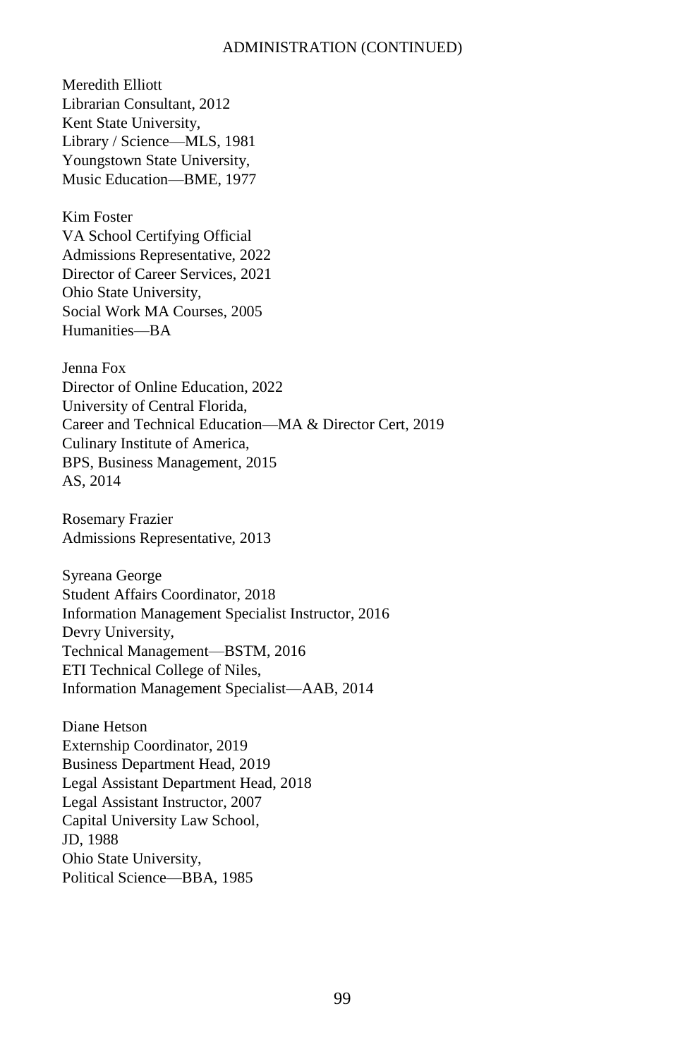ADMINISTRATION (CONTINUED)

Meredith Elliott
Librarian Consultant, 2012
Kent State University,
Library / Science—MLS, 1981
Youngstown State University,
Music Education—BME, 1977

Kim Foster
VA School Certifying Official
Admissions Representative, 2022
Director of Career Services, 2021
Ohio State University,
Social Work MA Courses, 2005
Humanities—BA

Jenna Fox
Director of Online Education, 2022
University of Central Florida,
Career and Technical Education—MA & Director Cert, 2019
Culinary Institute of America,
BPS, Business Management, 2015
AS, 2014

Rosemary Frazier
Admissions Representative, 2013

Syreana George
Student Affairs Coordinator, 2018
Information Management Specialist Instructor, 2016
Devry University,
Technical Management—BSTM, 2016
ETI Technical College of Niles,
Information Management Specialist—AAB, 2014

Diane Hetson
Externship Coordinator, 2019
Business Department Head, 2019
Legal Assistant Department Head, 2018
Legal Assistant Instructor, 2007
Capital University Law School,
JD, 1988
Ohio State University,
Political Science—BBA, 1985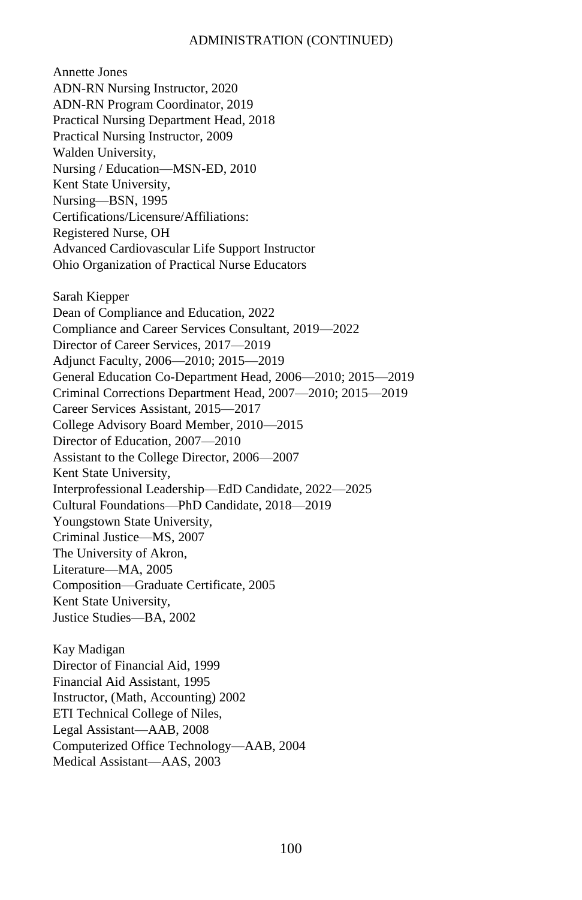## ADMINISTRATION (CONTINUED)

Annette Jones
ADN-RN Nursing Instructor, 2020
ADN-RN Program Coordinator, 2019
Practical Nursing Department Head, 2018
Practical Nursing Instructor, 2009
Walden University,
Nursing / Education—MSN-ED, 2010
Kent State University,
Nursing—BSN, 1995
Certifications/Licensure/Affiliations:
Registered Nurse, OH
Advanced Cardiovascular Life Support Instructor
Ohio Organization of Practical Nurse Educators

Sarah Kiepper
Dean of Compliance and Education, 2022
Compliance and Career Services Consultant, 2019—2022
Director of Career Services, 2017—2019
Adjunct Faculty, 2006—2010; 2015—2019
General Education Co-Department Head, 2006—2010; 2015—2019
Criminal Corrections Department Head, 2007—2010; 2015—2019
Career Services Assistant, 2015—2017
College Advisory Board Member, 2010—2015
Director of Education, 2007—2010
Assistant to the College Director, 2006—2007
Kent State University,
Interprofessional Leadership—EdD Candidate, 2022—2025
Cultural Foundations—PhD Candidate, 2018—2019
Youngstown State University,
Criminal Justice—MS, 2007
The University of Akron,
Literature—MA, 2005
Composition—Graduate Certificate, 2005
Kent State University,
Justice Studies—BA, 2002

Kay Madigan
Director of Financial Aid, 1999
Financial Aid Assistant, 1995
Instructor, (Math, Accounting) 2002
ETI Technical College of Niles,
Legal Assistant—AAB, 2008
Computerized Office Technology—AAB, 2004
Medical Assistant—AAS, 2003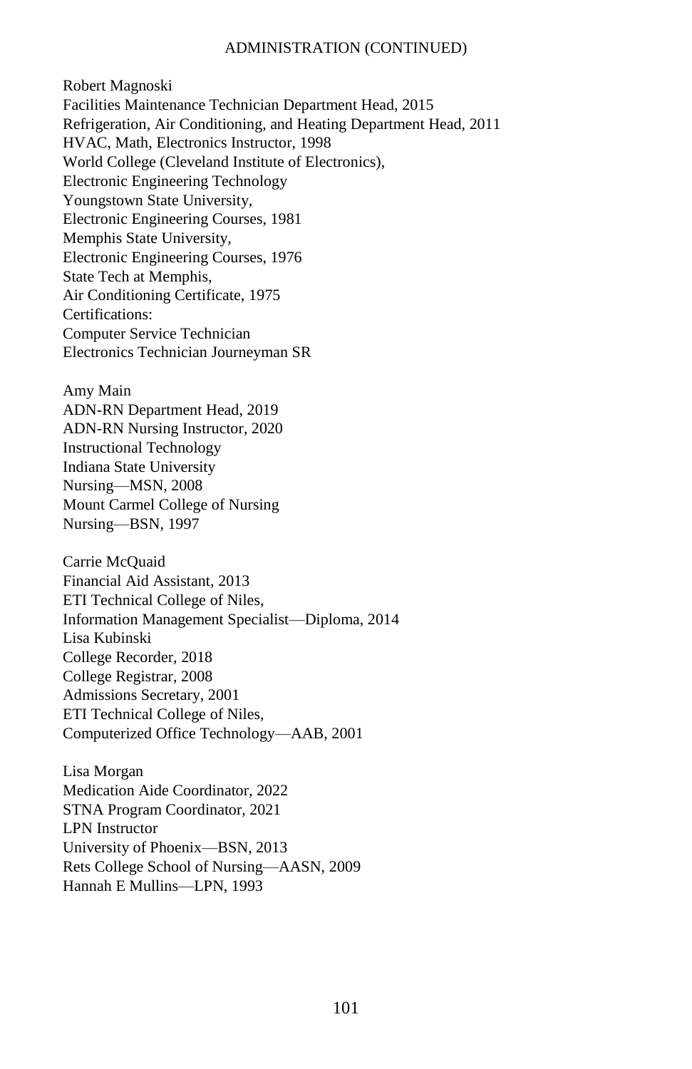ADMINISTRATION (CONTINUED)

Robert Magnoski
Facilities Maintenance Technician Department Head, 2015
Refrigeration, Air Conditioning, and Heating Department Head, 2011
HVAC, Math, Electronics Instructor, 1998
World College (Cleveland Institute of Electronics),
Electronic Engineering Technology
Youngstown State University,
Electronic Engineering Courses, 1981
Memphis State University,
Electronic Engineering Courses, 1976
State Tech at Memphis,
Air Conditioning Certificate, 1975
Certifications:
Computer Service Technician
Electronics Technician Journeyman SR

Amy Main
ADN-RN Department Head, 2019
ADN-RN Nursing Instructor, 2020
Instructional Technology
Indiana State University
Nursing—MSN, 2008
Mount Carmel College of Nursing
Nursing—BSN, 1997

Carrie McQuaid
Financial Aid Assistant, 2013
ETI Technical College of Niles,
Information Management Specialist—Diploma, 2014
Lisa Kubinski
College Recorder, 2018
College Registrar, 2008
Admissions Secretary, 2001
ETI Technical College of Niles,
Computerized Office Technology—AAB, 2001

Lisa Morgan
Medication Aide Coordinator, 2022
STNA Program Coordinator, 2021
LPN Instructor
University of Phoenix—BSN, 2013
Rets College School of Nursing—AASN, 2009
Hannah E Mullins—LPN, 1993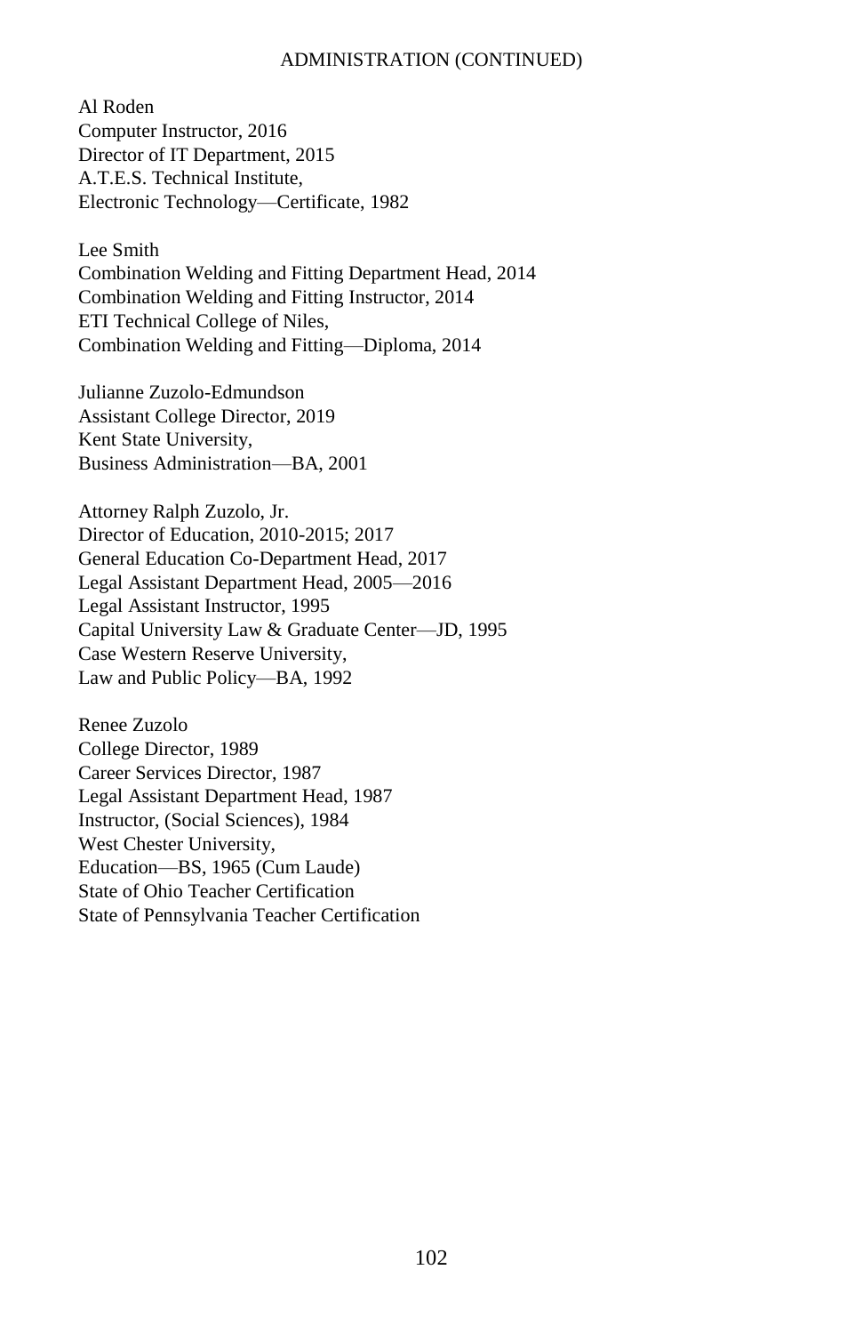## ADMINISTRATION (CONTINUED)

Al Roden
Computer Instructor, 2016
Director of IT Department, 2015
A.T.E.S. Technical Institute,
Electronic Technology—Certificate, 1982

Lee Smith
Combination Welding and Fitting Department Head, 2014
Combination Welding and Fitting Instructor, 2014
ETI Technical College of Niles,
Combination Welding and Fitting—Diploma, 2014

Julianne Zuzolo-Edmundson
Assistant College Director, 2019
Kent State University,
Business Administration—BA, 2001

Attorney Ralph Zuzolo, Jr.
Director of Education, 2010-2015; 2017
General Education Co-Department Head, 2017
Legal Assistant Department Head, 2005—2016
Legal Assistant Instructor, 1995
Capital University Law & Graduate Center—JD, 1995
Case Western Reserve University,
Law and Public Policy—BA, 1992

Renee Zuzolo
College Director, 1989
Career Services Director, 1987
Legal Assistant Department Head, 1987
Instructor, (Social Sciences), 1984
West Chester University,
Education—BS, 1965 (Cum Laude)
State of Ohio Teacher Certification
State of Pennsylvania Teacher Certification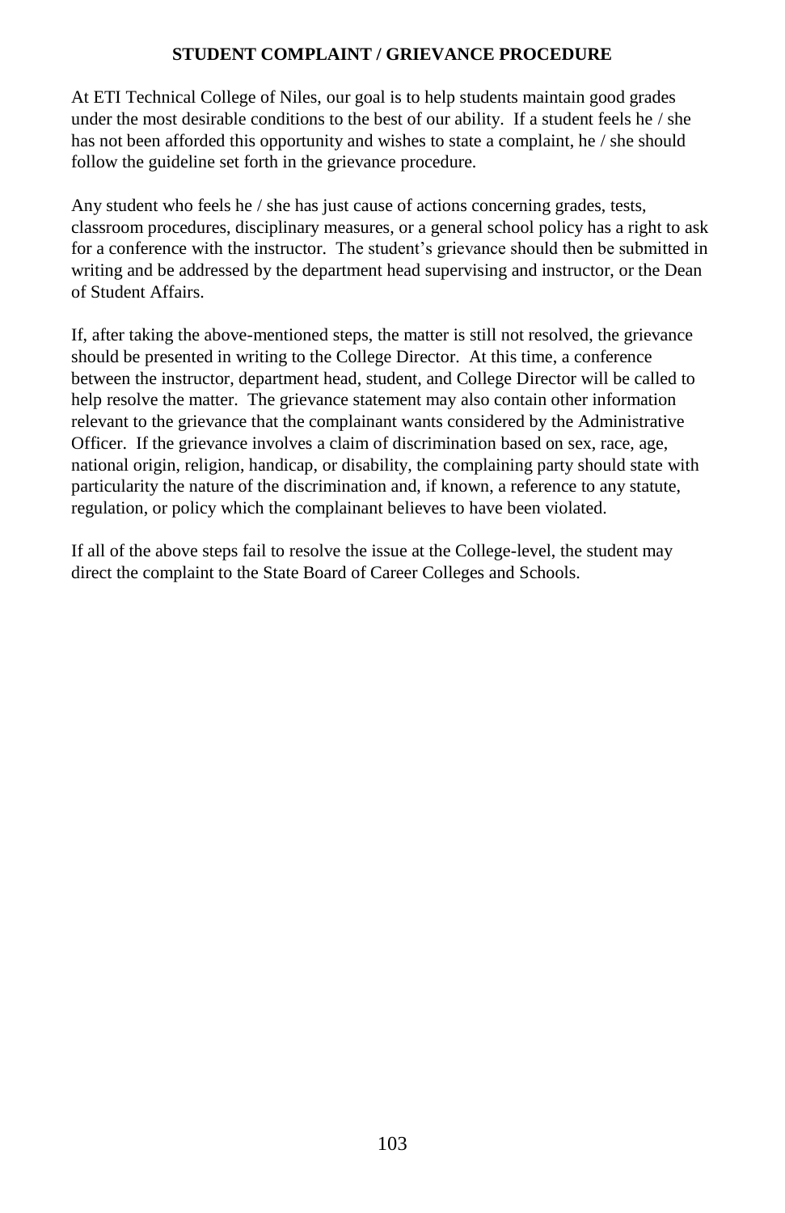## STUDENT COMPLAINT / GRIEVANCE PROCEDURE

At ETI Technical College of Niles, our goal is to help students maintain good grades under the most desirable conditions to the best of our ability. If a student feels he / she has not been afforded this opportunity and wishes to state a complaint, he / she should follow the guideline set forth in the grievance procedure.

Any student who feels he / she has just cause of actions concerning grades, tests, classroom procedures, disciplinary measures, or a general school policy has a right to ask for a conference with the instructor. The student's grievance should then be submitted in writing and be addressed by the department head supervising and instructor, or the Dean of Student Affairs.

If, after taking the above-mentioned steps, the matter is still not resolved, the grievance should be presented in writing to the College Director. At this time, a conference between the instructor, department head, student, and College Director will be called to help resolve the matter. The grievance statement may also contain other information relevant to the grievance that the complainant wants considered by the Administrative Officer. If the grievance involves a claim of discrimination based on sex, race, age, national origin, religion, handicap, or disability, the complaining party should state with particularity the nature of the discrimination and, if known, a reference to any statute, regulation, or policy which the complainant believes to have been violated.

If all of the above steps fail to resolve the issue at the College-level, the student may direct the complaint to the State Board of Career Colleges and Schools.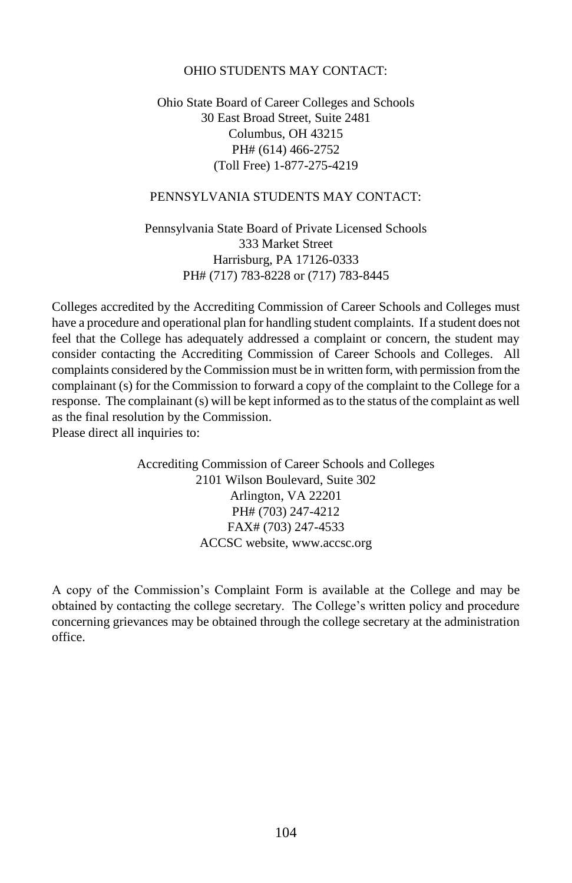OHIO STUDENTS MAY CONTACT:

Ohio State Board of Career Colleges and Schools  
30 East Broad Street, Suite 2481  
Columbus, OH 43215  
PH# (614) 466-2752  
(Toll Free) 1-877-275-4219

PENNSYLVANIA STUDENTS MAY CONTACT:

Pennsylvania State Board of Private Licensed Schools  
333 Market Street  
Harrisburg, PA 17126-0333  
PH# (717) 783-8228 or (717) 783-8445

Colleges accredited by the Accrediting Commission of Career Schools and Colleges must have a procedure and operational plan for handling student complaints. If a student does not feel that the College has adequately addressed a complaint or concern, the student may consider contacting the Accrediting Commission of Career Schools and Colleges. All complaints considered by the Commission must be in written form, with permission from the complainant (s) for the Commission to forward a copy of the complaint to the College for a response. The complainant (s) will be kept informed as to the status of the complaint as well as the final resolution by the Commission.
Please direct all inquiries to:

Accrediting Commission of Career Schools and Colleges  
2101 Wilson Boulevard, Suite 302  
Arlington, VA 22201  
PH# (703) 247-4212  
FAX# (703) 247-4533  
ACCSC website, www.accsc.org

A copy of the Commission's Complaint Form is available at the College and may be obtained by contacting the college secretary. The College's written policy and procedure concerning grievances may be obtained through the college secretary at the administration office.